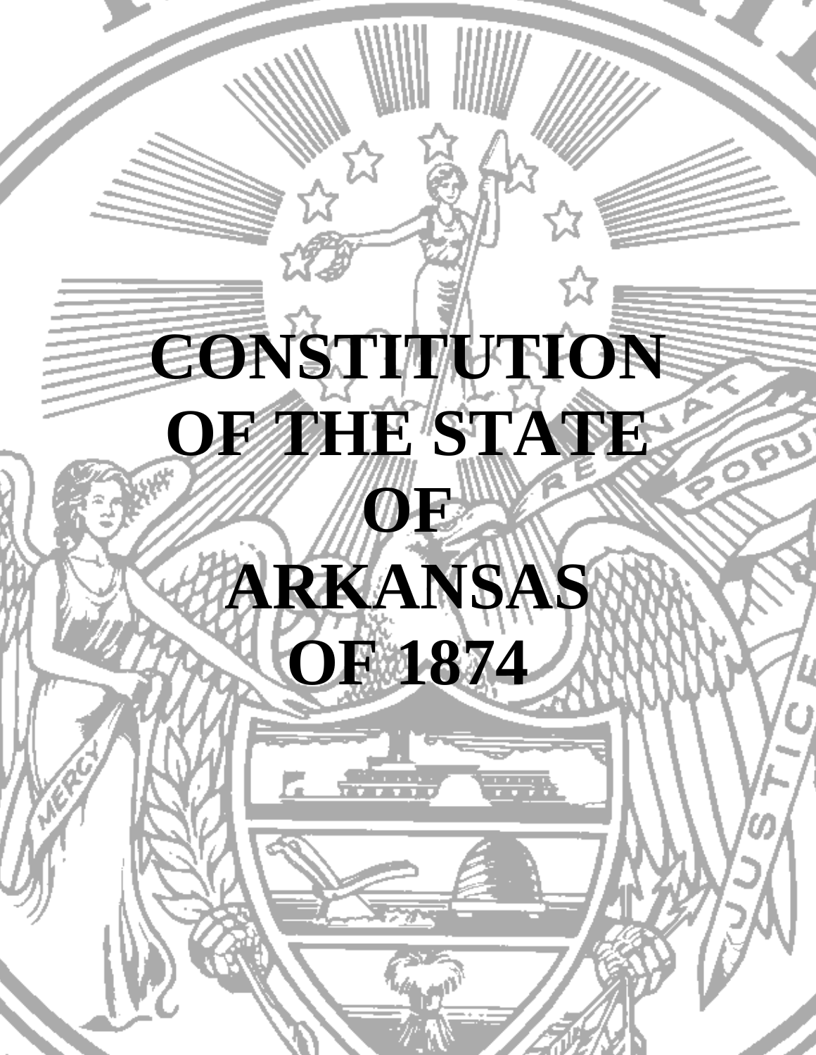# CONSTITUTION OF THE STATE OF ARKANSAS OF 1874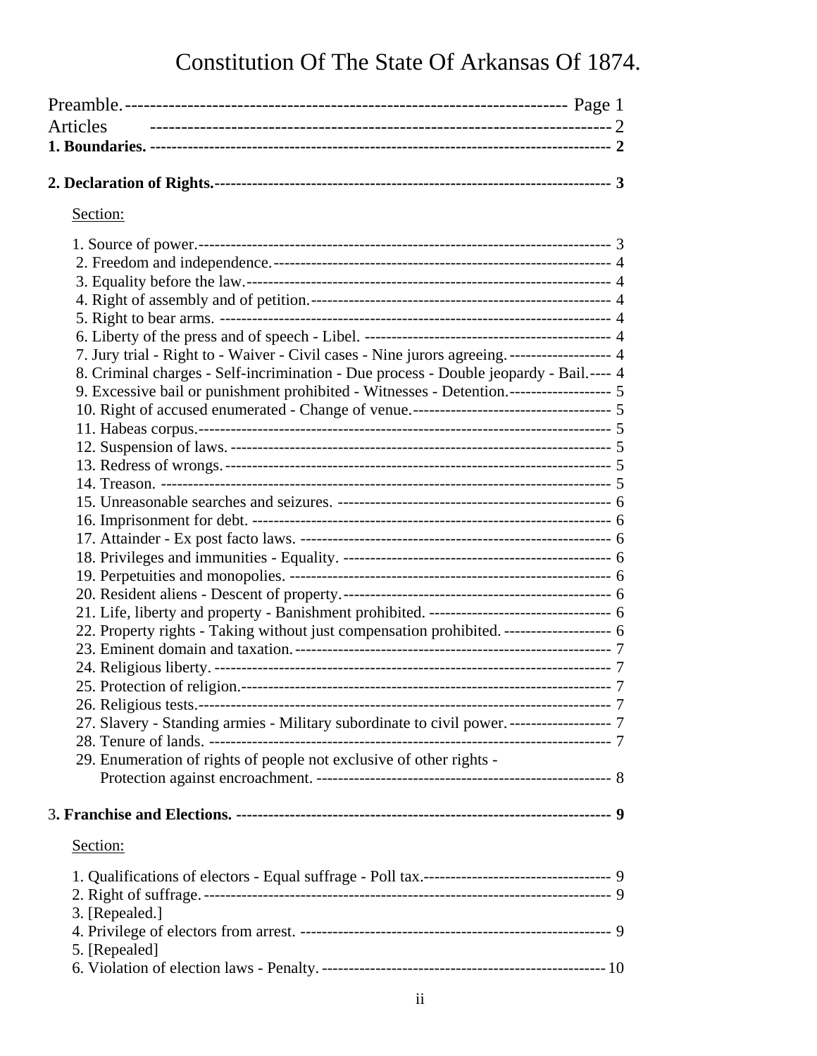# Constitution Of The State Of Arkansas Of 1874.

Preamble. ---------------------------------------------------------------- Page 1

Articles ---------------------------------------------------------------- 2

**1. Boundaries.** ---------------------------------------------------------------- **2**

**2. Declaration of Rights.** ---------------------------------------------------------------- **3**

Section:

1. Source of power. ---------------------------------------------------------------- 3
2. Freedom and independence. ---------------------------------------------------------------- 4
3. Equality before the law. ---------------------------------------------------------------- 4
4. Right of assembly and of petition. ---------------------------------------------------------------- 4
5. Right to bear arms. ---------------------------------------------------------------- 4
6. Liberty of the press and of speech - Libel. ---------------------------------------------------------------- 4
7. Jury trial - Right to - Waiver - Civil cases - Nine jurors agreeing. ------------------- 4
8. Criminal charges - Self-incrimination - Due process - Double jeopardy - Bail. ---- 4
9. Excessive bail or punishment prohibited - Witnesses - Detention. ------------------- 5
10. Right of accused enumerated - Change of venue. ---------------------------------------------------------------- 5
11. Habeas corpus. ---------------------------------------------------------------- 5
12. Suspension of laws. ---------------------------------------------------------------- 5
13. Redress of wrongs. ---------------------------------------------------------------- 5
14. Treason. ---------------------------------------------------------------- 5
15. Unreasonable searches and seizures. ---------------------------------------------------------------- 6
16. Imprisonment for debt. ---------------------------------------------------------------- 6
17. Attainder - Ex post facto laws. ---------------------------------------------------------------- 6
18. Privileges and immunities - Equality. ---------------------------------------------------------------- 6
19. Perpetuities and monopolies. ---------------------------------------------------------------- 6
20. Resident aliens - Descent of property. ---------------------------------------------------------------- 6
21. Life, liberty and property - Banishment prohibited. ---------------------------------------------------------------- 6
22. Property rights - Taking without just compensation prohibited. -------------------- 6
23. Eminent domain and taxation. ---------------------------------------------------------------- 7
24. Religious liberty. ---------------------------------------------------------------- 7
25. Protection of religion. ---------------------------------------------------------------- 7
26. Religious tests. ---------------------------------------------------------------- 7
27. Slavery - Standing armies - Military subordinate to civil power. ------------------- 7
28. Tenure of lands. ---------------------------------------------------------------- 7
29. Enumeration of rights of people not exclusive of other rights - Protection against encroachment. ---------------------------------------------------------------- 8

3**. Franchise and Elections.** ---------------------------------------------------------------- **9**

Section:

1. Qualifications of electors - Equal suffrage - Poll tax. ----------------------------------- 9
2. Right of suffrage. ---------------------------------------------------------------- 9
3. [Repealed.]
4. Privilege of electors from arrest. ---------------------------------------------------------------- 9
5. [Repealed]
6. Violation of election laws - Penalty. ---------------------------------------------------------------- 10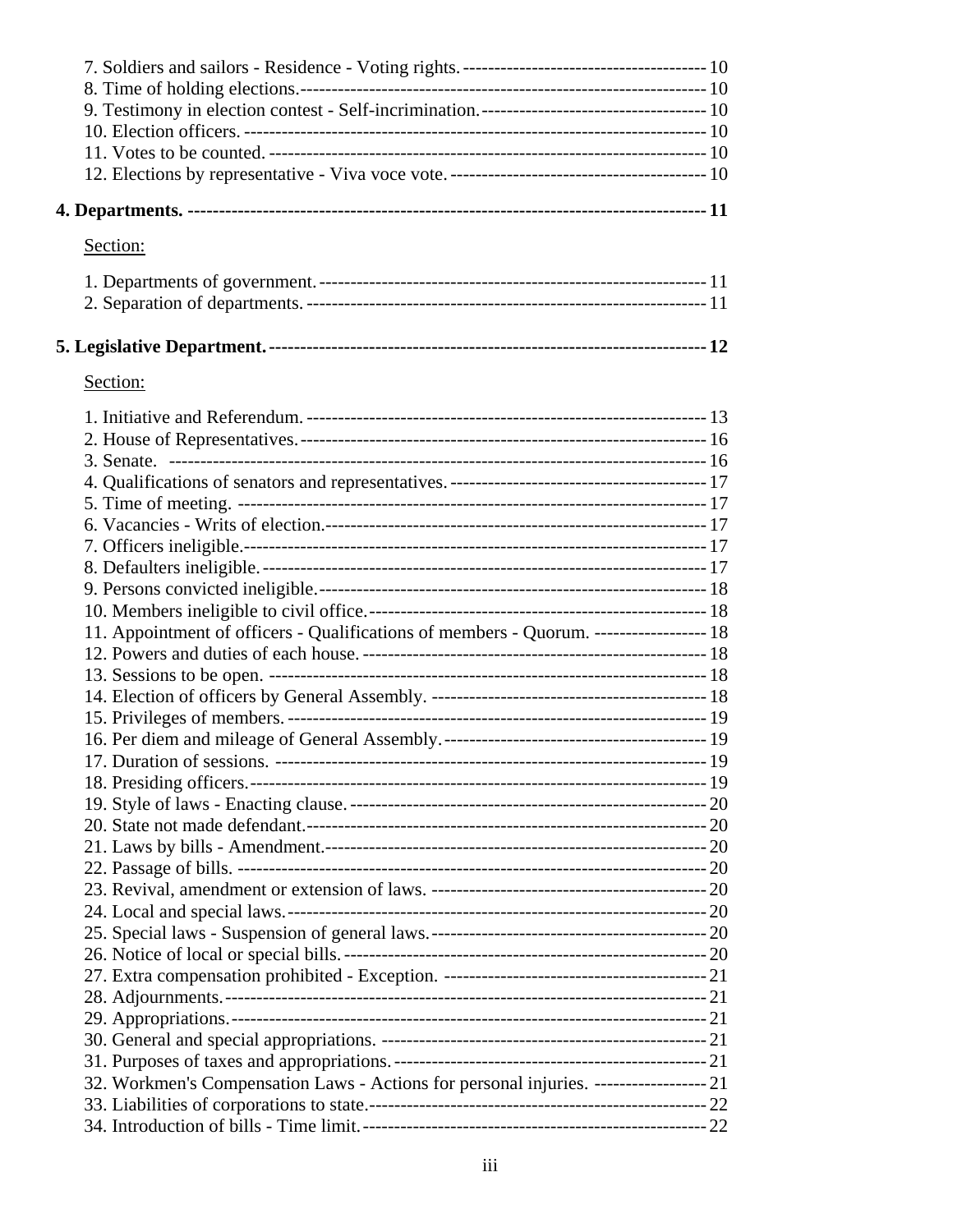7. Soldiers and sailors - Residence - Voting rights. ---------------------------------------- 10
8. Time of holding elections. ------------------------------------------------------------------------ 10
9. Testimony in election contest - Self-incrimination. ------------------------------------ 10
10. Election officers. --------------------------------------------------------------------------------- 10
11. Votes to be counted. ---------------------------------------------------------------------------- 10
12. Elections by representative - Viva voce vote. ----------------------------------------- 10

**4. Departments. --------------------------------------------------------------------------------- 11**

Section:

1. Departments of government. ------------------------------------------------------------------ 11
2. Separation of departments. ------------------------------------------------------------------- 11

**5. Legislative Department. --------------------------------------------------------------------- 12**

Section:

1. Initiative and Referendum. ---------------------------------------------------------------------- 13
2. House of Representatives. ---------------------------------------------------------------------- 16
3. Senate. -------------------------------------------------------------------------------------------- 16
4. Qualifications of senators and representatives. ------------------------------------------ 17
5. Time of meeting. --------------------------------------------------------------------------------- 17
6. Vacancies - Writs of election. ------------------------------------------------------------------ 17
7. Officers ineligible. -------------------------------------------------------------------------------- 17
8. Defaulters ineligible. ---------------------------------------------------------------------------- 17
9. Persons convicted ineligible. ------------------------------------------------------------------ 18
10. Members ineligible to civil office. ----------------------------------------------------------- 18
11. Appointment of officers - Qualifications of members - Quorum. ------------------ 18
12. Powers and duties of each house. --------------------------------------------------------- 18
13. Sessions to be open. -------------------------------------------------------------------------- 18
14. Election of officers by General Assembly. ----------------------------------------------- 18
15. Privileges of members. ------------------------------------------------------------------------ 19
16. Per diem and mileage of General Assembly. -------------------------------------------- 19
17. Duration of sessions. -------------------------------------------------------------------------- 19
18. Presiding officers. ------------------------------------------------------------------------------- 19
19. Style of laws - Enacting clause. ------------------------------------------------------------- 20
20. State not made defendant. ------------------------------------------------------------------ 20
21. Laws by bills - Amendment. ----------------------------------------------------------------- 20
22. Passage of bills. -------------------------------------------------------------------------------- 20
23. Revival, amendment or extension of laws. ---------------------------------------------- 20
24. Local and special laws. ----------------------------------------------------------------------- 20
25. Special laws - Suspension of general laws. --------------------------------------------- 20
26. Notice of local or special bills. -------------------------------------------------------------- 20
27. Extra compensation prohibited - Exception. -------------------------------------------- 21
28. Adjournments. ----------------------------------------------------------------------------------- 21
29. Appropriations. ---------------------------------------------------------------------------------- 21
30. General and special appropriations. ------------------------------------------------------ 21
31. Purposes of taxes and appropriations. ---------------------------------------------------- 21
32. Workmen's Compensation Laws - Actions for personal injuries. ------------------ 21
33. Liabilities of corporations to state. ---------------------------------------------------------- 22
34. Introduction of bills - Time limit. ------------------------------------------------------------ 22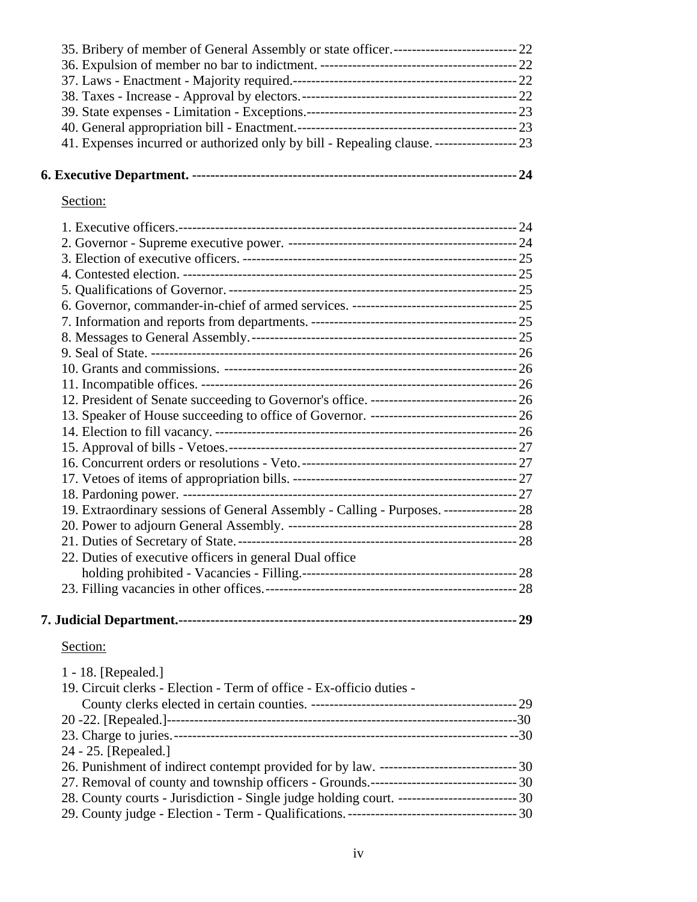35. Bribery of member of General Assembly or state officer.--------------------------- 22
36. Expulsion of member no bar to indictment. ------------------------------------------- 22
37. Laws - Enactment - Majority required.------------------------------------------------ 22
38. Taxes - Increase - Approval by electors.---------------------------------------------- 22
39. State expenses - Limitation - Exceptions.--------------------------------------------- 23
40. General appropriation bill - Enactment.----------------------------------------------- 23
41. Expenses incurred or authorized only by bill - Repealing clause. ------------------ 23

**6. Executive Department. ------------------------------------------------------------------- 24**

Section:

1. Executive officers.------------------------------------------------------------------------- 24
2. Governor - Supreme executive power. ------------------------------------------------- 24
3. Election of executive officers. ------------------------------------------------------------ 25
4. Contested election. -------------------------------------------------------------------------- 25
5. Qualifications of Governor. ----------------------------------------------------------------- 25
6. Governor, commander-in-chief of armed services. ------------------------------------ 25
7. Information and reports from departments. --------------------------------------------- 25
8. Messages to General Assembly.----------------------------------------------------------- 25
9. Seal of State. ---------------------------------------------------------------------------------- 26
10. Grants and commissions. ------------------------------------------------------------------ 26
11. Incompatible offices. ------------------------------------------------------------------------ 26
12. President of Senate succeeding to Governor's office. -------------------------------- 26
13. Speaker of House succeeding to office of Governor. -------------------------------- 26
14. Election to fill vacancy. --------------------------------------------------------------------- 26
15. Approval of bills - Vetoes.------------------------------------------------------------------ 27
16. Concurrent orders or resolutions - Veto.----------------------------------------------- 27
17. Vetoes of items of appropriation bills. -------------------------------------------------- 27
18. Pardoning power. ---------------------------------------------------------------------------- 27
19. Extraordinary sessions of General Assembly - Calling - Purposes. ---------------- 28
20. Power to adjourn General Assembly. ---------------------------------------------------- 28
21. Duties of Secretary of State.---------------------------------------------------------------- 28
22. Duties of executive officers in general Dual office holding prohibited - Vacancies - Filling.---------------------------------------------- 28
23. Filling vacancies in other offices.---------------------------------------------------------- 28

**7. Judicial Department.------------------------------------------------------------------------ 29**

Section:

1 - 18. [Repealed.]
19. Circuit clerks - Election - Term of office - Ex-officio duties - County clerks elected in certain counties. --------------------------------------------- 29
20 -22. [Repealed.]------------------------------------------------------------------------------30
23. Charge to juries.-------------------------------------------------------------------------------30
24 - 25. [Repealed.]
26. Punishment of indirect contempt provided for by law. ------------------------------ 30
27. Removal of county and township officers - Grounds.-------------------------------- 30
28. County courts - Jurisdiction - Single judge holding court. -------------------------- 30
29. County judge - Election - Term - Qualifications.------------------------------------- 30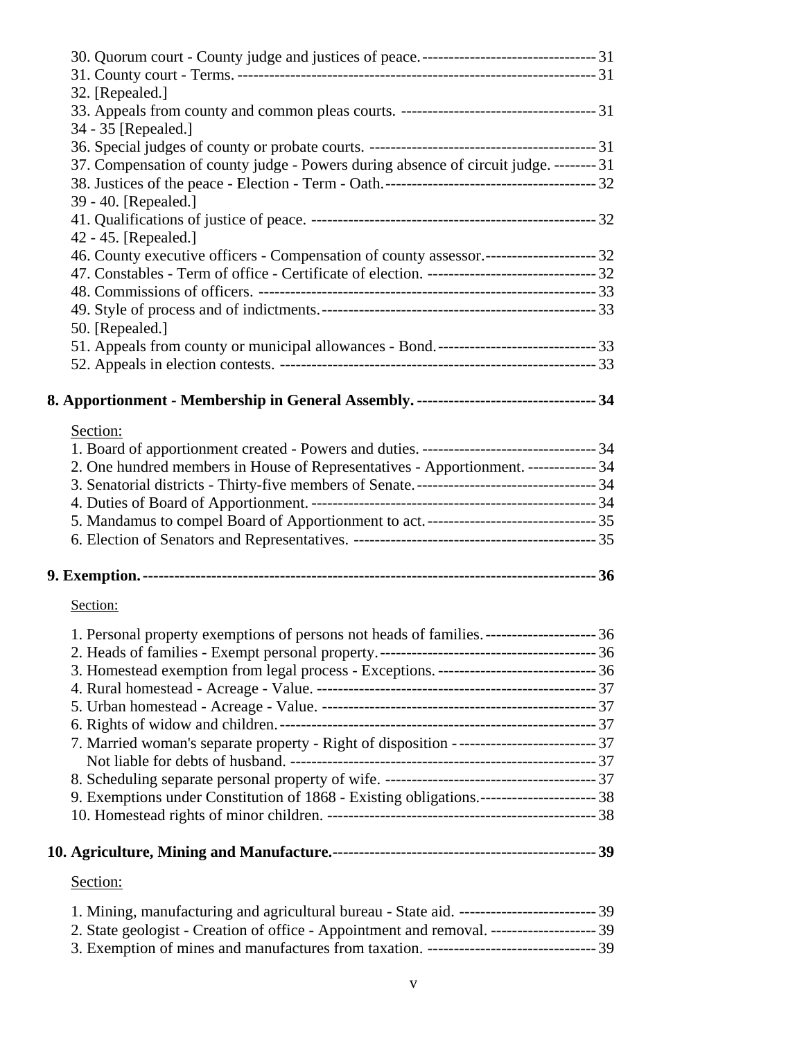30. Quorum court - County judge and justices of peace. ---------------------------------- 31
31. County court - Terms. ---------------------------------------------------------------------- 31
32. [Repealed.]
33. Appeals from county and common pleas courts. ------------------------------------- 31
34 - 35 [Repealed.]
36. Special judges of county or probate courts. ------------------------------------------- 31
37. Compensation of county judge - Powers during absence of circuit judge. -------- 31
38. Justices of the peace - Election - Term - Oath. ---------------------------------------- 32
39 - 40. [Repealed.]
41. Qualifications of justice of peace. ------------------------------------------------------- 32
42 - 45. [Repealed.]
46. County executive officers - Compensation of county assessor. --------------------- 32
47. Constables - Term of office - Certificate of election. -------------------------------- 32
48. Commissions of officers. ---------------------------------------------------------------- 33
49. Style of process and of indictments. ---------------------------------------------------- 33
50. [Repealed.]
51. Appeals from county or municipal allowances - Bond. ------------------------------ 33
52. Appeals in election contests. ------------------------------------------------------------ 33

**8. Apportionment - Membership in General Assembly. ---------------------------------- 34**

Section:

1. Board of apportionment created - Powers and duties. --------------------------------- 34
2. One hundred members in House of Representatives - Apportionment. ------------- 34
3. Senatorial districts - Thirty-five members of Senate. ---------------------------------- 34
4. Duties of Board of Apportionment. ------------------------------------------------------ 34
5. Mandamus to compel Board of Apportionment to act. -------------------------------- 35
6. Election of Senators and Representatives. ---------------------------------------------- 35

**9. Exemption. -------------------------------------------------------------------------------------- 36**

Section:

1. Personal property exemptions of persons not heads of families. --------------------- 36
2. Heads of families - Exempt personal property. ------------------------------------------ 36
3. Homestead exemption from legal process - Exceptions. ------------------------------ 36
4. Rural homestead - Acreage - Value. ------------------------------------------------------ 37
5. Urban homestead - Acreage - Value. ----------------------------------------------------- 37
6. Rights of widow and children. ------------------------------------------------------------- 37
7. Married woman's separate property - Right of disposition - -------------------------- 37
   Not liable for debts of husband. ---------------------------------------------------------- 37
8. Scheduling separate personal property of wife. ---------------------------------------- 37
9. Exemptions under Constitution of 1868 - Existing obligations. ---------------------- 38
10. Homestead rights of minor children. --------------------------------------------------- 38

**10. Agriculture, Mining and Manufacture. --------------------------------------------------- 39**

Section:

1. Mining, manufacturing and agricultural bureau - State aid. -------------------------- 39
2. State geologist - Creation of office - Appointment and removal. -------------------- 39
3. Exemption of mines and manufactures from taxation. -------------------------------- 39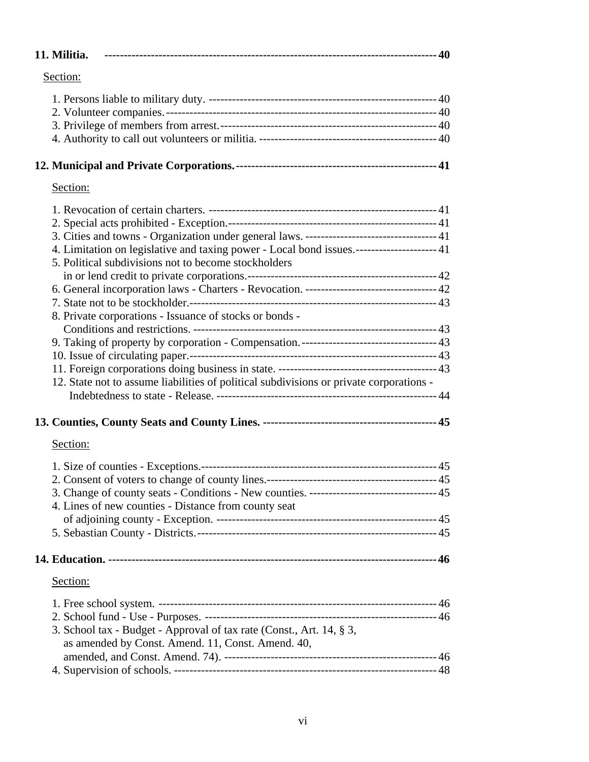**11. Militia.** ---------------------------------------------------------------------------------- **40**

Section:

1. Persons liable to military duty. ------------------------------------------------------------ 40
2. Volunteer companies.---------------------------------------------------------------------- 40
3. Privilege of members from arrest.--------------------------------------------------------- 40
4. Authority to call out volunteers or militia. ---------------------------------------------- 40

**12. Municipal and Private Corporations.**---------------------------------------------------- **41**

Section:

1. Revocation of certain charters. ------------------------------------------------------------ 41
2. Special acts prohibited - Exception.------------------------------------------------------- 41
3. Cities and towns - Organization under general laws. ---------------------------------- 41
4. Limitation on legislative and taxing power - Local bond issues.--------------------- 41
5. Political subdivisions not to become stockholders in or lend credit to private corporations.-------------------------------------------------- 42
6. General incorporation laws - Charters - Revocation. ---------------------------------- 42
7. State not to be stockholder.----------------------------------------------------------------- 43
8. Private corporations - Issuance of stocks or bonds - Conditions and restrictions. ---------------------------------------------------------------- 43
9. Taking of property by corporation - Compensation.------------------------------------ 43
10. Issue of circulating paper.------------------------------------------------------------------ 43
11. Foreign corporations doing business in state. ------------------------------------------ 43
12. State not to assume liabilities of political subdivisions or private corporations - Indebtedness to state - Release. ---------------------------------------------------------- 44

**13. Counties, County Seats and County Lines.** --------------------------------------------- **45**

Section:

1. Size of counties - Exceptions.-------------------------------------------------------------- 45
2. Consent of voters to change of county lines.--------------------------------------------- 45
3. Change of county seats - Conditions - New counties. --------------------------------- 45
4. Lines of new counties - Distance from county seat of adjoining county - Exception. --------------------------------------------------------- 45
5. Sebastian County - Districts.---------------------------------------------------------------- 45

**14. Education.** --------------------------------------------------------------------------------- **46**

Section:

1. Free school system. ------------------------------------------------------------------------ 46
2. School fund - Use - Purposes. ------------------------------------------------------------ 46
3. School tax - Budget - Approval of tax rate (Const., Art. 14, § 3, as amended by Const. Amend. 11, Const. Amend. 40, amended, and Const. Amend. 74). ------------------------------------------------------ 46
4. Supervision of schools. -------------------------------------------------------------------- 48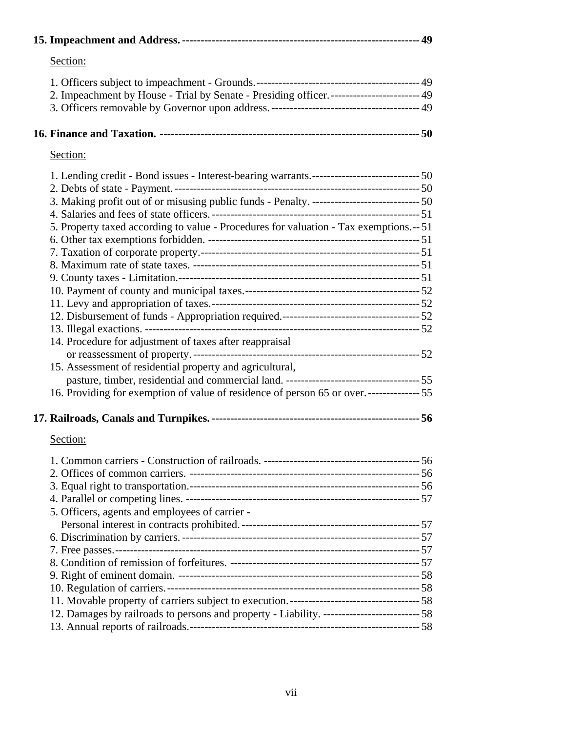**15. Impeachment and Address.** ---------------------------------------------------------------- **49**

Section:

1. Officers subject to impeachment - Grounds.-------------------------------------------- 49
2. Impeachment by House - Trial by Senate - Presiding officer.------------------------ 49
3. Officers removable by Governor upon address.---------------------------------------- 49

**16. Finance and Taxation.** --------------------------------------------------------------------- **50**

Section:

1. Lending credit - Bond issues - Interest-bearing warrants.---------------------------- 50
2. Debts of state - Payment.------------------------------------------------------------------ 50
3. Making profit out of or misusing public funds - Penalty. ----------------------------- 50
4. Salaries and fees of state officers.-------------------------------------------------------- 51
5. Property taxed according to value - Procedures for valuation - Tax exemptions.-- 51
6. Other tax exemptions forbidden. --------------------------------------------------------- 51
7. Taxation of corporate property.----------------------------------------------------------- 51
8. Maximum rate of state taxes. ------------------------------------------------------------- 51
9. County taxes - Limitation.----------------------------------------------------------------- 51
10. Payment of county and municipal taxes.----------------------------------------------- 52
11. Levy and appropriation of taxes.-------------------------------------------------------- 52
12. Disbursement of funds - Appropriation required.------------------------------------- 52
13. Illegal exactions. ---------------------------------------------------------------------------- 52
14. Procedure for adjustment of taxes after reappraisal or reassessment of property.------------------------------------------------------------ 52
15. Assessment of residential property and agricultural, pasture, timber, residential and commercial land. ------------------------------------ 55
16. Providing for exemption of value of residence of person 65 or over.-------------- 55

**17. Railroads, Canals and Turnpikes.** ------------------------------------------------------- **56**

Section:

1. Common carriers - Construction of railroads. ------------------------------------------ 56
2. Offices of common carriers. --------------------------------------------------------------- 56
3. Equal right to transportation.-------------------------------------------------------------- 56
4. Parallel or competing lines. ---------------------------------------------------------------- 57
5. Officers, agents and employees of carrier - Personal interest in contracts prohibited.------------------------------------------------ 57
6. Discrimination by carriers. ----------------------------------------------------------------- 57
7. Free passes.----------------------------------------------------------------------------------- 57
8. Condition of remission of forfeitures. --------------------------------------------------- 57
9. Right of eminent domain. ------------------------------------------------------------------ 58
10. Regulation of carriers.--------------------------------------------------------------------- 58
11. Movable property of carriers subject to execution.----------------------------------- 58
12. Damages by railroads to persons and property - Liability. -------------------------- 58
13. Annual reports of railroads.-------------------------------------------------------------- 58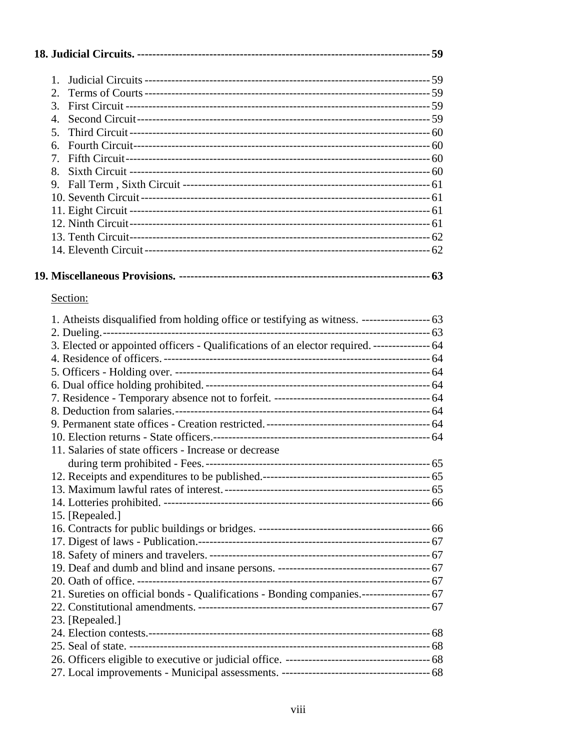**18. Judicial Circuits. ---------------------------------------------------------------------------- 59**

1. Judicial Circuits ------------------------------------------------------------------------- 59
2. Terms of Courts ------------------------------------------------------------------------- 59
3. First Circuit ------------------------------------------------------------------------------ 59
4. Second Circuit --------------------------------------------------------------------------- 59
5. Third Circuit ----------------------------------------------------------------------------- 60
6. Fourth Circuit---------------------------------------------------------------------------- 60
7. Fifth Circuit ------------------------------------------------------------------------------ 60
8. Sixth Circuit ------------------------------------------------------------------------------ 60
9. Fall Term , Sixth Circuit ---------------------------------------------------------------- 61
10. Seventh Circuit ------------------------------------------------------------------------- 61
11. Eight Circuit ---------------------------------------------------------------------------- 61
12. Ninth Circuit----------------------------------------------------------------------------- 61
13. Tenth Circuit----------------------------------------------------------------------------- 62
14. Eleventh Circuit ------------------------------------------------------------------------ 62

**19. Miscellaneous Provisions. ------------------------------------------------------------------- 63**

Section:

1. Atheists disqualified from holding office or testifying as witness. ------------------ 63
2. Dueling.---------------------------------------------------------------------------------- 63
3. Elected or appointed officers - Qualifications of an elector required. --------------- 64
4. Residence of officers. ------------------------------------------------------------------ 64
5. Officers - Holding over. ---------------------------------------------------------------- 64
6. Dual office holding prohibited. --------------------------------------------------------- 64
7. Residence - Temporary absence not to forfeit. ----------------------------------------- 64
8. Deduction from salaries.---------------------------------------------------------------- 64
9. Permanent state offices - Creation restricted. ------------------------------------------ 64
10. Election returns - State officers.------------------------------------------------------- 64
11. Salaries of state officers - Increase or decrease during term prohibited - Fees. ------------------------------------------------------ 65
12. Receipts and expenditures to be published.-------------------------------------------- 65
13. Maximum lawful rates of interest. ----------------------------------------------------- 65
14. Lotteries prohibited. ------------------------------------------------------------------- 66
15. [Repealed.]
16. Contracts for public buildings or bridges. --------------------------------------------- 66
17. Digest of laws - Publication.----------------------------------------------------------- 67
18. Safety of miners and travelers. -------------------------------------------------------- 67
19. Deaf and dumb and blind and insane persons. ---------------------------------------- 67
20. Oath of office. ------------------------------------------------------------------------- 67
21. Sureties on official bonds - Qualifications - Bonding companies.------------------- 67
22. Constitutional amendments. ----------------------------------------------------------- 67
23. [Repealed.]
24. Election contests.---------------------------------------------------------------------- 68
25. Seal of state. --------------------------------------------------------------------------- 68
26. Officers eligible to executive or judicial office. ---------------------------------------- 68
27. Local improvements - Municipal assessments. ---------------------------------------- 68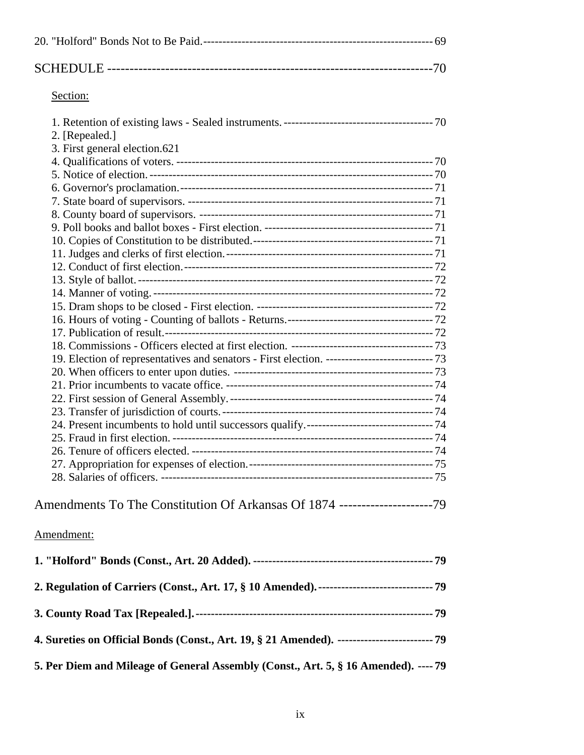20. "Holford" Bonds Not to Be Paid.------------------------------------------------------------- 69

SCHEDULE ---------------------------------------------------------------------70

Section:

1. Retention of existing laws - Sealed instruments.---------------------------------------- 70
2. [Repealed.]
3. First general election.621
4. Qualifications of voters. ------------------------------------------------------------------- 70
5. Notice of election.--------------------------------------------------------------------------- 70
6. Governor's proclamation.------------------------------------------------------------------- 71
7. State board of supervisors. ----------------------------------------------------------------- 71
8. County board of supervisors. --------------------------------------------------------------- 71
9. Poll books and ballot boxes - First election. --------------------------------------------- 71
10. Copies of Constitution to be distributed.------------------------------------------------ 71
11. Judges and clerks of first election.------------------------------------------------------- 71
12. Conduct of first election.------------------------------------------------------------------ 72
13. Style of ballot.------------------------------------------------------------------------------ 72
14. Manner of voting.-------------------------------------------------------------------------- 72
15. Dram shops to be closed - First election. ----------------------------------------------- 72
16. Hours of voting - Counting of ballots - Returns.--------------------------------------- 72
17. Publication of result.----------------------------------------------------------------------- 72
18. Commissions - Officers elected at first election. -------------------------------------- 73
19. Election of representatives and senators - First election. ----------------------------- 73
20. When officers to enter upon duties. ----------------------------------------------------- 73
21. Prior incumbents to vacate office. ------------------------------------------------------- 74
22. First session of General Assembly.------------------------------------------------------ 74
23. Transfer of jurisdiction of courts.-------------------------------------------------------- 74
24. Present incumbents to hold until successors qualify.---------------------------------- 74
25. Fraud in first election.--------------------------------------------------------------------- 74
26. Tenure of officers elected. ---------------------------------------------------------------- 74
27. Appropriation for expenses of election.------------------------------------------------- 75
28. Salaries of officers. ------------------------------------------------------------------------ 75

Amendments To The Constitution Of Arkansas Of 1874 ---------------------79

Amendment:

**1. "Holford" Bonds (Const., Art. 20 Added). ----------------------------------------------- 79**

**2. Regulation of Carriers (Const., Art. 17, § 10 Amended).------------------------------ 79**

**3. County Road Tax [Repealed.].-------------------------------------------------------------- 79**

**4. Sureties on Official Bonds (Const., Art. 19, § 21 Amended). ------------------------- 79**

**5. Per Diem and Mileage of General Assembly (Const., Art. 5, § 16 Amended). ---- 79**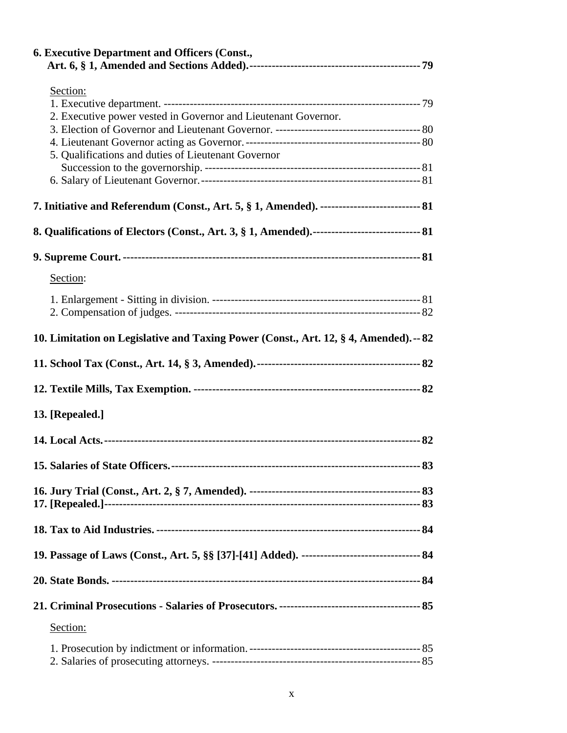**6. Executive Department and Officers (Const., Art. 6, § 1, Amended and Sections Added).** ---------- **79**

Section:

1. Executive department. ---------- 79
2. Executive power vested in Governor and Lieutenant Governor.
3. Election of Governor and Lieutenant Governor. ---------- 80
4. Lieutenant Governor acting as Governor. ---------- 80
5. Qualifications and duties of Lieutenant Governor Succession to the governorship. ---------- 81
6. Salary of Lieutenant Governor. ---------- 81

**7. Initiative and Referendum (Const., Art. 5, § 1, Amended).** ---------- **81**

**8. Qualifications of Electors (Const., Art. 3, § 1, Amended).** ---------- **81**

**9. Supreme Court.** ---------- **81**

Section:

1. Enlargement - Sitting in division. ---------- 81
2. Compensation of judges. ---------- 82

**10. Limitation on Legislative and Taxing Power (Const., Art. 12, § 4, Amended).** -- **82**

**11. School Tax (Const., Art. 14, § 3, Amended).** ---------- **82**

**12. Textile Mills, Tax Exemption.** ---------- **82**

**13. [Repealed.]**

**14. Local Acts.** ---------- **82**

**15. Salaries of State Officers.** ---------- **83**

**16. Jury Trial (Const., Art. 2, § 7, Amended).** ---------- **83**

**17. [Repealed.]** ---------- **83**

**18. Tax to Aid Industries.** ---------- **84**

**19. Passage of Laws (Const., Art. 5, §§ [37]-[41] Added).** ---------- **84**

**20. State Bonds.** ---------- **84**

**21. Criminal Prosecutions - Salaries of Prosecutors.** ---------- **85**

Section:

1. Prosecution by indictment or information. ---------- 85
2. Salaries of prosecuting attorneys. ---------- 85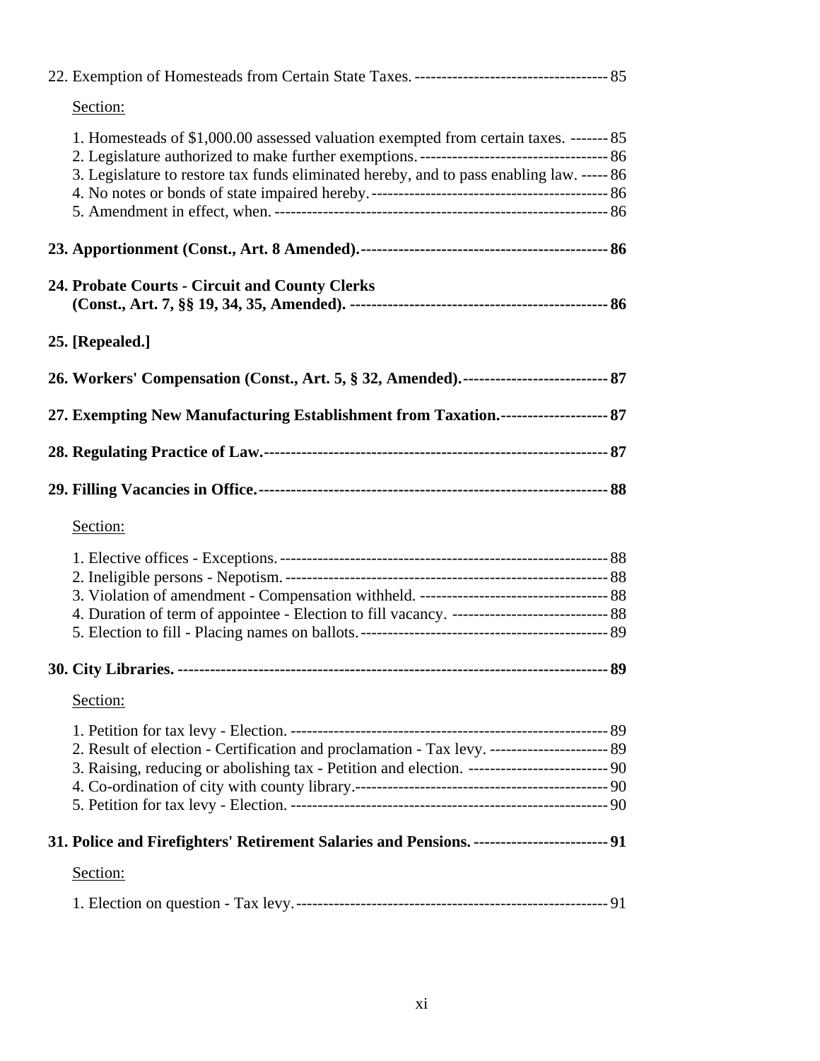22. Exemption of Homesteads from Certain State Taxes. ------------------------------------ 85

Section:

1. Homesteads of $1,000.00 assessed valuation exempted from certain taxes. ------- 85
2. Legislature authorized to make further exemptions. ----------------------------------- 86
3. Legislature to restore tax funds eliminated hereby, and to pass enabling law. ----- 86
4. No notes or bonds of state impaired hereby. -------------------------------------------- 86
5. Amendment in effect, when. ------------------------------------------------------------- 86

**23. Apportionment (Const., Art. 8 Amended).---------------------------------------------- 86**

**24. Probate Courts - Circuit and County Clerks (Const., Art. 7, §§ 19, 34, 35, Amended). ------------------------------------------------ 86**

**25. [Repealed.]**

**26. Workers' Compensation (Const., Art. 5, § 32, Amended).--------------------------- 87**

**27. Exempting New Manufacturing Establishment from Taxation.-------------------- 87**

**28. Regulating Practice of Law.---------------------------------------------------------------- 87**

**29. Filling Vacancies in Office.---------------------------------------------------------------- 88**

Section:

1. Elective offices - Exceptions. ------------------------------------------------------------- 88
2. Ineligible persons - Nepotism. ------------------------------------------------------------ 88
3. Violation of amendment - Compensation withheld. ----------------------------------- 88
4. Duration of term of appointee - Election to fill vacancy. ----------------------------- 88
5. Election to fill - Placing names on ballots. ---------------------------------------------- 89

**30. City Libraries. ------------------------------------------------------------------------------ 89**

Section:

1. Petition for tax levy - Election. ----------------------------------------------------------- 89
2. Result of election - Certification and proclamation - Tax levy. ---------------------- 89
3. Raising, reducing or abolishing tax - Petition and election. -------------------------- 90
4. Co-ordination of city with county library.----------------------------------------------- 90
5. Petition for tax levy - Election. ----------------------------------------------------------- 90

**31. Police and Firefighters' Retirement Salaries and Pensions. ------------------------- 91**

Section:

1. Election on question - Tax levy. ---------------------------------------------------------- 91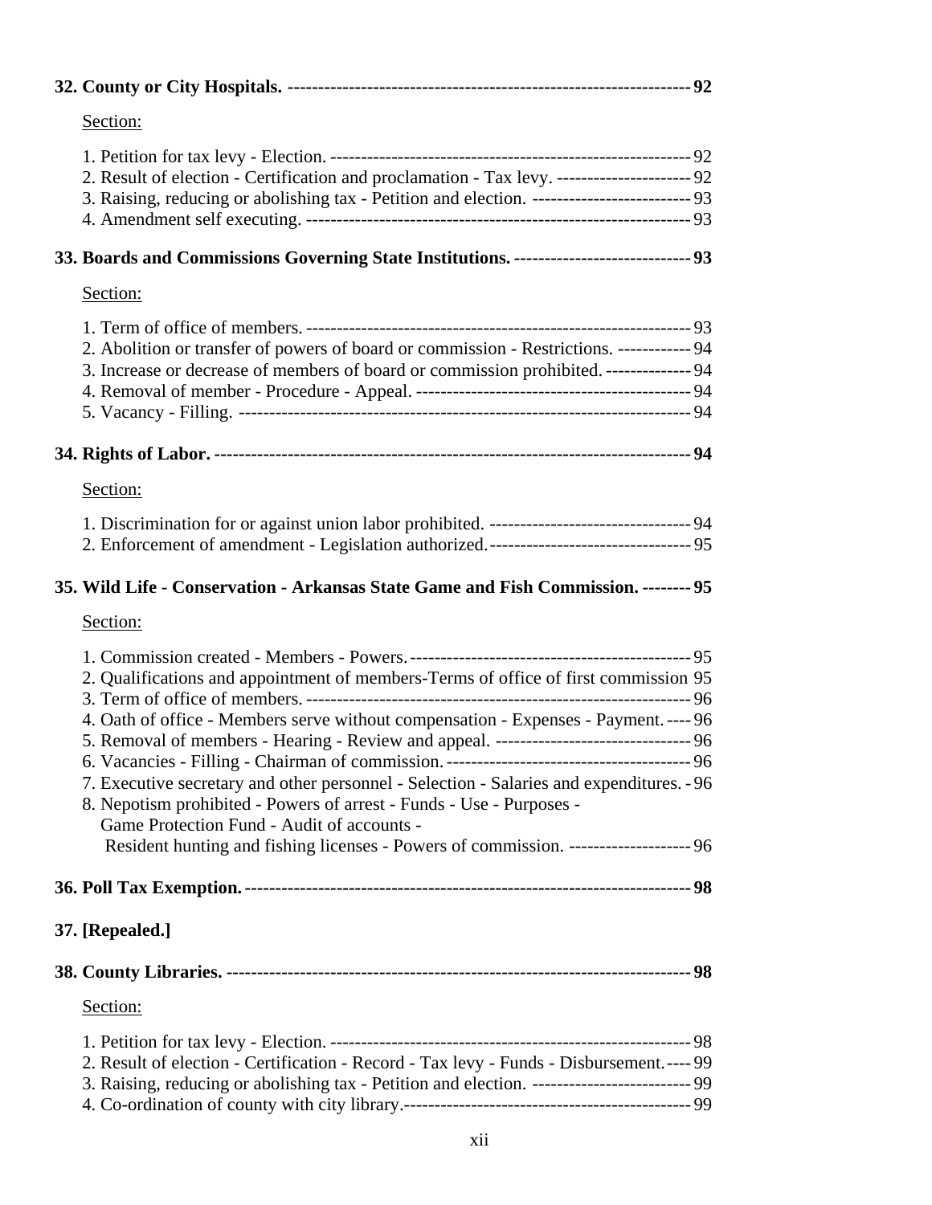**32. County or City Hospitals. ------------------------------------------------------------------ 92**

Section:

1. Petition for tax levy - Election. ----------------------------------------------------------- 92
2. Result of election - Certification and proclamation - Tax levy. ---------------------- 92
3. Raising, reducing or abolishing tax - Petition and election. -------------------------- 93
4. Amendment self executing. --------------------------------------------------------------- 93

**33. Boards and Commissions Governing State Institutions. ----------------------------- 93**

Section:

1. Term of office of members. --------------------------------------------------------------- 93
2. Abolition or transfer of powers of board or commission - Restrictions. ------------ 94
3. Increase or decrease of members of board or commission prohibited. -------------- 94
4. Removal of member - Procedure - Appeal. --------------------------------------------- 94
5. Vacancy - Filling. -------------------------------------------------------------------------- 94

**34. Rights of Labor. ---------------------------------------------------------------------------- 94**

Section:

1. Discrimination for or against union labor prohibited. --------------------------------- 94
2. Enforcement of amendment - Legislation authorized. --------------------------------- 95

**35. Wild Life - Conservation - Arkansas State Game and Fish Commission. -------- 95**

Section:

1. Commission created - Members - Powers. ---------------------------------------------- 95
2. Qualifications and appointment of members-Terms of office of first commission 95
3. Term of office of members. --------------------------------------------------------------- 96
4. Oath of office - Members serve without compensation - Expenses - Payment. ---- 96
5. Removal of members - Hearing - Review and appeal. -------------------------------- 96
6. Vacancies - Filling - Chairman of commission. ---------------------------------------- 96
7. Executive secretary and other personnel - Selection - Salaries and expenditures. - 96
8. Nepotism prohibited - Powers of arrest - Funds - Use - Purposes - Game Protection Fund - Audit of accounts - Resident hunting and fishing licenses - Powers of commission. -------------------- 96

**36. Poll Tax Exemption. ---------------------------------------------------------------------- 98**

**37. [Repealed.]**

**38. County Libraries. ------------------------------------------------------------------------- 98**

Section:

1. Petition for tax levy - Election. ----------------------------------------------------------- 98
2. Result of election - Certification - Record - Tax levy - Funds - Disbursement. ---- 99
3. Raising, reducing or abolishing tax - Petition and election. -------------------------- 99
4. Co-ordination of county with city library. ----------------------------------------------- 99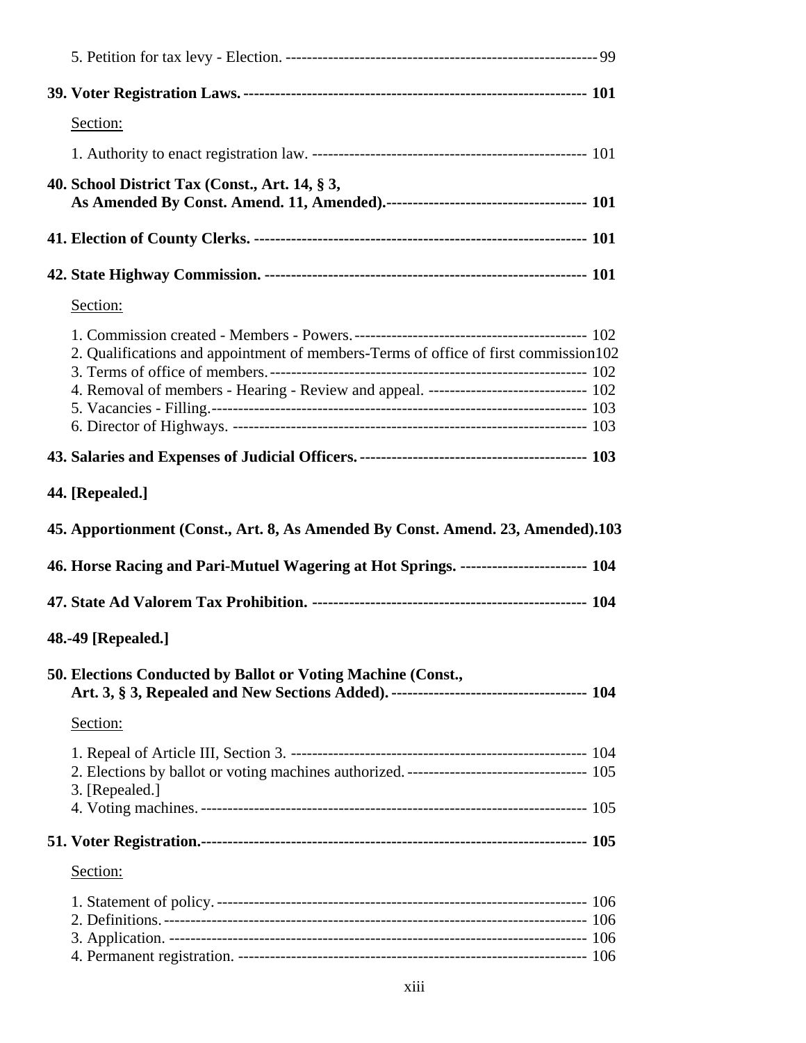5. Petition for tax levy - Election. ---------------------------------------------------------- 99

**39. Voter Registration Laws. ---------------------------------------------------------------- 101**

Section:

1. Authority to enact registration law. --------------------------------------------------- 101

**40. School District Tax (Const., Art. 14, § 3, As Amended By Const. Amend. 11, Amended).------------------------------------- 101**

**41. Election of County Clerks. -------------------------------------------------------------- 101**

**42. State Highway Commission. ------------------------------------------------------------ 101**

Section:

1. Commission created - Members - Powers. ------------------------------------------- 102
2. Qualifications and appointment of members-Terms of office of first commission 102
3. Terms of office of members. ---------------------------------------------------------- 102
4. Removal of members - Hearing - Review and appeal. ----------------------------- 102
5. Vacancies - Filling. -------------------------------------------------------------------- 103
6. Director of Highways. ------------------------------------------------------------------ 103

**43. Salaries and Expenses of Judicial Officers. ------------------------------------------ 103**

**44. [Repealed.]**

**45. Apportionment (Const., Art. 8, As Amended By Const. Amend. 23, Amended). 103**

**46. Horse Racing and Pari-Mutuel Wagering at Hot Springs. ----------------------- 104**

**47. State Ad Valorem Tax Prohibition. --------------------------------------------------- 104**

**48.-49 [Repealed.]**

**50. Elections Conducted by Ballot or Voting Machine (Const., Art. 3, § 3, Repealed and New Sections Added). ------------------------------------ 104**

Section:

1. Repeal of Article III, Section 3. ------------------------------------------------------- 104
2. Elections by ballot or voting machines authorized. --------------------------------- 105
3. [Repealed.]
4. Voting machines. ----------------------------------------------------------------------- 105

**51. Voter Registration. ------------------------------------------------------------------- 105**

Section:

1. Statement of policy. -------------------------------------------------------------------- 106
2. Definitions. ------------------------------------------------------------------------------ 106
3. Application. ----------------------------------------------------------------------------- 106
4. Permanent registration. ---------------------------------------------------------------- 106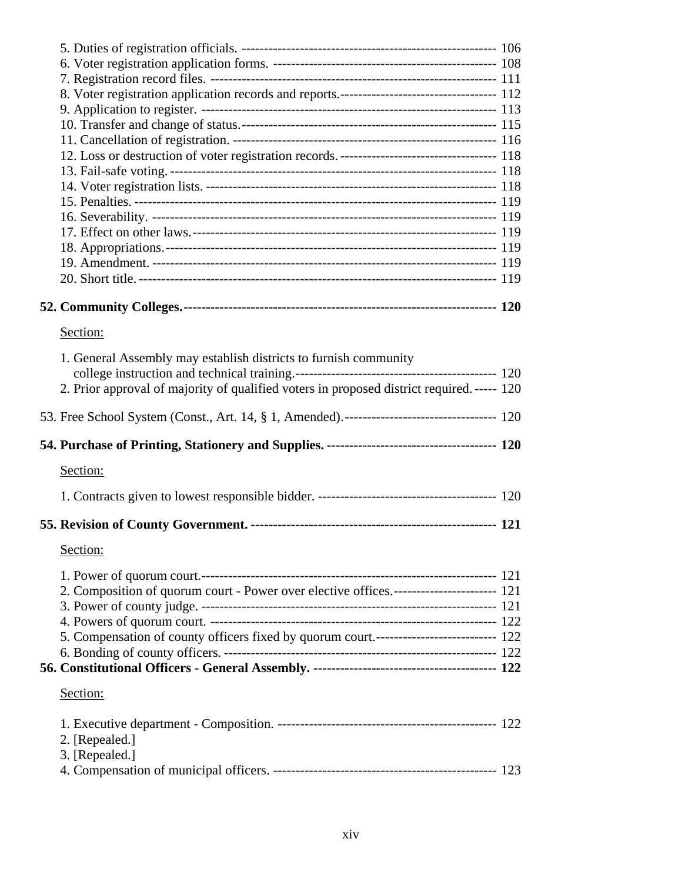5. Duties of registration officials. ---------------------------------------------------------- 106
6. Voter registration application forms. -------------------------------------------------- 108
7. Registration record files. ----------------------------------------------------------------- 111
8. Voter registration application records and reports.----------------------------------- 112
9. Application to register. ------------------------------------------------------------------ 113
10. Transfer and change of status.--------------------------------------------------------- 115
11. Cancellation of registration. ------------------------------------------------------------ 116
12. Loss or destruction of voter registration records. ----------------------------------- 118
13. Fail-safe voting. --------------------------------------------------------------------------- 118
14. Voter registration lists. ------------------------------------------------------------------ 118
15. Penalties. ---------------------------------------------------------------------------------- 119
16. Severability. ------------------------------------------------------------------------------- 119
17. Effect on other laws. -------------------------------------------------------------------- 119
18. Appropriations. --------------------------------------------------------------------------- 119
19. Amendment. ------------------------------------------------------------------------------ 119
20. Short title. --------------------------------------------------------------------------------- 119

**52. Community Colleges.----------------------------------------------------------------------- 120**

Section:

1. General Assembly may establish districts to furnish community college instruction and technical training.--------------------------------------------- 120
2. Prior approval of majority of qualified voters in proposed district required. ----- 120

53. Free School System (Const., Art. 14, § 1, Amended).---------------------------------- 120

**54. Purchase of Printing, Stationery and Supplies. -------------------------------------- 120**

Section:

1. Contracts given to lowest responsible bidder. ---------------------------------------- 120

**55. Revision of County Government. ------------------------------------------------------- 121**

Section:

1. Power of quorum court.------------------------------------------------------------------ 121
2. Composition of quorum court - Power over elective offices.----------------------- 121
3. Power of county judge. ------------------------------------------------------------------ 121
4. Powers of quorum court. ---------------------------------------------------------------- 122
5. Compensation of county officers fixed by quorum court.--------------------------- 122
6. Bonding of county officers. ------------------------------------------------------------- 122

**56. Constitutional Officers - General Assembly. ---------------------------------------- 122**

Section:

1. Executive department - Composition. ------------------------------------------------- 122
2. [Repealed.]
3. [Repealed.]
4. Compensation of municipal officers. -------------------------------------------------- 123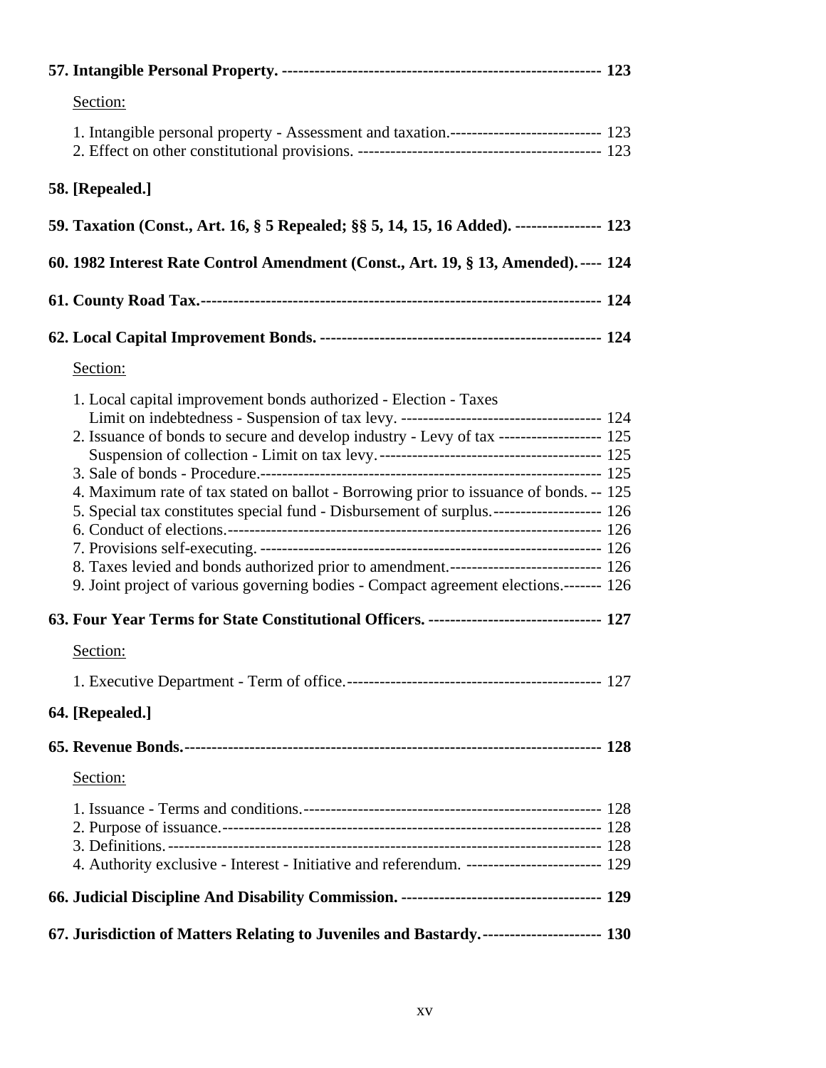**57. Intangible Personal Property.** ---------------------------------------------------------- **123**

Section:

1. Intangible personal property - Assessment and taxation.---------------------------- 123
2. Effect on other constitutional provisions. --------------------------------------------- 123

**58. [Repealed.]**

**59. Taxation (Const., Art. 16, § 5 Repealed; §§ 5, 14, 15, 16 Added).** ---------------- **123**

**60. 1982 Interest Rate Control Amendment (Const., Art. 19, § 13, Amended).**---- **124**

**61. County Road Tax.**------------------------------------------------------------------------ **124**

**62. Local Capital Improvement Bonds.** --------------------------------------------------- **124**

Section:

1. Local capital improvement bonds authorized - Election - Taxes Limit on indebtedness - Suspension of tax levy. ------------------------------------- 124
2. Issuance of bonds to secure and develop industry - Levy of tax ------------------- 125 Suspension of collection - Limit on tax levy.----------------------------------------- 125
3. Sale of bonds - Procedure.------------------------------------------------------------------ 125
4. Maximum rate of tax stated on ballot - Borrowing prior to issuance of bonds. -- 125
5. Special tax constitutes special fund - Disbursement of surplus.-------------------- 126
6. Conduct of elections.------------------------------------------------------------------------ 126
7. Provisions self-executing. ------------------------------------------------------------------ 126
8. Taxes levied and bonds authorized prior to amendment.---------------------------- 126
9. Joint project of various governing bodies - Compact agreement elections.------- 126

**63. Four Year Terms for State Constitutional Officers.** -------------------------------- **127**

Section:

1. Executive Department - Term of office.----------------------------------------------- 127

**64. [Repealed.]**

**65. Revenue Bonds.**---------------------------------------------------------------------------- **128**

Section:

1. Issuance - Terms and conditions.------------------------------------------------------- 128
2. Purpose of issuance.------------------------------------------------------------------------ 128
3. Definitions. ------------------------------------------------------------------------------------ 128
4. Authority exclusive - Interest - Initiative and referendum. ------------------------- 129

**66. Judicial Discipline And Disability Commission.** ------------------------------------- **129**

**67. Jurisdiction of Matters Relating to Juveniles and Bastardy.**---------------------- **130**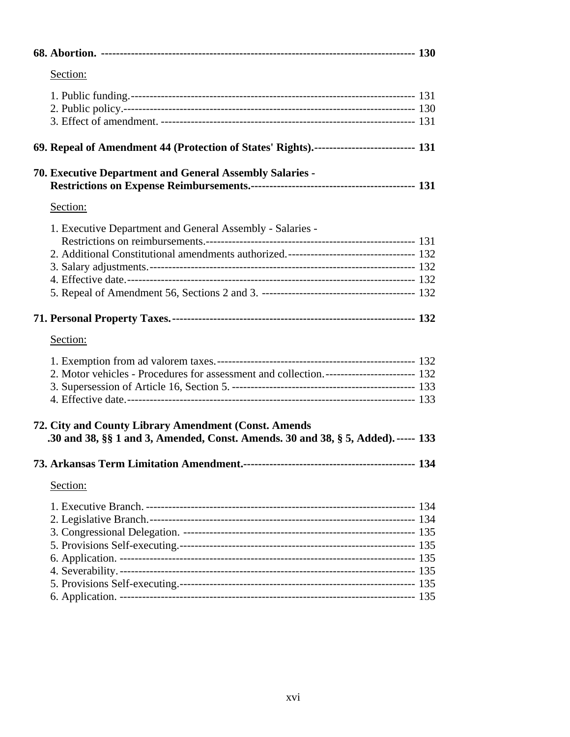**68. Abortion. -------------------------------------------------------------------------------- 130**

Section:

1. Public funding.---------------------------------------------------------------------------- 131
2. Public policy.------------------------------------------------------------------------------ 130
3. Effect of amendment. ------------------------------------------------------------------- 131

**69. Repeal of Amendment 44 (Protection of States' Rights).--------------------------- 131**

**70. Executive Department and General Assembly Salaries - Restrictions on Expense Reimbursements.------------------------------------------- 131**

Section:

1. Executive Department and General Assembly - Salaries - Restrictions on reimbursements.------------------------------------------------------- 131
2. Additional Constitutional amendments authorized.--------------------------------- 132
3. Salary adjustments.---------------------------------------------------------------------- 132
4. Effective date.----------------------------------------------------------------------------- 132
5. Repeal of Amendment 56, Sections 2 and 3. ---------------------------------------- 132

**71. Personal Property Taxes.---------------------------------------------------------------- 132**

Section:

1. Exemption from ad valorem taxes.---------------------------------------------------- 132
2. Motor vehicles - Procedures for assessment and collection.------------------------ 132
3. Supersession of Article 16, Section 5. ------------------------------------------------ 133
4. Effective date.----------------------------------------------------------------------------- 133

**72. City and County Library Amendment (Const. Amends .30 and 38, §§ 1 and 3, Amended, Const. Amends. 30 and 38, § 5, Added).----- 133**

**73. Arkansas Term Limitation Amendment.---------------------------------------------- 134**

Section:

1. Executive Branch. ------------------------------------------------------------------------ 134
2. Legislative Branch.----------------------------------------------------------------------- 134
3. Congressional Delegation. -------------------------------------------------------------- 135
5. Provisions Self-executing.--------------------------------------------------------------- 135
6. Application. ------------------------------------------------------------------------------- 135
4. Severability.------------------------------------------------------------------------------- 135
5. Provisions Self-executing.--------------------------------------------------------------- 135
6. Application. ------------------------------------------------------------------------------- 135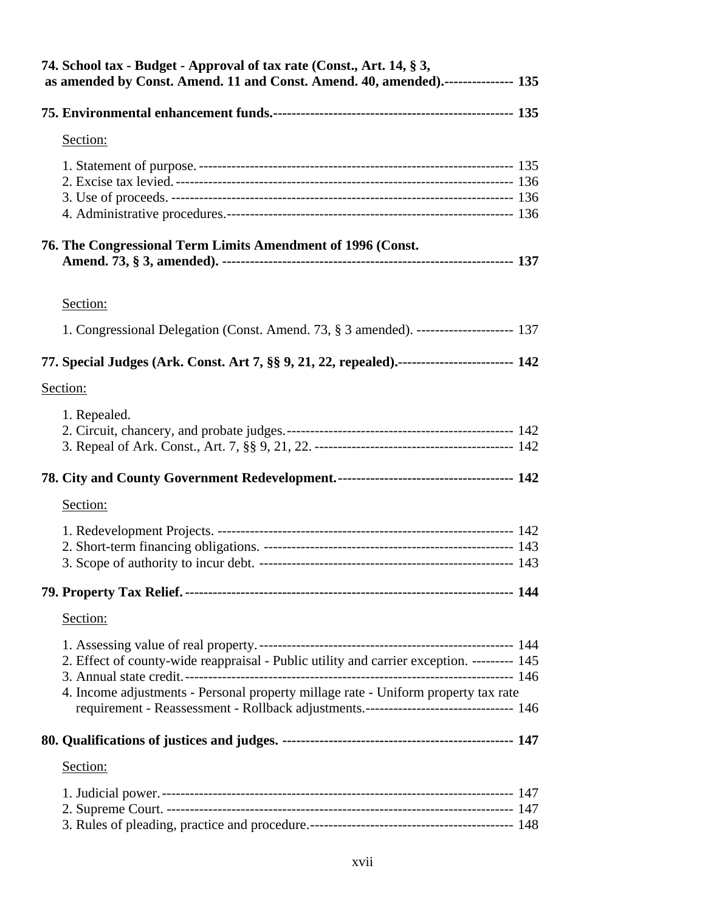**74. School tax - Budget - Approval of tax rate (Const., Art. 14, § 3, as amended by Const. Amend. 11 and Const. Amend. 40, amended).--------------- 135**

**75. Environmental enhancement funds.---------------------------------------------------- 135**

Section:

1. Statement of purpose. -------------------------------------------------------------------- 135
2. Excise tax levied. ------------------------------------------------------------------------- 136
3. Use of proceeds. --------------------------------------------------------------------------- 136
4. Administrative procedures.------------------------------------------------------------------- 136

**76. The Congressional Term Limits Amendment of 1996 (Const. Amend. 73, § 3, amended). --------------------------------------------------------------- 137**

Section:

1. Congressional Delegation (Const. Amend. 73, § 3 amended). --------------------- 137

**77. Special Judges (Ark. Const. Art 7, §§ 9, 21, 22, repealed).------------------------- 142**

Section:

1. Repealed.
2. Circuit, chancery, and probate judges.------------------------------------------------- 142
3. Repeal of Ark. Const., Art. 7, §§ 9, 21, 22. ------------------------------------------- 142

**78. City and County Government Redevelopment.-------------------------------------- 142**

Section:

1. Redevelopment Projects. ---------------------------------------------------------------- 142
2. Short-term financing obligations. ------------------------------------------------------ 143
3. Scope of authority to incur debt. ------------------------------------------------------ 143

**79. Property Tax Relief.--------------------------------------------------------------------- 144**

Section:

1. Assessing value of real property.------------------------------------------------------- 144
2. Effect of county-wide reappraisal - Public utility and carrier exception. --------- 145
3. Annual state credit.------------------------------------------------------------------------ 146
4. Income adjustments - Personal property millage rate - Uniform property tax rate requirement - Reassessment - Rollback adjustments.-------------------------------- 146

**80. Qualifications of justices and judges. ------------------------------------------------- 147**

Section:

1. Judicial power.---------------------------------------------------------------------------- 147
2. Supreme Court. --------------------------------------------------------------------------- 147
3. Rules of pleading, practice and procedure.-------------------------------------------- 148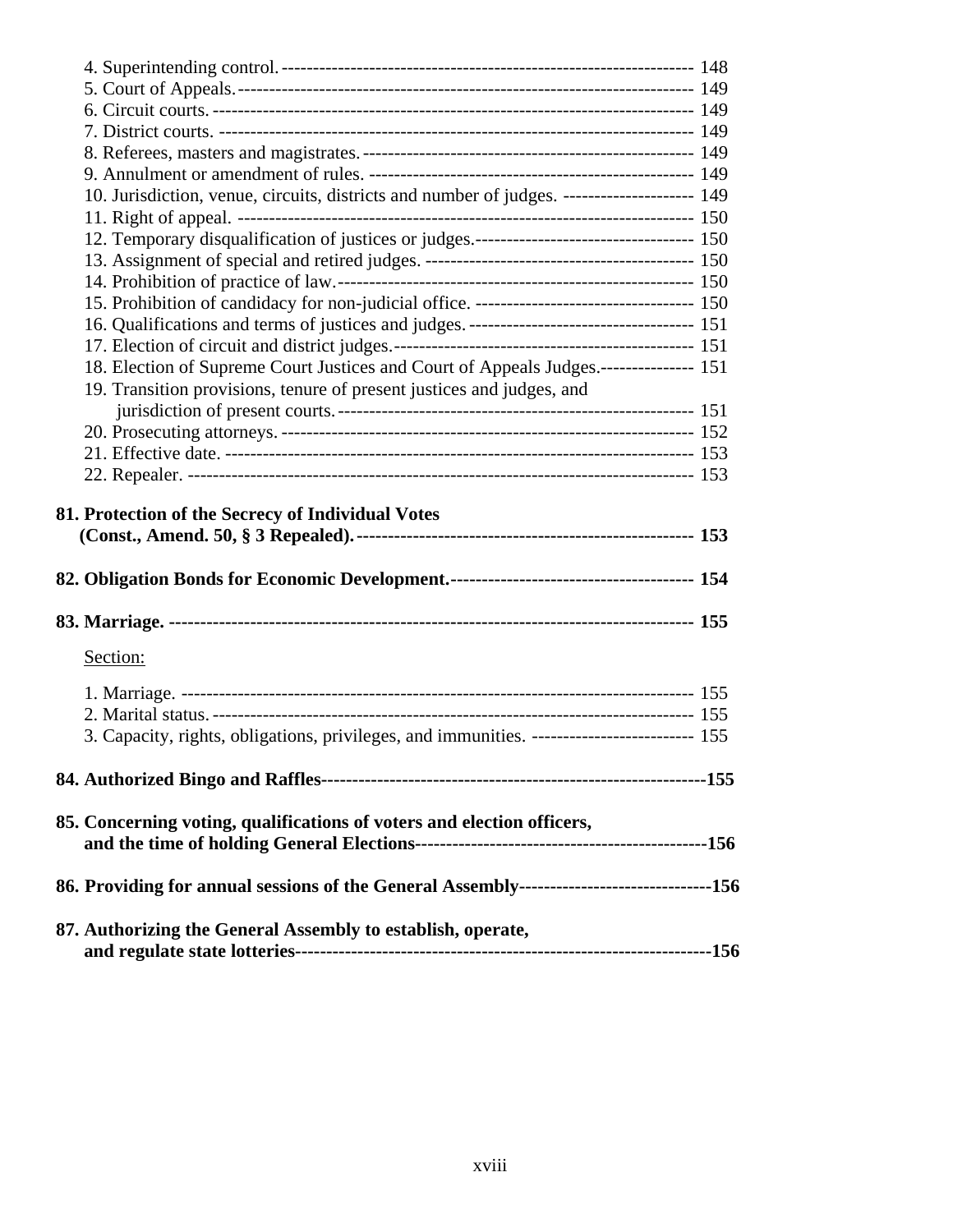4. Superintending control. ------------------------------------------------------------------ 148
5. Court of Appeals.--------------------------------------------------------------------------- 149
6. Circuit courts. ------------------------------------------------------------------------------ 149
7. District courts. ----------------------------------------------------------------------------- 149
8. Referees, masters and magistrates.------------------------------------------------------- 149
9. Annulment or amendment of rules. ----------------------------------------------------- 149
10. Jurisdiction, venue, circuits, districts and number of judges. --------------------- 149
11. Right of appeal. -------------------------------------------------------------------------- 150
12. Temporary disqualification of justices or judges.----------------------------------- 150
13. Assignment of special and retired judges. ------------------------------------------- 150
14. Prohibition of practice of law.--------------------------------------------------------- 150
15. Prohibition of candidacy for non-judicial office. ----------------------------------- 150
16. Qualifications and terms of justices and judges. ----------------------------------- 151
17. Election of circuit and district judges.------------------------------------------------ 151
18. Election of Supreme Court Justices and Court of Appeals Judges.--------------- 151
19. Transition provisions, tenure of present justices and judges, and jurisdiction of present courts.---------------------------------------------------------- 151
20. Prosecuting attorneys. ------------------------------------------------------------------ 152
21. Effective date. ---------------------------------------------------------------------------- 153
22. Repealer. ---------------------------------------------------------------------------------- 153

**81. Protection of the Secrecy of Individual Votes (Const., Amend. 50, § 3 Repealed).----------------------------------------------------- 153**

**82. Obligation Bonds for Economic Development.--------------------------------------- 154**

**83. Marriage. ------------------------------------------------------------------------------------ 155**

Section:

1. Marriage. ---------------------------------------------------------------------------------- 155
2. Marital status. ----------------------------------------------------------------------------- 155
3. Capacity, rights, obligations, privileges, and immunities. -------------------------- 155

**84. Authorized Bingo and Raffles-------------------------------------------------------------155**

**85. Concerning voting, qualifications of voters and election officers, and the time of holding General Elections----------------------------------------------156**

**86. Providing for annual sessions of the General Assembly-------------------------------156**

**87. Authorizing the General Assembly to establish, operate, and regulate state lotteries--------------------------------------------------------------------156**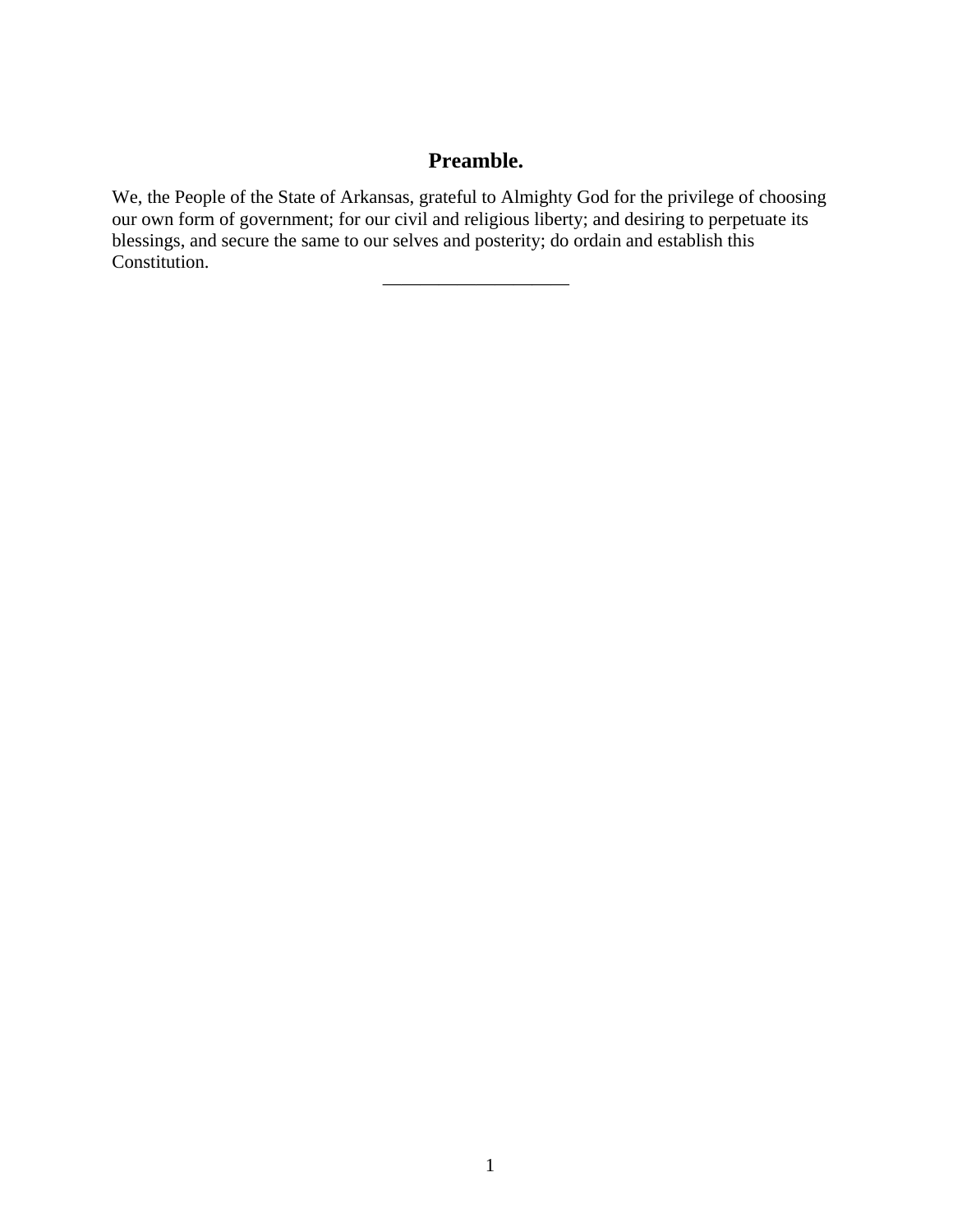## Preamble.

We, the People of the State of Arkansas, grateful to Almighty God for the privilege of choosing our own form of government; for our civil and religious liberty; and desiring to perpetuate its blessings, and secure the same to our selves and posterity; do ordain and establish this Constitution.

---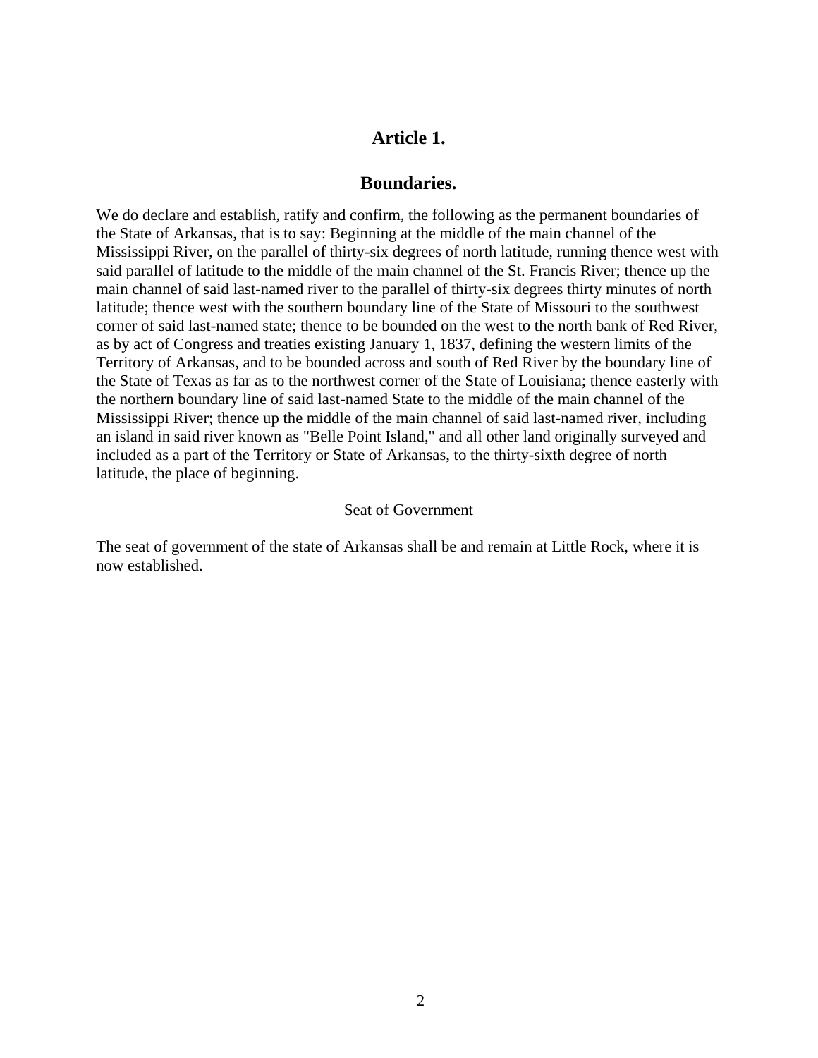## Article 1.

## Boundaries.

We do declare and establish, ratify and confirm, the following as the permanent boundaries of the State of Arkansas, that is to say: Beginning at the middle of the main channel of the Mississippi River, on the parallel of thirty-six degrees of north latitude, running thence west with said parallel of latitude to the middle of the main channel of the St. Francis River; thence up the main channel of said last-named river to the parallel of thirty-six degrees thirty minutes of north latitude; thence west with the southern boundary line of the State of Missouri to the southwest corner of said last-named state; thence to be bounded on the west to the north bank of Red River, as by act of Congress and treaties existing January 1, 1837, defining the western limits of the Territory of Arkansas, and to be bounded across and south of Red River by the boundary line of the State of Texas as far as to the northwest corner of the State of Louisiana; thence easterly with the northern boundary line of said last-named State to the middle of the main channel of the Mississippi River; thence up the middle of the main channel of said last-named river, including an island in said river known as "Belle Point Island," and all other land originally surveyed and included as a part of the Territory or State of Arkansas, to the thirty-sixth degree of north latitude, the place of beginning.

Seat of Government

The seat of government of the state of Arkansas shall be and remain at Little Rock, where it is now established.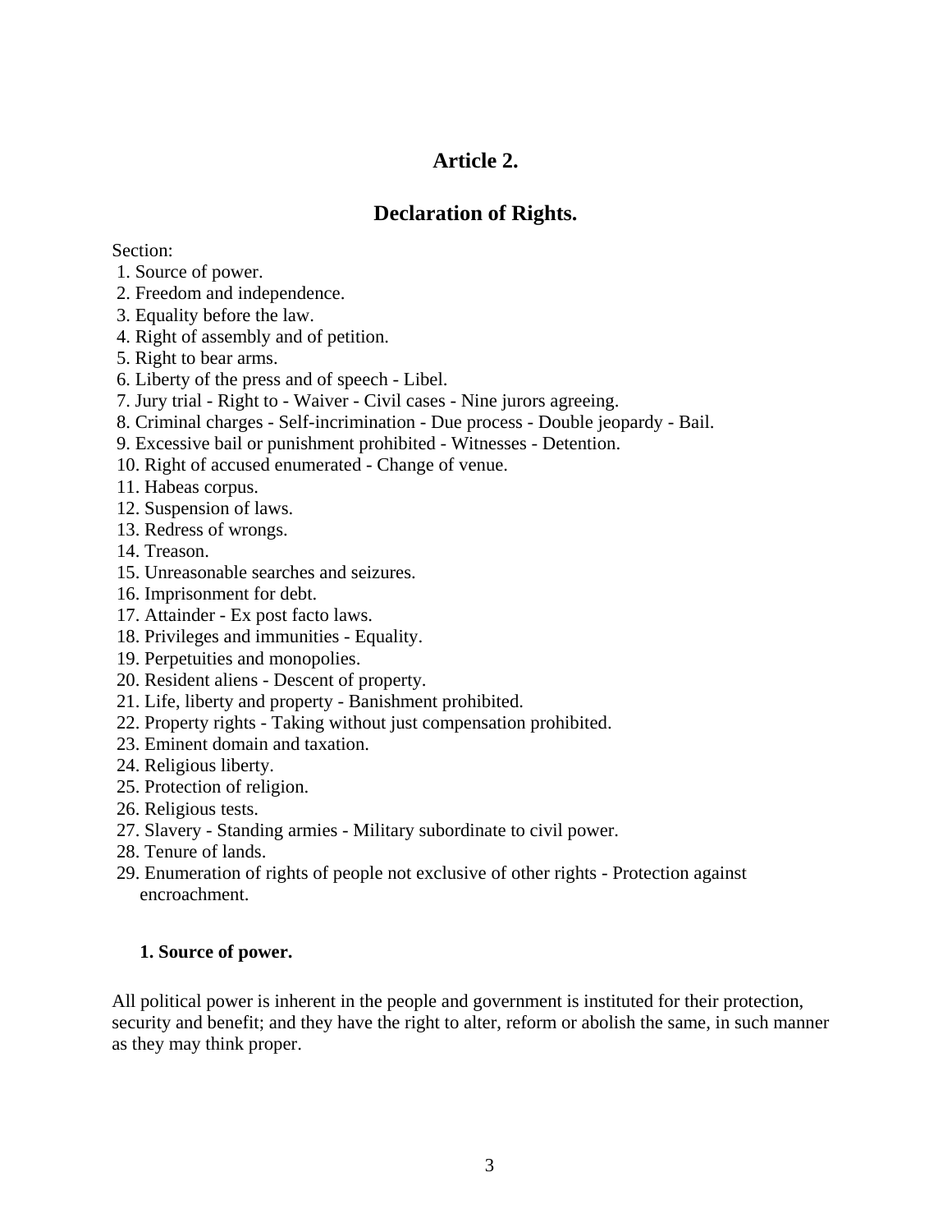# Article 2.

## Declaration of Rights.

Section:

1. Source of power.
2. Freedom and independence.
3. Equality before the law.
4. Right of assembly and of petition.
5. Right to bear arms.
6. Liberty of the press and of speech - Libel.
7. Jury trial - Right to - Waiver - Civil cases - Nine jurors agreeing.
8. Criminal charges - Self-incrimination - Due process - Double jeopardy - Bail.
9. Excessive bail or punishment prohibited - Witnesses - Detention.
10. Right of accused enumerated - Change of venue.
11. Habeas corpus.
12. Suspension of laws.
13. Redress of wrongs.
14. Treason.
15. Unreasonable searches and seizures.
16. Imprisonment for debt.
17. Attainder - Ex post facto laws.
18. Privileges and immunities - Equality.
19. Perpetuities and monopolies.
20. Resident aliens - Descent of property.
21. Life, liberty and property - Banishment prohibited.
22. Property rights - Taking without just compensation prohibited.
23. Eminent domain and taxation.
24. Religious liberty.
25. Protection of religion.
26. Religious tests.
27. Slavery - Standing armies - Military subordinate to civil power.
28. Tenure of lands.
29. Enumeration of rights of people not exclusive of other rights - Protection against encroachment.

**1. Source of power.**

All political power is inherent in the people and government is instituted for their protection, security and benefit; and they have the right to alter, reform or abolish the same, in such manner as they may think proper.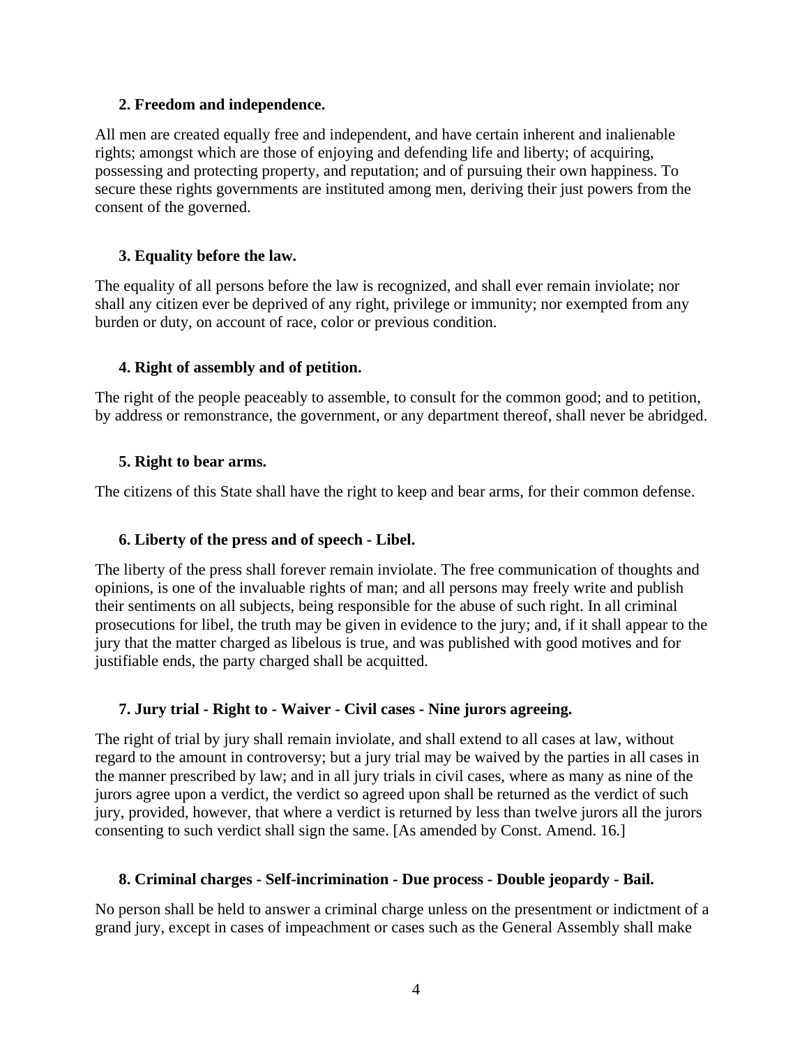**2. Freedom and independence.**

All men are created equally free and independent, and have certain inherent and inalienable rights; amongst which are those of enjoying and defending life and liberty; of acquiring, possessing and protecting property, and reputation; and of pursuing their own happiness. To secure these rights governments are instituted among men, deriving their just powers from the consent of the governed.

**3. Equality before the law.**

The equality of all persons before the law is recognized, and shall ever remain inviolate; nor shall any citizen ever be deprived of any right, privilege or immunity; nor exempted from any burden or duty, on account of race, color or previous condition.

**4. Right of assembly and of petition.**

The right of the people peaceably to assemble, to consult for the common good; and to petition, by address or remonstrance, the government, or any department thereof, shall never be abridged.

**5. Right to bear arms.**

The citizens of this State shall have the right to keep and bear arms, for their common defense.

**6. Liberty of the press and of speech - Libel.**

The liberty of the press shall forever remain inviolate. The free communication of thoughts and opinions, is one of the invaluable rights of man; and all persons may freely write and publish their sentiments on all subjects, being responsible for the abuse of such right. In all criminal prosecutions for libel, the truth may be given in evidence to the jury; and, if it shall appear to the jury that the matter charged as libelous is true, and was published with good motives and for justifiable ends, the party charged shall be acquitted.

**7. Jury trial - Right to - Waiver - Civil cases - Nine jurors agreeing.**

The right of trial by jury shall remain inviolate, and shall extend to all cases at law, without regard to the amount in controversy; but a jury trial may be waived by the parties in all cases in the manner prescribed by law; and in all jury trials in civil cases, where as many as nine of the jurors agree upon a verdict, the verdict so agreed upon shall be returned as the verdict of such jury, provided, however, that where a verdict is returned by less than twelve jurors all the jurors consenting to such verdict shall sign the same. [As amended by Const. Amend. 16.]

**8. Criminal charges - Self-incrimination - Due process - Double jeopardy - Bail.**

No person shall be held to answer a criminal charge unless on the presentment or indictment of a grand jury, except in cases of impeachment or cases such as the General Assembly shall make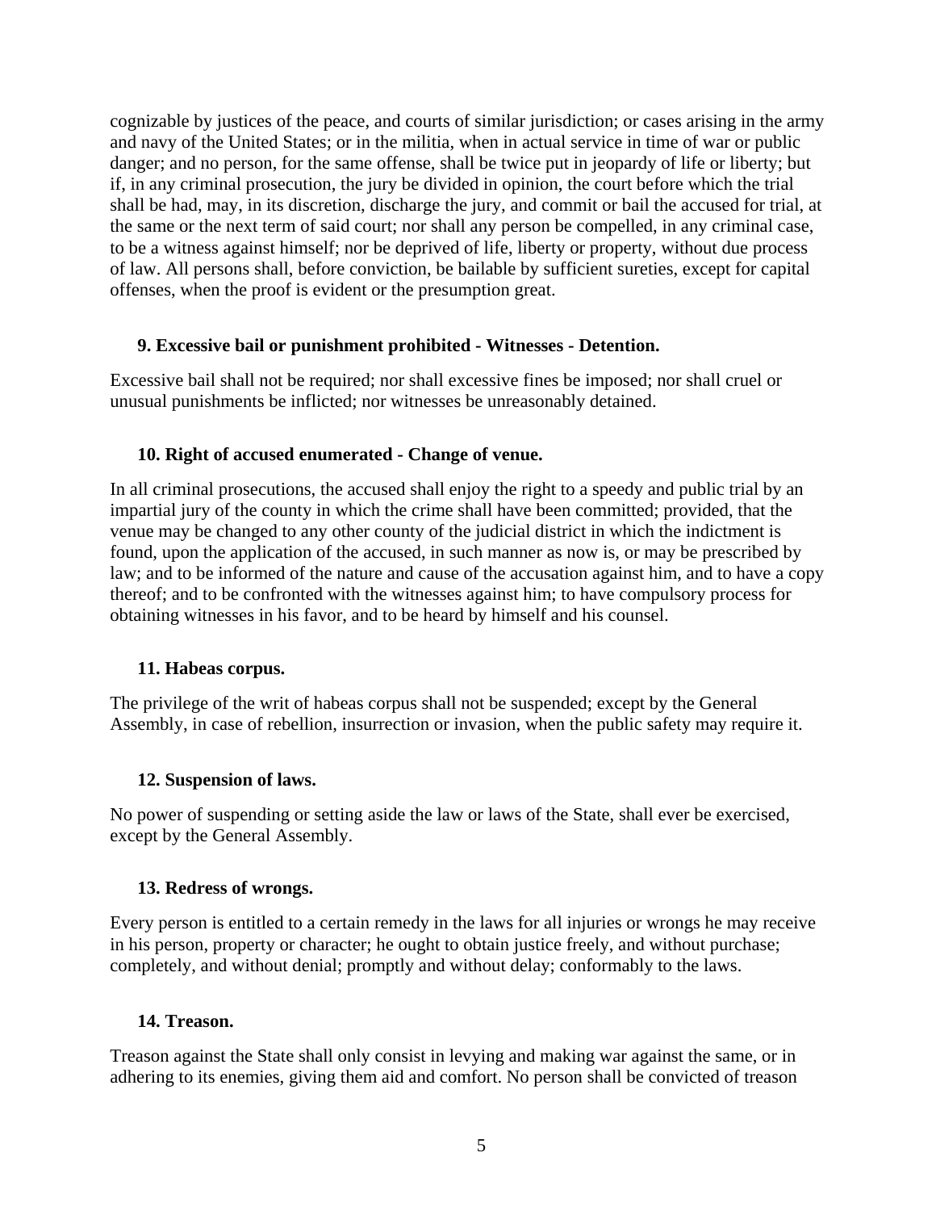cognizable by justices of the peace, and courts of similar jurisdiction; or cases arising in the army and navy of the United States; or in the militia, when in actual service in time of war or public danger; and no person, for the same offense, shall be twice put in jeopardy of life or liberty; but if, in any criminal prosecution, the jury be divided in opinion, the court before which the trial shall be had, may, in its discretion, discharge the jury, and commit or bail the accused for trial, at the same or the next term of said court; nor shall any person be compelled, in any criminal case, to be a witness against himself; nor be deprived of life, liberty or property, without due process of law. All persons shall, before conviction, be bailable by sufficient sureties, except for capital offenses, when the proof is evident or the presumption great.

**9. Excessive bail or punishment prohibited - Witnesses - Detention.**

Excessive bail shall not be required; nor shall excessive fines be imposed; nor shall cruel or unusual punishments be inflicted; nor witnesses be unreasonably detained.

**10. Right of accused enumerated - Change of venue.**

In all criminal prosecutions, the accused shall enjoy the right to a speedy and public trial by an impartial jury of the county in which the crime shall have been committed; provided, that the venue may be changed to any other county of the judicial district in which the indictment is found, upon the application of the accused, in such manner as now is, or may be prescribed by law; and to be informed of the nature and cause of the accusation against him, and to have a copy thereof; and to be confronted with the witnesses against him; to have compulsory process for obtaining witnesses in his favor, and to be heard by himself and his counsel.

**11. Habeas corpus.**

The privilege of the writ of habeas corpus shall not be suspended; except by the General Assembly, in case of rebellion, insurrection or invasion, when the public safety may require it.

**12. Suspension of laws.**

No power of suspending or setting aside the law or laws of the State, shall ever be exercised, except by the General Assembly.

**13. Redress of wrongs.**

Every person is entitled to a certain remedy in the laws for all injuries or wrongs he may receive in his person, property or character; he ought to obtain justice freely, and without purchase; completely, and without denial; promptly and without delay; conformably to the laws.

**14. Treason.**

Treason against the State shall only consist in levying and making war against the same, or in adhering to its enemies, giving them aid and comfort. No person shall be convicted of treason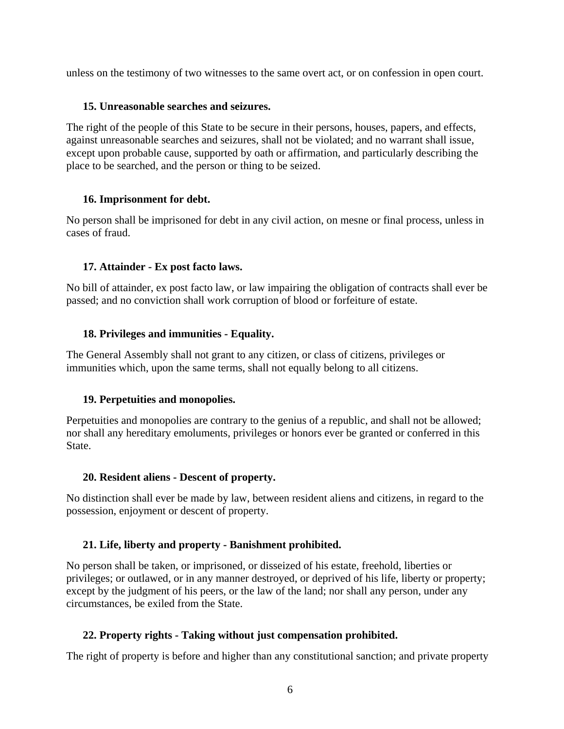unless on the testimony of two witnesses to the same overt act, or on confession in open court.

### 15. Unreasonable searches and seizures.

The right of the people of this State to be secure in their persons, houses, papers, and effects, against unreasonable searches and seizures, shall not be violated; and no warrant shall issue, except upon probable cause, supported by oath or affirmation, and particularly describing the place to be searched, and the person or thing to be seized.

### 16. Imprisonment for debt.

No person shall be imprisoned for debt in any civil action, on mesne or final process, unless in cases of fraud.

### 17. Attainder - Ex post facto laws.

No bill of attainder, ex post facto law, or law impairing the obligation of contracts shall ever be passed; and no conviction shall work corruption of blood or forfeiture of estate.

### 18. Privileges and immunities - Equality.

The General Assembly shall not grant to any citizen, or class of citizens, privileges or immunities which, upon the same terms, shall not equally belong to all citizens.

### 19. Perpetuities and monopolies.

Perpetuities and monopolies are contrary to the genius of a republic, and shall not be allowed; nor shall any hereditary emoluments, privileges or honors ever be granted or conferred in this State.

### 20. Resident aliens - Descent of property.

No distinction shall ever be made by law, between resident aliens and citizens, in regard to the possession, enjoyment or descent of property.

### 21. Life, liberty and property - Banishment prohibited.

No person shall be taken, or imprisoned, or disseized of his estate, freehold, liberties or privileges; or outlawed, or in any manner destroyed, or deprived of his life, liberty or property; except by the judgment of his peers, or the law of the land; nor shall any person, under any circumstances, be exiled from the State.

### 22. Property rights - Taking without just compensation prohibited.

The right of property is before and higher than any constitutional sanction; and private property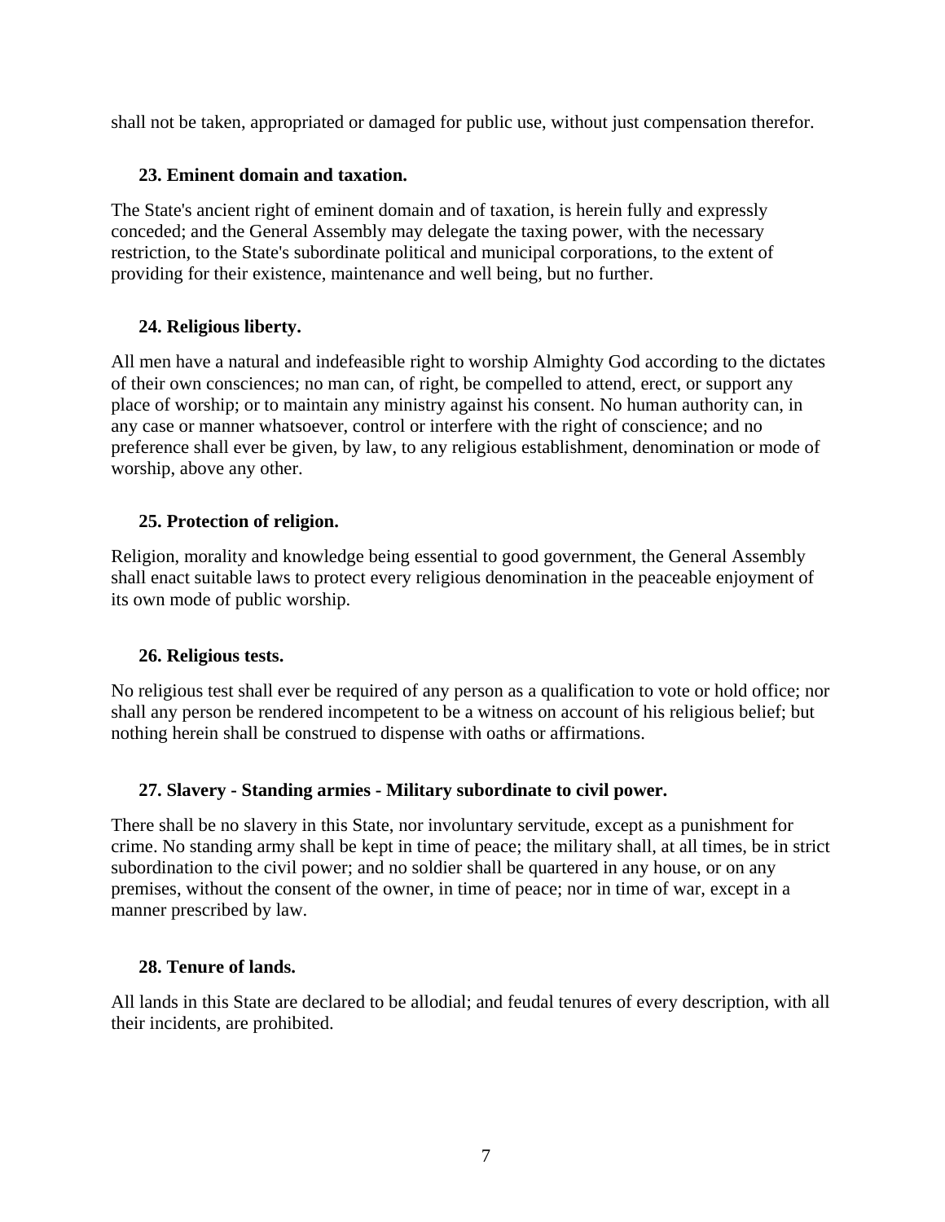shall not be taken, appropriated or damaged for public use, without just compensation therefor.

### 23. Eminent domain and taxation.

The State's ancient right of eminent domain and of taxation, is herein fully and expressly conceded; and the General Assembly may delegate the taxing power, with the necessary restriction, to the State's subordinate political and municipal corporations, to the extent of providing for their existence, maintenance and well being, but no further.

### 24. Religious liberty.

All men have a natural and indefeasible right to worship Almighty God according to the dictates of their own consciences; no man can, of right, be compelled to attend, erect, or support any place of worship; or to maintain any ministry against his consent. No human authority can, in any case or manner whatsoever, control or interfere with the right of conscience; and no preference shall ever be given, by law, to any religious establishment, denomination or mode of worship, above any other.

### 25. Protection of religion.

Religion, morality and knowledge being essential to good government, the General Assembly shall enact suitable laws to protect every religious denomination in the peaceable enjoyment of its own mode of public worship.

### 26. Religious tests.

No religious test shall ever be required of any person as a qualification to vote or hold office; nor shall any person be rendered incompetent to be a witness on account of his religious belief; but nothing herein shall be construed to dispense with oaths or affirmations.

### 27. Slavery - Standing armies - Military subordinate to civil power.

There shall be no slavery in this State, nor involuntary servitude, except as a punishment for crime. No standing army shall be kept in time of peace; the military shall, at all times, be in strict subordination to the civil power; and no soldier shall be quartered in any house, or on any premises, without the consent of the owner, in time of peace; nor in time of war, except in a manner prescribed by law.

### 28. Tenure of lands.

All lands in this State are declared to be allodial; and feudal tenures of every description, with all their incidents, are prohibited.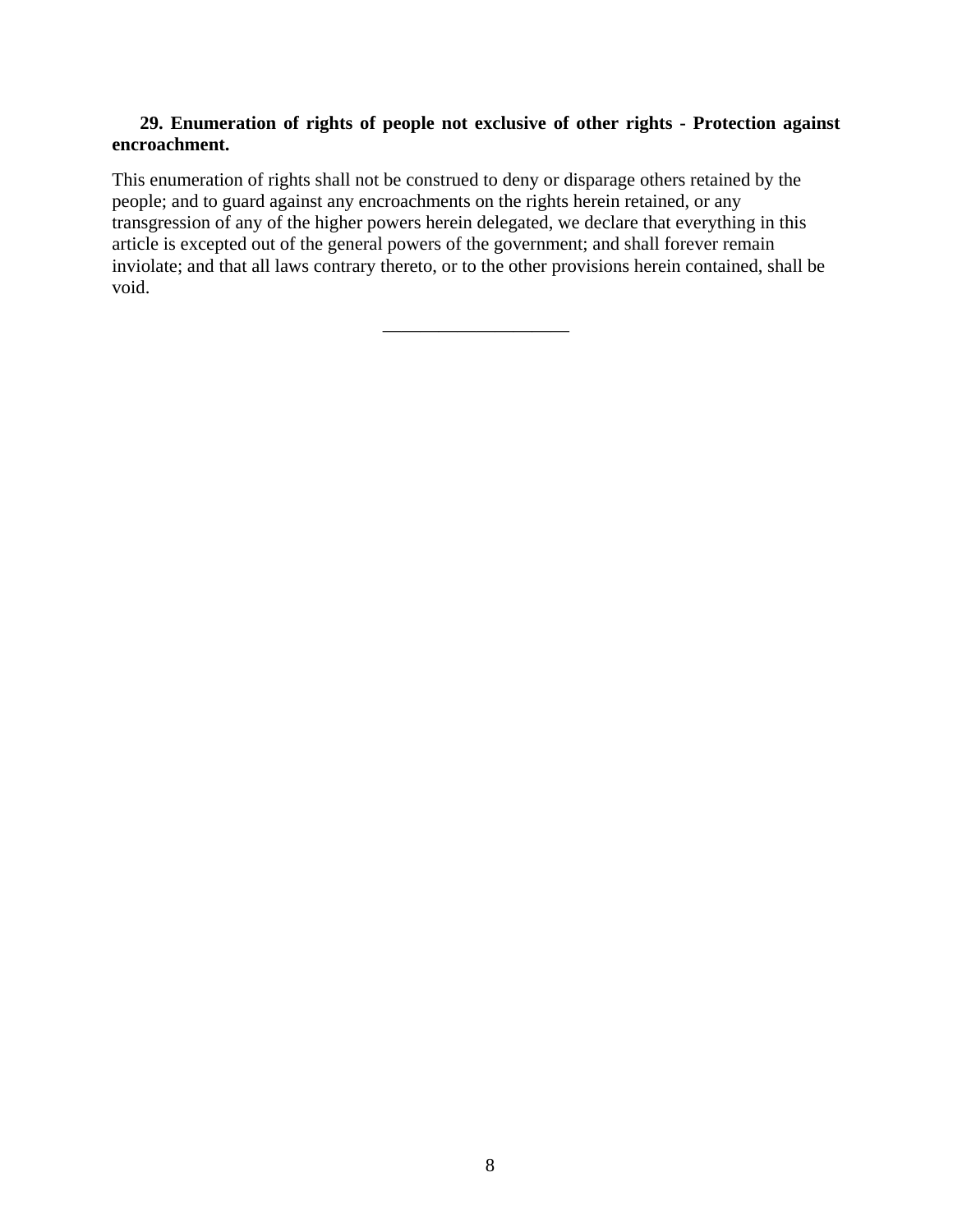**29. Enumeration of rights of people not exclusive of other rights - Protection against encroachment.**

This enumeration of rights shall not be construed to deny or disparage others retained by the people; and to guard against any encroachments on the rights herein retained, or any transgression of any of the higher powers herein delegated, we declare that everything in this article is excepted out of the general powers of the government; and shall forever remain inviolate; and that all laws contrary thereto, or to the other provisions herein contained, shall be void.

---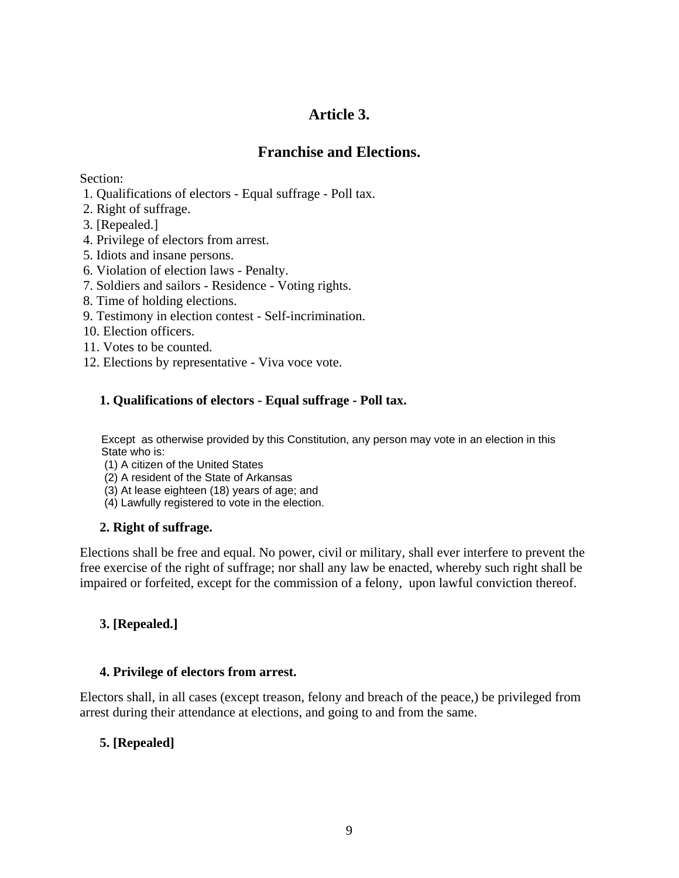# Article 3.

## Franchise and Elections.

Section:

1. Qualifications of electors - Equal suffrage - Poll tax.
2. Right of suffrage.
3. [Repealed.]
4. Privilege of electors from arrest.
5. Idiots and insane persons.
6. Violation of election laws - Penalty.
7. Soldiers and sailors - Residence - Voting rights.
8. Time of holding elections.
9. Testimony in election contest - Self-incrimination.
10. Election officers.
11. Votes to be counted.
12. Elections by representative - Viva voce vote.

### 1. Qualifications of electors - Equal suffrage - Poll tax.

Except as otherwise provided by this Constitution, any person may vote in an election in this State who is:

(1) A citizen of the United States
(2) A resident of the State of Arkansas
(3) At lease eighteen (18) years of age; and
(4) Lawfully registered to vote in the election.

### 2. Right of suffrage.

Elections shall be free and equal. No power, civil or military, shall ever interfere to prevent the free exercise of the right of suffrage; nor shall any law be enacted, whereby such right shall be impaired or forfeited, except for the commission of a felony, upon lawful conviction thereof.

### 3. [Repealed.]

### 4. Privilege of electors from arrest.

Electors shall, in all cases (except treason, felony and breach of the peace,) be privileged from arrest during their attendance at elections, and going to and from the same.

### 5. [Repealed]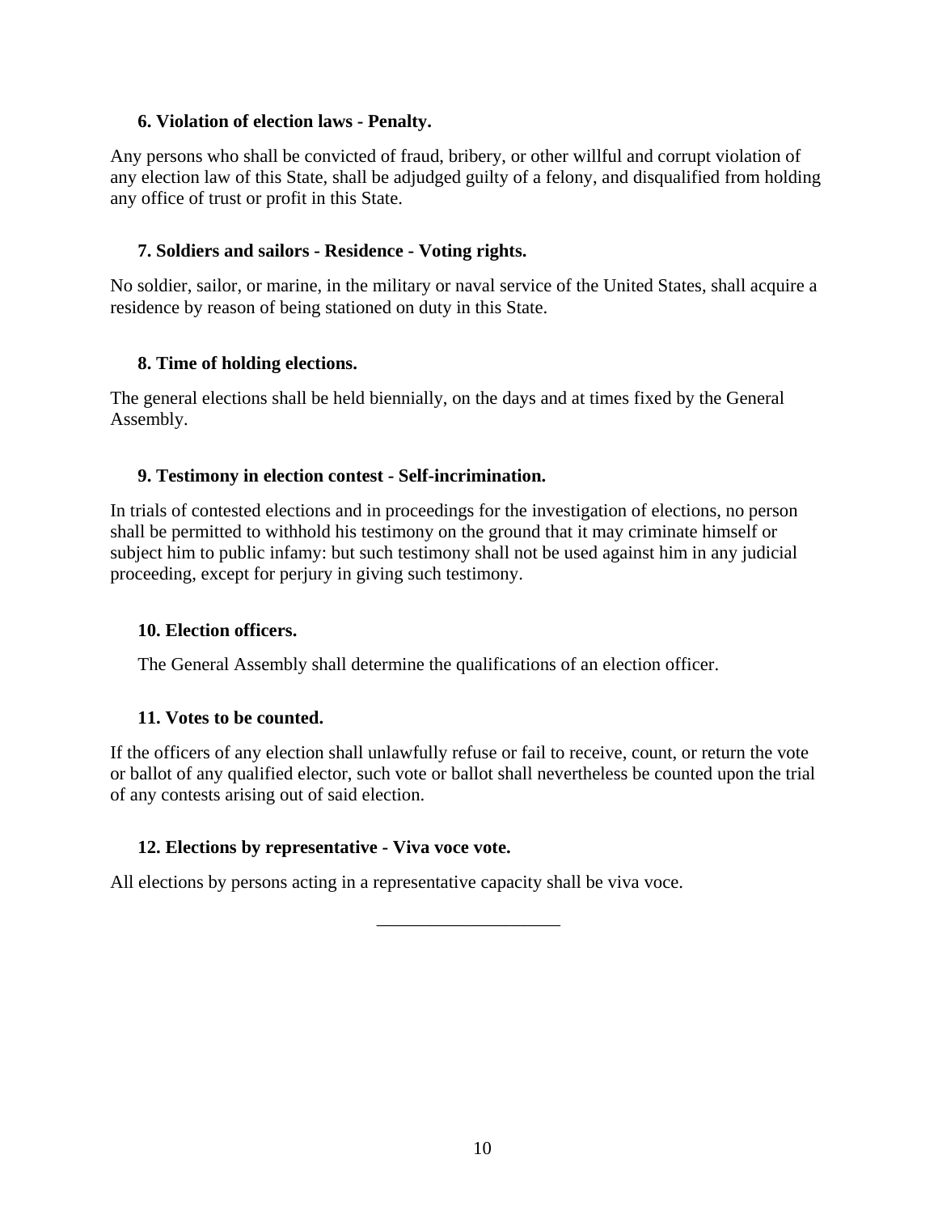### 6. Violation of election laws - Penalty.

Any persons who shall be convicted of fraud, bribery, or other willful and corrupt violation of any election law of this State, shall be adjudged guilty of a felony, and disqualified from holding any office of trust or profit in this State.

### 7. Soldiers and sailors - Residence - Voting rights.

No soldier, sailor, or marine, in the military or naval service of the United States, shall acquire a residence by reason of being stationed on duty in this State.

### 8. Time of holding elections.

The general elections shall be held biennially, on the days and at times fixed by the General Assembly.

### 9. Testimony in election contest - Self-incrimination.

In trials of contested elections and in proceedings for the investigation of elections, no person shall be permitted to withhold his testimony on the ground that it may criminate himself or subject him to public infamy: but such testimony shall not be used against him in any judicial proceeding, except for perjury in giving such testimony.

### 10. Election officers.

The General Assembly shall determine the qualifications of an election officer.

### 11. Votes to be counted.

If the officers of any election shall unlawfully refuse or fail to receive, count, or return the vote or ballot of any qualified elector, such vote or ballot shall nevertheless be counted upon the trial of any contests arising out of said election.

### 12. Elections by representative - Viva voce vote.

All elections by persons acting in a representative capacity shall be viva voce.

---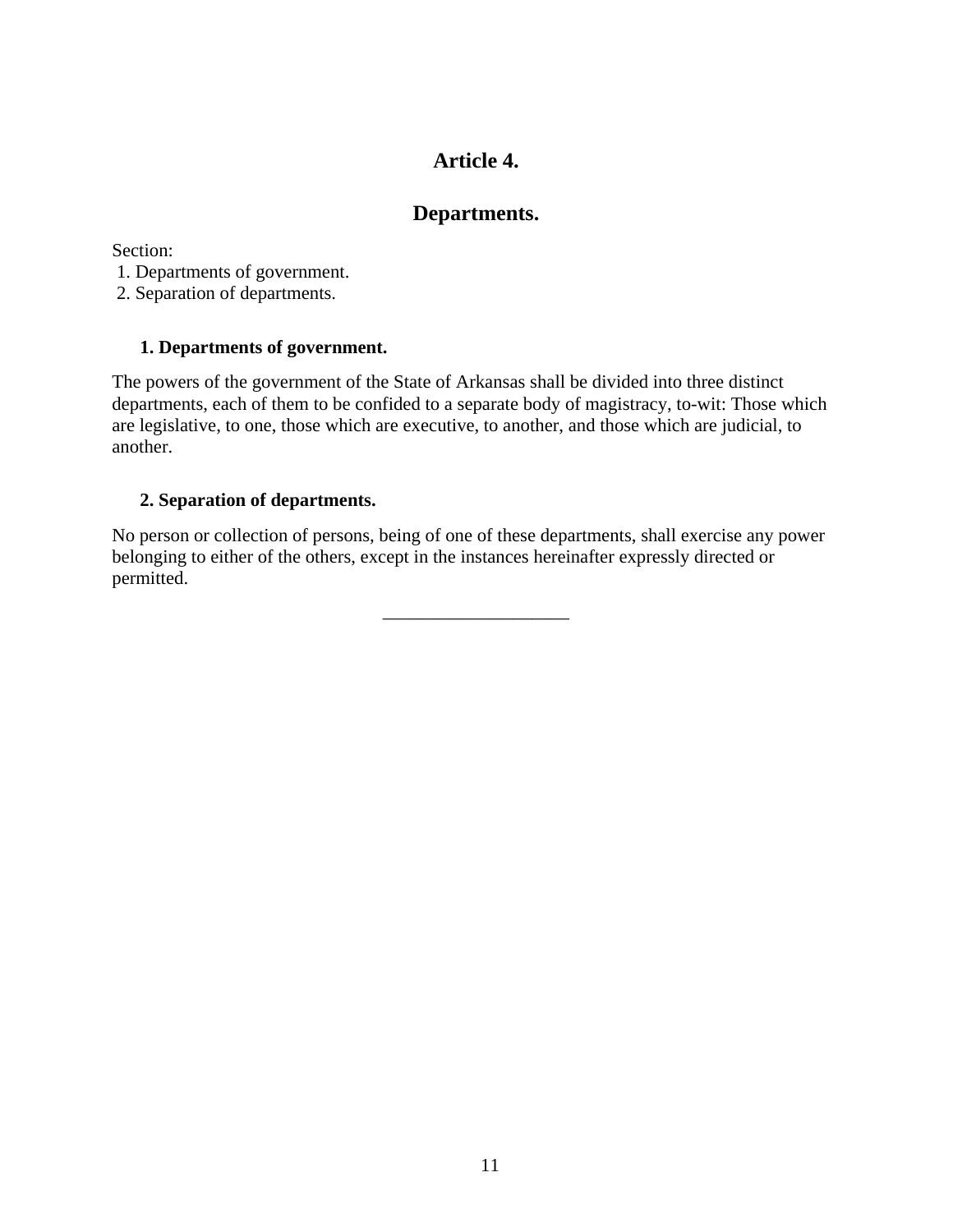# Article 4.

## Departments.

Section:
1. Departments of government.
2. Separation of departments.

### 1. Departments of government.

The powers of the government of the State of Arkansas shall be divided into three distinct departments, each of them to be confided to a separate body of magistracy, to-wit: Those which are legislative, to one, those which are executive, to another, and those which are judicial, to another.

### 2. Separation of departments.

No person or collection of persons, being of one of these departments, shall exercise any power belonging to either of the others, except in the instances hereinafter expressly directed or permitted.

___________________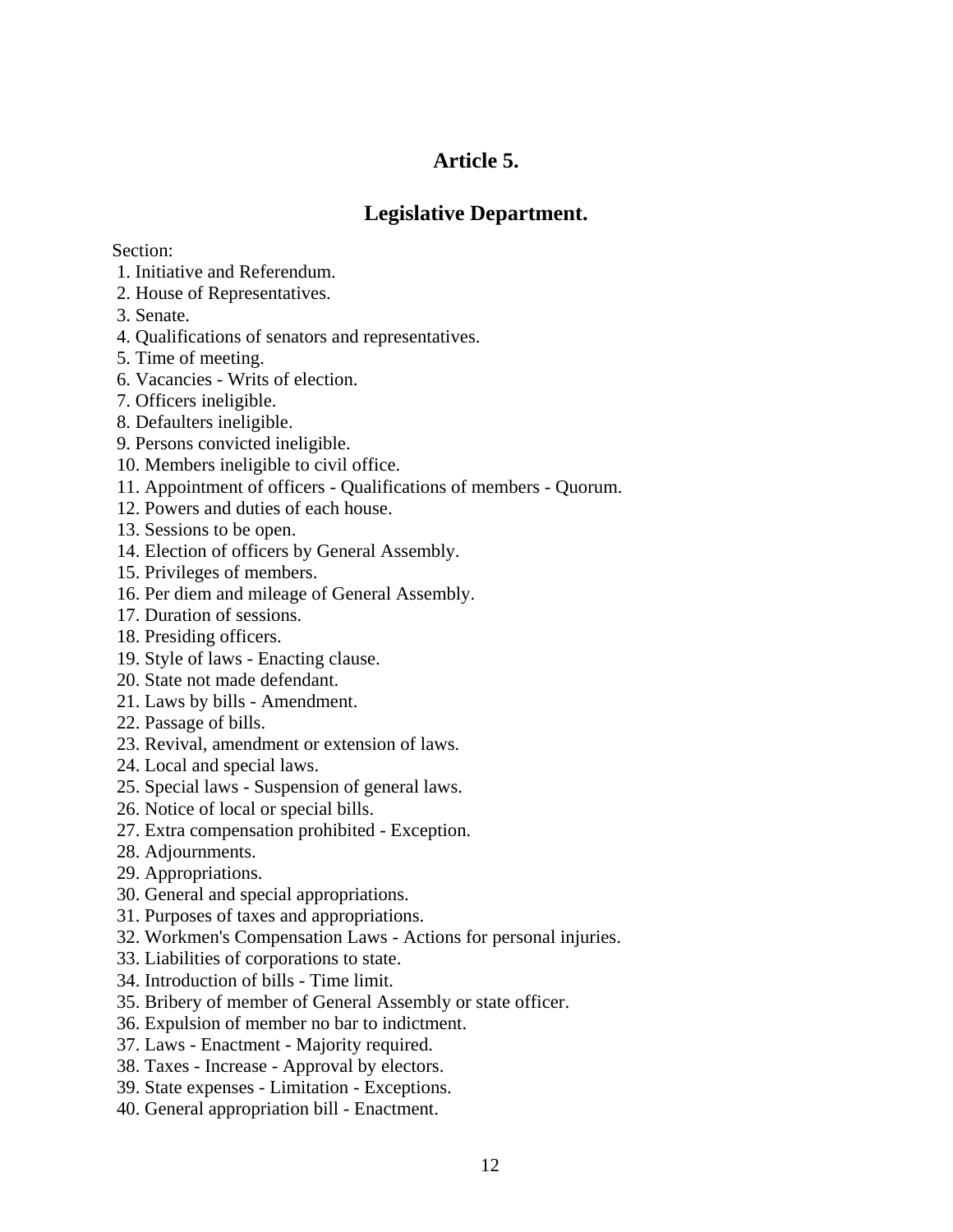## Article 5.

## Legislative Department.

Section:

1. Initiative and Referendum.
2. House of Representatives.
3. Senate.
4. Qualifications of senators and representatives.
5. Time of meeting.
6. Vacancies - Writs of election.
7. Officers ineligible.
8. Defaulters ineligible.
9. Persons convicted ineligible.
10. Members ineligible to civil office.
11. Appointment of officers - Qualifications of members - Quorum.
12. Powers and duties of each house.
13. Sessions to be open.
14. Election of officers by General Assembly.
15. Privileges of members.
16. Per diem and mileage of General Assembly.
17. Duration of sessions.
18. Presiding officers.
19. Style of laws - Enacting clause.
20. State not made defendant.
21. Laws by bills - Amendment.
22. Passage of bills.
23. Revival, amendment or extension of laws.
24. Local and special laws.
25. Special laws - Suspension of general laws.
26. Notice of local or special bills.
27. Extra compensation prohibited - Exception.
28. Adjournments.
29. Appropriations.
30. General and special appropriations.
31. Purposes of taxes and appropriations.
32. Workmen's Compensation Laws - Actions for personal injuries.
33. Liabilities of corporations to state.
34. Introduction of bills - Time limit.
35. Bribery of member of General Assembly or state officer.
36. Expulsion of member no bar to indictment.
37. Laws - Enactment - Majority required.
38. Taxes - Increase - Approval by electors.
39. State expenses - Limitation - Exceptions.
40. General appropriation bill - Enactment.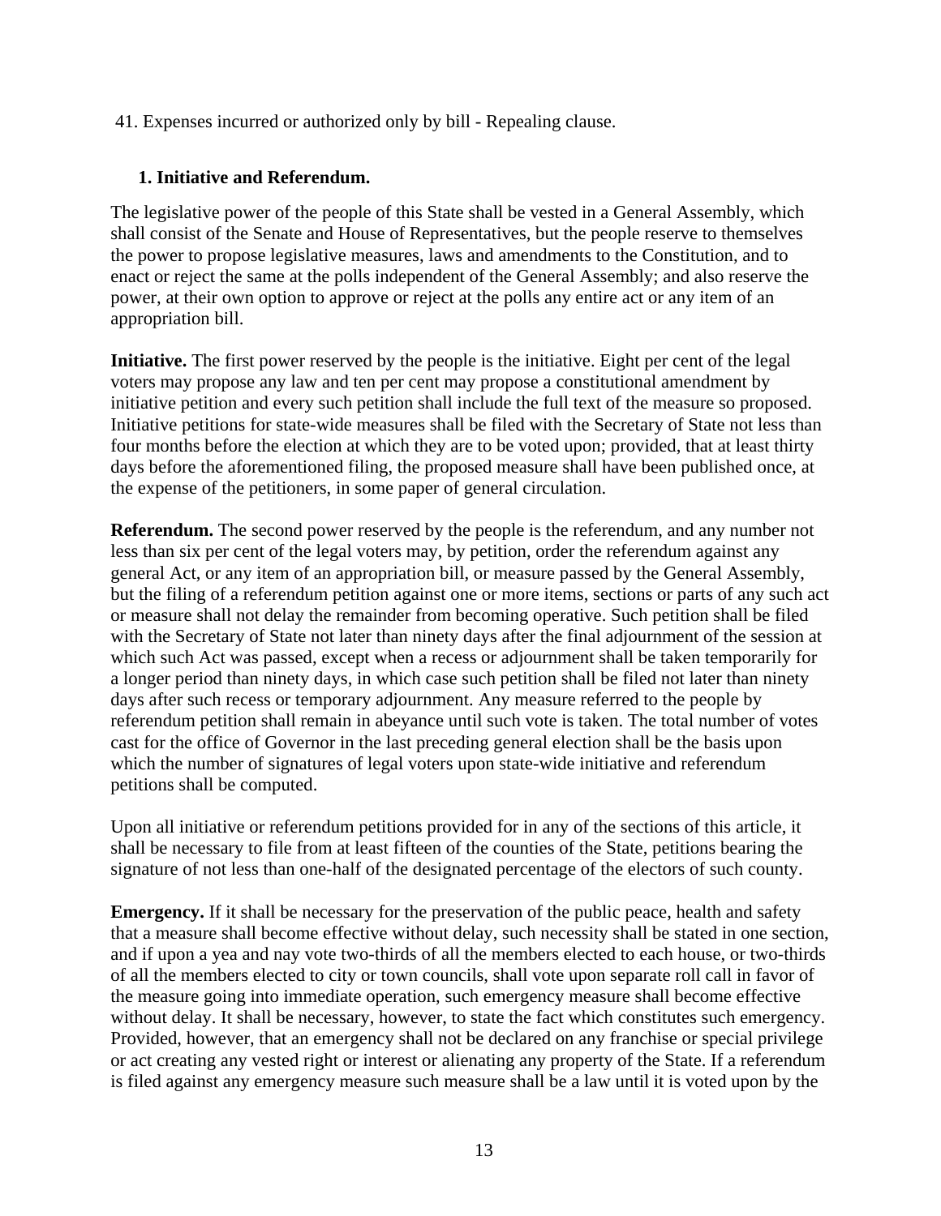41. Expenses incurred or authorized only by bill - Repealing clause.

### 1. Initiative and Referendum.

The legislative power of the people of this State shall be vested in a General Assembly, which shall consist of the Senate and House of Representatives, but the people reserve to themselves the power to propose legislative measures, laws and amendments to the Constitution, and to enact or reject the same at the polls independent of the General Assembly; and also reserve the power, at their own option to approve or reject at the polls any entire act or any item of an appropriation bill.

**Initiative.** The first power reserved by the people is the initiative. Eight per cent of the legal voters may propose any law and ten per cent may propose a constitutional amendment by initiative petition and every such petition shall include the full text of the measure so proposed. Initiative petitions for state-wide measures shall be filed with the Secretary of State not less than four months before the election at which they are to be voted upon; provided, that at least thirty days before the aforementioned filing, the proposed measure shall have been published once, at the expense of the petitioners, in some paper of general circulation.

**Referendum.** The second power reserved by the people is the referendum, and any number not less than six per cent of the legal voters may, by petition, order the referendum against any general Act, or any item of an appropriation bill, or measure passed by the General Assembly, but the filing of a referendum petition against one or more items, sections or parts of any such act or measure shall not delay the remainder from becoming operative. Such petition shall be filed with the Secretary of State not later than ninety days after the final adjournment of the session at which such Act was passed, except when a recess or adjournment shall be taken temporarily for a longer period than ninety days, in which case such petition shall be filed not later than ninety days after such recess or temporary adjournment. Any measure referred to the people by referendum petition shall remain in abeyance until such vote is taken. The total number of votes cast for the office of Governor in the last preceding general election shall be the basis upon which the number of signatures of legal voters upon state-wide initiative and referendum petitions shall be computed.

Upon all initiative or referendum petitions provided for in any of the sections of this article, it shall be necessary to file from at least fifteen of the counties of the State, petitions bearing the signature of not less than one-half of the designated percentage of the electors of such county.

**Emergency.** If it shall be necessary for the preservation of the public peace, health and safety that a measure shall become effective without delay, such necessity shall be stated in one section, and if upon a yea and nay vote two-thirds of all the members elected to each house, or two-thirds of all the members elected to city or town councils, shall vote upon separate roll call in favor of the measure going into immediate operation, such emergency measure shall become effective without delay. It shall be necessary, however, to state the fact which constitutes such emergency. Provided, however, that an emergency shall not be declared on any franchise or special privilege or act creating any vested right or interest or alienating any property of the State. If a referendum is filed against any emergency measure such measure shall be a law until it is voted upon by the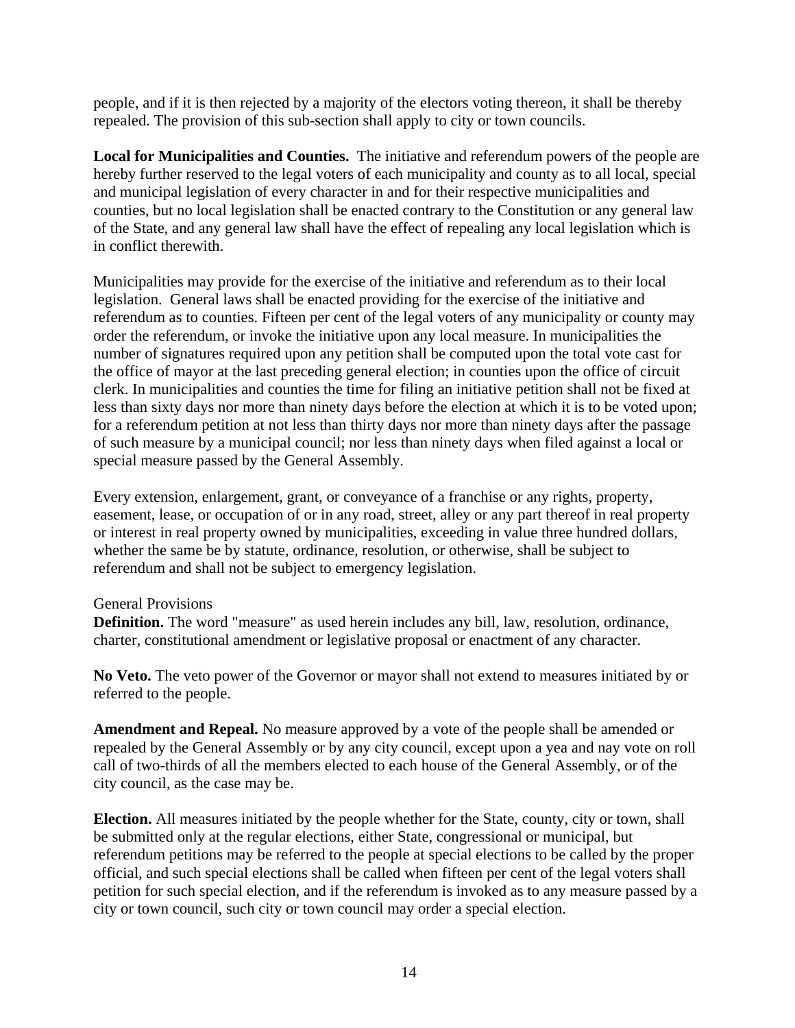people, and if it is then rejected by a majority of the electors voting thereon, it shall be thereby repealed. The provision of this sub-section shall apply to city or town councils.

**Local for Municipalities and Counties.** The initiative and referendum powers of the people are hereby further reserved to the legal voters of each municipality and county as to all local, special and municipal legislation of every character in and for their respective municipalities and counties, but no local legislation shall be enacted contrary to the Constitution or any general law of the State, and any general law shall have the effect of repealing any local legislation which is in conflict therewith.

Municipalities may provide for the exercise of the initiative and referendum as to their local legislation. General laws shall be enacted providing for the exercise of the initiative and referendum as to counties. Fifteen per cent of the legal voters of any municipality or county may order the referendum, or invoke the initiative upon any local measure. In municipalities the number of signatures required upon any petition shall be computed upon the total vote cast for the office of mayor at the last preceding general election; in counties upon the office of circuit clerk. In municipalities and counties the time for filing an initiative petition shall not be fixed at less than sixty days nor more than ninety days before the election at which it is to be voted upon; for a referendum petition at not less than thirty days nor more than ninety days after the passage of such measure by a municipal council; nor less than ninety days when filed against a local or special measure passed by the General Assembly.

Every extension, enlargement, grant, or conveyance of a franchise or any rights, property, easement, lease, or occupation of or in any road, street, alley or any part thereof in real property or interest in real property owned by municipalities, exceeding in value three hundred dollars, whether the same be by statute, ordinance, resolution, or otherwise, shall be subject to referendum and shall not be subject to emergency legislation.

General Provisions

**Definition.** The word "measure" as used herein includes any bill, law, resolution, ordinance, charter, constitutional amendment or legislative proposal or enactment of any character.

**No Veto.** The veto power of the Governor or mayor shall not extend to measures initiated by or referred to the people.

**Amendment and Repeal.** No measure approved by a vote of the people shall be amended or repealed by the General Assembly or by any city council, except upon a yea and nay vote on roll call of two-thirds of all the members elected to each house of the General Assembly, or of the city council, as the case may be.

**Election.** All measures initiated by the people whether for the State, county, city or town, shall be submitted only at the regular elections, either State, congressional or municipal, but referendum petitions may be referred to the people at special elections to be called by the proper official, and such special elections shall be called when fifteen per cent of the legal voters shall petition for such special election, and if the referendum is invoked as to any measure passed by a city or town council, such city or town council may order a special election.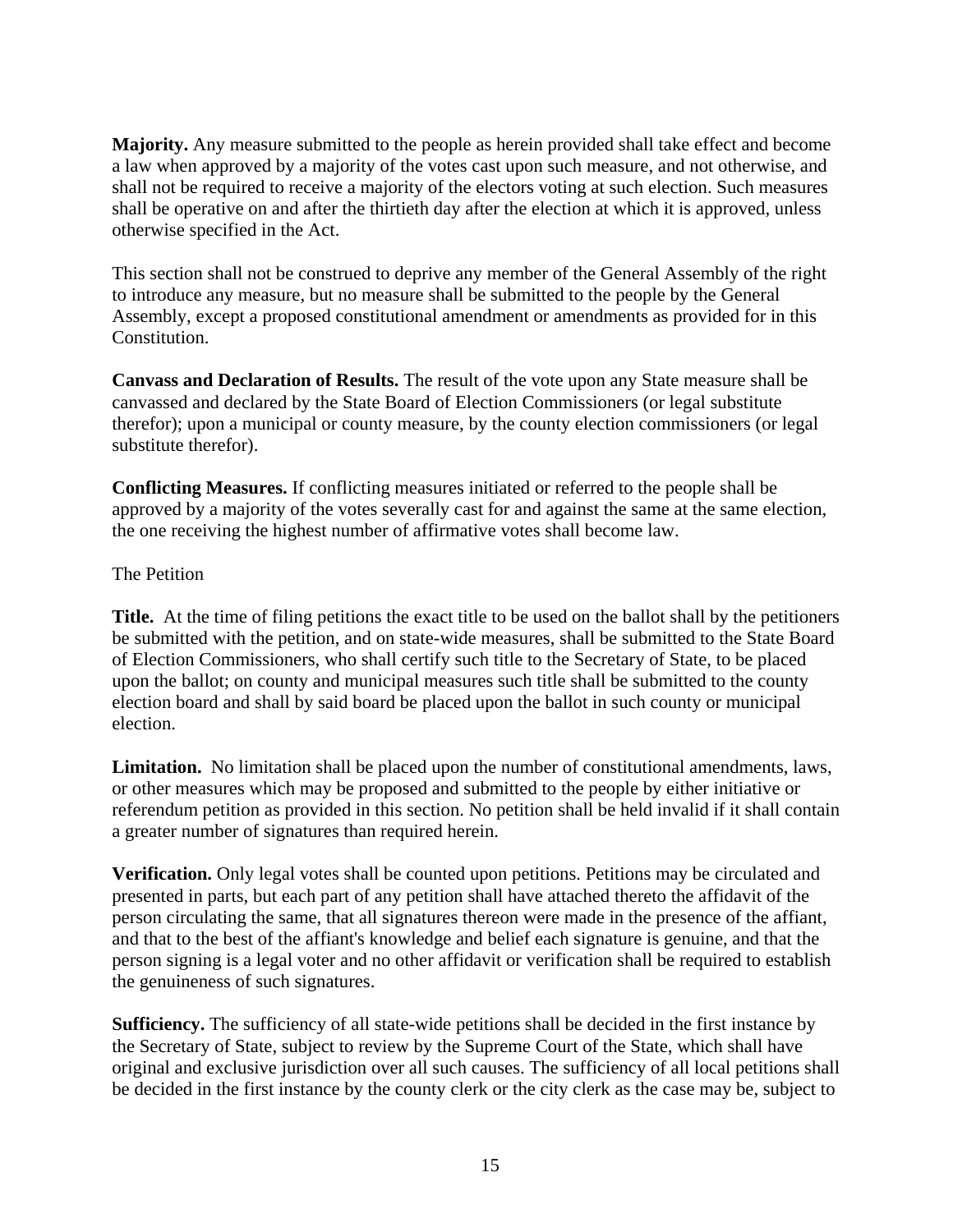**Majority.** Any measure submitted to the people as herein provided shall take effect and become a law when approved by a majority of the votes cast upon such measure, and not otherwise, and shall not be required to receive a majority of the electors voting at such election. Such measures shall be operative on and after the thirtieth day after the election at which it is approved, unless otherwise specified in the Act.

This section shall not be construed to deprive any member of the General Assembly of the right to introduce any measure, but no measure shall be submitted to the people by the General Assembly, except a proposed constitutional amendment or amendments as provided for in this Constitution.

**Canvass and Declaration of Results.** The result of the vote upon any State measure shall be canvassed and declared by the State Board of Election Commissioners (or legal substitute therefor); upon a municipal or county measure, by the county election commissioners (or legal substitute therefor).

**Conflicting Measures.** If conflicting measures initiated or referred to the people shall be approved by a majority of the votes severally cast for and against the same at the same election, the one receiving the highest number of affirmative votes shall become law.

The Petition

**Title.** At the time of filing petitions the exact title to be used on the ballot shall by the petitioners be submitted with the petition, and on state-wide measures, shall be submitted to the State Board of Election Commissioners, who shall certify such title to the Secretary of State, to be placed upon the ballot; on county and municipal measures such title shall be submitted to the county election board and shall by said board be placed upon the ballot in such county or municipal election.

**Limitation.** No limitation shall be placed upon the number of constitutional amendments, laws, or other measures which may be proposed and submitted to the people by either initiative or referendum petition as provided in this section. No petition shall be held invalid if it shall contain a greater number of signatures than required herein.

**Verification.** Only legal votes shall be counted upon petitions. Petitions may be circulated and presented in parts, but each part of any petition shall have attached thereto the affidavit of the person circulating the same, that all signatures thereon were made in the presence of the affiant, and that to the best of the affiant's knowledge and belief each signature is genuine, and that the person signing is a legal voter and no other affidavit or verification shall be required to establish the genuineness of such signatures.

**Sufficiency.** The sufficiency of all state-wide petitions shall be decided in the first instance by the Secretary of State, subject to review by the Supreme Court of the State, which shall have original and exclusive jurisdiction over all such causes. The sufficiency of all local petitions shall be decided in the first instance by the county clerk or the city clerk as the case may be, subject to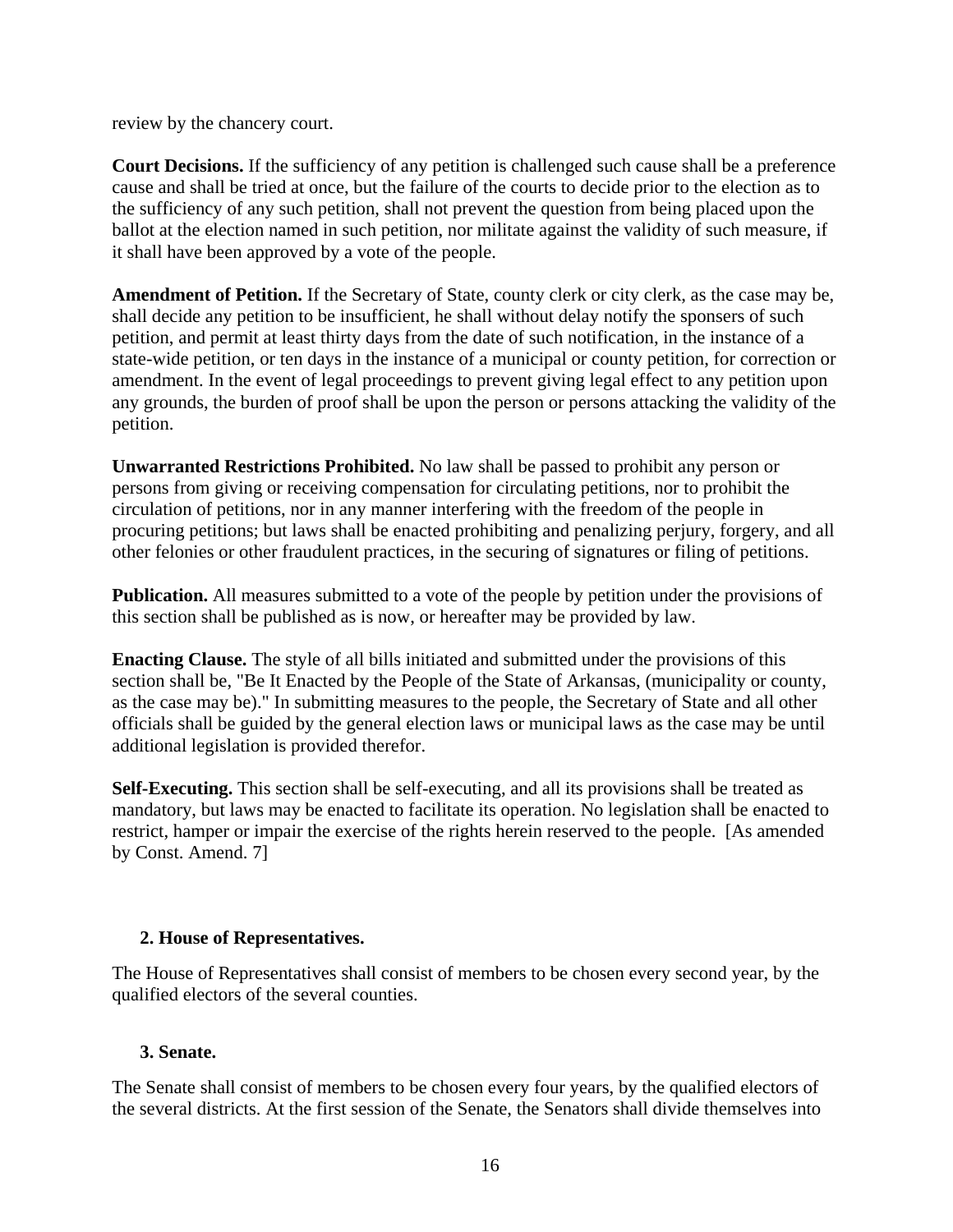review by the chancery court.

**Court Decisions.** If the sufficiency of any petition is challenged such cause shall be a preference cause and shall be tried at once, but the failure of the courts to decide prior to the election as to the sufficiency of any such petition, shall not prevent the question from being placed upon the ballot at the election named in such petition, nor militate against the validity of such measure, if it shall have been approved by a vote of the people.

**Amendment of Petition.** If the Secretary of State, county clerk or city clerk, as the case may be, shall decide any petition to be insufficient, he shall without delay notify the sponsers of such petition, and permit at least thirty days from the date of such notification, in the instance of a state-wide petition, or ten days in the instance of a municipal or county petition, for correction or amendment. In the event of legal proceedings to prevent giving legal effect to any petition upon any grounds, the burden of proof shall be upon the person or persons attacking the validity of the petition.

**Unwarranted Restrictions Prohibited.** No law shall be passed to prohibit any person or persons from giving or receiving compensation for circulating petitions, nor to prohibit the circulation of petitions, nor in any manner interfering with the freedom of the people in procuring petitions; but laws shall be enacted prohibiting and penalizing perjury, forgery, and all other felonies or other fraudulent practices, in the securing of signatures or filing of petitions.

**Publication.** All measures submitted to a vote of the people by petition under the provisions of this section shall be published as is now, or hereafter may be provided by law.

**Enacting Clause.** The style of all bills initiated and submitted under the provisions of this section shall be, "Be It Enacted by the People of the State of Arkansas, (municipality or county, as the case may be)." In submitting measures to the people, the Secretary of State and all other officials shall be guided by the general election laws or municipal laws as the case may be until additional legislation is provided therefor.

**Self-Executing.** This section shall be self-executing, and all its provisions shall be treated as mandatory, but laws may be enacted to facilitate its operation. No legislation shall be enacted to restrict, hamper or impair the exercise of the rights herein reserved to the people. [As amended by Const. Amend. 7]

### 2. House of Representatives.

The House of Representatives shall consist of members to be chosen every second year, by the qualified electors of the several counties.

### 3. Senate.

The Senate shall consist of members to be chosen every four years, by the qualified electors of the several districts. At the first session of the Senate, the Senators shall divide themselves into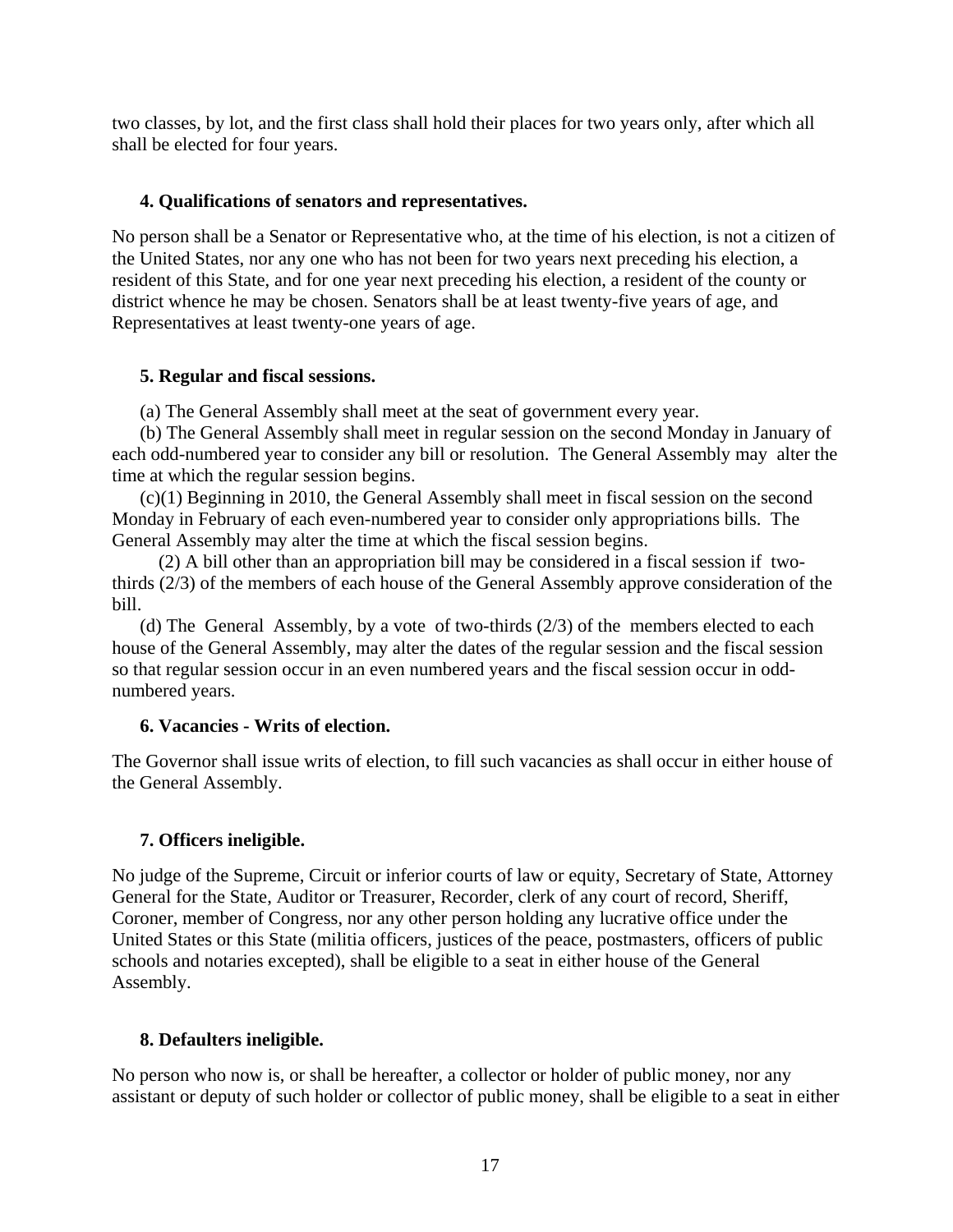two classes, by lot, and the first class shall hold their places for two years only, after which all shall be elected for four years.

### 4. Qualifications of senators and representatives.

No person shall be a Senator or Representative who, at the time of his election, is not a citizen of the United States, nor any one who has not been for two years next preceding his election, a resident of this State, and for one year next preceding his election, a resident of the county or district whence he may be chosen. Senators shall be at least twenty-five years of age, and Representatives at least twenty-one years of age.

### 5. Regular and fiscal sessions.

(a) The General Assembly shall meet at the seat of government every year.

(b) The General Assembly shall meet in regular session on the second Monday in January of each odd-numbered year to consider any bill or resolution. The General Assembly may alter the time at which the regular session begins.

(c)(1) Beginning in 2010, the General Assembly shall meet in fiscal session on the second Monday in February of each even-numbered year to consider only appropriations bills. The General Assembly may alter the time at which the fiscal session begins.

(2) A bill other than an appropriation bill may be considered in a fiscal session if two-thirds (2/3) of the members of each house of the General Assembly approve consideration of the bill.

(d) The General Assembly, by a vote of two-thirds (2/3) of the members elected to each house of the General Assembly, may alter the dates of the regular session and the fiscal session so that regular session occur in an even numbered years and the fiscal session occur in odd-numbered years.

### 6. Vacancies - Writs of election.

The Governor shall issue writs of election, to fill such vacancies as shall occur in either house of the General Assembly.

### 7. Officers ineligible.

No judge of the Supreme, Circuit or inferior courts of law or equity, Secretary of State, Attorney General for the State, Auditor or Treasurer, Recorder, clerk of any court of record, Sheriff, Coroner, member of Congress, nor any other person holding any lucrative office under the United States or this State (militia officers, justices of the peace, postmasters, officers of public schools and notaries excepted), shall be eligible to a seat in either house of the General Assembly.

### 8. Defaulters ineligible.

No person who now is, or shall be hereafter, a collector or holder of public money, nor any assistant or deputy of such holder or collector of public money, shall be eligible to a seat in either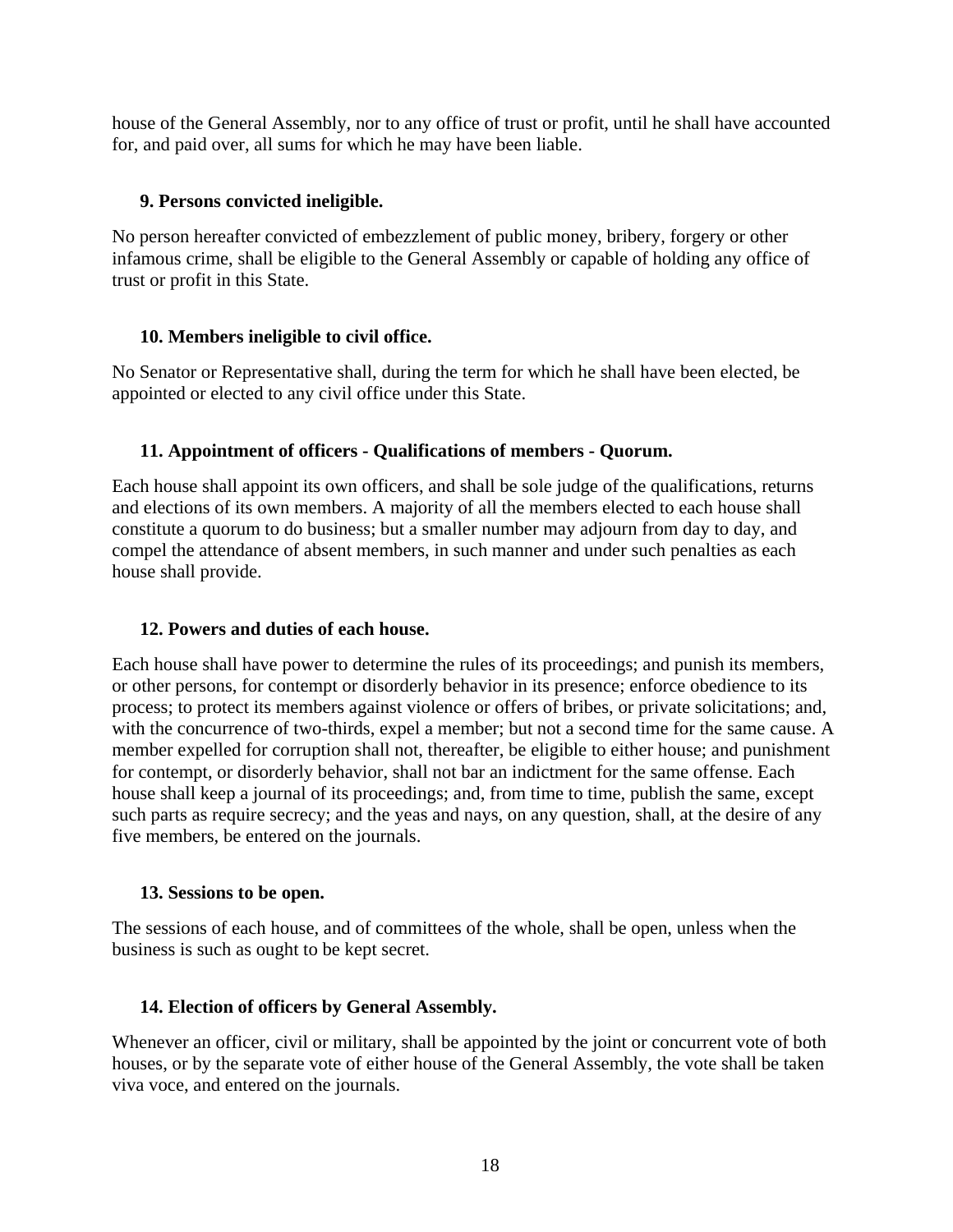house of the General Assembly, nor to any office of trust or profit, until he shall have accounted for, and paid over, all sums for which he may have been liable.

### 9. Persons convicted ineligible.

No person hereafter convicted of embezzlement of public money, bribery, forgery or other infamous crime, shall be eligible to the General Assembly or capable of holding any office of trust or profit in this State.

### 10. Members ineligible to civil office.

No Senator or Representative shall, during the term for which he shall have been elected, be appointed or elected to any civil office under this State.

### 11. Appointment of officers - Qualifications of members - Quorum.

Each house shall appoint its own officers, and shall be sole judge of the qualifications, returns and elections of its own members. A majority of all the members elected to each house shall constitute a quorum to do business; but a smaller number may adjourn from day to day, and compel the attendance of absent members, in such manner and under such penalties as each house shall provide.

### 12. Powers and duties of each house.

Each house shall have power to determine the rules of its proceedings; and punish its members, or other persons, for contempt or disorderly behavior in its presence; enforce obedience to its process; to protect its members against violence or offers of bribes, or private solicitations; and, with the concurrence of two-thirds, expel a member; but not a second time for the same cause. A member expelled for corruption shall not, thereafter, be eligible to either house; and punishment for contempt, or disorderly behavior, shall not bar an indictment for the same offense. Each house shall keep a journal of its proceedings; and, from time to time, publish the same, except such parts as require secrecy; and the yeas and nays, on any question, shall, at the desire of any five members, be entered on the journals.

### 13. Sessions to be open.

The sessions of each house, and of committees of the whole, shall be open, unless when the business is such as ought to be kept secret.

### 14. Election of officers by General Assembly.

Whenever an officer, civil or military, shall be appointed by the joint or concurrent vote of both houses, or by the separate vote of either house of the General Assembly, the vote shall be taken viva voce, and entered on the journals.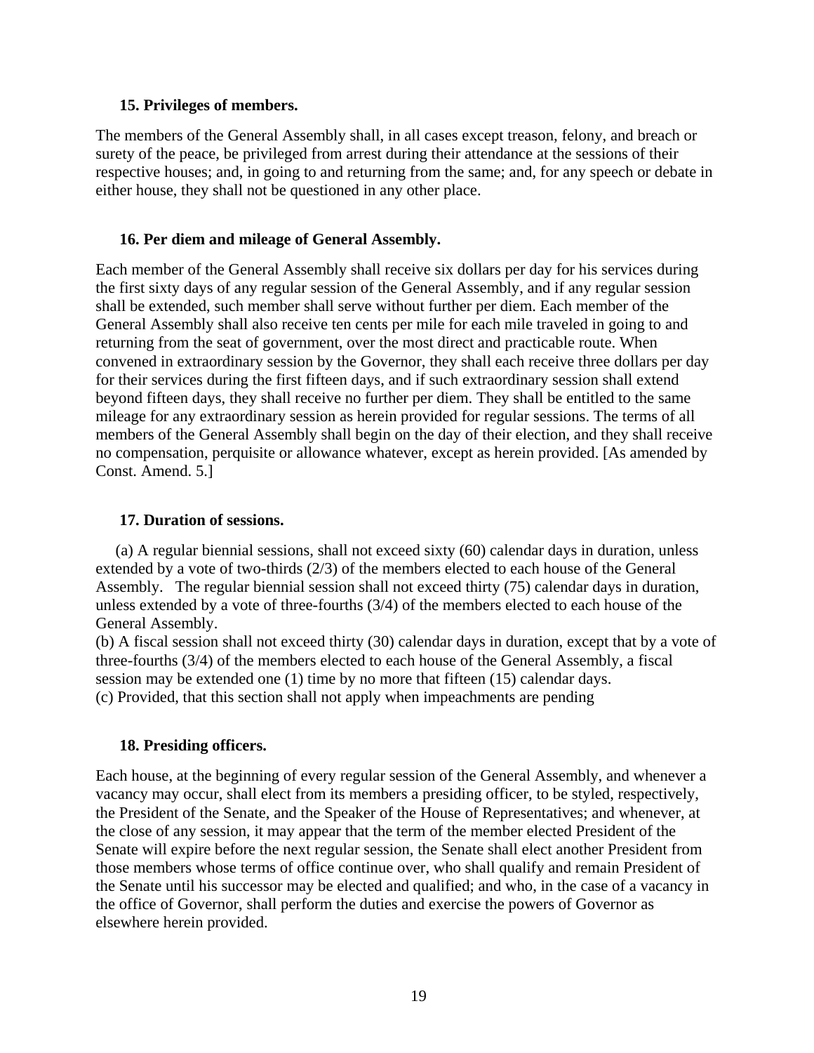### 15. Privileges of members.

The members of the General Assembly shall, in all cases except treason, felony, and breach or surety of the peace, be privileged from arrest during their attendance at the sessions of their respective houses; and, in going to and returning from the same; and, for any speech or debate in either house, they shall not be questioned in any other place.

### 16. Per diem and mileage of General Assembly.

Each member of the General Assembly shall receive six dollars per day for his services during the first sixty days of any regular session of the General Assembly, and if any regular session shall be extended, such member shall serve without further per diem. Each member of the General Assembly shall also receive ten cents per mile for each mile traveled in going to and returning from the seat of government, over the most direct and practicable route. When convened in extraordinary session by the Governor, they shall each receive three dollars per day for their services during the first fifteen days, and if such extraordinary session shall extend beyond fifteen days, they shall receive no further per diem. They shall be entitled to the same mileage for any extraordinary session as herein provided for regular sessions. The terms of all members of the General Assembly shall begin on the day of their election, and they shall receive no compensation, perquisite or allowance whatever, except as herein provided. [As amended by Const. Amend. 5.]

### 17. Duration of sessions.

(a) A regular biennial sessions, shall not exceed sixty (60) calendar days in duration, unless extended by a vote of two-thirds (2/3) of the members elected to each house of the General Assembly. The regular biennial session shall not exceed thirty (75) calendar days in duration, unless extended by a vote of three-fourths (3/4) of the members elected to each house of the General Assembly.
(b) A fiscal session shall not exceed thirty (30) calendar days in duration, except that by a vote of three-fourths (3/4) of the members elected to each house of the General Assembly, a fiscal session may be extended one (1) time by no more that fifteen (15) calendar days.
(c) Provided, that this section shall not apply when impeachments are pending

### 18. Presiding officers.

Each house, at the beginning of every regular session of the General Assembly, and whenever a vacancy may occur, shall elect from its members a presiding officer, to be styled, respectively, the President of the Senate, and the Speaker of the House of Representatives; and whenever, at the close of any session, it may appear that the term of the member elected President of the Senate will expire before the next regular session, the Senate shall elect another President from those members whose terms of office continue over, who shall qualify and remain President of the Senate until his successor may be elected and qualified; and who, in the case of a vacancy in the office of Governor, shall perform the duties and exercise the powers of Governor as elsewhere herein provided.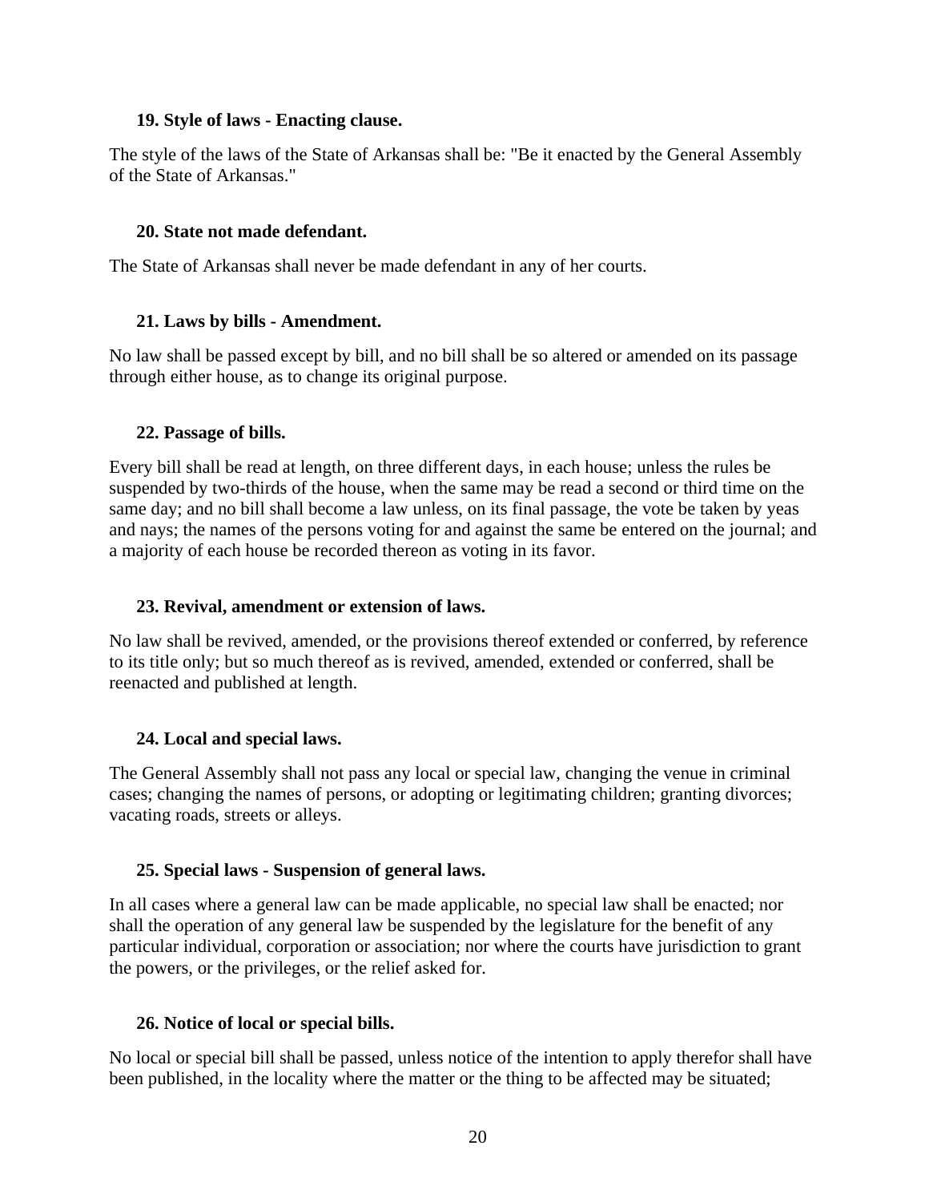### 19. Style of laws - Enacting clause.

The style of the laws of the State of Arkansas shall be: "Be it enacted by the General Assembly of the State of Arkansas."

### 20. State not made defendant.

The State of Arkansas shall never be made defendant in any of her courts.

### 21. Laws by bills - Amendment.

No law shall be passed except by bill, and no bill shall be so altered or amended on its passage through either house, as to change its original purpose.

### 22. Passage of bills.

Every bill shall be read at length, on three different days, in each house; unless the rules be suspended by two-thirds of the house, when the same may be read a second or third time on the same day; and no bill shall become a law unless, on its final passage, the vote be taken by yeas and nays; the names of the persons voting for and against the same be entered on the journal; and a majority of each house be recorded thereon as voting in its favor.

### 23. Revival, amendment or extension of laws.

No law shall be revived, amended, or the provisions thereof extended or conferred, by reference to its title only; but so much thereof as is revived, amended, extended or conferred, shall be reenacted and published at length.

### 24. Local and special laws.

The General Assembly shall not pass any local or special law, changing the venue in criminal cases; changing the names of persons, or adopting or legitimating children; granting divorces; vacating roads, streets or alleys.

### 25. Special laws - Suspension of general laws.

In all cases where a general law can be made applicable, no special law shall be enacted; nor shall the operation of any general law be suspended by the legislature for the benefit of any particular individual, corporation or association; nor where the courts have jurisdiction to grant the powers, or the privileges, or the relief asked for.

### 26. Notice of local or special bills.

No local or special bill shall be passed, unless notice of the intention to apply therefor shall have been published, in the locality where the matter or the thing to be affected may be situated;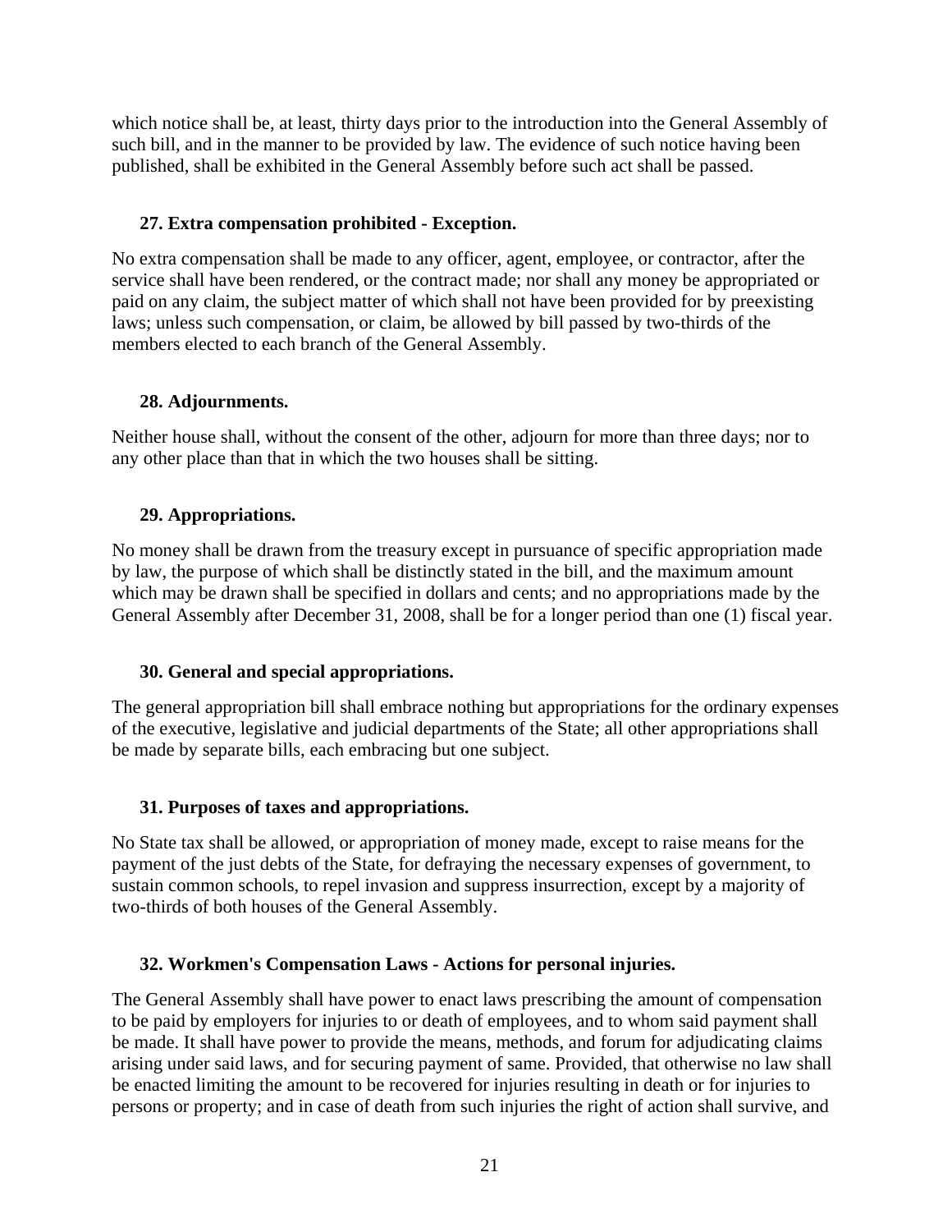which notice shall be, at least, thirty days prior to the introduction into the General Assembly of such bill, and in the manner to be provided by law. The evidence of such notice having been published, shall be exhibited in the General Assembly before such act shall be passed.

### 27. Extra compensation prohibited - Exception.

No extra compensation shall be made to any officer, agent, employee, or contractor, after the service shall have been rendered, or the contract made; nor shall any money be appropriated or paid on any claim, the subject matter of which shall not have been provided for by preexisting laws; unless such compensation, or claim, be allowed by bill passed by two-thirds of the members elected to each branch of the General Assembly.

### 28. Adjournments.

Neither house shall, without the consent of the other, adjourn for more than three days; nor to any other place than that in which the two houses shall be sitting.

### 29. Appropriations.

No money shall be drawn from the treasury except in pursuance of specific appropriation made by law, the purpose of which shall be distinctly stated in the bill, and the maximum amount which may be drawn shall be specified in dollars and cents; and no appropriations made by the General Assembly after December 31, 2008, shall be for a longer period than one (1) fiscal year.

### 30. General and special appropriations.

The general appropriation bill shall embrace nothing but appropriations for the ordinary expenses of the executive, legislative and judicial departments of the State; all other appropriations shall be made by separate bills, each embracing but one subject.

### 31. Purposes of taxes and appropriations.

No State tax shall be allowed, or appropriation of money made, except to raise means for the payment of the just debts of the State, for defraying the necessary expenses of government, to sustain common schools, to repel invasion and suppress insurrection, except by a majority of two-thirds of both houses of the General Assembly.

### 32. Workmen's Compensation Laws - Actions for personal injuries.

The General Assembly shall have power to enact laws prescribing the amount of compensation to be paid by employers for injuries to or death of employees, and to whom said payment shall be made. It shall have power to provide the means, methods, and forum for adjudicating claims arising under said laws, and for securing payment of same. Provided, that otherwise no law shall be enacted limiting the amount to be recovered for injuries resulting in death or for injuries to persons or property; and in case of death from such injuries the right of action shall survive, and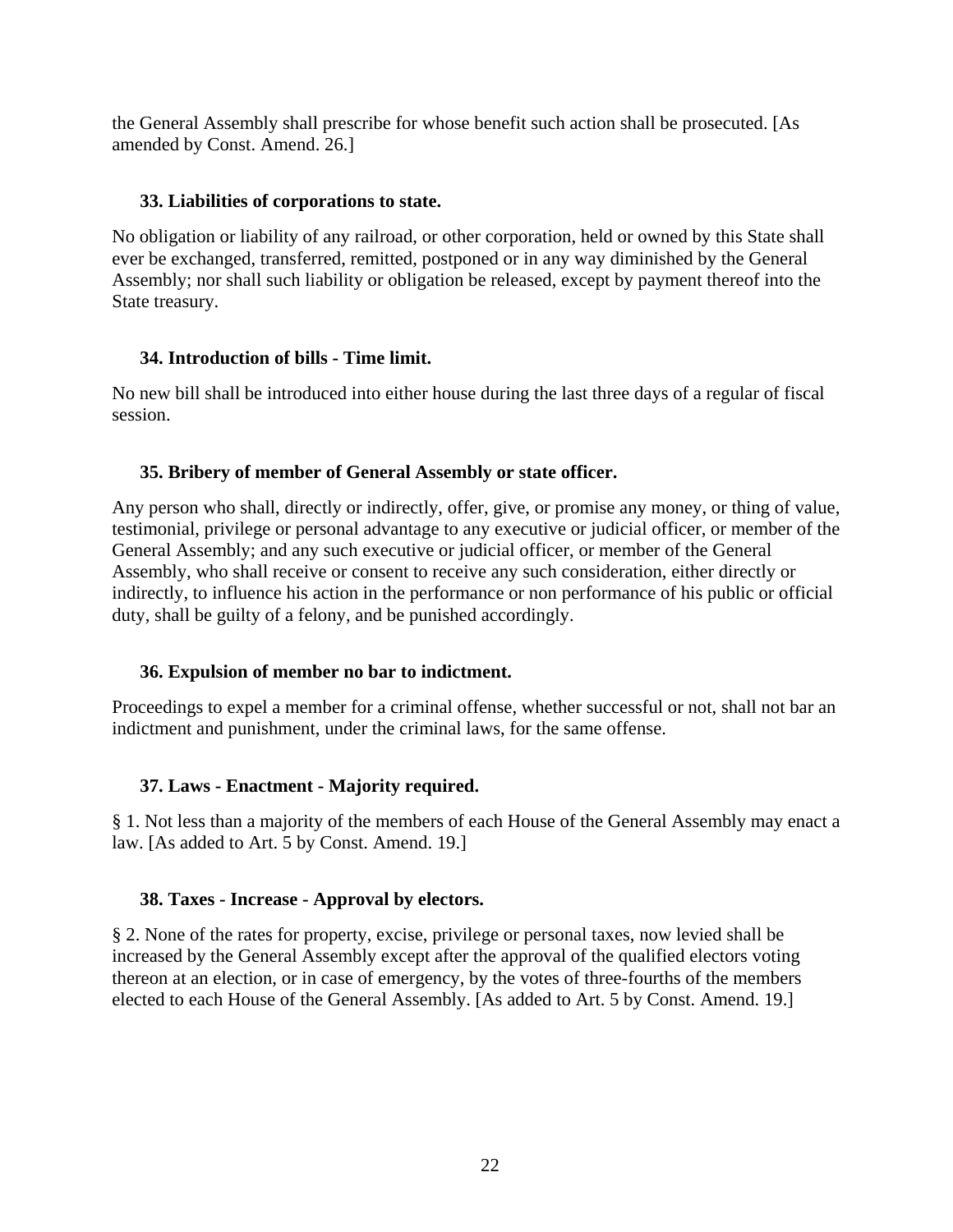the General Assembly shall prescribe for whose benefit such action shall be prosecuted. [As amended by Const. Amend. 26.]

### 33. Liabilities of corporations to state.

No obligation or liability of any railroad, or other corporation, held or owned by this State shall ever be exchanged, transferred, remitted, postponed or in any way diminished by the General Assembly; nor shall such liability or obligation be released, except by payment thereof into the State treasury.

### 34. Introduction of bills - Time limit.

No new bill shall be introduced into either house during the last three days of a regular of fiscal session.

### 35. Bribery of member of General Assembly or state officer.

Any person who shall, directly or indirectly, offer, give, or promise any money, or thing of value, testimonial, privilege or personal advantage to any executive or judicial officer, or member of the General Assembly; and any such executive or judicial officer, or member of the General Assembly, who shall receive or consent to receive any such consideration, either directly or indirectly, to influence his action in the performance or non performance of his public or official duty, shall be guilty of a felony, and be punished accordingly.

### 36. Expulsion of member no bar to indictment.

Proceedings to expel a member for a criminal offense, whether successful or not, shall not bar an indictment and punishment, under the criminal laws, for the same offense.

### 37. Laws - Enactment - Majority required.

§ 1. Not less than a majority of the members of each House of the General Assembly may enact a law. [As added to Art. 5 by Const. Amend. 19.]

### 38. Taxes - Increase - Approval by electors.

§ 2. None of the rates for property, excise, privilege or personal taxes, now levied shall be increased by the General Assembly except after the approval of the qualified electors voting thereon at an election, or in case of emergency, by the votes of three-fourths of the members elected to each House of the General Assembly. [As added to Art. 5 by Const. Amend. 19.]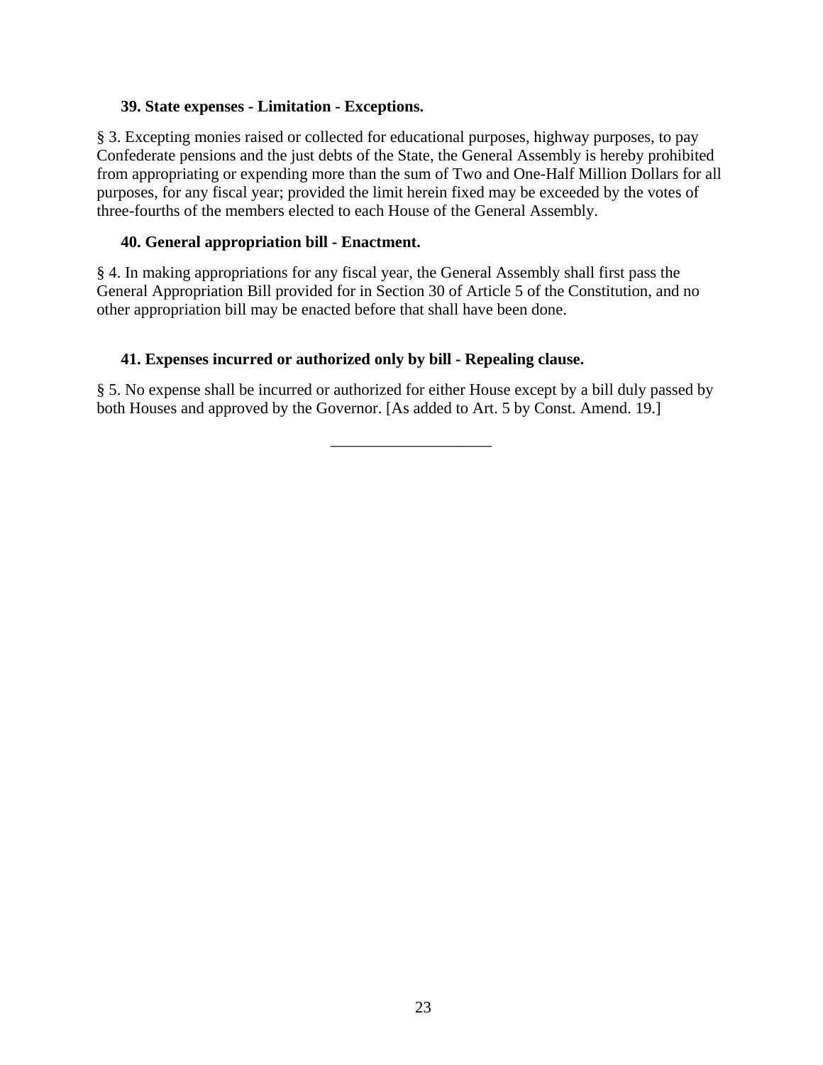### 39. State expenses - Limitation - Exceptions.

§ 3. Excepting monies raised or collected for educational purposes, highway purposes, to pay Confederate pensions and the just debts of the State, the General Assembly is hereby prohibited from appropriating or expending more than the sum of Two and One-Half Million Dollars for all purposes, for any fiscal year; provided the limit herein fixed may be exceeded by the votes of three-fourths of the members elected to each House of the General Assembly.

### 40. General appropriation bill - Enactment.

§ 4. In making appropriations for any fiscal year, the General Assembly shall first pass the General Appropriation Bill provided for in Section 30 of Article 5 of the Constitution, and no other appropriation bill may be enacted before that shall have been done.

### 41. Expenses incurred or authorized only by bill - Repealing clause.

§ 5. No expense shall be incurred or authorized for either House except by a bill duly passed by both Houses and approved by the Governor. [As added to Art. 5 by Const. Amend. 19.]

---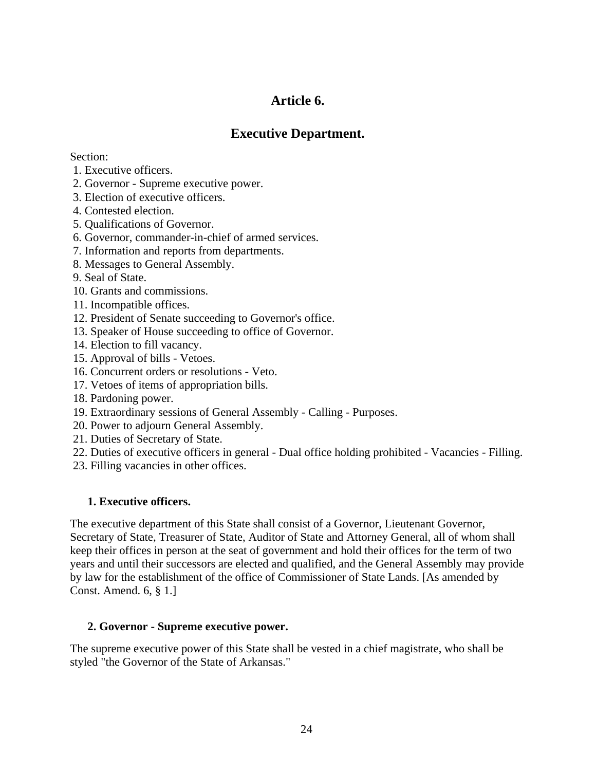# Article 6.

## Executive Department.

Section:
1. Executive officers.
2. Governor - Supreme executive power.
3. Election of executive officers.
4. Contested election.
5. Qualifications of Governor.
6. Governor, commander-in-chief of armed services.
7. Information and reports from departments.
8. Messages to General Assembly.
9. Seal of State.
10. Grants and commissions.
11. Incompatible offices.
12. President of Senate succeeding to Governor's office.
13. Speaker of House succeeding to office of Governor.
14. Election to fill vacancy.
15. Approval of bills - Vetoes.
16. Concurrent orders or resolutions - Veto.
17. Vetoes of items of appropriation bills.
18. Pardoning power.
19. Extraordinary sessions of General Assembly - Calling - Purposes.
20. Power to adjourn General Assembly.
21. Duties of Secretary of State.
22. Duties of executive officers in general - Dual office holding prohibited - Vacancies - Filling.
23. Filling vacancies in other offices.

### 1. Executive officers.

The executive department of this State shall consist of a Governor, Lieutenant Governor, Secretary of State, Treasurer of State, Auditor of State and Attorney General, all of whom shall keep their offices in person at the seat of government and hold their offices for the term of two years and until their successors are elected and qualified, and the General Assembly may provide by law for the establishment of the office of Commissioner of State Lands. [As amended by Const. Amend. 6, § 1.]

### 2. Governor - Supreme executive power.

The supreme executive power of this State shall be vested in a chief magistrate, who shall be styled "the Governor of the State of Arkansas."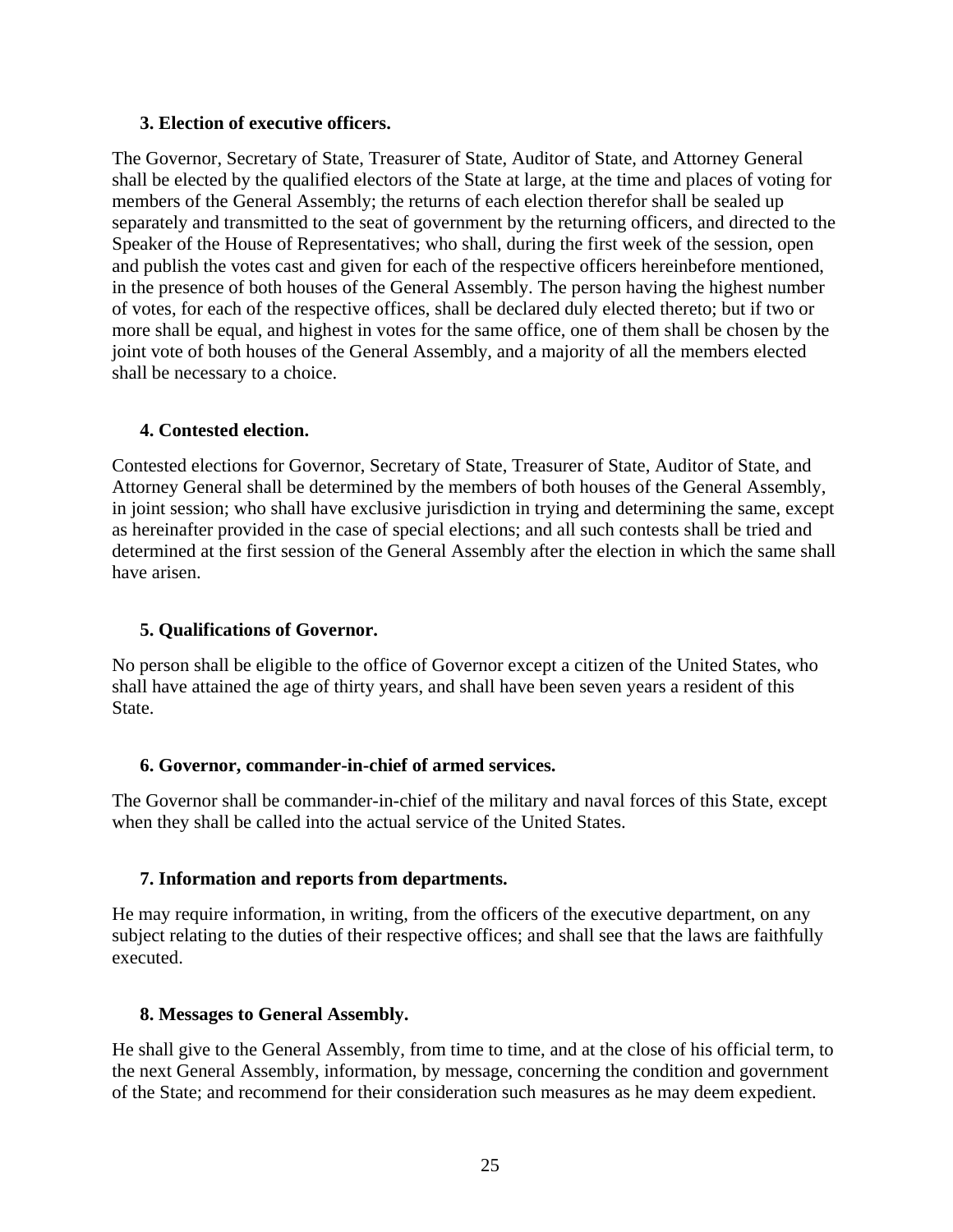### 3. Election of executive officers.

The Governor, Secretary of State, Treasurer of State, Auditor of State, and Attorney General shall be elected by the qualified electors of the State at large, at the time and places of voting for members of the General Assembly; the returns of each election therefor shall be sealed up separately and transmitted to the seat of government by the returning officers, and directed to the Speaker of the House of Representatives; who shall, during the first week of the session, open and publish the votes cast and given for each of the respective officers hereinbefore mentioned, in the presence of both houses of the General Assembly. The person having the highest number of votes, for each of the respective offices, shall be declared duly elected thereto; but if two or more shall be equal, and highest in votes for the same office, one of them shall be chosen by the joint vote of both houses of the General Assembly, and a majority of all the members elected shall be necessary to a choice.

### 4. Contested election.

Contested elections for Governor, Secretary of State, Treasurer of State, Auditor of State, and Attorney General shall be determined by the members of both houses of the General Assembly, in joint session; who shall have exclusive jurisdiction in trying and determining the same, except as hereinafter provided in the case of special elections; and all such contests shall be tried and determined at the first session of the General Assembly after the election in which the same shall have arisen.

### 5. Qualifications of Governor.

No person shall be eligible to the office of Governor except a citizen of the United States, who shall have attained the age of thirty years, and shall have been seven years a resident of this State.

### 6. Governor, commander-in-chief of armed services.

The Governor shall be commander-in-chief of the military and naval forces of this State, except when they shall be called into the actual service of the United States.

### 7. Information and reports from departments.

He may require information, in writing, from the officers of the executive department, on any subject relating to the duties of their respective offices; and shall see that the laws are faithfully executed.

### 8. Messages to General Assembly.

He shall give to the General Assembly, from time to time, and at the close of his official term, to the next General Assembly, information, by message, concerning the condition and government of the State; and recommend for their consideration such measures as he may deem expedient.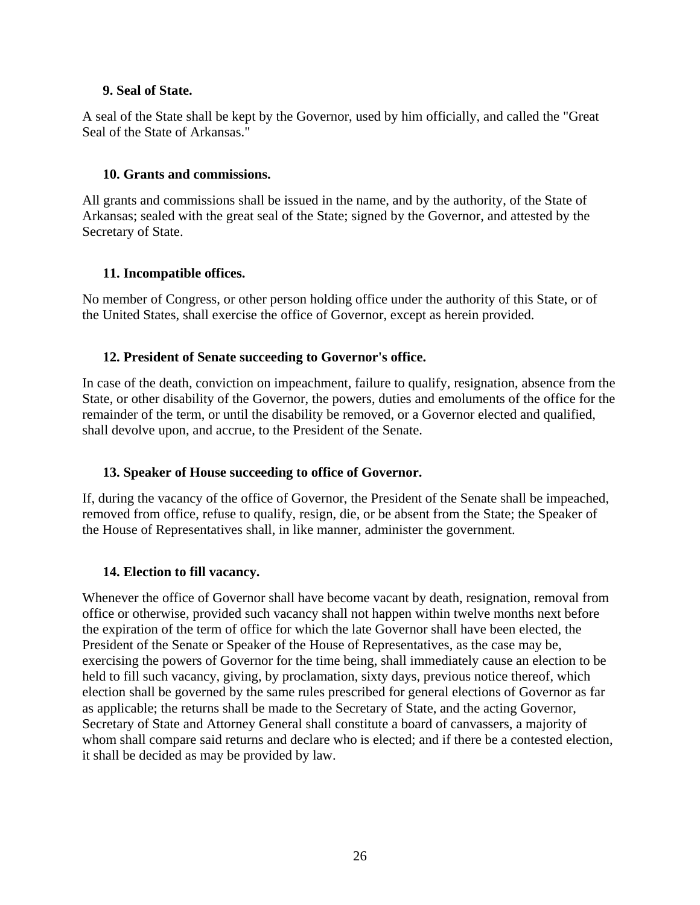### 9. Seal of State.

A seal of the State shall be kept by the Governor, used by him officially, and called the "Great Seal of the State of Arkansas."

### 10. Grants and commissions.

All grants and commissions shall be issued in the name, and by the authority, of the State of Arkansas; sealed with the great seal of the State; signed by the Governor, and attested by the Secretary of State.

### 11. Incompatible offices.

No member of Congress, or other person holding office under the authority of this State, or of the United States, shall exercise the office of Governor, except as herein provided.

### 12. President of Senate succeeding to Governor's office.

In case of the death, conviction on impeachment, failure to qualify, resignation, absence from the State, or other disability of the Governor, the powers, duties and emoluments of the office for the remainder of the term, or until the disability be removed, or a Governor elected and qualified, shall devolve upon, and accrue, to the President of the Senate.

### 13. Speaker of House succeeding to office of Governor.

If, during the vacancy of the office of Governor, the President of the Senate shall be impeached, removed from office, refuse to qualify, resign, die, or be absent from the State; the Speaker of the House of Representatives shall, in like manner, administer the government.

### 14. Election to fill vacancy.

Whenever the office of Governor shall have become vacant by death, resignation, removal from office or otherwise, provided such vacancy shall not happen within twelve months next before the expiration of the term of office for which the late Governor shall have been elected, the President of the Senate or Speaker of the House of Representatives, as the case may be, exercising the powers of Governor for the time being, shall immediately cause an election to be held to fill such vacancy, giving, by proclamation, sixty days, previous notice thereof, which election shall be governed by the same rules prescribed for general elections of Governor as far as applicable; the returns shall be made to the Secretary of State, and the acting Governor, Secretary of State and Attorney General shall constitute a board of canvassers, a majority of whom shall compare said returns and declare who is elected; and if there be a contested election, it shall be decided as may be provided by law.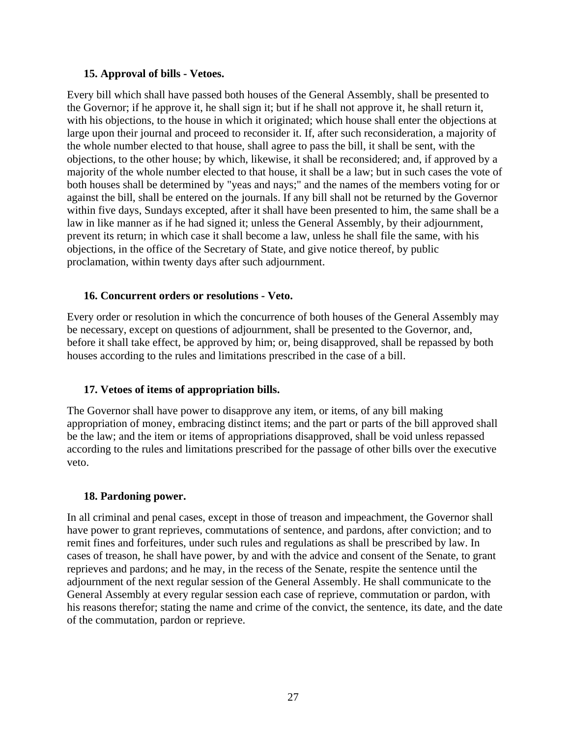### 15. Approval of bills - Vetoes.

Every bill which shall have passed both houses of the General Assembly, shall be presented to the Governor; if he approve it, he shall sign it; but if he shall not approve it, he shall return it, with his objections, to the house in which it originated; which house shall enter the objections at large upon their journal and proceed to reconsider it. If, after such reconsideration, a majority of the whole number elected to that house, shall agree to pass the bill, it shall be sent, with the objections, to the other house; by which, likewise, it shall be reconsidered; and, if approved by a majority of the whole number elected to that house, it shall be a law; but in such cases the vote of both houses shall be determined by "yeas and nays;" and the names of the members voting for or against the bill, shall be entered on the journals. If any bill shall not be returned by the Governor within five days, Sundays excepted, after it shall have been presented to him, the same shall be a law in like manner as if he had signed it; unless the General Assembly, by their adjournment, prevent its return; in which case it shall become a law, unless he shall file the same, with his objections, in the office of the Secretary of State, and give notice thereof, by public proclamation, within twenty days after such adjournment.

### 16. Concurrent orders or resolutions - Veto.

Every order or resolution in which the concurrence of both houses of the General Assembly may be necessary, except on questions of adjournment, shall be presented to the Governor, and, before it shall take effect, be approved by him; or, being disapproved, shall be repassed by both houses according to the rules and limitations prescribed in the case of a bill.

### 17. Vetoes of items of appropriation bills.

The Governor shall have power to disapprove any item, or items, of any bill making appropriation of money, embracing distinct items; and the part or parts of the bill approved shall be the law; and the item or items of appropriations disapproved, shall be void unless repassed according to the rules and limitations prescribed for the passage of other bills over the executive veto.

### 18. Pardoning power.

In all criminal and penal cases, except in those of treason and impeachment, the Governor shall have power to grant reprieves, commutations of sentence, and pardons, after conviction; and to remit fines and forfeitures, under such rules and regulations as shall be prescribed by law. In cases of treason, he shall have power, by and with the advice and consent of the Senate, to grant reprieves and pardons; and he may, in the recess of the Senate, respite the sentence until the adjournment of the next regular session of the General Assembly. He shall communicate to the General Assembly at every regular session each case of reprieve, commutation or pardon, with his reasons therefor; stating the name and crime of the convict, the sentence, its date, and the date of the commutation, pardon or reprieve.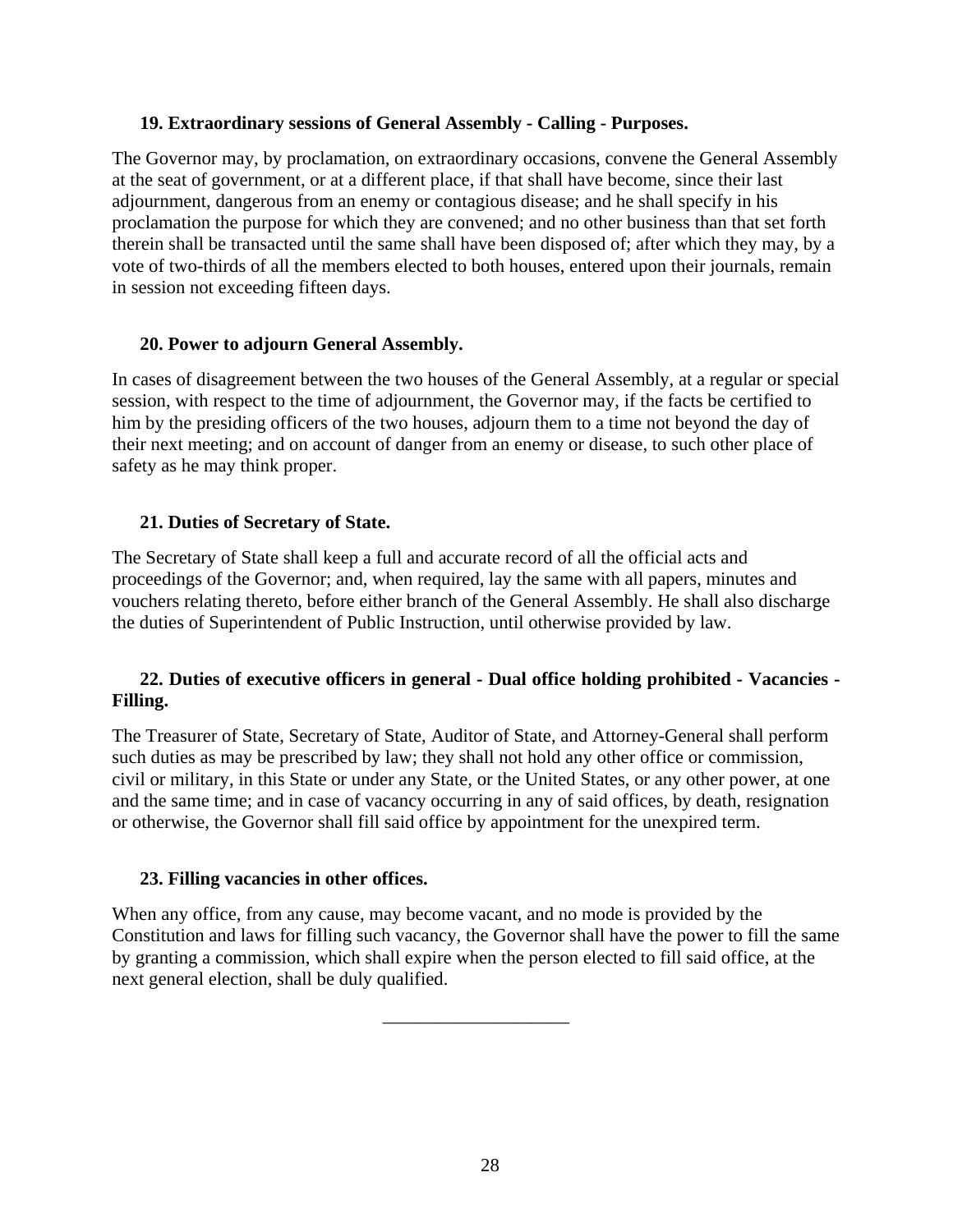**19. Extraordinary sessions of General Assembly - Calling - Purposes.**

The Governor may, by proclamation, on extraordinary occasions, convene the General Assembly at the seat of government, or at a different place, if that shall have become, since their last adjournment, dangerous from an enemy or contagious disease; and he shall specify in his proclamation the purpose for which they are convened; and no other business than that set forth therein shall be transacted until the same shall have been disposed of; after which they may, by a vote of two-thirds of all the members elected to both houses, entered upon their journals, remain in session not exceeding fifteen days.

**20. Power to adjourn General Assembly.**

In cases of disagreement between the two houses of the General Assembly, at a regular or special session, with respect to the time of adjournment, the Governor may, if the facts be certified to him by the presiding officers of the two houses, adjourn them to a time not beyond the day of their next meeting; and on account of danger from an enemy or disease, to such other place of safety as he may think proper.

**21. Duties of Secretary of State.**

The Secretary of State shall keep a full and accurate record of all the official acts and proceedings of the Governor; and, when required, lay the same with all papers, minutes and vouchers relating thereto, before either branch of the General Assembly. He shall also discharge the duties of Superintendent of Public Instruction, until otherwise provided by law.

**22. Duties of executive officers in general - Dual office holding prohibited - Vacancies - Filling.**

The Treasurer of State, Secretary of State, Auditor of State, and Attorney-General shall perform such duties as may be prescribed by law; they shall not hold any other office or commission, civil or military, in this State or under any State, or the United States, or any other power, at one and the same time; and in case of vacancy occurring in any of said offices, by death, resignation or otherwise, the Governor shall fill said office by appointment for the unexpired term.

**23. Filling vacancies in other offices.**

When any office, from any cause, may become vacant, and no mode is provided by the Constitution and laws for filling such vacancy, the Governor shall have the power to fill the same by granting a commission, which shall expire when the person elected to fill said office, at the next general election, shall be duly qualified.

---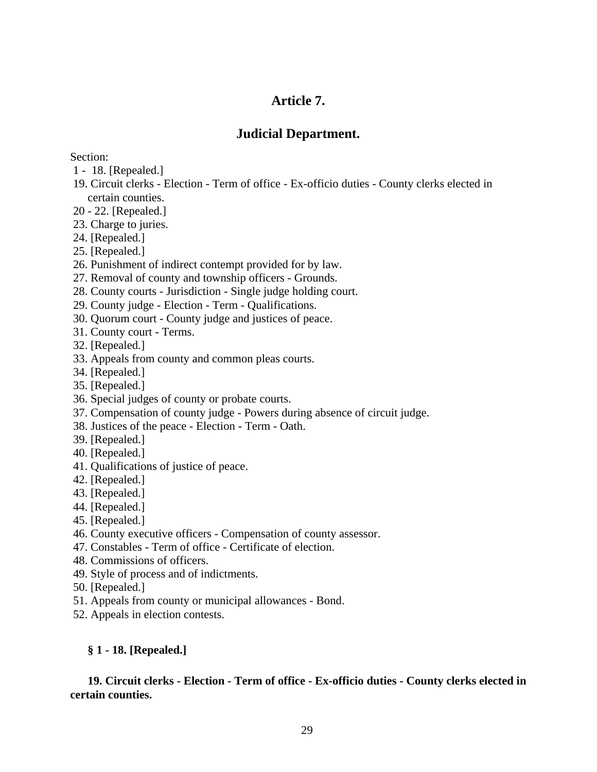# Article 7.

## Judicial Department.

Section:

1 - 18. [Repealed.]
19. Circuit clerks - Election - Term of office - Ex-officio duties - County clerks elected in certain counties.
20 - 22. [Repealed.]
23. Charge to juries.
24. [Repealed.]
25. [Repealed.]
26. Punishment of indirect contempt provided for by law.
27. Removal of county and township officers - Grounds.
28. County courts - Jurisdiction - Single judge holding court.
29. County judge - Election - Term - Qualifications.
30. Quorum court - County judge and justices of peace.
31. County court - Terms.
32. [Repealed.]
33. Appeals from county and common pleas courts.
34. [Repealed.]
35. [Repealed.]
36. Special judges of county or probate courts.
37. Compensation of county judge - Powers during absence of circuit judge.
38. Justices of the peace - Election - Term - Oath.
39. [Repealed.]
40. [Repealed.]
41. Qualifications of justice of peace.
42. [Repealed.]
43. [Repealed.]
44. [Repealed.]
45. [Repealed.]
46. County executive officers - Compensation of county assessor.
47. Constables - Term of office - Certificate of election.
48. Commissions of officers.
49. Style of process and of indictments.
50. [Repealed.]
51. Appeals from county or municipal allowances - Bond.
52. Appeals in election contests.

**§ 1 - 18. [Repealed.]**

**19. Circuit clerks - Election - Term of office - Ex-officio duties - County clerks elected in certain counties.**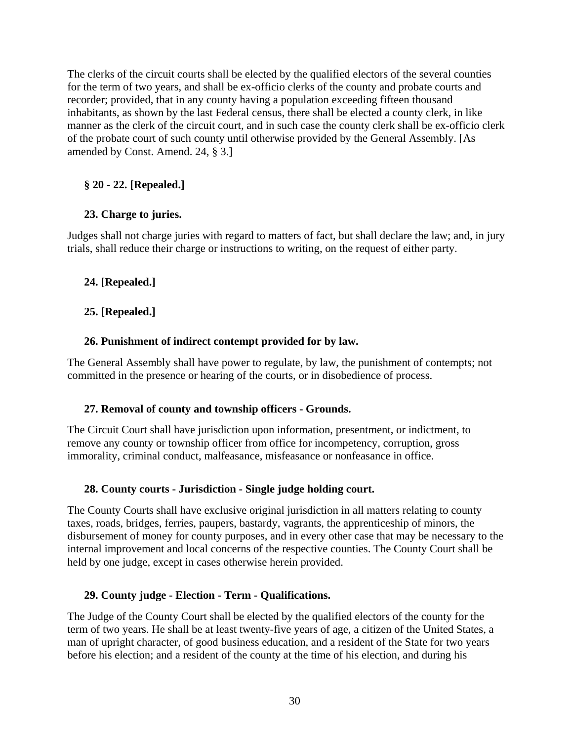The clerks of the circuit courts shall be elected by the qualified electors of the several counties for the term of two years, and shall be ex-officio clerks of the county and probate courts and recorder; provided, that in any county having a population exceeding fifteen thousand inhabitants, as shown by the last Federal census, there shall be elected a county clerk, in like manner as the clerk of the circuit court, and in such case the county clerk shall be ex-officio clerk of the probate court of such county until otherwise provided by the General Assembly. [As amended by Const. Amend. 24, § 3.]

### § 20 - 22. [Repealed.]

### 23. Charge to juries.

Judges shall not charge juries with regard to matters of fact, but shall declare the law; and, in jury trials, shall reduce their charge or instructions to writing, on the request of either party.

### 24. [Repealed.]

### 25. [Repealed.]

### 26. Punishment of indirect contempt provided for by law.

The General Assembly shall have power to regulate, by law, the punishment of contempts; not committed in the presence or hearing of the courts, or in disobedience of process.

### 27. Removal of county and township officers - Grounds.

The Circuit Court shall have jurisdiction upon information, presentment, or indictment, to remove any county or township officer from office for incompetency, corruption, gross immorality, criminal conduct, malfeasance, misfeasance or nonfeasance in office.

### 28. County courts - Jurisdiction - Single judge holding court.

The County Courts shall have exclusive original jurisdiction in all matters relating to county taxes, roads, bridges, ferries, paupers, bastardy, vagrants, the apprenticeship of minors, the disbursement of money for county purposes, and in every other case that may be necessary to the internal improvement and local concerns of the respective counties. The County Court shall be held by one judge, except in cases otherwise herein provided.

### 29. County judge - Election - Term - Qualifications.

The Judge of the County Court shall be elected by the qualified electors of the county for the term of two years. He shall be at least twenty-five years of age, a citizen of the United States, a man of upright character, of good business education, and a resident of the State for two years before his election; and a resident of the county at the time of his election, and during his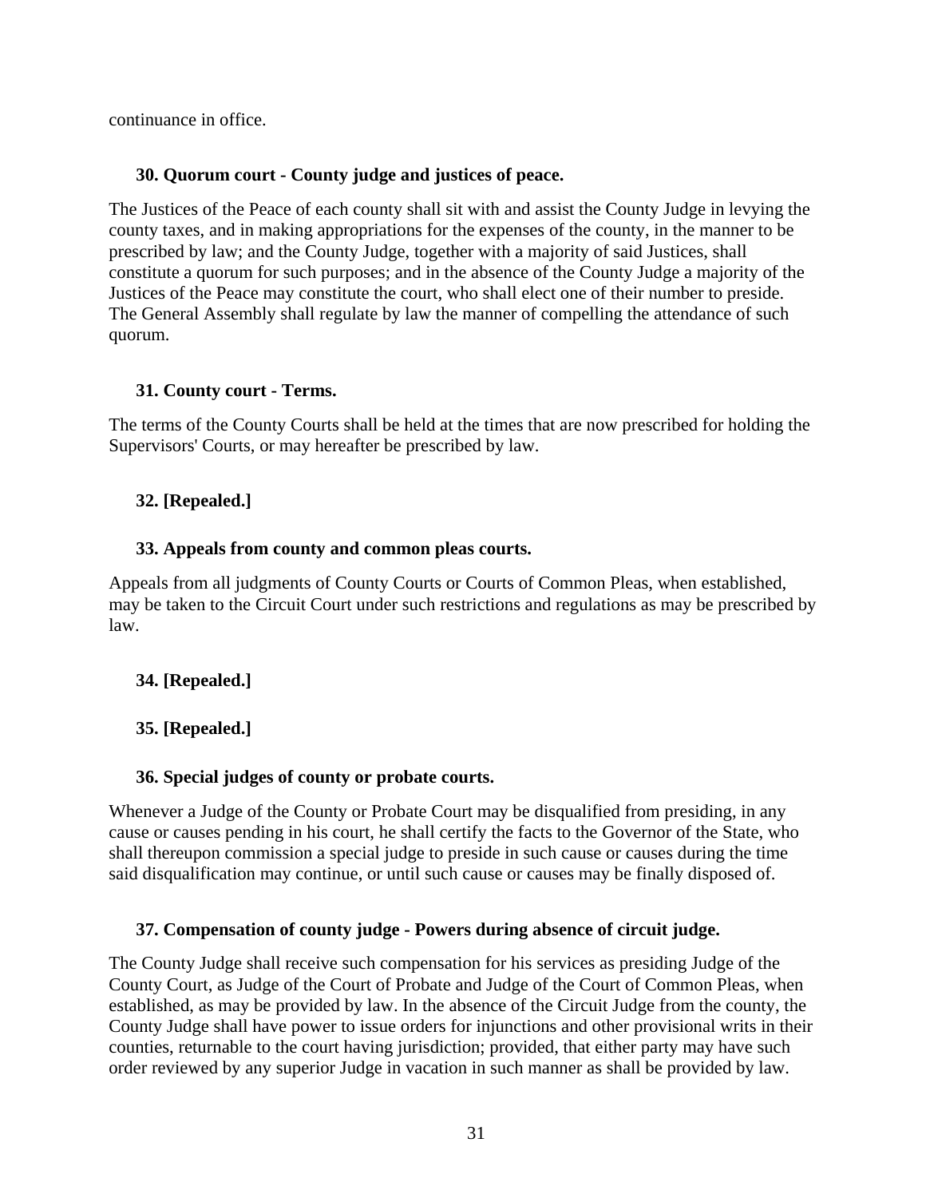continuance in office.

### 30. Quorum court - County judge and justices of peace.

The Justices of the Peace of each county shall sit with and assist the County Judge in levying the county taxes, and in making appropriations for the expenses of the county, in the manner to be prescribed by law; and the County Judge, together with a majority of said Justices, shall constitute a quorum for such purposes; and in the absence of the County Judge a majority of the Justices of the Peace may constitute the court, who shall elect one of their number to preside. The General Assembly shall regulate by law the manner of compelling the attendance of such quorum.

### 31. County court - Terms.

The terms of the County Courts shall be held at the times that are now prescribed for holding the Supervisors' Courts, or may hereafter be prescribed by law.

### 32. [Repealed.]

### 33. Appeals from county and common pleas courts.

Appeals from all judgments of County Courts or Courts of Common Pleas, when established, may be taken to the Circuit Court under such restrictions and regulations as may be prescribed by law.

### 34. [Repealed.]

### 35. [Repealed.]

### 36. Special judges of county or probate courts.

Whenever a Judge of the County or Probate Court may be disqualified from presiding, in any cause or causes pending in his court, he shall certify the facts to the Governor of the State, who shall thereupon commission a special judge to preside in such cause or causes during the time said disqualification may continue, or until such cause or causes may be finally disposed of.

### 37. Compensation of county judge - Powers during absence of circuit judge.

The County Judge shall receive such compensation for his services as presiding Judge of the County Court, as Judge of the Court of Probate and Judge of the Court of Common Pleas, when established, as may be provided by law. In the absence of the Circuit Judge from the county, the County Judge shall have power to issue orders for injunctions and other provisional writs in their counties, returnable to the court having jurisdiction; provided, that either party may have such order reviewed by any superior Judge in vacation in such manner as shall be provided by law.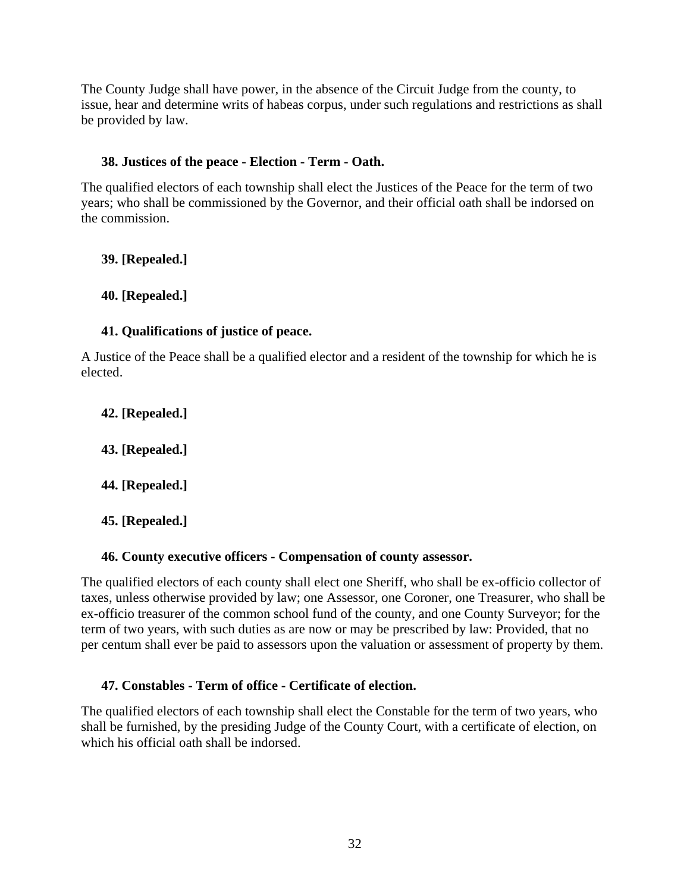The County Judge shall have power, in the absence of the Circuit Judge from the county, to issue, hear and determine writs of habeas corpus, under such regulations and restrictions as shall be provided by law.

### 38. Justices of the peace - Election - Term - Oath.

The qualified electors of each township shall elect the Justices of the Peace for the term of two years; who shall be commissioned by the Governor, and their official oath shall be indorsed on the commission.

### 39. [Repealed.]

### 40. [Repealed.]

### 41. Qualifications of justice of peace.

A Justice of the Peace shall be a qualified elector and a resident of the township for which he is elected.

### 42. [Repealed.]

### 43. [Repealed.]

### 44. [Repealed.]

### 45. [Repealed.]

### 46. County executive officers - Compensation of county assessor.

The qualified electors of each county shall elect one Sheriff, who shall be ex-officio collector of taxes, unless otherwise provided by law; one Assessor, one Coroner, one Treasurer, who shall be ex-officio treasurer of the common school fund of the county, and one County Surveyor; for the term of two years, with such duties as are now or may be prescribed by law: Provided, that no per centum shall ever be paid to assessors upon the valuation or assessment of property by them.

### 47. Constables - Term of office - Certificate of election.

The qualified electors of each township shall elect the Constable for the term of two years, who shall be furnished, by the presiding Judge of the County Court, with a certificate of election, on which his official oath shall be indorsed.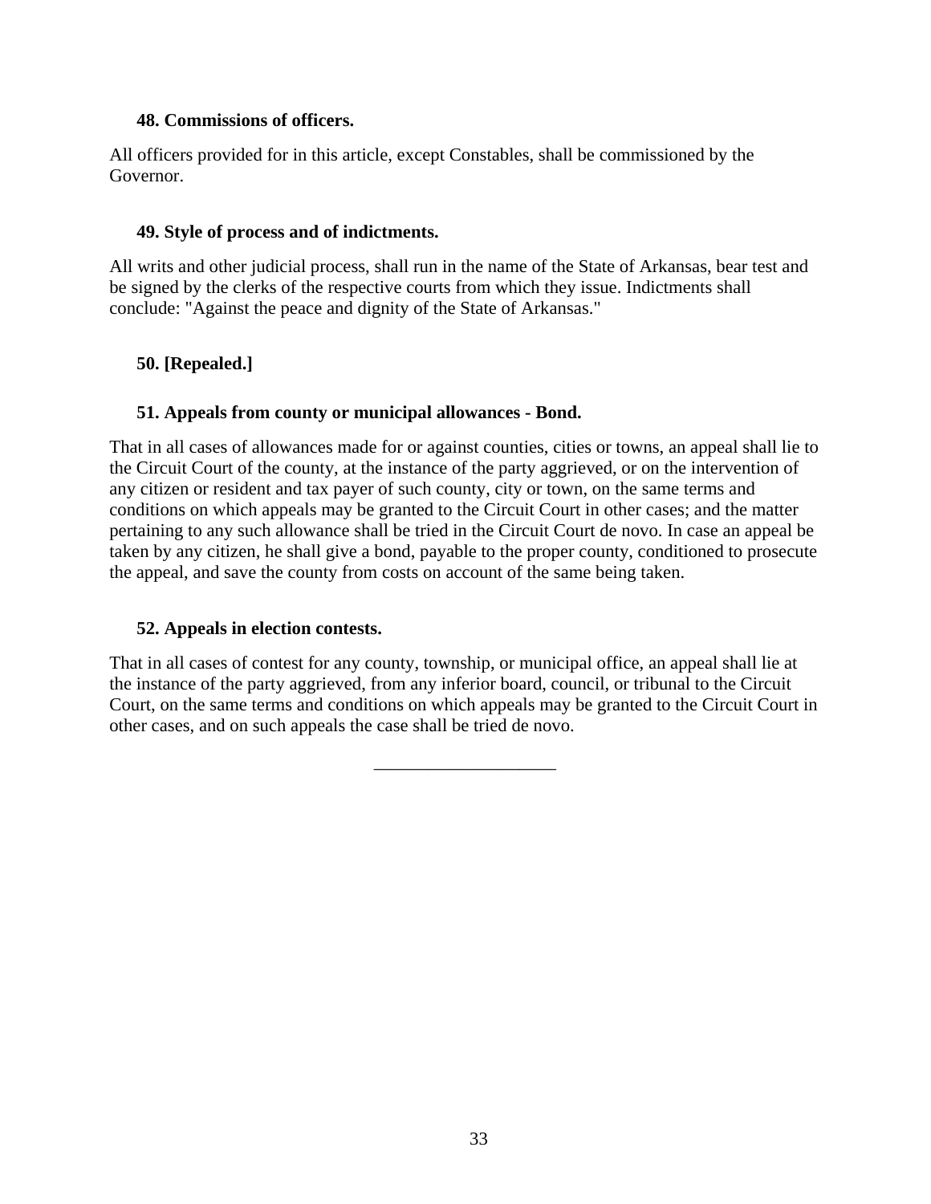### 48. Commissions of officers.

All officers provided for in this article, except Constables, shall be commissioned by the Governor.

### 49. Style of process and of indictments.

All writs and other judicial process, shall run in the name of the State of Arkansas, bear test and be signed by the clerks of the respective courts from which they issue. Indictments shall conclude: "Against the peace and dignity of the State of Arkansas."

### 50. [Repealed.]

### 51. Appeals from county or municipal allowances - Bond.

That in all cases of allowances made for or against counties, cities or towns, an appeal shall lie to the Circuit Court of the county, at the instance of the party aggrieved, or on the intervention of any citizen or resident and tax payer of such county, city or town, on the same terms and conditions on which appeals may be granted to the Circuit Court in other cases; and the matter pertaining to any such allowance shall be tried in the Circuit Court de novo. In case an appeal be taken by any citizen, he shall give a bond, payable to the proper county, conditioned to prosecute the appeal, and save the county from costs on account of the same being taken.

### 52. Appeals in election contests.

That in all cases of contest for any county, township, or municipal office, an appeal shall lie at the instance of the party aggrieved, from any inferior board, council, or tribunal to the Circuit Court, on the same terms and conditions on which appeals may be granted to the Circuit Court in other cases, and on such appeals the case shall be tried de novo.

---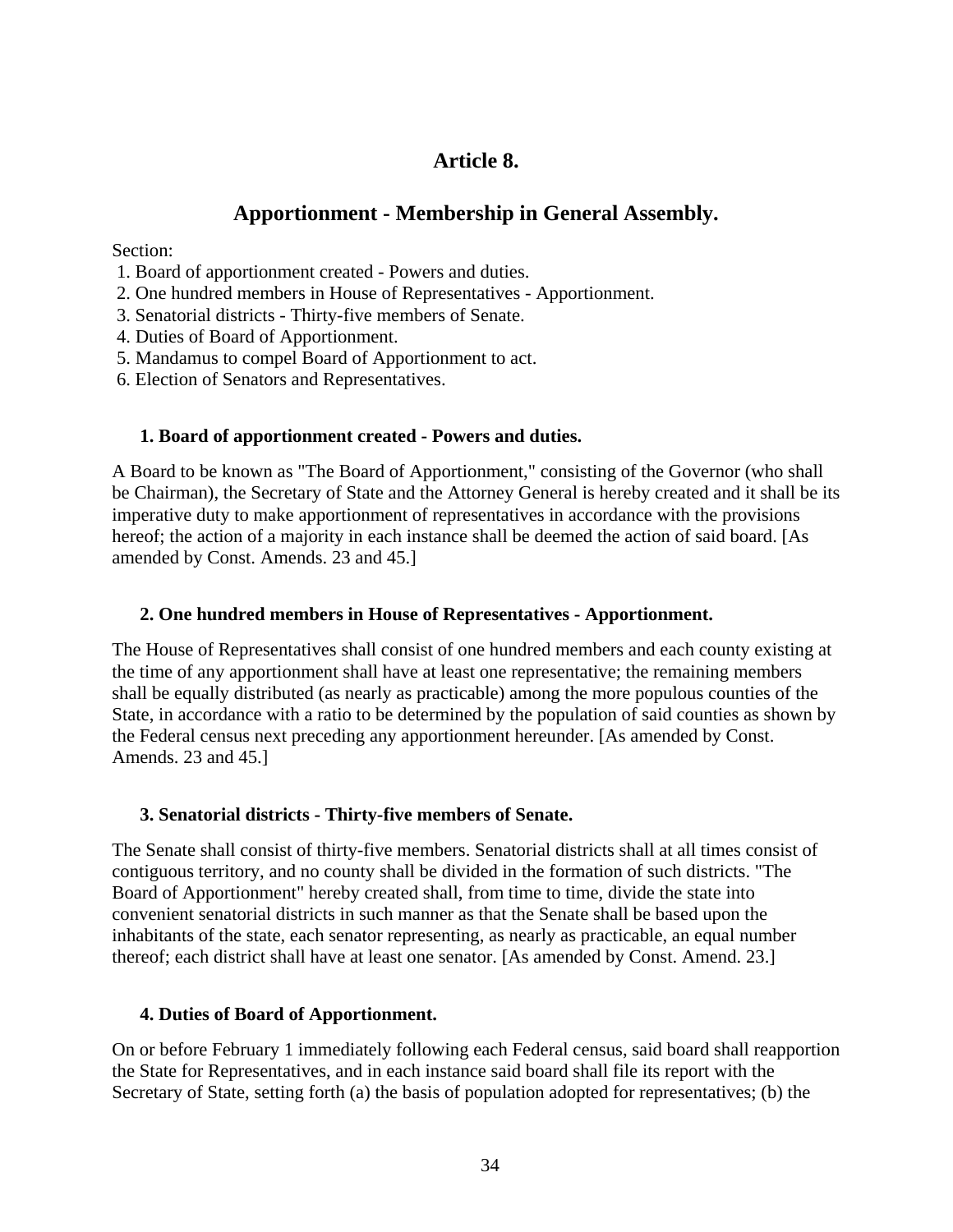# Article 8.

## Apportionment - Membership in General Assembly.

Section:

1. Board of apportionment created - Powers and duties.
2. One hundred members in House of Representatives - Apportionment.
3. Senatorial districts - Thirty-five members of Senate.
4. Duties of Board of Apportionment.
5. Mandamus to compel Board of Apportionment to act.
6. Election of Senators and Representatives.

### 1. Board of apportionment created - Powers and duties.

A Board to be known as "The Board of Apportionment," consisting of the Governor (who shall be Chairman), the Secretary of State and the Attorney General is hereby created and it shall be its imperative duty to make apportionment of representatives in accordance with the provisions hereof; the action of a majority in each instance shall be deemed the action of said board. [As amended by Const. Amends. 23 and 45.]

### 2. One hundred members in House of Representatives - Apportionment.

The House of Representatives shall consist of one hundred members and each county existing at the time of any apportionment shall have at least one representative; the remaining members shall be equally distributed (as nearly as practicable) among the more populous counties of the State, in accordance with a ratio to be determined by the population of said counties as shown by the Federal census next preceding any apportionment hereunder. [As amended by Const. Amends. 23 and 45.]

### 3. Senatorial districts - Thirty-five members of Senate.

The Senate shall consist of thirty-five members. Senatorial districts shall at all times consist of contiguous territory, and no county shall be divided in the formation of such districts. "The Board of Apportionment" hereby created shall, from time to time, divide the state into convenient senatorial districts in such manner as that the Senate shall be based upon the inhabitants of the state, each senator representing, as nearly as practicable, an equal number thereof; each district shall have at least one senator. [As amended by Const. Amend. 23.]

### 4. Duties of Board of Apportionment.

On or before February 1 immediately following each Federal census, said board shall reapportion the State for Representatives, and in each instance said board shall file its report with the Secretary of State, setting forth (a) the basis of population adopted for representatives; (b) the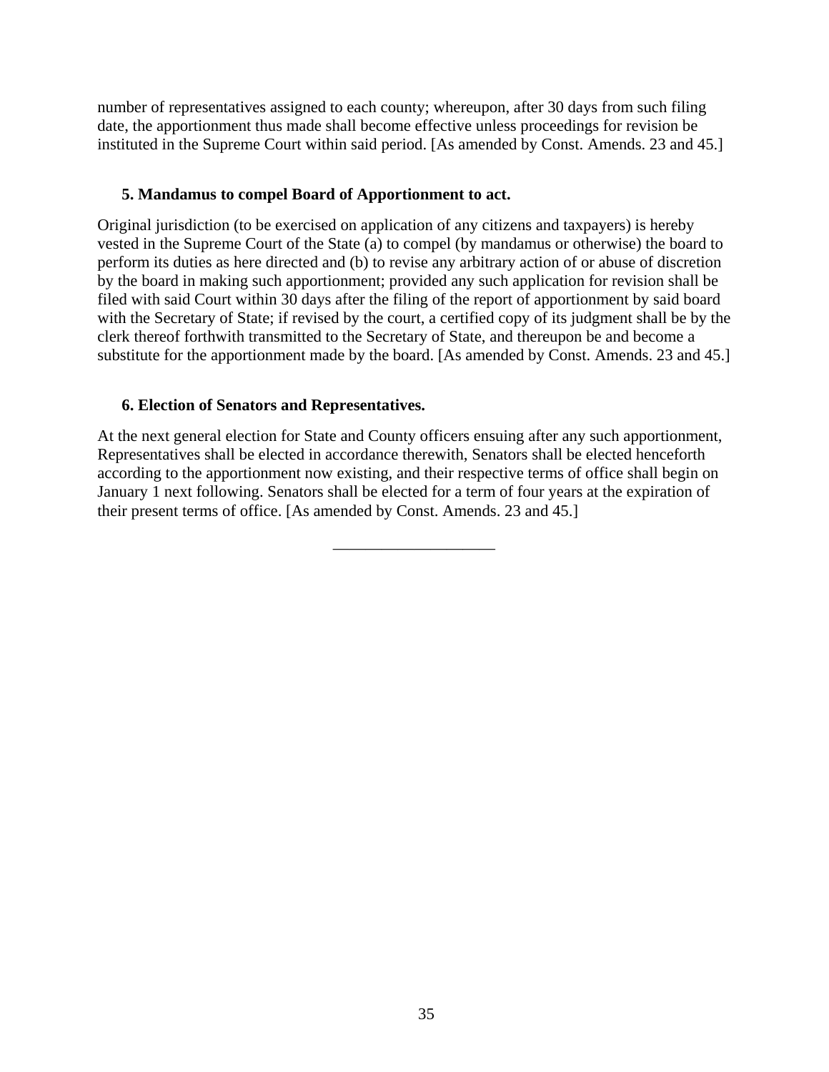number of representatives assigned to each county; whereupon, after 30 days from such filing date, the apportionment thus made shall become effective unless proceedings for revision be instituted in the Supreme Court within said period. [As amended by Const. Amends. 23 and 45.]

**5. Mandamus to compel Board of Apportionment to act.**

Original jurisdiction (to be exercised on application of any citizens and taxpayers) is hereby vested in the Supreme Court of the State (a) to compel (by mandamus or otherwise) the board to perform its duties as here directed and (b) to revise any arbitrary action of or abuse of discretion by the board in making such apportionment; provided any such application for revision shall be filed with said Court within 30 days after the filing of the report of apportionment by said board with the Secretary of State; if revised by the court, a certified copy of its judgment shall be by the clerk thereof forthwith transmitted to the Secretary of State, and thereupon be and become a substitute for the apportionment made by the board. [As amended by Const. Amends. 23 and 45.]

**6. Election of Senators and Representatives.**

At the next general election for State and County officers ensuing after any such apportionment, Representatives shall be elected in accordance therewith, Senators shall be elected henceforth according to the apportionment now existing, and their respective terms of office shall begin on January 1 next following. Senators shall be elected for a term of four years at the expiration of their present terms of office. [As amended by Const. Amends. 23 and 45.]

\_\_\_\_\_\_\_\_\_\_\_\_\_\_\_\_\_\_\_\_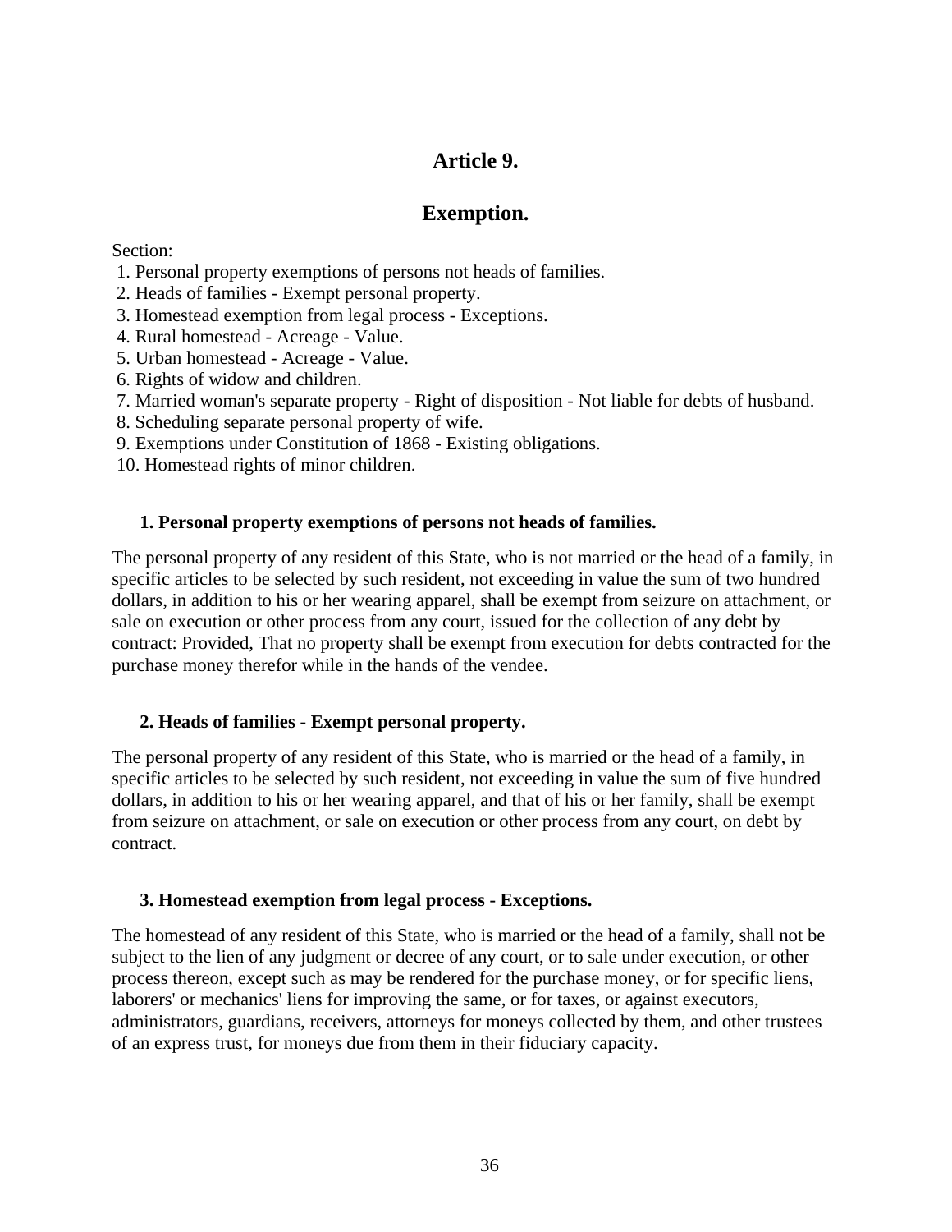## Article 9.

## Exemption.

Section:

1. Personal property exemptions of persons not heads of families.
2. Heads of families - Exempt personal property.
3. Homestead exemption from legal process - Exceptions.
4. Rural homestead - Acreage - Value.
5. Urban homestead - Acreage - Value.
6. Rights of widow and children.
7. Married woman's separate property - Right of disposition - Not liable for debts of husband.
8. Scheduling separate personal property of wife.
9. Exemptions under Constitution of 1868 - Existing obligations.
10. Homestead rights of minor children.

### 1. Personal property exemptions of persons not heads of families.

The personal property of any resident of this State, who is not married or the head of a family, in specific articles to be selected by such resident, not exceeding in value the sum of two hundred dollars, in addition to his or her wearing apparel, shall be exempt from seizure on attachment, or sale on execution or other process from any court, issued for the collection of any debt by contract: Provided, That no property shall be exempt from execution for debts contracted for the purchase money therefor while in the hands of the vendee.

### 2. Heads of families - Exempt personal property.

The personal property of any resident of this State, who is married or the head of a family, in specific articles to be selected by such resident, not exceeding in value the sum of five hundred dollars, in addition to his or her wearing apparel, and that of his or her family, shall be exempt from seizure on attachment, or sale on execution or other process from any court, on debt by contract.

### 3. Homestead exemption from legal process - Exceptions.

The homestead of any resident of this State, who is married or the head of a family, shall not be subject to the lien of any judgment or decree of any court, or to sale under execution, or other process thereon, except such as may be rendered for the purchase money, or for specific liens, laborers' or mechanics' liens for improving the same, or for taxes, or against executors, administrators, guardians, receivers, attorneys for moneys collected by them, and other trustees of an express trust, for moneys due from them in their fiduciary capacity.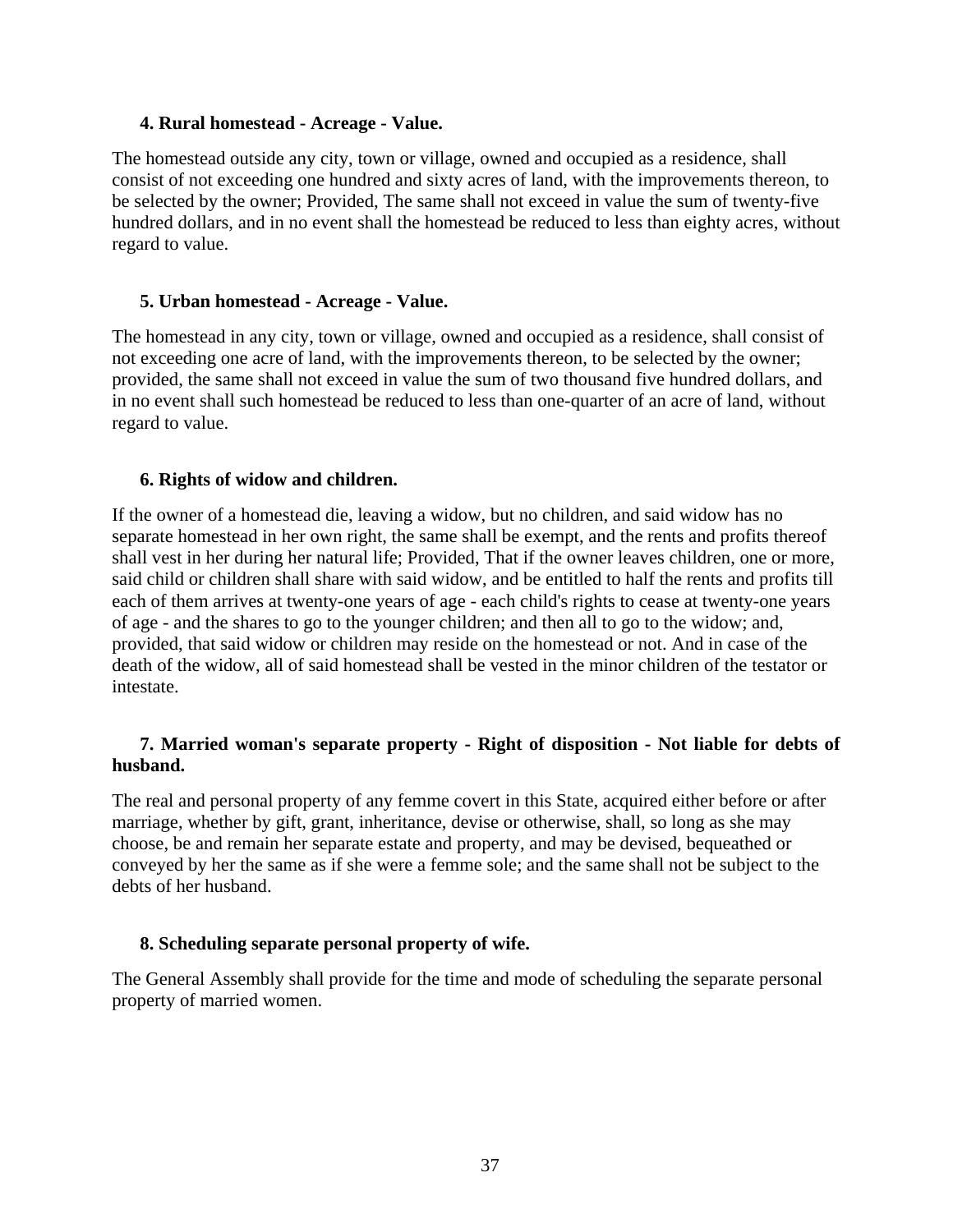#### 4. Rural homestead - Acreage - Value.

The homestead outside any city, town or village, owned and occupied as a residence, shall consist of not exceeding one hundred and sixty acres of land, with the improvements thereon, to be selected by the owner; Provided, The same shall not exceed in value the sum of twenty-five hundred dollars, and in no event shall the homestead be reduced to less than eighty acres, without regard to value.

#### 5. Urban homestead - Acreage - Value.

The homestead in any city, town or village, owned and occupied as a residence, shall consist of not exceeding one acre of land, with the improvements thereon, to be selected by the owner; provided, the same shall not exceed in value the sum of two thousand five hundred dollars, and in no event shall such homestead be reduced to less than one-quarter of an acre of land, without regard to value.

#### 6. Rights of widow and children.

If the owner of a homestead die, leaving a widow, but no children, and said widow has no separate homestead in her own right, the same shall be exempt, and the rents and profits thereof shall vest in her during her natural life; Provided, That if the owner leaves children, one or more, said child or children shall share with said widow, and be entitled to half the rents and profits till each of them arrives at twenty-one years of age - each child's rights to cease at twenty-one years of age - and the shares to go to the younger children; and then all to go to the widow; and, provided, that said widow or children may reside on the homestead or not. And in case of the death of the widow, all of said homestead shall be vested in the minor children of the testator or intestate.

#### 7. Married woman's separate property - Right of disposition - Not liable for debts of husband.

The real and personal property of any femme covert in this State, acquired either before or after marriage, whether by gift, grant, inheritance, devise or otherwise, shall, so long as she may choose, be and remain her separate estate and property, and may be devised, bequeathed or conveyed by her the same as if she were a femme sole; and the same shall not be subject to the debts of her husband.

#### 8. Scheduling separate personal property of wife.

The General Assembly shall provide for the time and mode of scheduling the separate personal property of married women.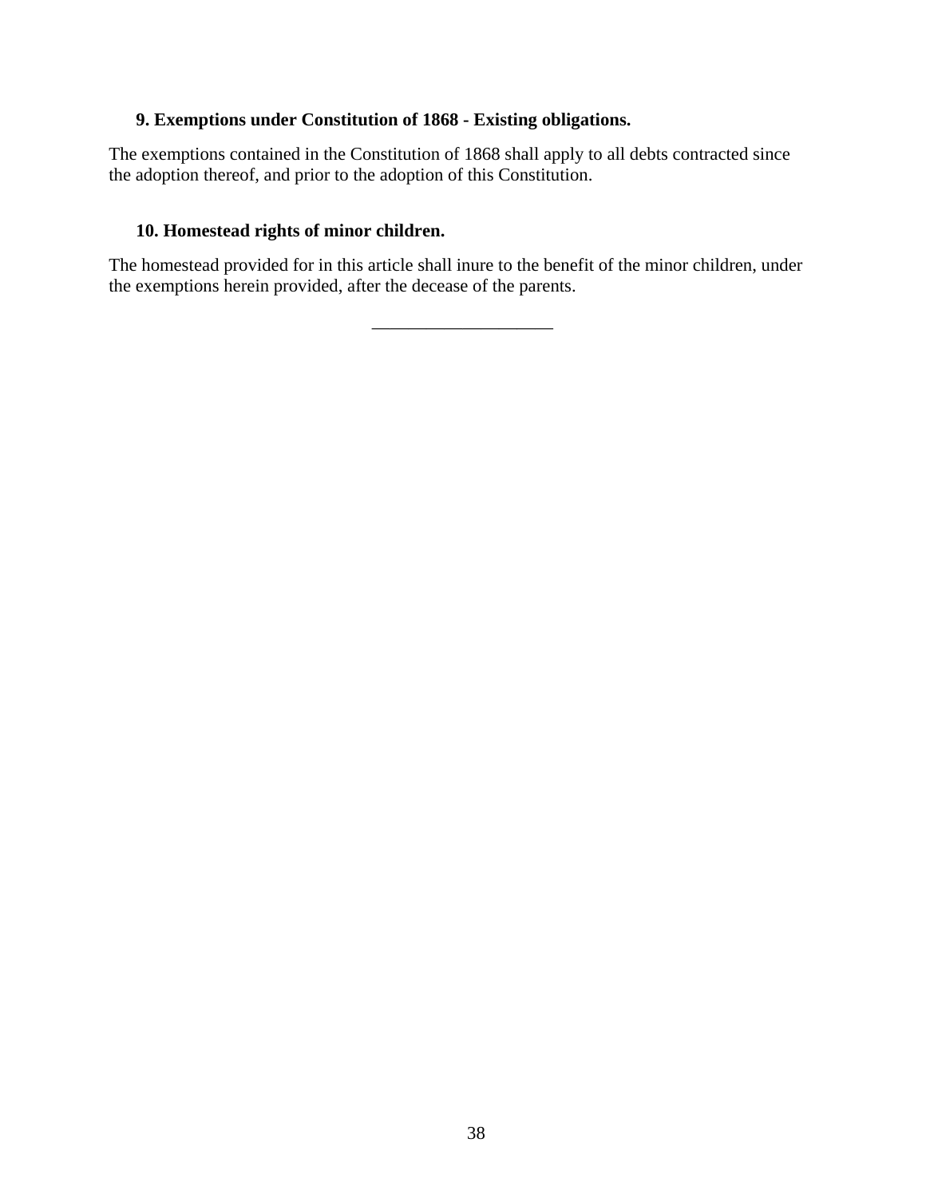### 9. Exemptions under Constitution of 1868 - Existing obligations.

The exemptions contained in the Constitution of 1868 shall apply to all debts contracted since the adoption thereof, and prior to the adoption of this Constitution.

### 10. Homestead rights of minor children.

The homestead provided for in this article shall inure to the benefit of the minor children, under the exemptions herein provided, after the decease of the parents.

---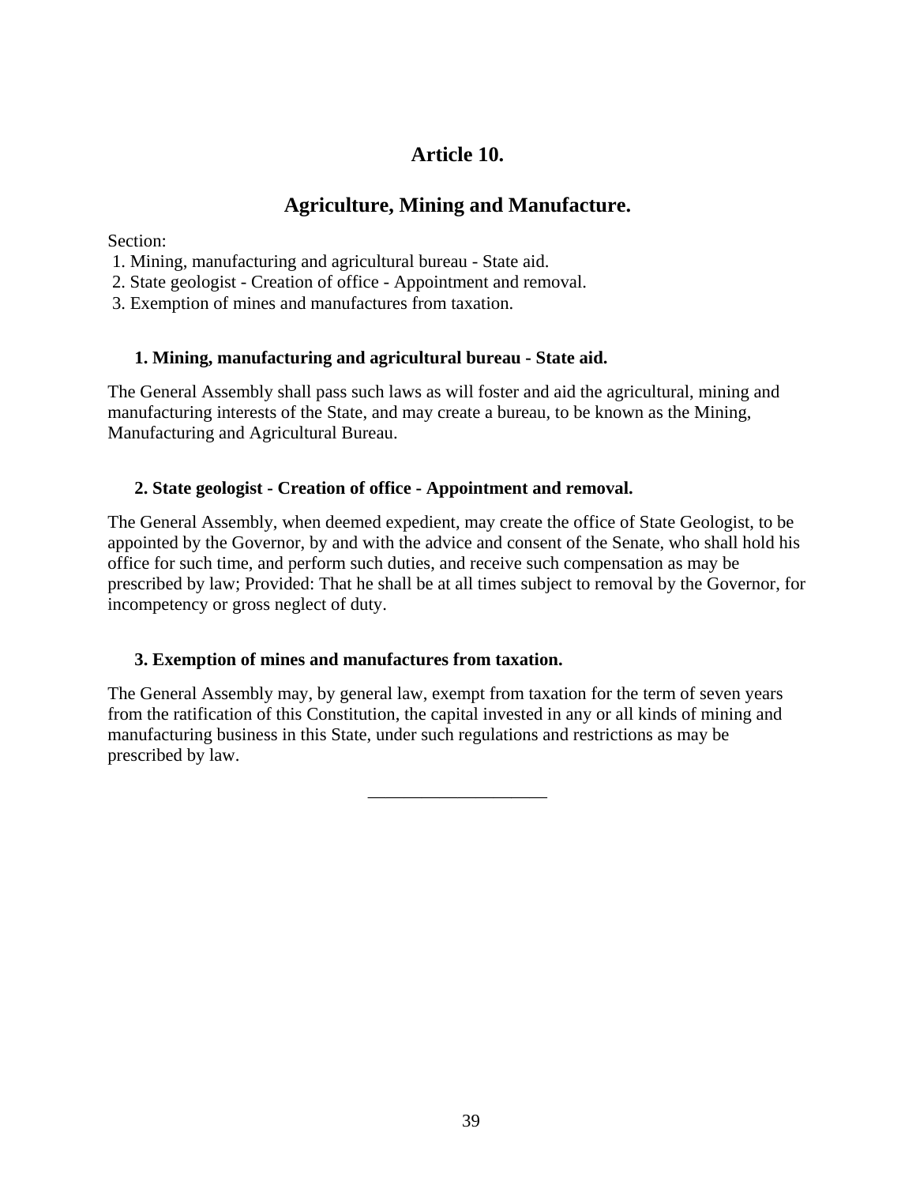# Article 10.

## Agriculture, Mining and Manufacture.

Section:
1. Mining, manufacturing and agricultural bureau - State aid.
2. State geologist - Creation of office - Appointment and removal.
3. Exemption of mines and manufactures from taxation.

### 1. Mining, manufacturing and agricultural bureau - State aid.

The General Assembly shall pass such laws as will foster and aid the agricultural, mining and manufacturing interests of the State, and may create a bureau, to be known as the Mining, Manufacturing and Agricultural Bureau.

### 2. State geologist - Creation of office - Appointment and removal.

The General Assembly, when deemed expedient, may create the office of State Geologist, to be appointed by the Governor, by and with the advice and consent of the Senate, who shall hold his office for such time, and perform such duties, and receive such compensation as may be prescribed by law; Provided: That he shall be at all times subject to removal by the Governor, for incompetency or gross neglect of duty.

### 3. Exemption of mines and manufactures from taxation.

The General Assembly may, by general law, exempt from taxation for the term of seven years from the ratification of this Constitution, the capital invested in any or all kinds of mining and manufacturing business in this State, under such regulations and restrictions as may be prescribed by law.

---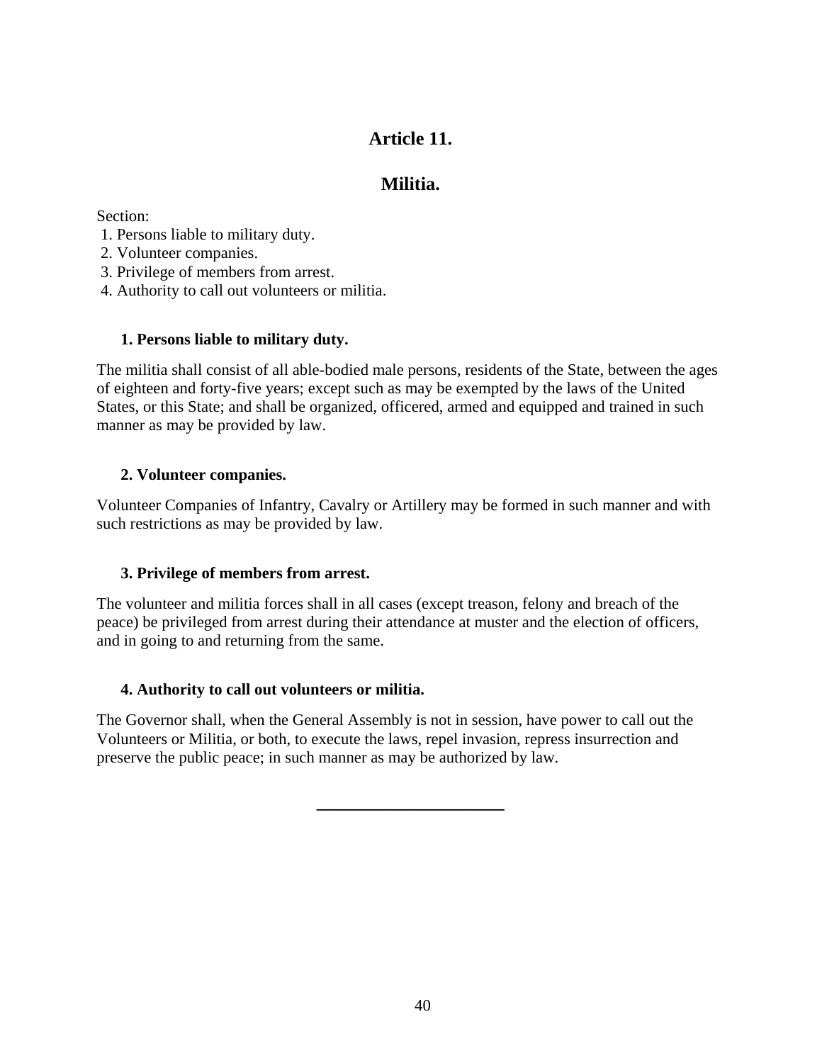# Article 11.

## Militia.

Section:
1. Persons liable to military duty.
2. Volunteer companies.
3. Privilege of members from arrest.
4. Authority to call out volunteers or militia.

### 1. Persons liable to military duty.

The militia shall consist of all able-bodied male persons, residents of the State, between the ages of eighteen and forty-five years; except such as may be exempted by the laws of the United States, or this State; and shall be organized, officered, armed and equipped and trained in such manner as may be provided by law.

### 2. Volunteer companies.

Volunteer Companies of Infantry, Cavalry or Artillery may be formed in such manner and with such restrictions as may be provided by law.

### 3. Privilege of members from arrest.

The volunteer and militia forces shall in all cases (except treason, felony and breach of the peace) be privileged from arrest during their attendance at muster and the election of officers, and in going to and returning from the same.

### 4. Authority to call out volunteers or militia.

The Governor shall, when the General Assembly is not in session, have power to call out the Volunteers or Militia, or both, to execute the laws, repel invasion, repress insurrection and preserve the public peace; in such manner as may be authorized by law.

---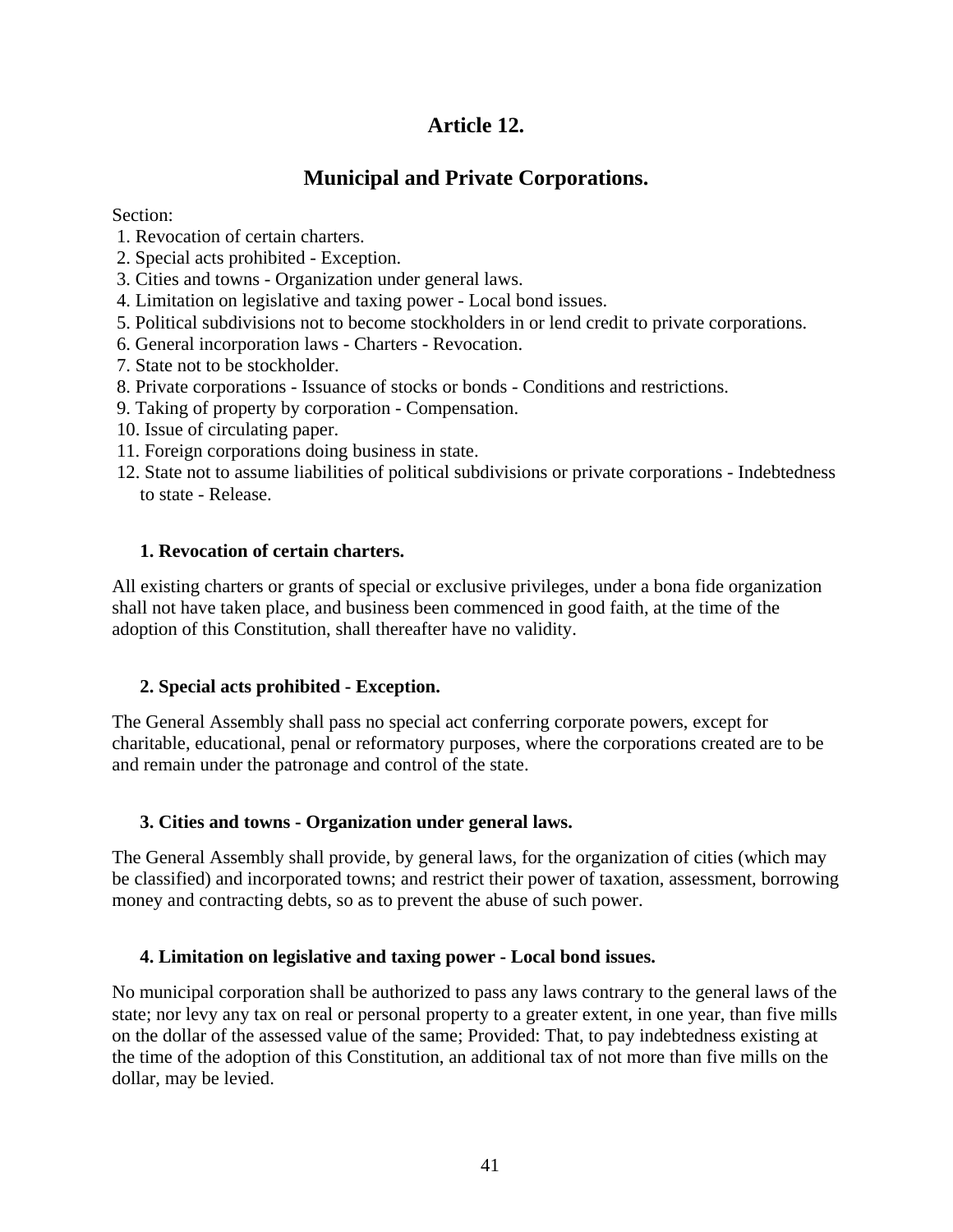# Article 12.

## Municipal and Private Corporations.

Section:
1. Revocation of certain charters.
2. Special acts prohibited - Exception.
3. Cities and towns - Organization under general laws.
4. Limitation on legislative and taxing power - Local bond issues.
5. Political subdivisions not to become stockholders in or lend credit to private corporations.
6. General incorporation laws - Charters - Revocation.
7. State not to be stockholder.
8. Private corporations - Issuance of stocks or bonds - Conditions and restrictions.
9. Taking of property by corporation - Compensation.
10. Issue of circulating paper.
11. Foreign corporations doing business in state.
12. State not to assume liabilities of political subdivisions or private corporations - Indebtedness to state - Release.

**1. Revocation of certain charters.**

All existing charters or grants of special or exclusive privileges, under a bona fide organization shall not have taken place, and business been commenced in good faith, at the time of the adoption of this Constitution, shall thereafter have no validity.

**2. Special acts prohibited - Exception.**

The General Assembly shall pass no special act conferring corporate powers, except for charitable, educational, penal or reformatory purposes, where the corporations created are to be and remain under the patronage and control of the state.

**3. Cities and towns - Organization under general laws.**

The General Assembly shall provide, by general laws, for the organization of cities (which may be classified) and incorporated towns; and restrict their power of taxation, assessment, borrowing money and contracting debts, so as to prevent the abuse of such power.

**4. Limitation on legislative and taxing power - Local bond issues.**

No municipal corporation shall be authorized to pass any laws contrary to the general laws of the state; nor levy any tax on real or personal property to a greater extent, in one year, than five mills on the dollar of the assessed value of the same; Provided: That, to pay indebtedness existing at the time of the adoption of this Constitution, an additional tax of not more than five mills on the dollar, may be levied.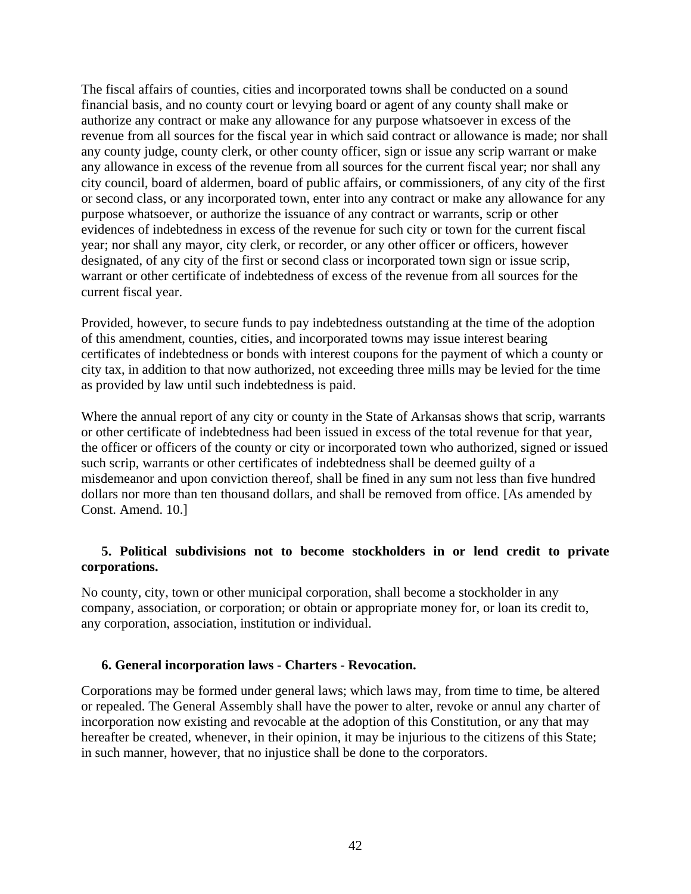The fiscal affairs of counties, cities and incorporated towns shall be conducted on a sound financial basis, and no county court or levying board or agent of any county shall make or authorize any contract or make any allowance for any purpose whatsoever in excess of the revenue from all sources for the fiscal year in which said contract or allowance is made; nor shall any county judge, county clerk, or other county officer, sign or issue any scrip warrant or make any allowance in excess of the revenue from all sources for the current fiscal year; nor shall any city council, board of aldermen, board of public affairs, or commissioners, of any city of the first or second class, or any incorporated town, enter into any contract or make any allowance for any purpose whatsoever, or authorize the issuance of any contract or warrants, scrip or other evidences of indebtedness in excess of the revenue for such city or town for the current fiscal year; nor shall any mayor, city clerk, or recorder, or any other officer or officers, however designated, of any city of the first or second class or incorporated town sign or issue scrip, warrant or other certificate of indebtedness of excess of the revenue from all sources for the current fiscal year.

Provided, however, to secure funds to pay indebtedness outstanding at the time of the adoption of this amendment, counties, cities, and incorporated towns may issue interest bearing certificates of indebtedness or bonds with interest coupons for the payment of which a county or city tax, in addition to that now authorized, not exceeding three mills may be levied for the time as provided by law until such indebtedness is paid.

Where the annual report of any city or county in the State of Arkansas shows that scrip, warrants or other certificate of indebtedness had been issued in excess of the total revenue for that year, the officer or officers of the county or city or incorporated town who authorized, signed or issued such scrip, warrants or other certificates of indebtedness shall be deemed guilty of a misdemeanor and upon conviction thereof, shall be fined in any sum not less than five hundred dollars nor more than ten thousand dollars, and shall be removed from office. [As amended by Const. Amend. 10.]

**5. Political subdivisions not to become stockholders in or lend credit to private corporations.**

No county, city, town or other municipal corporation, shall become a stockholder in any company, association, or corporation; or obtain or appropriate money for, or loan its credit to, any corporation, association, institution or individual.

**6. General incorporation laws - Charters - Revocation.**

Corporations may be formed under general laws; which laws may, from time to time, be altered or repealed. The General Assembly shall have the power to alter, revoke or annul any charter of incorporation now existing and revocable at the adoption of this Constitution, or any that may hereafter be created, whenever, in their opinion, it may be injurious to the citizens of this State; in such manner, however, that no injustice shall be done to the corporators.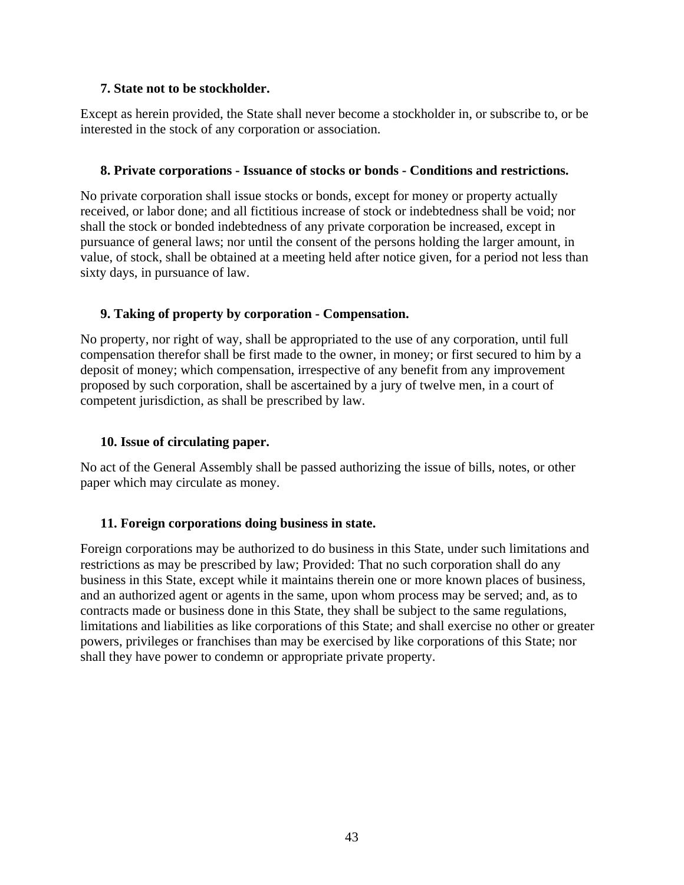#### 7. State not to be stockholder.

Except as herein provided, the State shall never become a stockholder in, or subscribe to, or be interested in the stock of any corporation or association.

#### 8. Private corporations - Issuance of stocks or bonds - Conditions and restrictions.

No private corporation shall issue stocks or bonds, except for money or property actually received, or labor done; and all fictitious increase of stock or indebtedness shall be void; nor shall the stock or bonded indebtedness of any private corporation be increased, except in pursuance of general laws; nor until the consent of the persons holding the larger amount, in value, of stock, shall be obtained at a meeting held after notice given, for a period not less than sixty days, in pursuance of law.

#### 9. Taking of property by corporation - Compensation.

No property, nor right of way, shall be appropriated to the use of any corporation, until full compensation therefor shall be first made to the owner, in money; or first secured to him by a deposit of money; which compensation, irrespective of any benefit from any improvement proposed by such corporation, shall be ascertained by a jury of twelve men, in a court of competent jurisdiction, as shall be prescribed by law.

#### 10. Issue of circulating paper.

No act of the General Assembly shall be passed authorizing the issue of bills, notes, or other paper which may circulate as money.

#### 11. Foreign corporations doing business in state.

Foreign corporations may be authorized to do business in this State, under such limitations and restrictions as may be prescribed by law; Provided: That no such corporation shall do any business in this State, except while it maintains therein one or more known places of business, and an authorized agent or agents in the same, upon whom process may be served; and, as to contracts made or business done in this State, they shall be subject to the same regulations, limitations and liabilities as like corporations of this State; and shall exercise no other or greater powers, privileges or franchises than may be exercised by like corporations of this State; nor shall they have power to condemn or appropriate private property.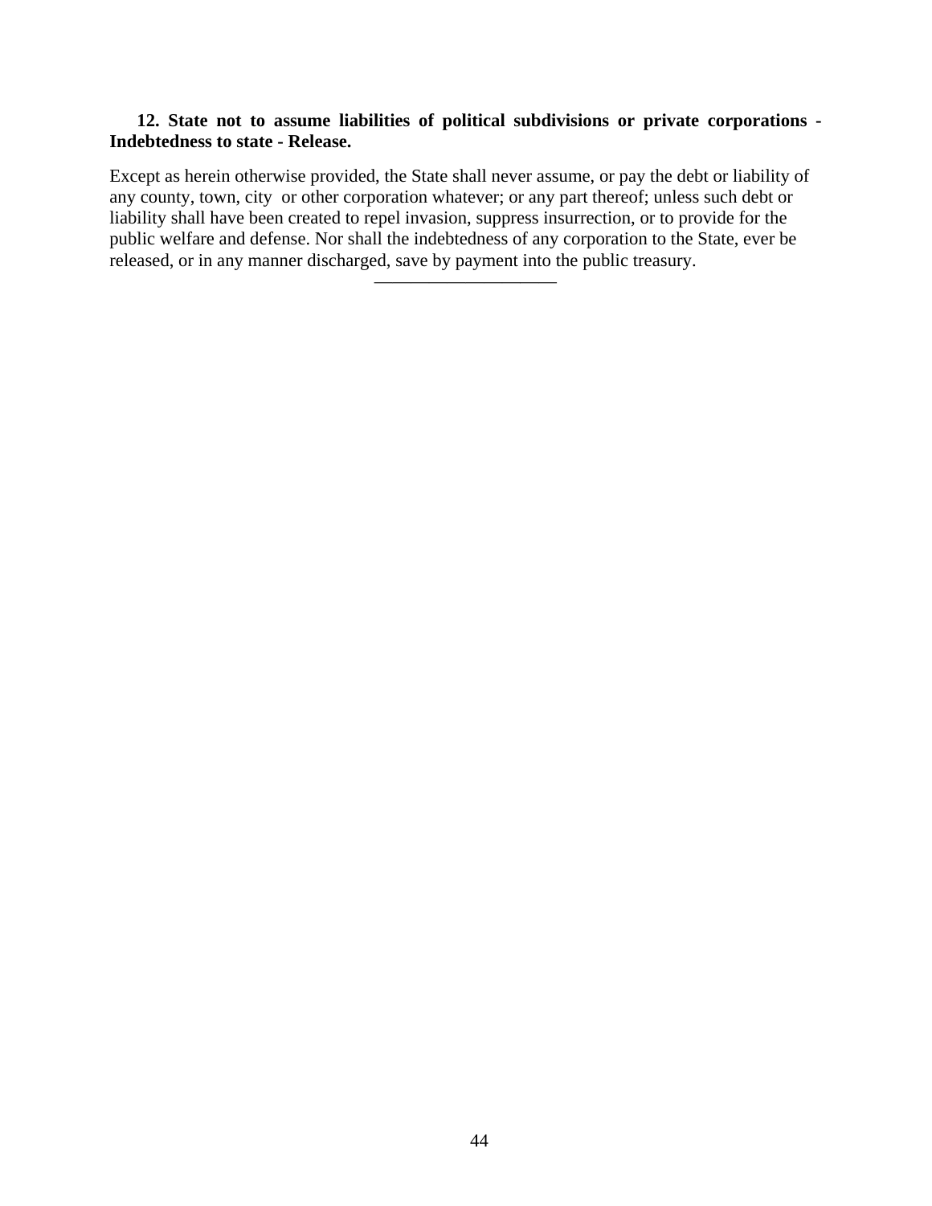**12. State not to assume liabilities of political subdivisions or private corporations - Indebtedness to state - Release.**

Except as herein otherwise provided, the State shall never assume, or pay the debt or liability of any county, town, city or other corporation whatever; or any part thereof; unless such debt or liability shall have been created to repel invasion, suppress insurrection, or to provide for the public welfare and defense. Nor shall the indebtedness of any corporation to the State, ever be released, or in any manner discharged, save by payment into the public treasury.

---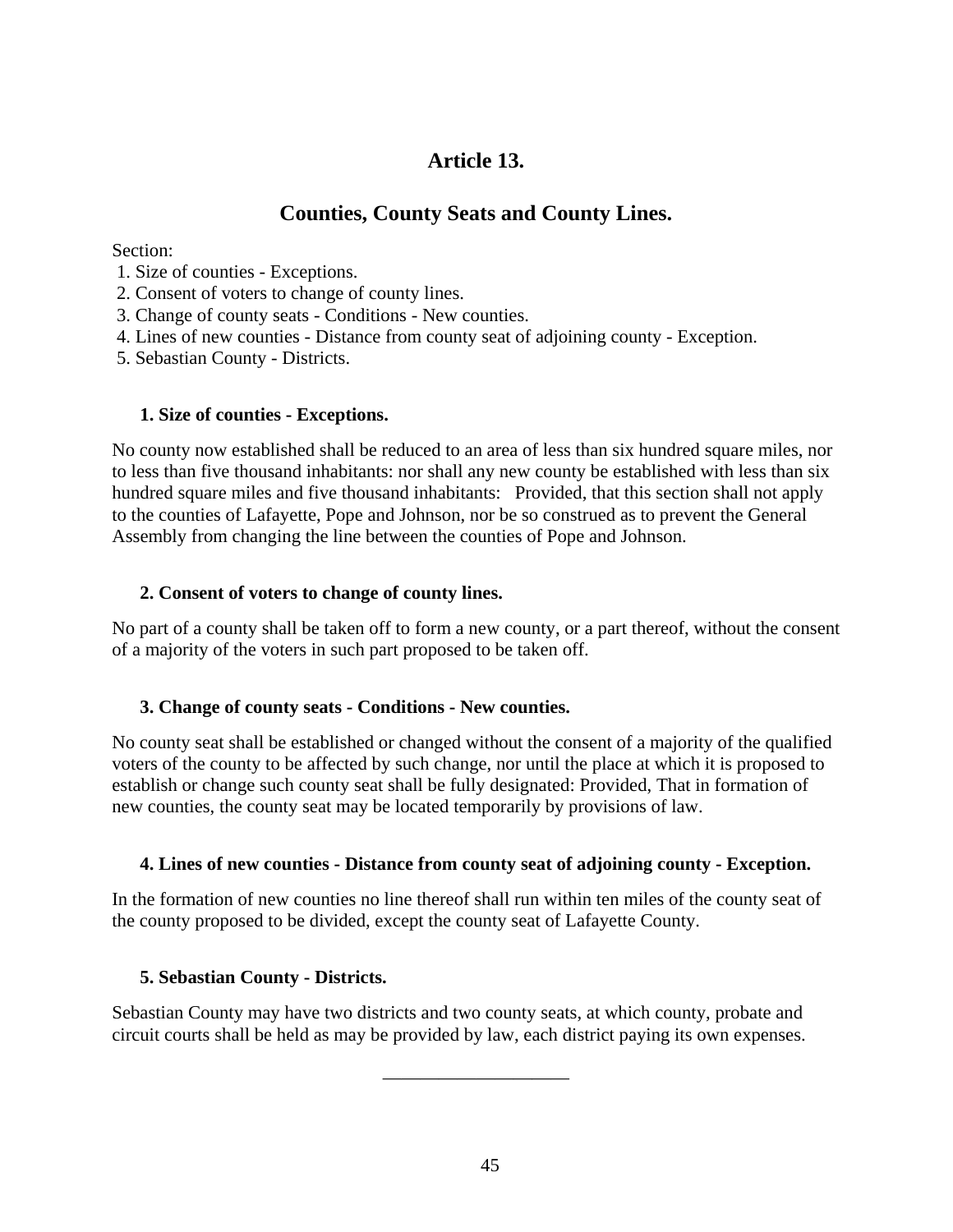# Article 13.

## Counties, County Seats and County Lines.

Section:

1. Size of counties - Exceptions.
2. Consent of voters to change of county lines.
3. Change of county seats - Conditions - New counties.
4. Lines of new counties - Distance from county seat of adjoining county - Exception.
5. Sebastian County - Districts.

### 1. Size of counties - Exceptions.

No county now established shall be reduced to an area of less than six hundred square miles, nor to less than five thousand inhabitants: nor shall any new county be established with less than six hundred square miles and five thousand inhabitants: Provided, that this section shall not apply to the counties of Lafayette, Pope and Johnson, nor be so construed as to prevent the General Assembly from changing the line between the counties of Pope and Johnson.

### 2. Consent of voters to change of county lines.

No part of a county shall be taken off to form a new county, or a part thereof, without the consent of a majority of the voters in such part proposed to be taken off.

### 3. Change of county seats - Conditions - New counties.

No county seat shall be established or changed without the consent of a majority of the qualified voters of the county to be affected by such change, nor until the place at which it is proposed to establish or change such county seat shall be fully designated: Provided, That in formation of new counties, the county seat may be located temporarily by provisions of law.

### 4. Lines of new counties - Distance from county seat of adjoining county - Exception.

In the formation of new counties no line thereof shall run within ten miles of the county seat of the county proposed to be divided, except the county seat of Lafayette County.

### 5. Sebastian County - Districts.

Sebastian County may have two districts and two county seats, at which county, probate and circuit courts shall be held as may be provided by law, each district paying its own expenses.

---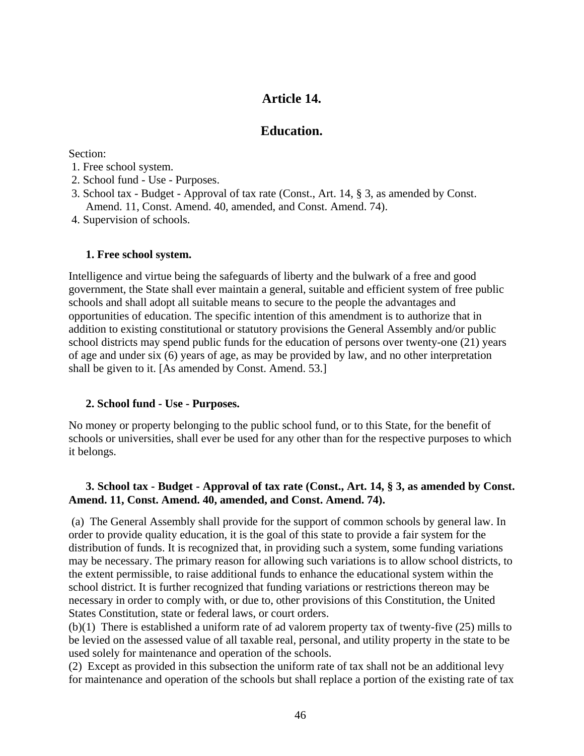# Article 14.

## Education.

Section:
1. Free school system.
2. School fund - Use - Purposes.
3. School tax - Budget - Approval of tax rate (Const., Art. 14, § 3, as amended by Const. Amend. 11, Const. Amend. 40, amended, and Const. Amend. 74).
4. Supervision of schools.

**1. Free school system.**

Intelligence and virtue being the safeguards of liberty and the bulwark of a free and good government, the State shall ever maintain a general, suitable and efficient system of free public schools and shall adopt all suitable means to secure to the people the advantages and opportunities of education. The specific intention of this amendment is to authorize that in addition to existing constitutional or statutory provisions the General Assembly and/or public school districts may spend public funds for the education of persons over twenty-one (21) years of age and under six (6) years of age, as may be provided by law, and no other interpretation shall be given to it. [As amended by Const. Amend. 53.]

**2. School fund - Use - Purposes.**

No money or property belonging to the public school fund, or to this State, for the benefit of schools or universities, shall ever be used for any other than for the respective purposes to which it belongs.

**3. School tax - Budget - Approval of tax rate (Const., Art. 14, § 3, as amended by Const. Amend. 11, Const. Amend. 40, amended, and Const. Amend. 74).**

(a) The General Assembly shall provide for the support of common schools by general law. In order to provide quality education, it is the goal of this state to provide a fair system for the distribution of funds. It is recognized that, in providing such a system, some funding variations may be necessary. The primary reason for allowing such variations is to allow school districts, to the extent permissible, to raise additional funds to enhance the educational system within the school district. It is further recognized that funding variations or restrictions thereon may be necessary in order to comply with, or due to, other provisions of this Constitution, the United States Constitution, state or federal laws, or court orders.
(b)(1) There is established a uniform rate of ad valorem property tax of twenty-five (25) mills to be levied on the assessed value of all taxable real, personal, and utility property in the state to be used solely for maintenance and operation of the schools.
(2) Except as provided in this subsection the uniform rate of tax shall not be an additional levy for maintenance and operation of the schools but shall replace a portion of the existing rate of tax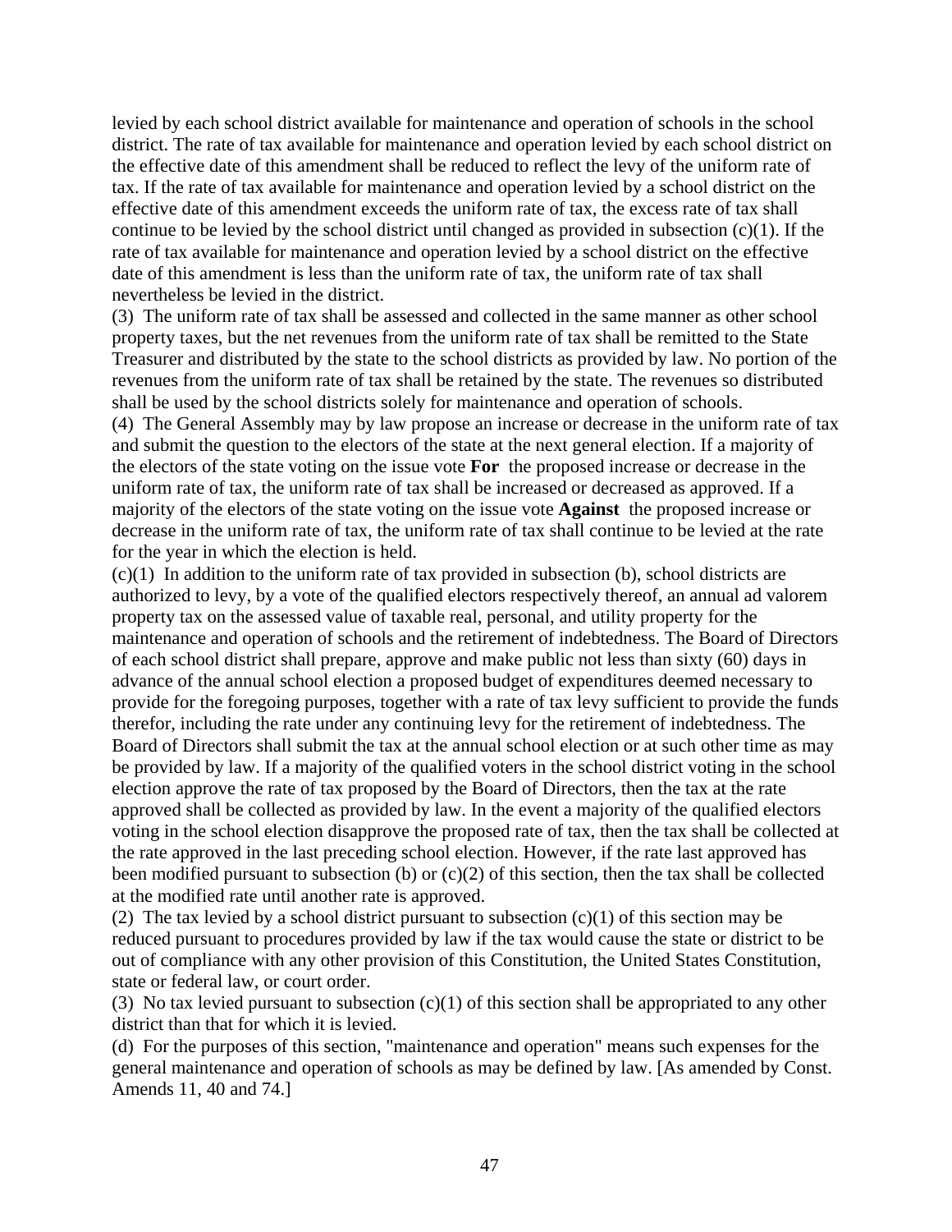levied by each school district available for maintenance and operation of schools in the school district. The rate of tax available for maintenance and operation levied by each school district on the effective date of this amendment shall be reduced to reflect the levy of the uniform rate of tax. If the rate of tax available for maintenance and operation levied by a school district on the effective date of this amendment exceeds the uniform rate of tax, the excess rate of tax shall continue to be levied by the school district until changed as provided in subsection (c)(1). If the rate of tax available for maintenance and operation levied by a school district on the effective date of this amendment is less than the uniform rate of tax, the uniform rate of tax shall nevertheless be levied in the district.

(3) The uniform rate of tax shall be assessed and collected in the same manner as other school property taxes, but the net revenues from the uniform rate of tax shall be remitted to the State Treasurer and distributed by the state to the school districts as provided by law. No portion of the revenues from the uniform rate of tax shall be retained by the state. The revenues so distributed shall be used by the school districts solely for maintenance and operation of schools.

(4) The General Assembly may by law propose an increase or decrease in the uniform rate of tax and submit the question to the electors of the state at the next general election. If a majority of the electors of the state voting on the issue vote **For** the proposed increase or decrease in the uniform rate of tax, the uniform rate of tax shall be increased or decreased as approved. If a majority of the electors of the state voting on the issue vote **Against** the proposed increase or decrease in the uniform rate of tax, the uniform rate of tax shall continue to be levied at the rate for the year in which the election is held.

(c)(1) In addition to the uniform rate of tax provided in subsection (b), school districts are authorized to levy, by a vote of the qualified electors respectively thereof, an annual ad valorem property tax on the assessed value of taxable real, personal, and utility property for the maintenance and operation of schools and the retirement of indebtedness. The Board of Directors of each school district shall prepare, approve and make public not less than sixty (60) days in advance of the annual school election a proposed budget of expenditures deemed necessary to provide for the foregoing purposes, together with a rate of tax levy sufficient to provide the funds therefor, including the rate under any continuing levy for the retirement of indebtedness. The Board of Directors shall submit the tax at the annual school election or at such other time as may be provided by law. If a majority of the qualified voters in the school district voting in the school election approve the rate of tax proposed by the Board of Directors, then the tax at the rate approved shall be collected as provided by law. In the event a majority of the qualified electors voting in the school election disapprove the proposed rate of tax, then the tax shall be collected at the rate approved in the last preceding school election. However, if the rate last approved has been modified pursuant to subsection (b) or (c)(2) of this section, then the tax shall be collected at the modified rate until another rate is approved.

(2) The tax levied by a school district pursuant to subsection (c)(1) of this section may be reduced pursuant to procedures provided by law if the tax would cause the state or district to be out of compliance with any other provision of this Constitution, the United States Constitution, state or federal law, or court order.

(3) No tax levied pursuant to subsection (c)(1) of this section shall be appropriated to any other district than that for which it is levied.

(d) For the purposes of this section, "maintenance and operation" means such expenses for the general maintenance and operation of schools as may be defined by law. [As amended by Const. Amends 11, 40 and 74.]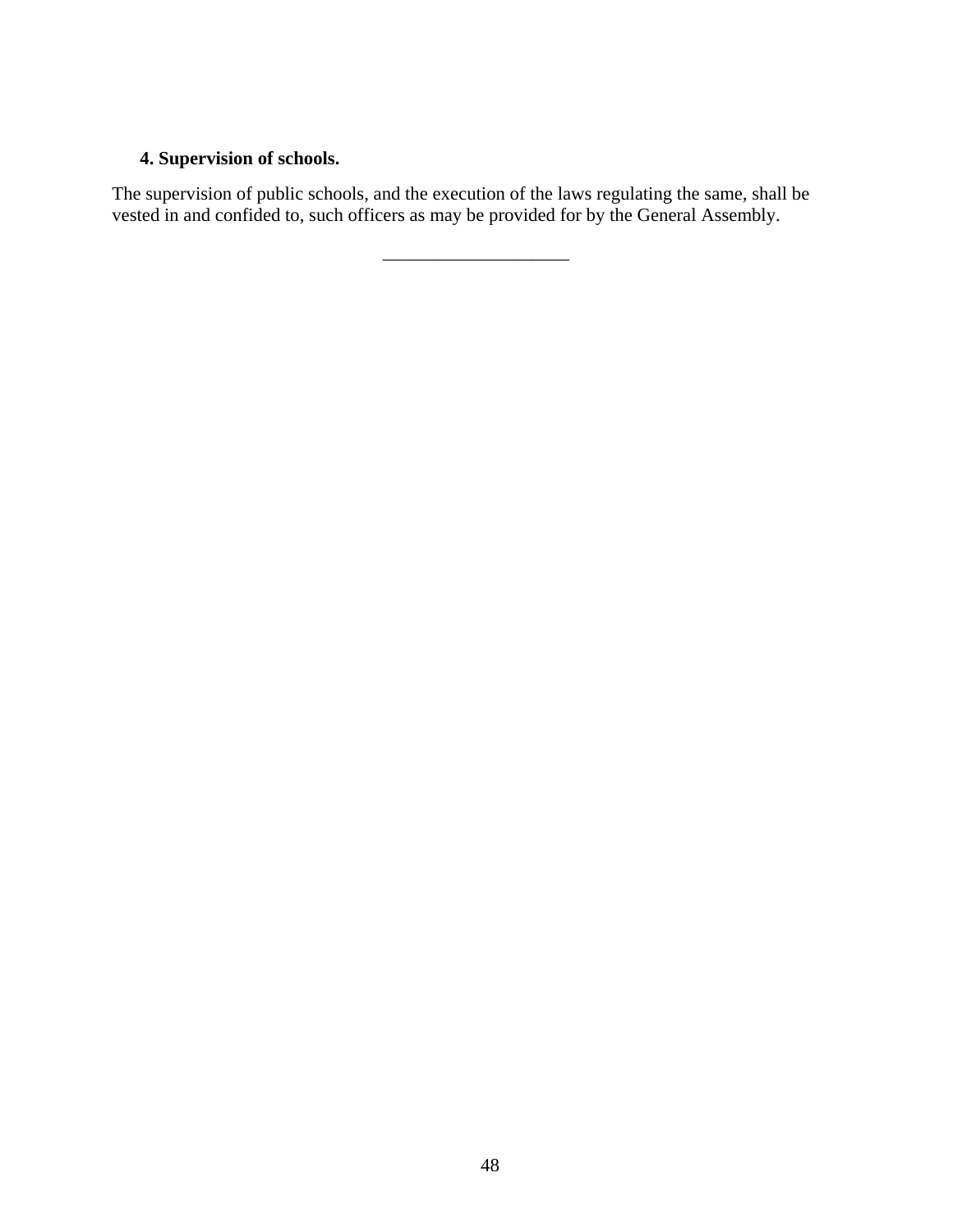**4. Supervision of schools.**

The supervision of public schools, and the execution of the laws regulating the same, shall be vested in and confided to, such officers as may be provided for by the General Assembly.

____________________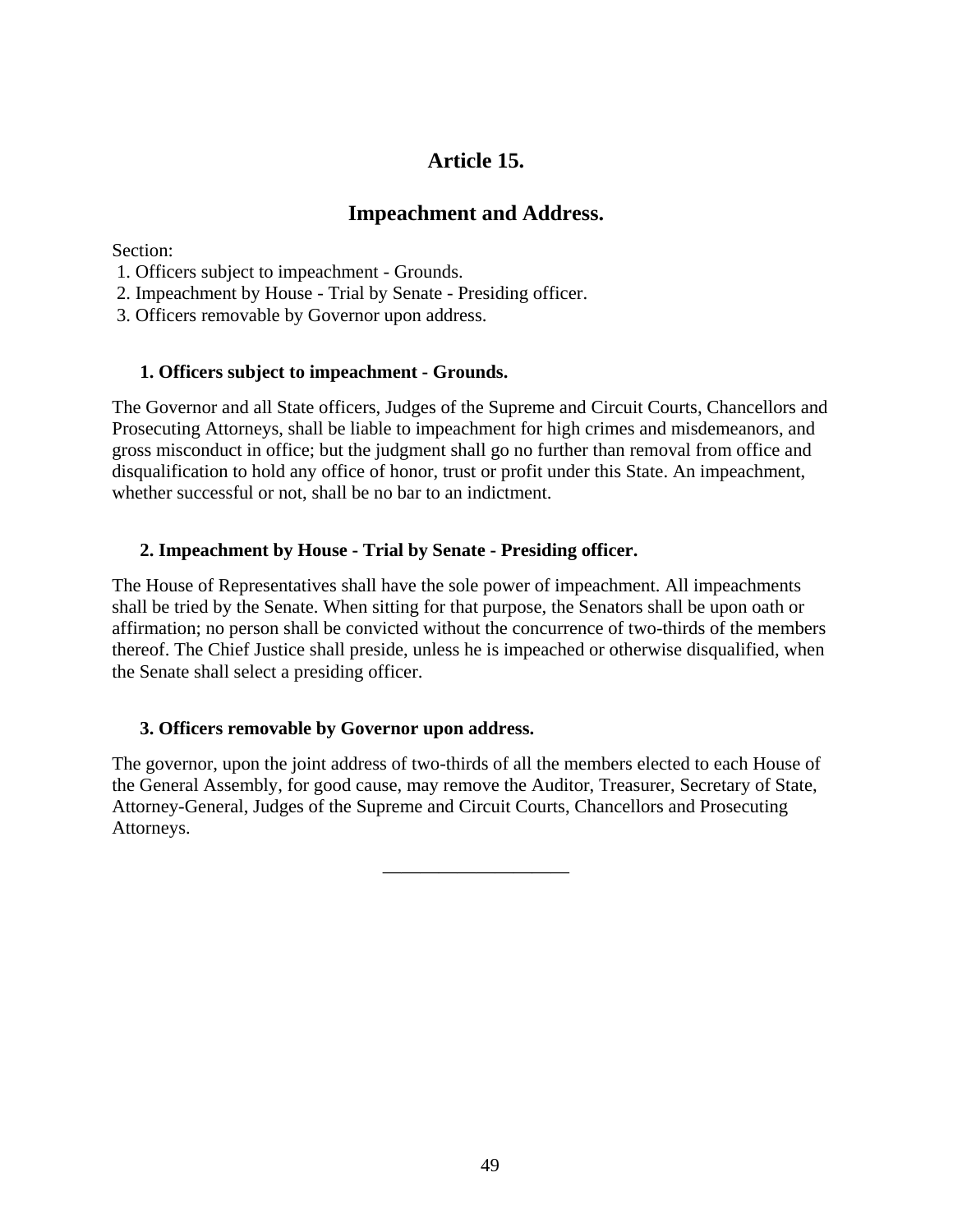# Article 15.

## Impeachment and Address.

Section:

1. Officers subject to impeachment - Grounds.
2. Impeachment by House - Trial by Senate - Presiding officer.
3. Officers removable by Governor upon address.

### 1. Officers subject to impeachment - Grounds.

The Governor and all State officers, Judges of the Supreme and Circuit Courts, Chancellors and Prosecuting Attorneys, shall be liable to impeachment for high crimes and misdemeanors, and gross misconduct in office; but the judgment shall go no further than removal from office and disqualification to hold any office of honor, trust or profit under this State. An impeachment, whether successful or not, shall be no bar to an indictment.

### 2. Impeachment by House - Trial by Senate - Presiding officer.

The House of Representatives shall have the sole power of impeachment. All impeachments shall be tried by the Senate. When sitting for that purpose, the Senators shall be upon oath or affirmation; no person shall be convicted without the concurrence of two-thirds of the members thereof. The Chief Justice shall preside, unless he is impeached or otherwise disqualified, when the Senate shall select a presiding officer.

### 3. Officers removable by Governor upon address.

The governor, upon the joint address of two-thirds of all the members elected to each House of the General Assembly, for good cause, may remove the Auditor, Treasurer, Secretary of State, Attorney-General, Judges of the Supreme and Circuit Courts, Chancellors and Prosecuting Attorneys.

---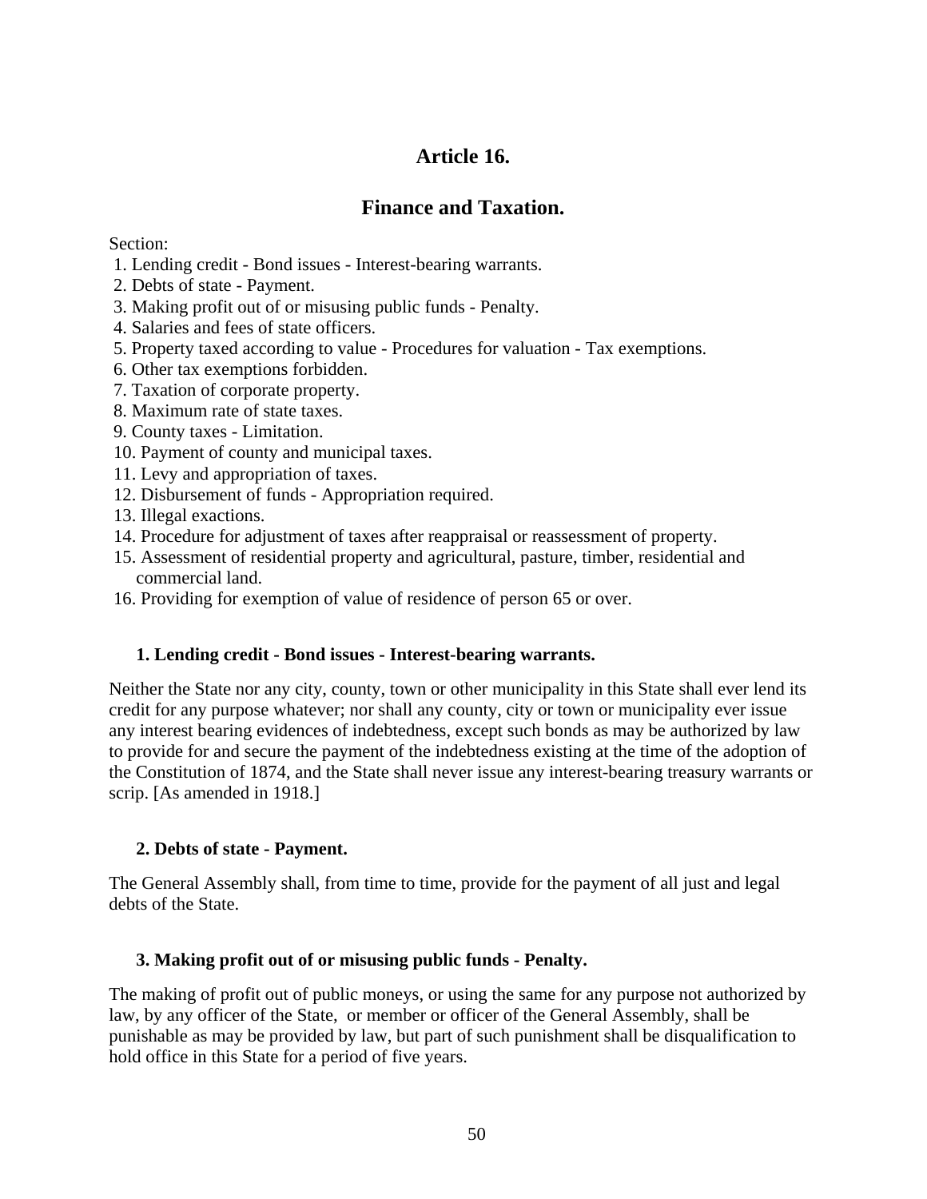# Article 16.

## Finance and Taxation.

Section:

1. Lending credit - Bond issues - Interest-bearing warrants.
2. Debts of state - Payment.
3. Making profit out of or misusing public funds - Penalty.
4. Salaries and fees of state officers.
5. Property taxed according to value - Procedures for valuation - Tax exemptions.
6. Other tax exemptions forbidden.
7. Taxation of corporate property.
8. Maximum rate of state taxes.
9. County taxes - Limitation.
10. Payment of county and municipal taxes.
11. Levy and appropriation of taxes.
12. Disbursement of funds - Appropriation required.
13. Illegal exactions.
14. Procedure for adjustment of taxes after reappraisal or reassessment of property.
15. Assessment of residential property and agricultural, pasture, timber, residential and commercial land.
16. Providing for exemption of value of residence of person 65 or over.

### 1. Lending credit - Bond issues - Interest-bearing warrants.

Neither the State nor any city, county, town or other municipality in this State shall ever lend its credit for any purpose whatever; nor shall any county, city or town or municipality ever issue any interest bearing evidences of indebtedness, except such bonds as may be authorized by law to provide for and secure the payment of the indebtedness existing at the time of the adoption of the Constitution of 1874, and the State shall never issue any interest-bearing treasury warrants or scrip. [As amended in 1918.]

### 2. Debts of state - Payment.

The General Assembly shall, from time to time, provide for the payment of all just and legal debts of the State.

### 3. Making profit out of or misusing public funds - Penalty.

The making of profit out of public moneys, or using the same for any purpose not authorized by law, by any officer of the State, or member or officer of the General Assembly, shall be punishable as may be provided by law, but part of such punishment shall be disqualification to hold office in this State for a period of five years.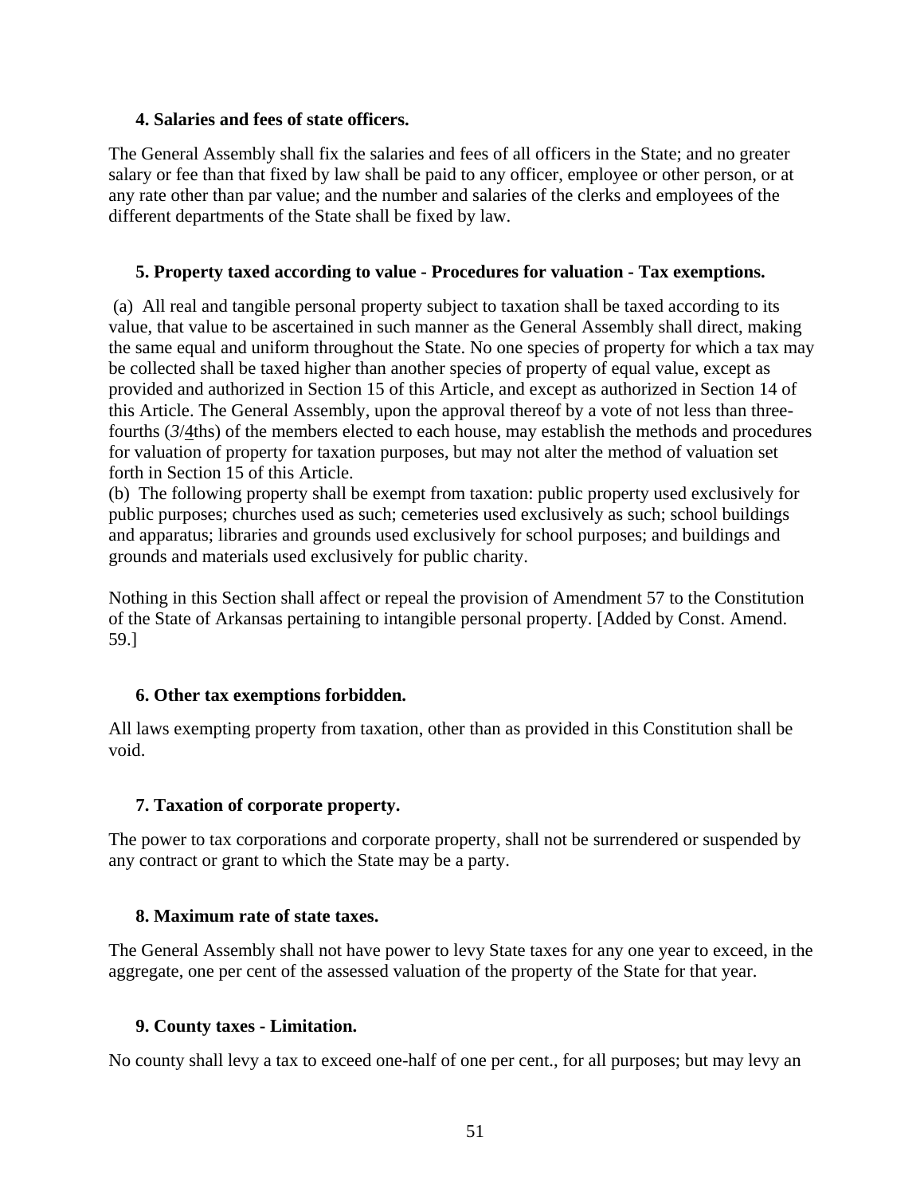### 4. Salaries and fees of state officers.

The General Assembly shall fix the salaries and fees of all officers in the State; and no greater salary or fee than that fixed by law shall be paid to any officer, employee or other person, or at any rate other than par value; and the number and salaries of the clerks and employees of the different departments of the State shall be fixed by law.

### 5. Property taxed according to value - Procedures for valuation - Tax exemptions.

(a) All real and tangible personal property subject to taxation shall be taxed according to its value, that value to be ascertained in such manner as the General Assembly shall direct, making the same equal and uniform throughout the State. No one species of property for which a tax may be collected shall be taxed higher than another species of property of equal value, except as provided and authorized in Section 15 of this Article, and except as authorized in Section 14 of this Article. The General Assembly, upon the approval thereof by a vote of not less than three-fourths (*3*/4ths) of the members elected to each house, may establish the methods and procedures for valuation of property for taxation purposes, but may not alter the method of valuation set forth in Section 15 of this Article.
(b) The following property shall be exempt from taxation: public property used exclusively for public purposes; churches used as such; cemeteries used exclusively as such; school buildings and apparatus; libraries and grounds used exclusively for school purposes; and buildings and grounds and materials used exclusively for public charity.

Nothing in this Section shall affect or repeal the provision of Amendment 57 to the Constitution of the State of Arkansas pertaining to intangible personal property. [Added by Const. Amend. 59.]

### 6. Other tax exemptions forbidden.

All laws exempting property from taxation, other than as provided in this Constitution shall be void.

### 7. Taxation of corporate property.

The power to tax corporations and corporate property, shall not be surrendered or suspended by any contract or grant to which the State may be a party.

### 8. Maximum rate of state taxes.

The General Assembly shall not have power to levy State taxes for any one year to exceed, in the aggregate, one per cent of the assessed valuation of the property of the State for that year.

### 9. County taxes - Limitation.

No county shall levy a tax to exceed one-half of one per cent., for all purposes; but may levy an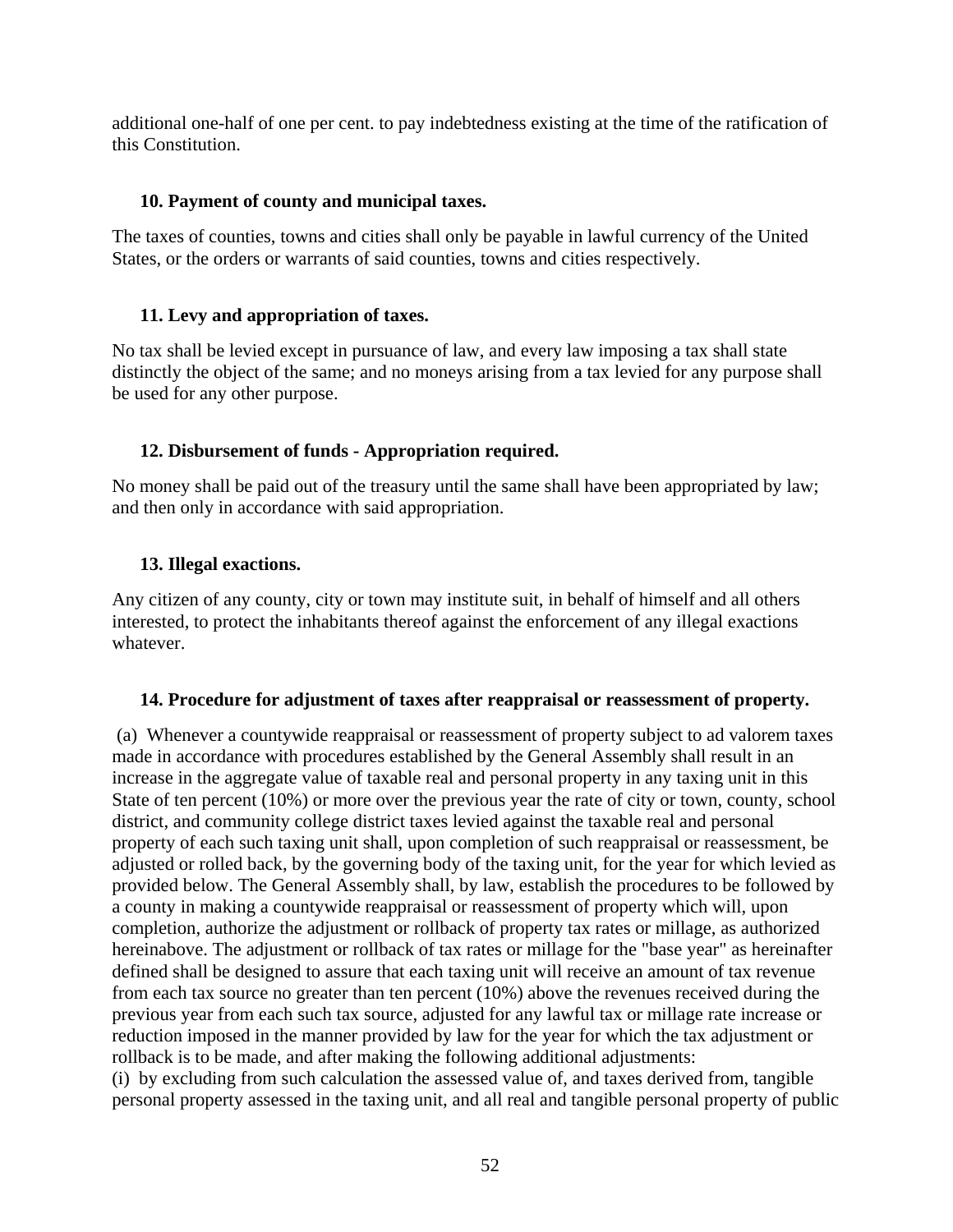additional one-half of one per cent. to pay indebtedness existing at the time of the ratification of this Constitution.

### 10. Payment of county and municipal taxes.

The taxes of counties, towns and cities shall only be payable in lawful currency of the United States, or the orders or warrants of said counties, towns and cities respectively.

### 11. Levy and appropriation of taxes.

No tax shall be levied except in pursuance of law, and every law imposing a tax shall state distinctly the object of the same; and no moneys arising from a tax levied for any purpose shall be used for any other purpose.

### 12. Disbursement of funds - Appropriation required.

No money shall be paid out of the treasury until the same shall have been appropriated by law; and then only in accordance with said appropriation.

### 13. Illegal exactions.

Any citizen of any county, city or town may institute suit, in behalf of himself and all others interested, to protect the inhabitants thereof against the enforcement of any illegal exactions whatever.

### 14. Procedure for adjustment of taxes after reappraisal or reassessment of property.

(a) Whenever a countywide reappraisal or reassessment of property subject to ad valorem taxes made in accordance with procedures established by the General Assembly shall result in an increase in the aggregate value of taxable real and personal property in any taxing unit in this State of ten percent (10%) or more over the previous year the rate of city or town, county, school district, and community college district taxes levied against the taxable real and personal property of each such taxing unit shall, upon completion of such reappraisal or reassessment, be adjusted or rolled back, by the governing body of the taxing unit, for the year for which levied as provided below. The General Assembly shall, by law, establish the procedures to be followed by a county in making a countywide reappraisal or reassessment of property which will, upon completion, authorize the adjustment or rollback of property tax rates or millage, as authorized hereinabove. The adjustment or rollback of tax rates or millage for the "base year" as hereinafter defined shall be designed to assure that each taxing unit will receive an amount of tax revenue from each tax source no greater than ten percent (10%) above the revenues received during the previous year from each such tax source, adjusted for any lawful tax or millage rate increase or reduction imposed in the manner provided by law for the year for which the tax adjustment or rollback is to be made, and after making the following additional adjustments:
(i) by excluding from such calculation the assessed value of, and taxes derived from, tangible personal property assessed in the taxing unit, and all real and tangible personal property of public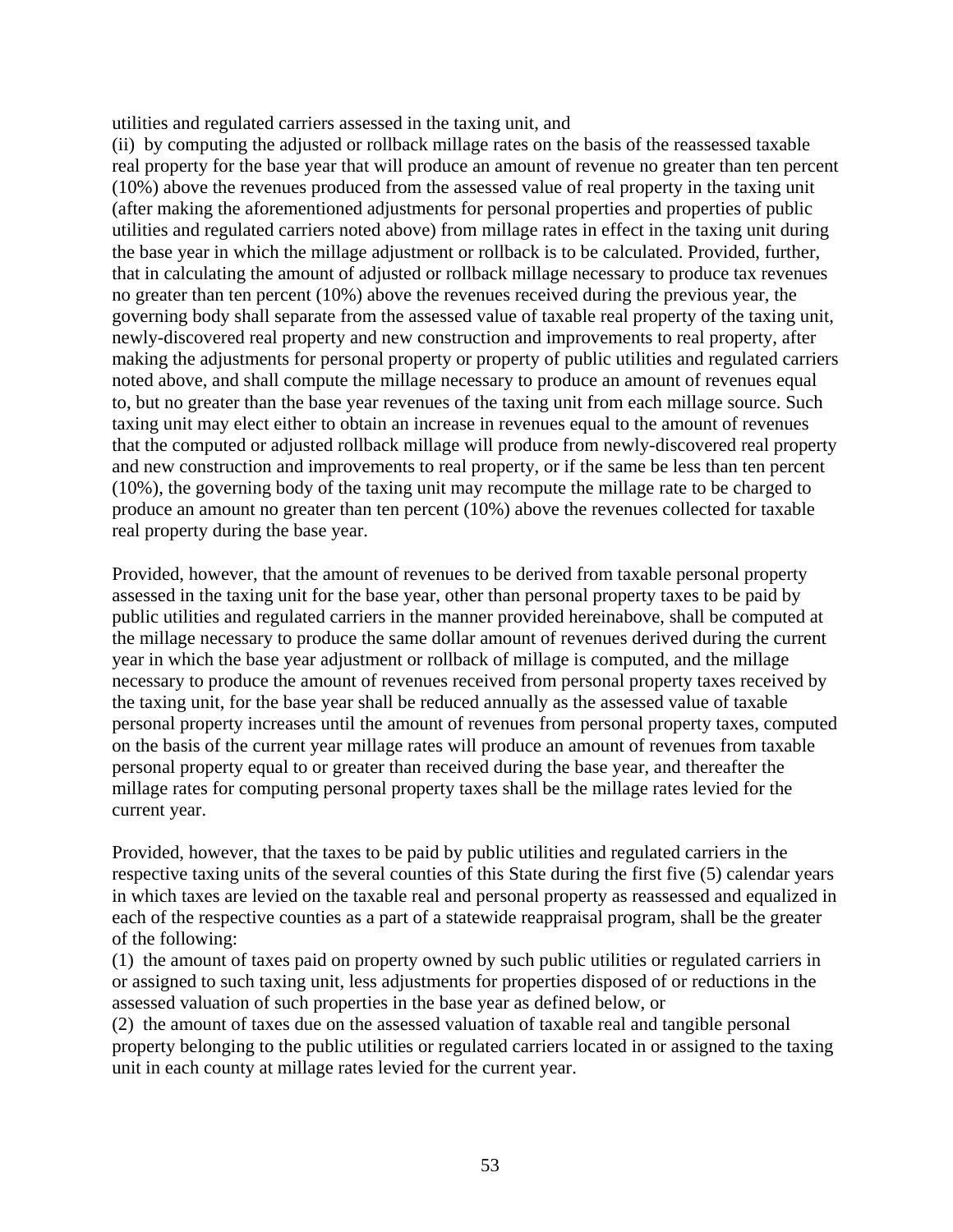utilities and regulated carriers assessed in the taxing unit, and

(ii) by computing the adjusted or rollback millage rates on the basis of the reassessed taxable real property for the base year that will produce an amount of revenue no greater than ten percent (10%) above the revenues produced from the assessed value of real property in the taxing unit (after making the aforementioned adjustments for personal properties and properties of public utilities and regulated carriers noted above) from millage rates in effect in the taxing unit during the base year in which the millage adjustment or rollback is to be calculated. Provided, further, that in calculating the amount of adjusted or rollback millage necessary to produce tax revenues no greater than ten percent (10%) above the revenues received during the previous year, the governing body shall separate from the assessed value of taxable real property of the taxing unit, newly-discovered real property and new construction and improvements to real property, after making the adjustments for personal property or property of public utilities and regulated carriers noted above, and shall compute the millage necessary to produce an amount of revenues equal to, but no greater than the base year revenues of the taxing unit from each millage source. Such taxing unit may elect either to obtain an increase in revenues equal to the amount of revenues that the computed or adjusted rollback millage will produce from newly-discovered real property and new construction and improvements to real property, or if the same be less than ten percent (10%), the governing body of the taxing unit may recompute the millage rate to be charged to produce an amount no greater than ten percent (10%) above the revenues collected for taxable real property during the base year.

Provided, however, that the amount of revenues to be derived from taxable personal property assessed in the taxing unit for the base year, other than personal property taxes to be paid by public utilities and regulated carriers in the manner provided hereinabove, shall be computed at the millage necessary to produce the same dollar amount of revenues derived during the current year in which the base year adjustment or rollback of millage is computed, and the millage necessary to produce the amount of revenues received from personal property taxes received by the taxing unit, for the base year shall be reduced annually as the assessed value of taxable personal property increases until the amount of revenues from personal property taxes, computed on the basis of the current year millage rates will produce an amount of revenues from taxable personal property equal to or greater than received during the base year, and thereafter the millage rates for computing personal property taxes shall be the millage rates levied for the current year.

Provided, however, that the taxes to be paid by public utilities and regulated carriers in the respective taxing units of the several counties of this State during the first five (5) calendar years in which taxes are levied on the taxable real and personal property as reassessed and equalized in each of the respective counties as a part of a statewide reappraisal program, shall be the greater of the following:

(1) the amount of taxes paid on property owned by such public utilities or regulated carriers in or assigned to such taxing unit, less adjustments for properties disposed of or reductions in the assessed valuation of such properties in the base year as defined below, or

(2) the amount of taxes due on the assessed valuation of taxable real and tangible personal property belonging to the public utilities or regulated carriers located in or assigned to the taxing unit in each county at millage rates levied for the current year.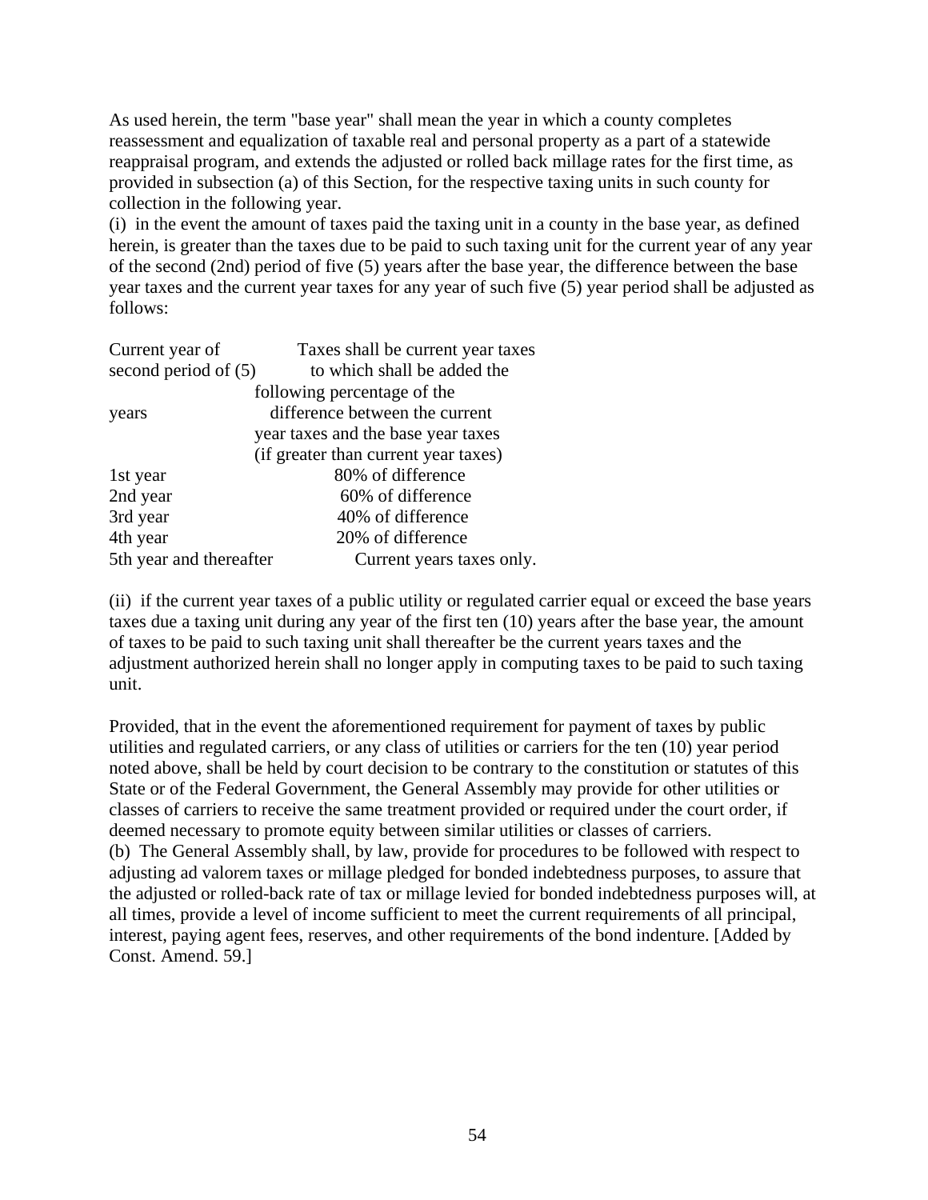As used herein, the term "base year" shall mean the year in which a county completes reassessment and equalization of taxable real and personal property as a part of a statewide reappraisal program, and extends the adjusted or rolled back millage rates for the first time, as provided in subsection (a) of this Section, for the respective taxing units in such county for collection in the following year.

(i) in the event the amount of taxes paid the taxing unit in a county in the base year, as defined herein, is greater than the taxes due to be paid to such taxing unit for the current year of any year of the second (2nd) period of five (5) years after the base year, the difference between the base year taxes and the current year taxes for any year of such five (5) year period shall be adjusted as follows:

| Current year of second period of (5) years | Taxes shall be current year taxes to which shall be added the following percentage of the difference between the current year taxes and the base year taxes (if greater than current year taxes) |
|---|---|
| 1st year | 80% of difference |
| 2nd year | 60% of difference |
| 3rd year | 40% of difference |
| 4th year | 20% of difference |
| 5th year and thereafter | Current years taxes only. |

(ii) if the current year taxes of a public utility or regulated carrier equal or exceed the base years taxes due a taxing unit during any year of the first ten (10) years after the base year, the amount of taxes to be paid to such taxing unit shall thereafter be the current years taxes and the adjustment authorized herein shall no longer apply in computing taxes to be paid to such taxing unit.

Provided, that in the event the aforementioned requirement for payment of taxes by public utilities and regulated carriers, or any class of utilities or carriers for the ten (10) year period noted above, shall be held by court decision to be contrary to the constitution or statutes of this State or of the Federal Government, the General Assembly may provide for other utilities or classes of carriers to receive the same treatment provided or required under the court order, if deemed necessary to promote equity between similar utilities or classes of carriers.

(b) The General Assembly shall, by law, provide for procedures to be followed with respect to adjusting ad valorem taxes or millage pledged for bonded indebtedness purposes, to assure that the adjusted or rolled-back rate of tax or millage levied for bonded indebtedness purposes will, at all times, provide a level of income sufficient to meet the current requirements of all principal, interest, paying agent fees, reserves, and other requirements of the bond indenture. [Added by Const. Amend. 59.]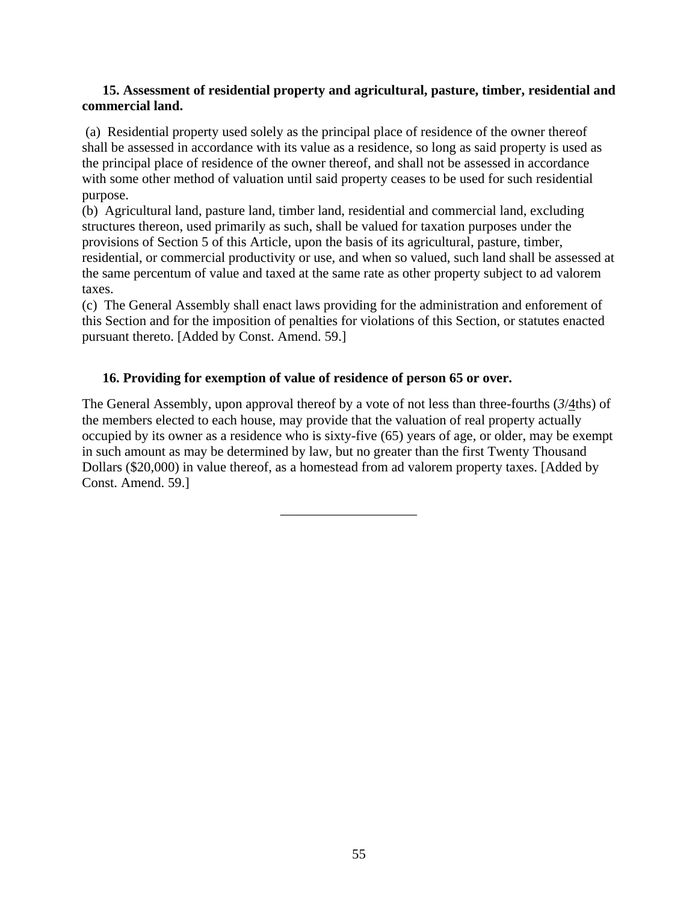**15. Assessment of residential property and agricultural, pasture, timber, residential and commercial land.**

(a) Residential property used solely as the principal place of residence of the owner thereof shall be assessed in accordance with its value as a residence, so long as said property is used as the principal place of residence of the owner thereof, and shall not be assessed in accordance with some other method of valuation until said property ceases to be used for such residential purpose.

(b) Agricultural land, pasture land, timber land, residential and commercial land, excluding structures thereon, used primarily as such, shall be valued for taxation purposes under the provisions of Section 5 of this Article, upon the basis of its agricultural, pasture, timber, residential, or commercial productivity or use, and when so valued, such land shall be assessed at the same percentum of value and taxed at the same rate as other property subject to ad valorem taxes.

(c) The General Assembly shall enact laws providing for the administration and enforement of this Section and for the imposition of penalties for violations of this Section, or statutes enacted pursuant thereto. [Added by Const. Amend. 59.]

**16. Providing for exemption of value of residence of person 65 or over.**

The General Assembly, upon approval thereof by a vote of not less than three-fourths (3/4ths) of the members elected to each house, may provide that the valuation of real property actually occupied by its owner as a residence who is sixty-five (65) years of age, or older, may be exempt in such amount as may be determined by law, but no greater than the first Twenty Thousand Dollars ($20,000) in value thereof, as a homestead from ad valorem property taxes. [Added by Const. Amend. 59.]

---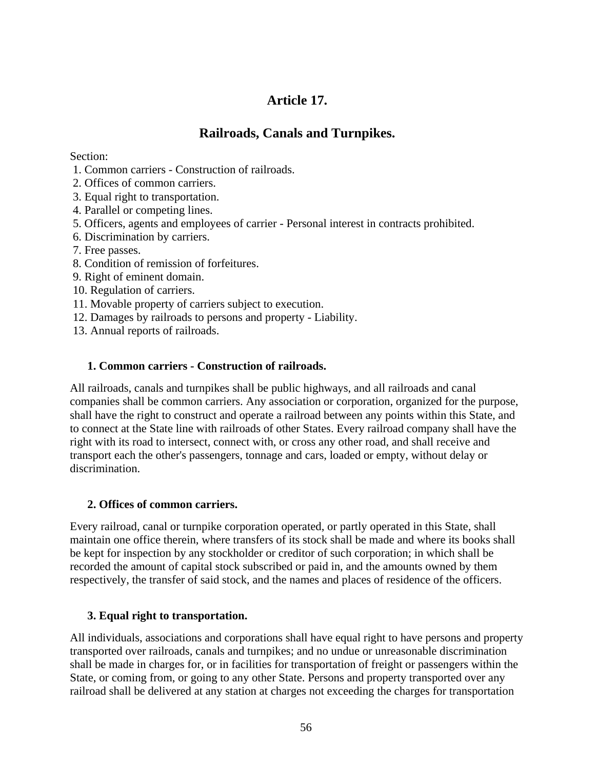# Article 17.

## Railroads, Canals and Turnpikes.

Section:

1. Common carriers - Construction of railroads.
2. Offices of common carriers.
3. Equal right to transportation.
4. Parallel or competing lines.
5. Officers, agents and employees of carrier - Personal interest in contracts prohibited.
6. Discrimination by carriers.
7. Free passes.
8. Condition of remission of forfeitures.
9. Right of eminent domain.
10. Regulation of carriers.
11. Movable property of carriers subject to execution.
12. Damages by railroads to persons and property - Liability.
13. Annual reports of railroads.

### 1. Common carriers - Construction of railroads.

All railroads, canals and turnpikes shall be public highways, and all railroads and canal companies shall be common carriers. Any association or corporation, organized for the purpose, shall have the right to construct and operate a railroad between any points within this State, and to connect at the State line with railroads of other States. Every railroad company shall have the right with its road to intersect, connect with, or cross any other road, and shall receive and transport each the other's passengers, tonnage and cars, loaded or empty, without delay or discrimination.

### 2. Offices of common carriers.

Every railroad, canal or turnpike corporation operated, or partly operated in this State, shall maintain one office therein, where transfers of its stock shall be made and where its books shall be kept for inspection by any stockholder or creditor of such corporation; in which shall be recorded the amount of capital stock subscribed or paid in, and the amounts owned by them respectively, the transfer of said stock, and the names and places of residence of the officers.

### 3. Equal right to transportation.

All individuals, associations and corporations shall have equal right to have persons and property transported over railroads, canals and turnpikes; and no undue or unreasonable discrimination shall be made in charges for, or in facilities for transportation of freight or passengers within the State, or coming from, or going to any other State. Persons and property transported over any railroad shall be delivered at any station at charges not exceeding the charges for transportation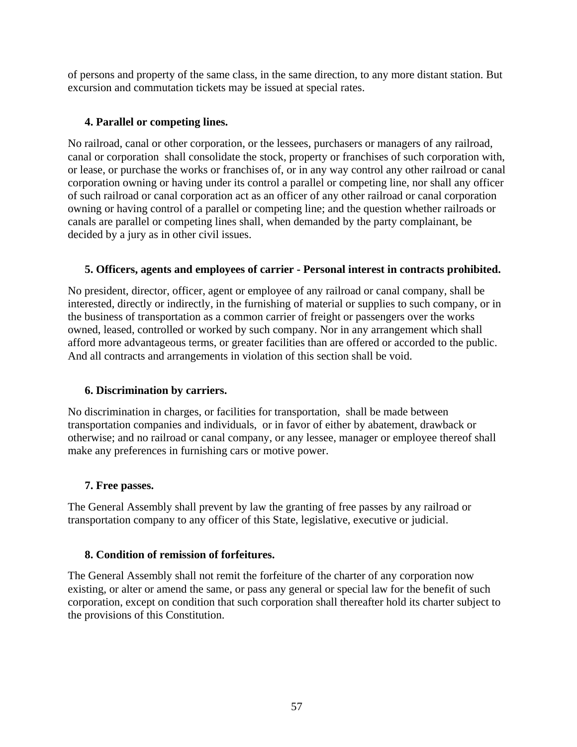of persons and property of the same class, in the same direction, to any more distant station. But excursion and commutation tickets may be issued at special rates.

### 4. Parallel or competing lines.

No railroad, canal or other corporation, or the lessees, purchasers or managers of any railroad, canal or corporation shall consolidate the stock, property or franchises of such corporation with, or lease, or purchase the works or franchises of, or in any way control any other railroad or canal corporation owning or having under its control a parallel or competing line, nor shall any officer of such railroad or canal corporation act as an officer of any other railroad or canal corporation owning or having control of a parallel or competing line; and the question whether railroads or canals are parallel or competing lines shall, when demanded by the party complainant, be decided by a jury as in other civil issues.

### 5. Officers, agents and employees of carrier - Personal interest in contracts prohibited.

No president, director, officer, agent or employee of any railroad or canal company, shall be interested, directly or indirectly, in the furnishing of material or supplies to such company, or in the business of transportation as a common carrier of freight or passengers over the works owned, leased, controlled or worked by such company. Nor in any arrangement which shall afford more advantageous terms, or greater facilities than are offered or accorded to the public. And all contracts and arrangements in violation of this section shall be void.

### 6. Discrimination by carriers.

No discrimination in charges, or facilities for transportation, shall be made between transportation companies and individuals, or in favor of either by abatement, drawback or otherwise; and no railroad or canal company, or any lessee, manager or employee thereof shall make any preferences in furnishing cars or motive power.

### 7. Free passes.

The General Assembly shall prevent by law the granting of free passes by any railroad or transportation company to any officer of this State, legislative, executive or judicial.

### 8. Condition of remission of forfeitures.

The General Assembly shall not remit the forfeiture of the charter of any corporation now existing, or alter or amend the same, or pass any general or special law for the benefit of such corporation, except on condition that such corporation shall thereafter hold its charter subject to the provisions of this Constitution.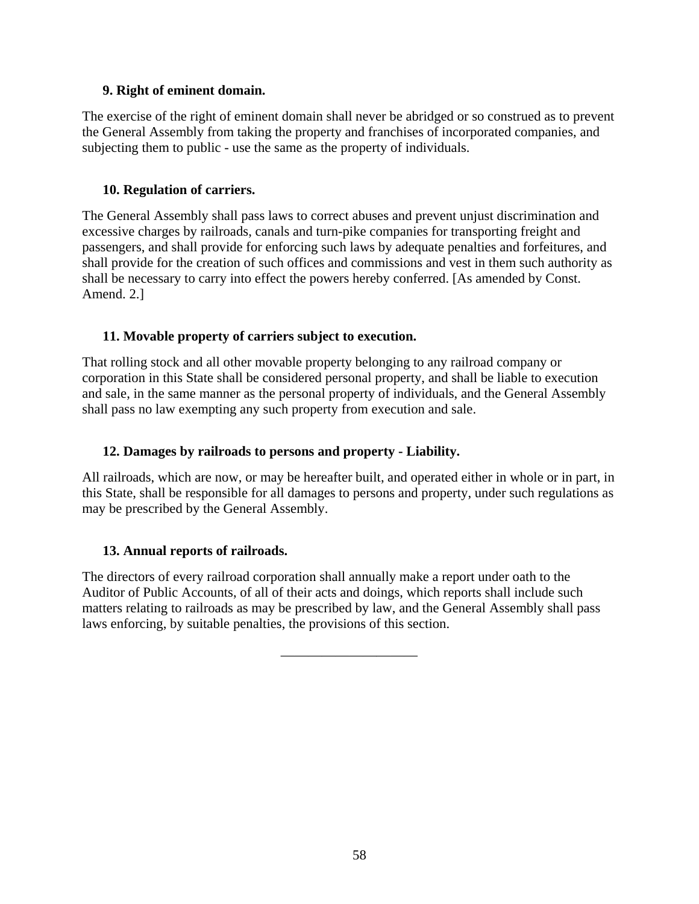### 9. Right of eminent domain.

The exercise of the right of eminent domain shall never be abridged or so construed as to prevent the General Assembly from taking the property and franchises of incorporated companies, and subjecting them to public - use the same as the property of individuals.

### 10. Regulation of carriers.

The General Assembly shall pass laws to correct abuses and prevent unjust discrimination and excessive charges by railroads, canals and turn-pike companies for transporting freight and passengers, and shall provide for enforcing such laws by adequate penalties and forfeitures, and shall provide for the creation of such offices and commissions and vest in them such authority as shall be necessary to carry into effect the powers hereby conferred. [As amended by Const. Amend. 2.]

### 11. Movable property of carriers subject to execution.

That rolling stock and all other movable property belonging to any railroad company or corporation in this State shall be considered personal property, and shall be liable to execution and sale, in the same manner as the personal property of individuals, and the General Assembly shall pass no law exempting any such property from execution and sale.

### 12. Damages by railroads to persons and property - Liability.

All railroads, which are now, or may be hereafter built, and operated either in whole or in part, in this State, shall be responsible for all damages to persons and property, under such regulations as may be prescribed by the General Assembly.

### 13. Annual reports of railroads.

The directors of every railroad corporation shall annually make a report under oath to the Auditor of Public Accounts, of all of their acts and doings, which reports shall include such matters relating to railroads as may be prescribed by law, and the General Assembly shall pass laws enforcing, by suitable penalties, the provisions of this section.

---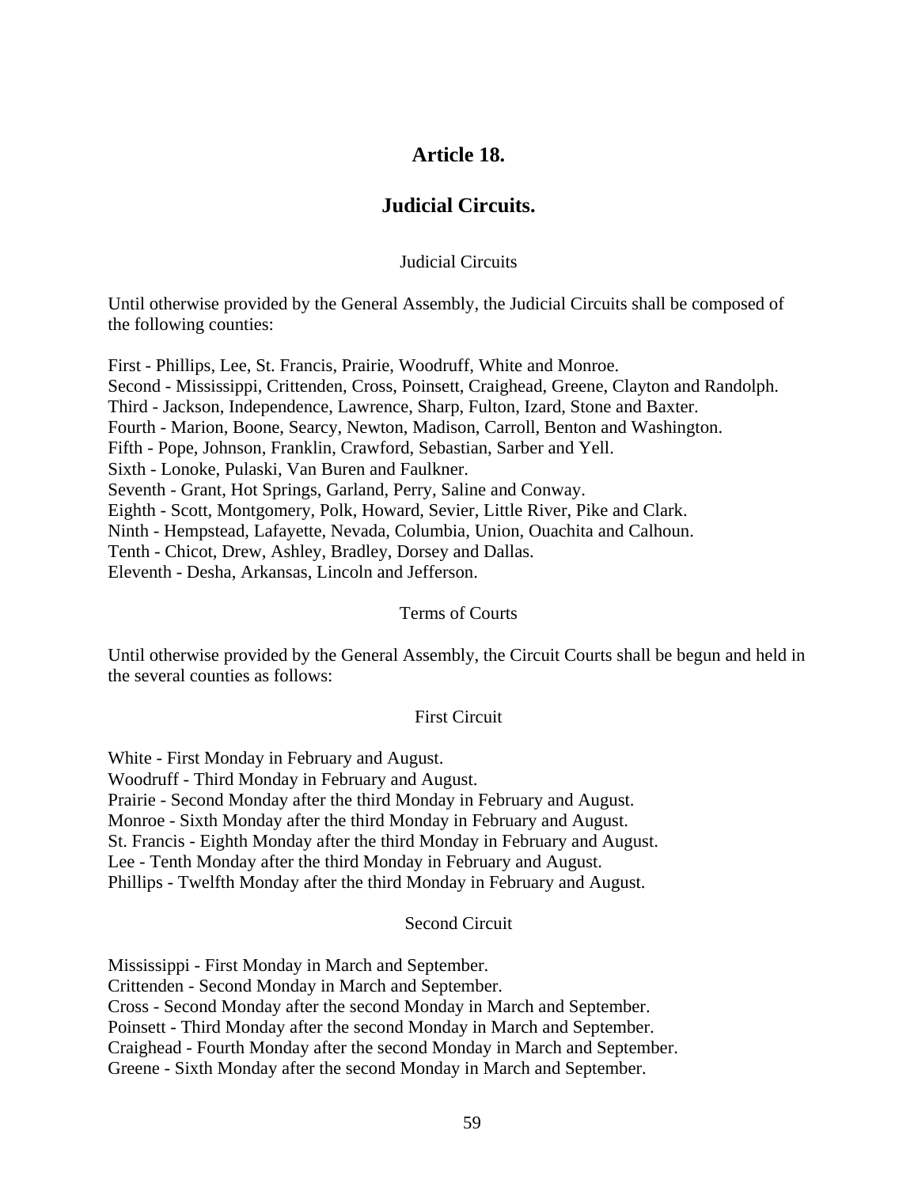## Article 18.

## Judicial Circuits.

### Judicial Circuits

Until otherwise provided by the General Assembly, the Judicial Circuits shall be composed of the following counties:

First - Phillips, Lee, St. Francis, Prairie, Woodruff, White and Monroe.
Second - Mississippi, Crittenden, Cross, Poinsett, Craighead, Greene, Clayton and Randolph.
Third - Jackson, Independence, Lawrence, Sharp, Fulton, Izard, Stone and Baxter.
Fourth - Marion, Boone, Searcy, Newton, Madison, Carroll, Benton and Washington.
Fifth - Pope, Johnson, Franklin, Crawford, Sebastian, Sarber and Yell.
Sixth - Lonoke, Pulaski, Van Buren and Faulkner.
Seventh - Grant, Hot Springs, Garland, Perry, Saline and Conway.
Eighth - Scott, Montgomery, Polk, Howard, Sevier, Little River, Pike and Clark.
Ninth - Hempstead, Lafayette, Nevada, Columbia, Union, Ouachita and Calhoun.
Tenth - Chicot, Drew, Ashley, Bradley, Dorsey and Dallas.
Eleventh - Desha, Arkansas, Lincoln and Jefferson.

### Terms of Courts

Until otherwise provided by the General Assembly, the Circuit Courts shall be begun and held in the several counties as follows:

#### First Circuit

White - First Monday in February and August.
Woodruff - Third Monday in February and August.
Prairie - Second Monday after the third Monday in February and August.
Monroe - Sixth Monday after the third Monday in February and August.
St. Francis - Eighth Monday after the third Monday in February and August.
Lee - Tenth Monday after the third Monday in February and August.
Phillips - Twelfth Monday after the third Monday in February and August.

#### Second Circuit

Mississippi - First Monday in March and September.
Crittenden - Second Monday in March and September.
Cross - Second Monday after the second Monday in March and September.
Poinsett - Third Monday after the second Monday in March and September.
Craighead - Fourth Monday after the second Monday in March and September.
Greene - Sixth Monday after the second Monday in March and September.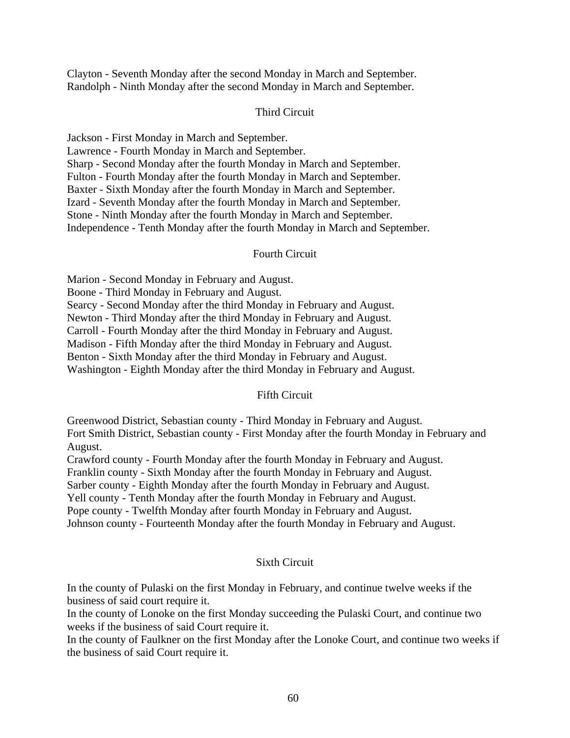Clayton - Seventh Monday after the second Monday in March and September.
Randolph - Ninth Monday after the second Monday in March and September.

### Third Circuit

Jackson - First Monday in March and September.
Lawrence - Fourth Monday in March and September.
Sharp - Second Monday after the fourth Monday in March and September.
Fulton - Fourth Monday after the fourth Monday in March and September.
Baxter - Sixth Monday after the fourth Monday in March and September.
Izard - Seventh Monday after the fourth Monday in March and September.
Stone - Ninth Monday after the fourth Monday in March and September.
Independence - Tenth Monday after the fourth Monday in March and September.

### Fourth Circuit

Marion - Second Monday in February and August.
Boone - Third Monday in February and August.
Searcy - Second Monday after the third Monday in February and August.
Newton - Third Monday after the third Monday in February and August.
Carroll - Fourth Monday after the third Monday in February and August.
Madison - Fifth Monday after the third Monday in February and August.
Benton - Sixth Monday after the third Monday in February and August.
Washington - Eighth Monday after the third Monday in February and August.

### Fifth Circuit

Greenwood District, Sebastian county - Third Monday in February and August.
Fort Smith District, Sebastian county - First Monday after the fourth Monday in February and August.
Crawford county - Fourth Monday after the fourth Monday in February and August.
Franklin county - Sixth Monday after the fourth Monday in February and August.
Sarber county - Eighth Monday after the fourth Monday in February and August.
Yell county - Tenth Monday after the fourth Monday in February and August.
Pope county - Twelfth Monday after fourth Monday in February and August.
Johnson county - Fourteenth Monday after the fourth Monday in February and August.

### Sixth Circuit

In the county of Pulaski on the first Monday in February, and continue twelve weeks if the business of said court require it.
In the county of Lonoke on the first Monday succeeding the Pulaski Court, and continue two weeks if the business of said Court require it.
In the county of Faulkner on the first Monday after the Lonoke Court, and continue two weeks if the business of said Court require it.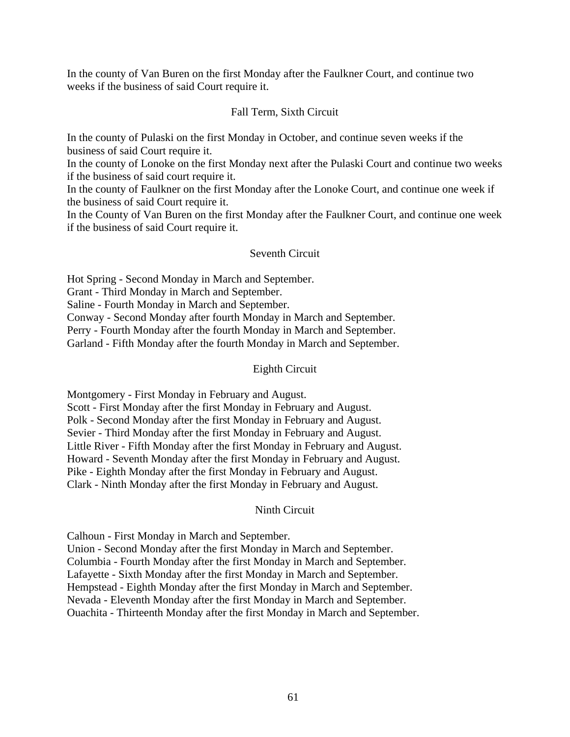In the county of Van Buren on the first Monday after the Faulkner Court, and continue two weeks if the business of said Court require it.

### Fall Term, Sixth Circuit

In the county of Pulaski on the first Monday in October, and continue seven weeks if the business of said Court require it.
In the county of Lonoke on the first Monday next after the Pulaski Court and continue two weeks if the business of said court require it.
In the county of Faulkner on the first Monday after the Lonoke Court, and continue one week if the business of said Court require it.
In the County of Van Buren on the first Monday after the Faulkner Court, and continue one week if the business of said Court require it.

### Seventh Circuit

Hot Spring - Second Monday in March and September.
Grant - Third Monday in March and September.
Saline - Fourth Monday in March and September.
Conway - Second Monday after fourth Monday in March and September.
Perry - Fourth Monday after the fourth Monday in March and September.
Garland - Fifth Monday after the fourth Monday in March and September.

### Eighth Circuit

Montgomery - First Monday in February and August.
Scott - First Monday after the first Monday in February and August.
Polk - Second Monday after the first Monday in February and August.
Sevier - Third Monday after the first Monday in February and August.
Little River - Fifth Monday after the first Monday in February and August.
Howard - Seventh Monday after the first Monday in February and August.
Pike - Eighth Monday after the first Monday in February and August.
Clark - Ninth Monday after the first Monday in February and August.

### Ninth Circuit

Calhoun - First Monday in March and September.
Union - Second Monday after the first Monday in March and September.
Columbia - Fourth Monday after the first Monday in March and September.
Lafayette - Sixth Monday after the first Monday in March and September.
Hempstead - Eighth Monday after the first Monday in March and September.
Nevada - Eleventh Monday after the first Monday in March and September.
Ouachita - Thirteenth Monday after the first Monday in March and September.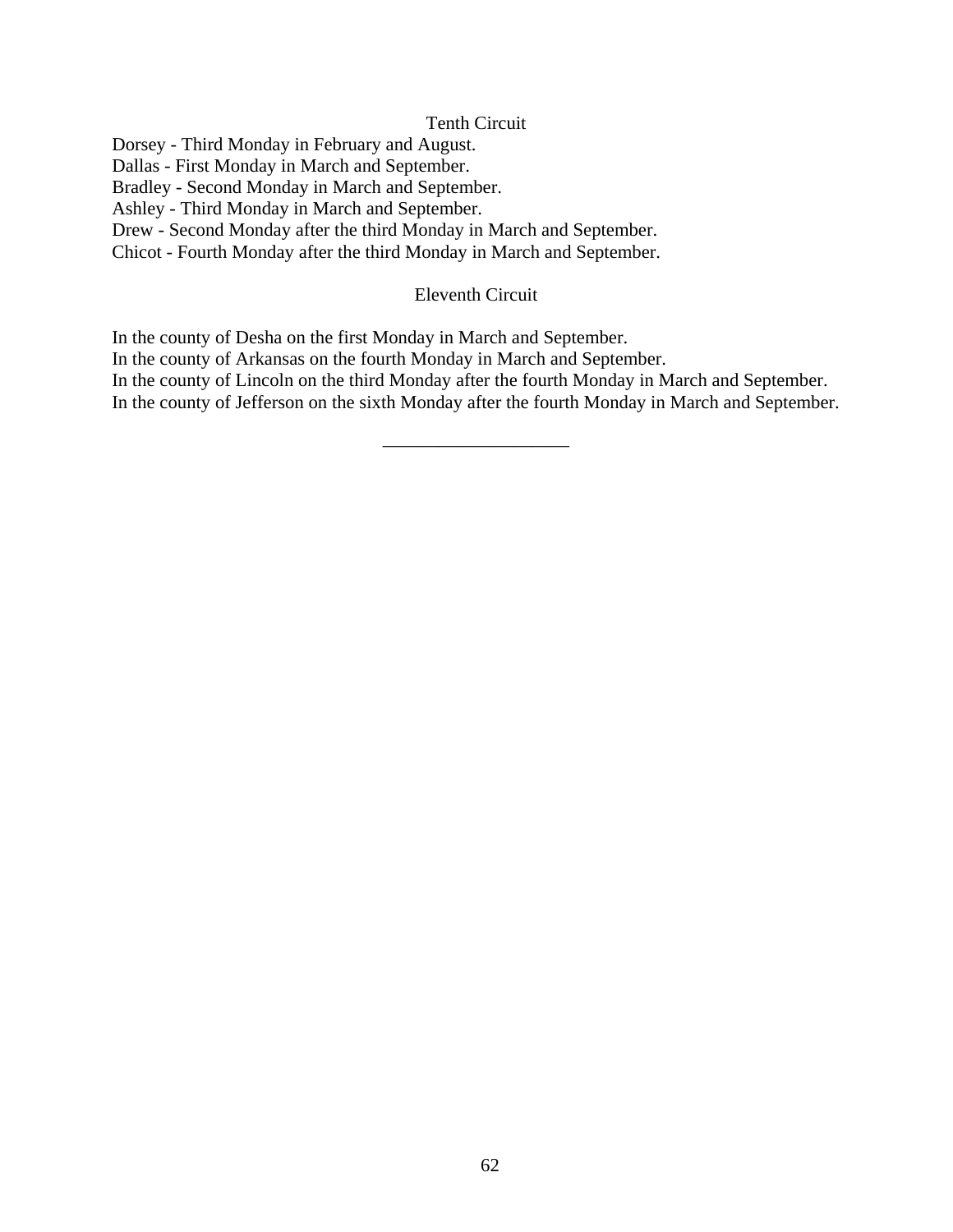### Tenth Circuit

Dorsey - Third Monday in February and August.
Dallas - First Monday in March and September.
Bradley - Second Monday in March and September.
Ashley - Third Monday in March and September.
Drew - Second Monday after the third Monday in March and September.
Chicot - Fourth Monday after the third Monday in March and September.

### Eleventh Circuit

In the county of Desha on the first Monday in March and September.
In the county of Arkansas on the fourth Monday in March and September.
In the county of Lincoln on the third Monday after the fourth Monday in March and September.
In the county of Jefferson on the sixth Monday after the fourth Monday in March and September.

---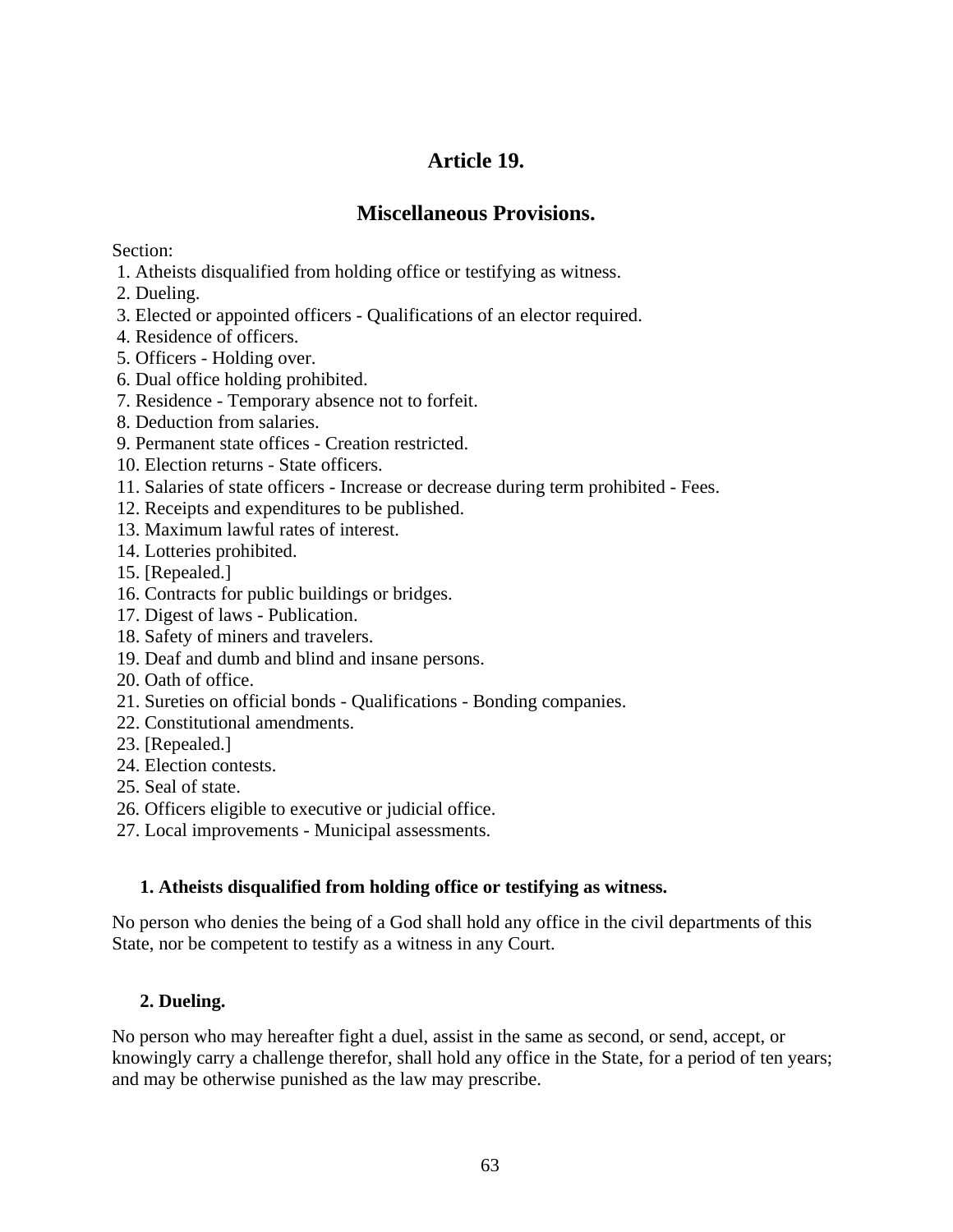# Article 19.

## Miscellaneous Provisions.

Section:

1. Atheists disqualified from holding office or testifying as witness.
2. Dueling.
3. Elected or appointed officers - Qualifications of an elector required.
4. Residence of officers.
5. Officers - Holding over.
6. Dual office holding prohibited.
7. Residence - Temporary absence not to forfeit.
8. Deduction from salaries.
9. Permanent state offices - Creation restricted.
10. Election returns - State officers.
11. Salaries of state officers - Increase or decrease during term prohibited - Fees.
12. Receipts and expenditures to be published.
13. Maximum lawful rates of interest.
14. Lotteries prohibited.
15. [Repealed.]
16. Contracts for public buildings or bridges.
17. Digest of laws - Publication.
18. Safety of miners and travelers.
19. Deaf and dumb and blind and insane persons.
20. Oath of office.
21. Sureties on official bonds - Qualifications - Bonding companies.
22. Constitutional amendments.
23. [Repealed.]
24. Election contests.
25. Seal of state.
26. Officers eligible to executive or judicial office.
27. Local improvements - Municipal assessments.

### 1. Atheists disqualified from holding office or testifying as witness.

No person who denies the being of a God shall hold any office in the civil departments of this State, nor be competent to testify as a witness in any Court.

### 2. Dueling.

No person who may hereafter fight a duel, assist in the same as second, or send, accept, or knowingly carry a challenge therefor, shall hold any office in the State, for a period of ten years; and may be otherwise punished as the law may prescribe.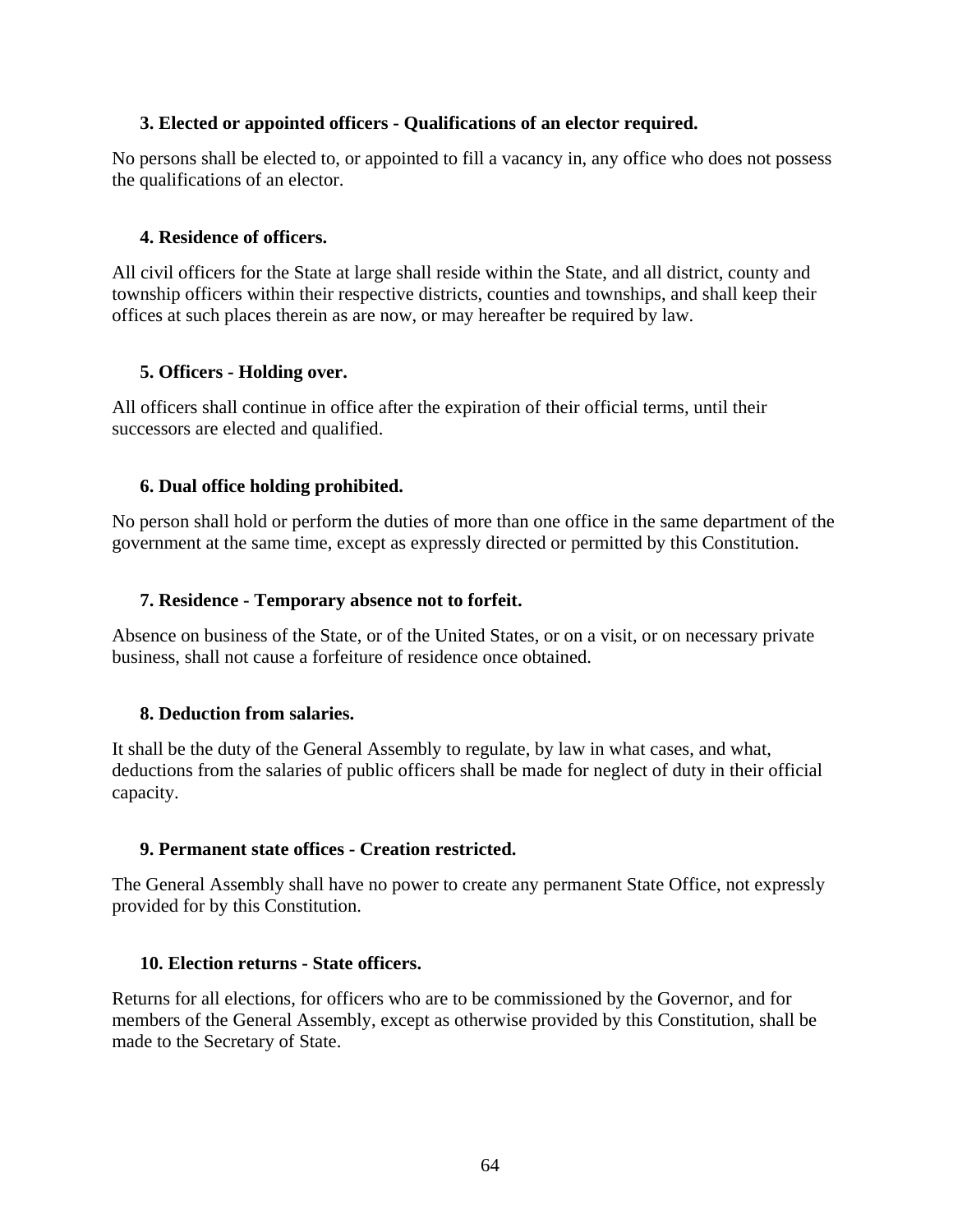### 3. Elected or appointed officers - Qualifications of an elector required.

No persons shall be elected to, or appointed to fill a vacancy in, any office who does not possess the qualifications of an elector.

### 4. Residence of officers.

All civil officers for the State at large shall reside within the State, and all district, county and township officers within their respective districts, counties and townships, and shall keep their offices at such places therein as are now, or may hereafter be required by law.

### 5. Officers - Holding over.

All officers shall continue in office after the expiration of their official terms, until their successors are elected and qualified.

### 6. Dual office holding prohibited.

No person shall hold or perform the duties of more than one office in the same department of the government at the same time, except as expressly directed or permitted by this Constitution.

### 7. Residence - Temporary absence not to forfeit.

Absence on business of the State, or of the United States, or on a visit, or on necessary private business, shall not cause a forfeiture of residence once obtained.

### 8. Deduction from salaries.

It shall be the duty of the General Assembly to regulate, by law in what cases, and what, deductions from the salaries of public officers shall be made for neglect of duty in their official capacity.

### 9. Permanent state offices - Creation restricted.

The General Assembly shall have no power to create any permanent State Office, not expressly provided for by this Constitution.

### 10. Election returns - State officers.

Returns for all elections, for officers who are to be commissioned by the Governor, and for members of the General Assembly, except as otherwise provided by this Constitution, shall be made to the Secretary of State.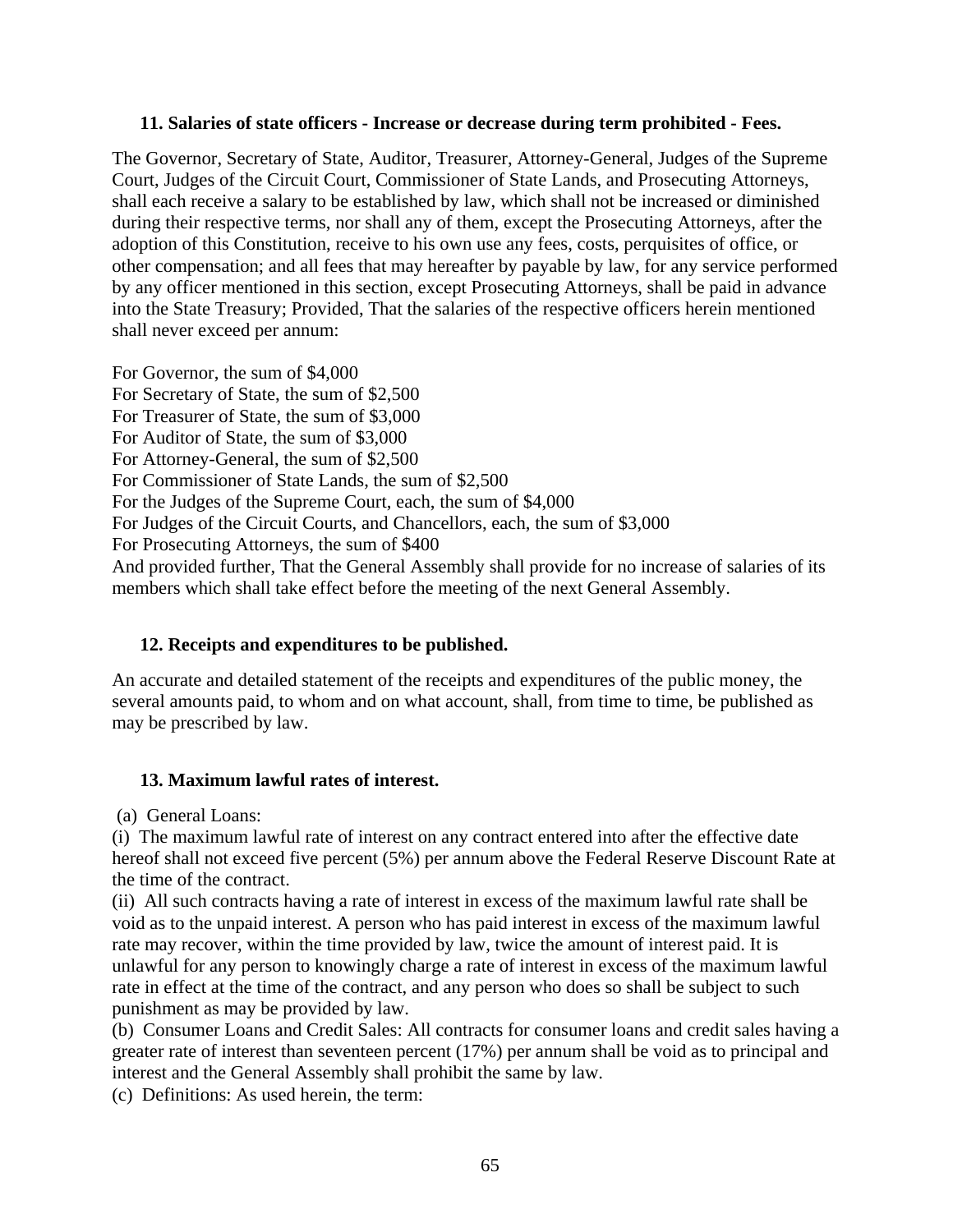### 11. Salaries of state officers - Increase or decrease during term prohibited - Fees.

The Governor, Secretary of State, Auditor, Treasurer, Attorney-General, Judges of the Supreme Court, Judges of the Circuit Court, Commissioner of State Lands, and Prosecuting Attorneys, shall each receive a salary to be established by law, which shall not be increased or diminished during their respective terms, nor shall any of them, except the Prosecuting Attorneys, after the adoption of this Constitution, receive to his own use any fees, costs, perquisites of office, or other compensation; and all fees that may hereafter by payable by law, for any service performed by any officer mentioned in this section, except Prosecuting Attorneys, shall be paid in advance into the State Treasury; Provided, That the salaries of the respective officers herein mentioned shall never exceed per annum:

For Governor, the sum of $4,000
For Secretary of State, the sum of $2,500
For Treasurer of State, the sum of $3,000
For Auditor of State, the sum of $3,000
For Attorney-General, the sum of $2,500
For Commissioner of State Lands, the sum of $2,500
For the Judges of the Supreme Court, each, the sum of $4,000
For Judges of the Circuit Courts, and Chancellors, each, the sum of $3,000
For Prosecuting Attorneys, the sum of $400
And provided further, That the General Assembly shall provide for no increase of salaries of its members which shall take effect before the meeting of the next General Assembly.

### 12. Receipts and expenditures to be published.

An accurate and detailed statement of the receipts and expenditures of the public money, the several amounts paid, to whom and on what account, shall, from time to time, be published as may be prescribed by law.

### 13. Maximum lawful rates of interest.

(a) General Loans:
(i) The maximum lawful rate of interest on any contract entered into after the effective date hereof shall not exceed five percent (5%) per annum above the Federal Reserve Discount Rate at the time of the contract.
(ii) All such contracts having a rate of interest in excess of the maximum lawful rate shall be void as to the unpaid interest. A person who has paid interest in excess of the maximum lawful rate may recover, within the time provided by law, twice the amount of interest paid. It is unlawful for any person to knowingly charge a rate of interest in excess of the maximum lawful rate in effect at the time of the contract, and any person who does so shall be subject to such punishment as may be provided by law.
(b) Consumer Loans and Credit Sales: All contracts for consumer loans and credit sales having a greater rate of interest than seventeen percent (17%) per annum shall be void as to principal and interest and the General Assembly shall prohibit the same by law.
(c) Definitions: As used herein, the term: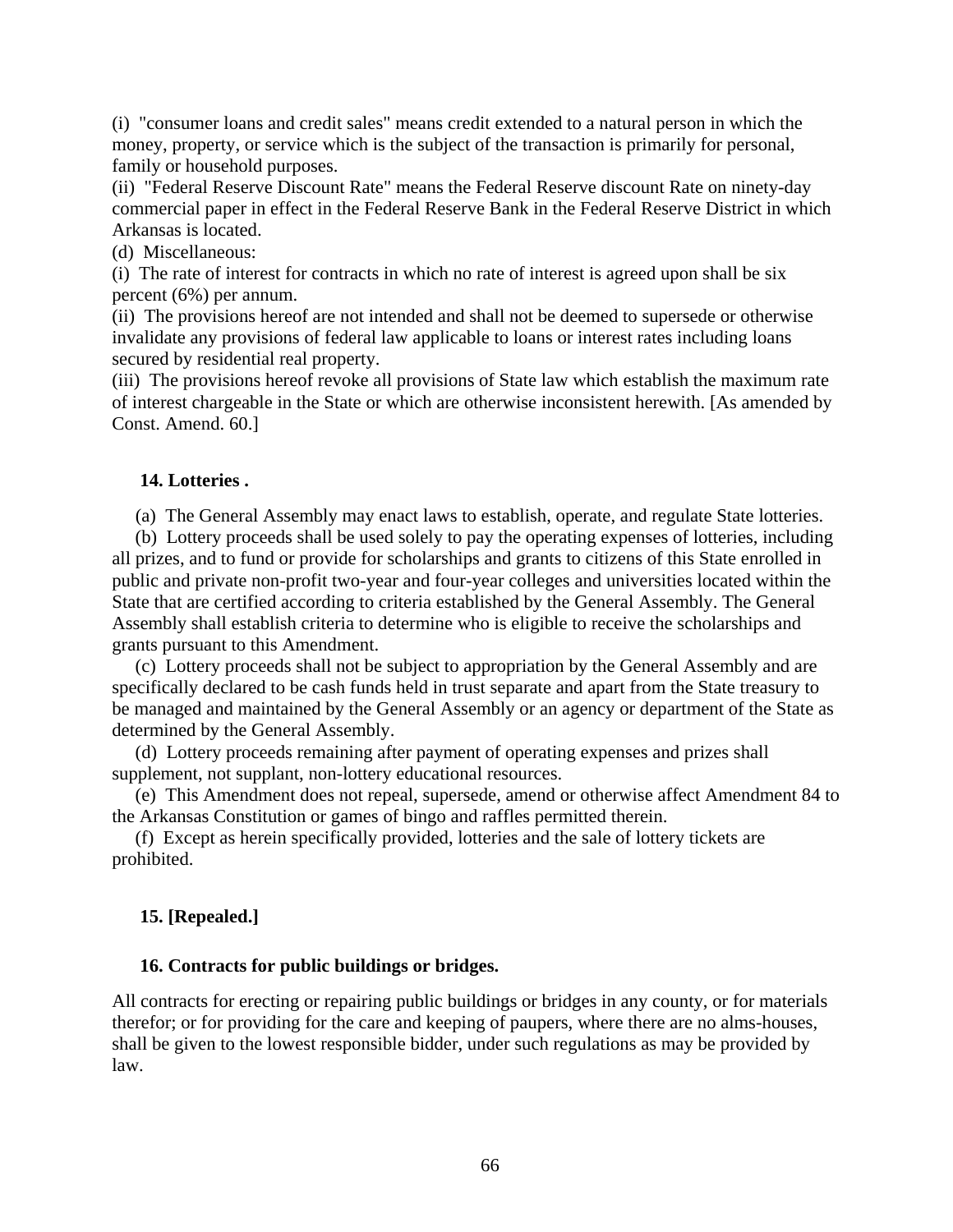(i) "consumer loans and credit sales" means credit extended to a natural person in which the money, property, or service which is the subject of the transaction is primarily for personal, family or household purposes.

(ii) "Federal Reserve Discount Rate" means the Federal Reserve discount Rate on ninety-day commercial paper in effect in the Federal Reserve Bank in the Federal Reserve District in which Arkansas is located.

(d) Miscellaneous:

(i) The rate of interest for contracts in which no rate of interest is agreed upon shall be six percent (6%) per annum.

(ii) The provisions hereof are not intended and shall not be deemed to supersede or otherwise invalidate any provisions of federal law applicable to loans or interest rates including loans secured by residential real property.

(iii) The provisions hereof revoke all provisions of State law which establish the maximum rate of interest chargeable in the State or which are otherwise inconsistent herewith. [As amended by Const. Amend. 60.]

### 14. Lotteries .

(a) The General Assembly may enact laws to establish, operate, and regulate State lotteries.

(b) Lottery proceeds shall be used solely to pay the operating expenses of lotteries, including all prizes, and to fund or provide for scholarships and grants to citizens of this State enrolled in public and private non-profit two-year and four-year colleges and universities located within the State that are certified according to criteria established by the General Assembly. The General Assembly shall establish criteria to determine who is eligible to receive the scholarships and grants pursuant to this Amendment.

(c) Lottery proceeds shall not be subject to appropriation by the General Assembly and are specifically declared to be cash funds held in trust separate and apart from the State treasury to be managed and maintained by the General Assembly or an agency or department of the State as determined by the General Assembly.

(d) Lottery proceeds remaining after payment of operating expenses and prizes shall supplement, not supplant, non-lottery educational resources.

(e) This Amendment does not repeal, supersede, amend or otherwise affect Amendment 84 to the Arkansas Constitution or games of bingo and raffles permitted therein.

(f) Except as herein specifically provided, lotteries and the sale of lottery tickets are prohibited.

### 15. [Repealed.]

### 16. Contracts for public buildings or bridges.

All contracts for erecting or repairing public buildings or bridges in any county, or for materials therefor; or for providing for the care and keeping of paupers, where there are no alms-houses, shall be given to the lowest responsible bidder, under such regulations as may be provided by law.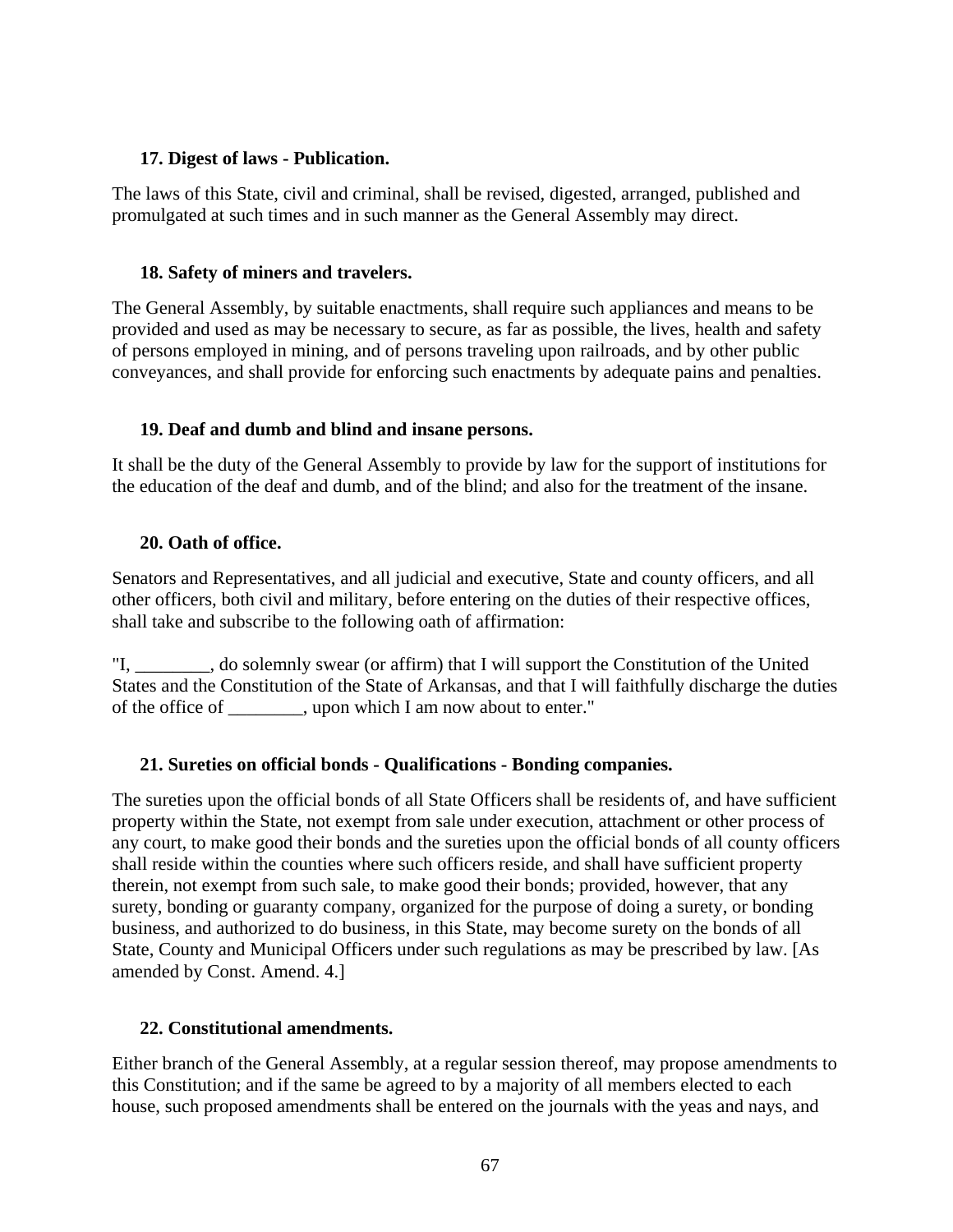### 17. Digest of laws - Publication.

The laws of this State, civil and criminal, shall be revised, digested, arranged, published and promulgated at such times and in such manner as the General Assembly may direct.

### 18. Safety of miners and travelers.

The General Assembly, by suitable enactments, shall require such appliances and means to be provided and used as may be necessary to secure, as far as possible, the lives, health and safety of persons employed in mining, and of persons traveling upon railroads, and by other public conveyances, and shall provide for enforcing such enactments by adequate pains and penalties.

### 19. Deaf and dumb and blind and insane persons.

It shall be the duty of the General Assembly to provide by law for the support of institutions for the education of the deaf and dumb, and of the blind; and also for the treatment of the insane.

### 20. Oath of office.

Senators and Representatives, and all judicial and executive, State and county officers, and all other officers, both civil and military, before entering on the duties of their respective offices, shall take and subscribe to the following oath of affirmation:

"I, ________, do solemnly swear (or affirm) that I will support the Constitution of the United States and the Constitution of the State of Arkansas, and that I will faithfully discharge the duties of the office of ________, upon which I am now about to enter."

### 21. Sureties on official bonds - Qualifications - Bonding companies.

The sureties upon the official bonds of all State Officers shall be residents of, and have sufficient property within the State, not exempt from sale under execution, attachment or other process of any court, to make good their bonds and the sureties upon the official bonds of all county officers shall reside within the counties where such officers reside, and shall have sufficient property therein, not exempt from such sale, to make good their bonds; provided, however, that any surety, bonding or guaranty company, organized for the purpose of doing a surety, or bonding business, and authorized to do business, in this State, may become surety on the bonds of all State, County and Municipal Officers under such regulations as may be prescribed by law. [As amended by Const. Amend. 4.]

### 22. Constitutional amendments.

Either branch of the General Assembly, at a regular session thereof, may propose amendments to this Constitution; and if the same be agreed to by a majority of all members elected to each house, such proposed amendments shall be entered on the journals with the yeas and nays, and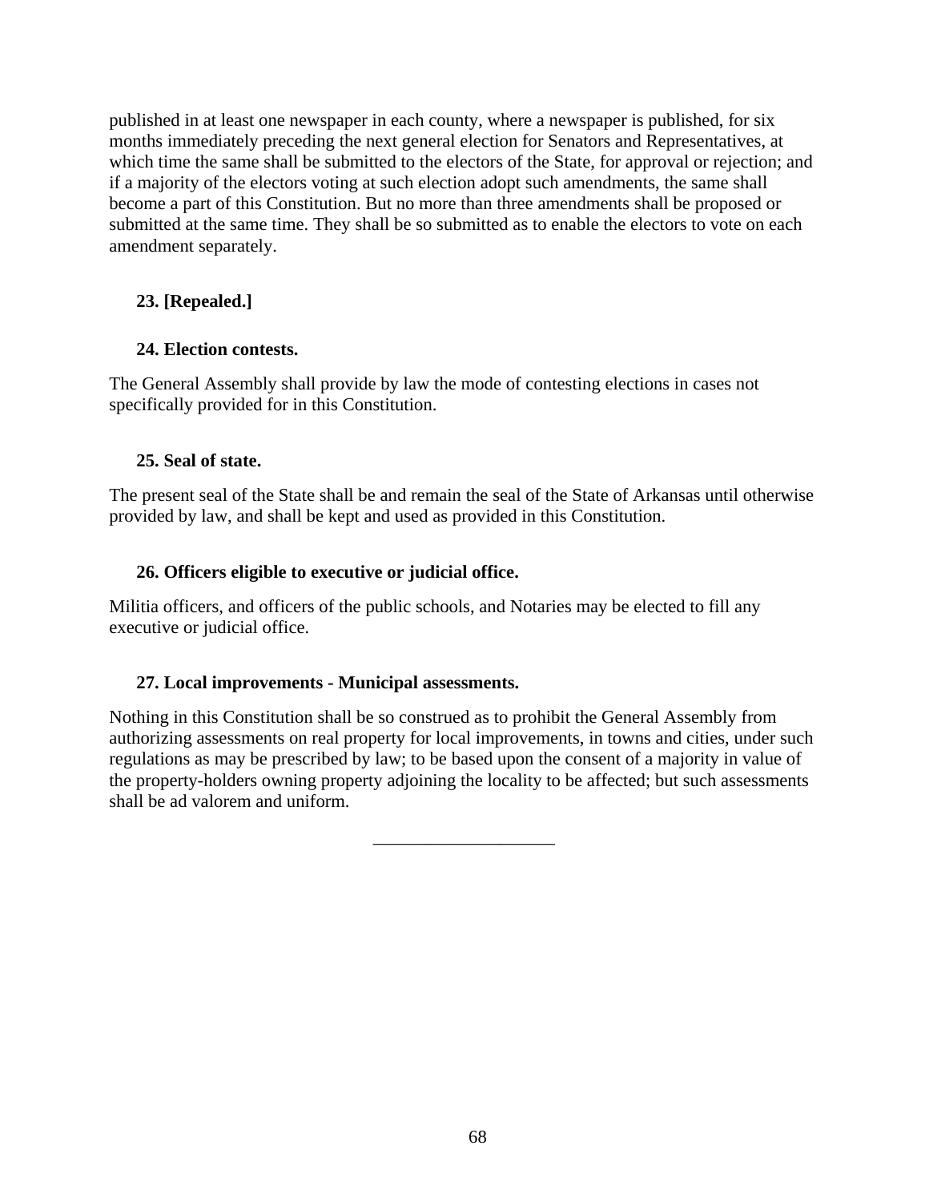published in at least one newspaper in each county, where a newspaper is published, for six months immediately preceding the next general election for Senators and Representatives, at which time the same shall be submitted to the electors of the State, for approval or rejection; and if a majority of the electors voting at such election adopt such amendments, the same shall become a part of this Constitution. But no more than three amendments shall be proposed or submitted at the same time. They shall be so submitted as to enable the electors to vote on each amendment separately.

### 23. [Repealed.]

### 24. Election contests.

The General Assembly shall provide by law the mode of contesting elections in cases not specifically provided for in this Constitution.

### 25. Seal of state.

The present seal of the State shall be and remain the seal of the State of Arkansas until otherwise provided by law, and shall be kept and used as provided in this Constitution.

### 26. Officers eligible to executive or judicial office.

Militia officers, and officers of the public schools, and Notaries may be elected to fill any executive or judicial office.

### 27. Local improvements - Municipal assessments.

Nothing in this Constitution shall be so construed as to prohibit the General Assembly from authorizing assessments on real property for local improvements, in towns and cities, under such regulations as may be prescribed by law; to be based upon the consent of a majority in value of the property-holders owning property adjoining the locality to be affected; but such assessments shall be ad valorem and uniform.

---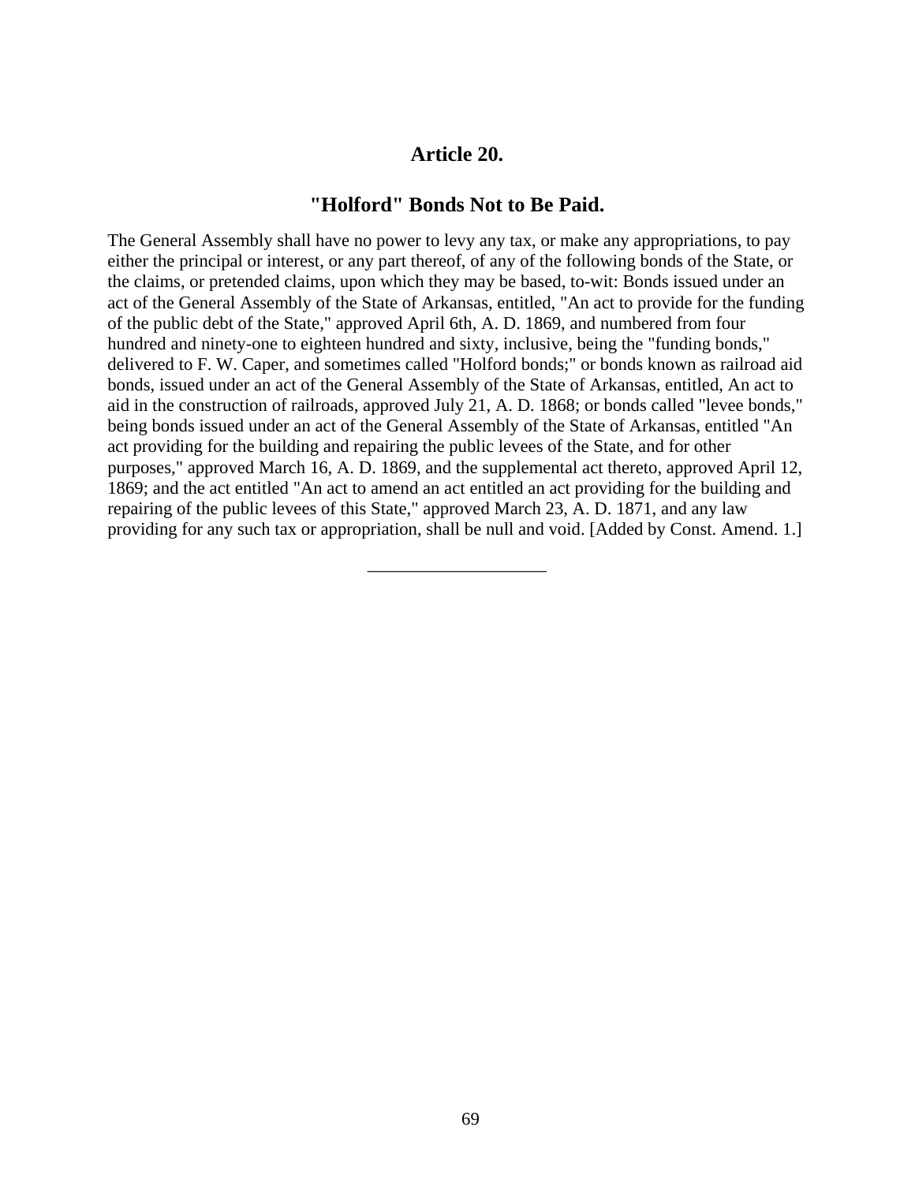## Article 20.

### "Holford" Bonds Not to Be Paid.

The General Assembly shall have no power to levy any tax, or make any appropriations, to pay either the principal or interest, or any part thereof, of any of the following bonds of the State, or the claims, or pretended claims, upon which they may be based, to-wit: Bonds issued under an act of the General Assembly of the State of Arkansas, entitled, "An act to provide for the funding of the public debt of the State," approved April 6th, A. D. 1869, and numbered from four hundred and ninety-one to eighteen hundred and sixty, inclusive, being the "funding bonds," delivered to F. W. Caper, and sometimes called "Holford bonds;" or bonds known as railroad aid bonds, issued under an act of the General Assembly of the State of Arkansas, entitled, An act to aid in the construction of railroads, approved July 21, A. D. 1868; or bonds called "levee bonds," being bonds issued under an act of the General Assembly of the State of Arkansas, entitled "An act providing for the building and repairing the public levees of the State, and for other purposes," approved March 16, A. D. 1869, and the supplemental act thereto, approved April 12, 1869; and the act entitled "An act to amend an act entitled an act providing for the building and repairing of the public levees of this State," approved March 23, A. D. 1871, and any law providing for any such tax or appropriation, shall be null and void. [Added by Const. Amend. 1.]

---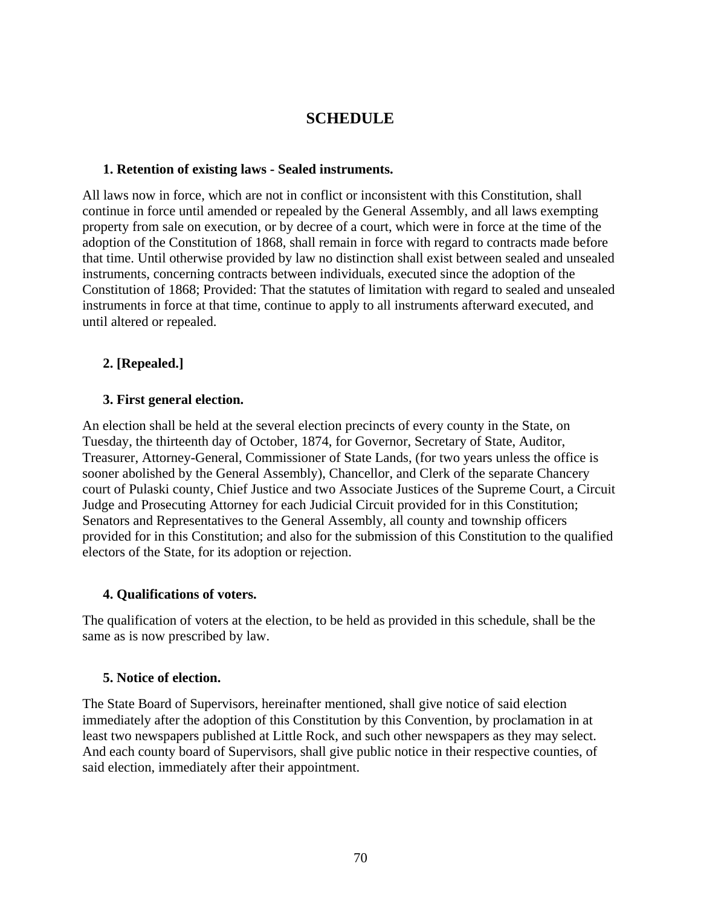## SCHEDULE

### 1. Retention of existing laws - Sealed instruments.

All laws now in force, which are not in conflict or inconsistent with this Constitution, shall continue in force until amended or repealed by the General Assembly, and all laws exempting property from sale on execution, or by decree of a court, which were in force at the time of the adoption of the Constitution of 1868, shall remain in force with regard to contracts made before that time. Until otherwise provided by law no distinction shall exist between sealed and unsealed instruments, concerning contracts between individuals, executed since the adoption of the Constitution of 1868; Provided: That the statutes of limitation with regard to sealed and unsealed instruments in force at that time, continue to apply to all instruments afterward executed, and until altered or repealed.

### 2. [Repealed.]

### 3. First general election.

An election shall be held at the several election precincts of every county in the State, on Tuesday, the thirteenth day of October, 1874, for Governor, Secretary of State, Auditor, Treasurer, Attorney-General, Commissioner of State Lands, (for two years unless the office is sooner abolished by the General Assembly), Chancellor, and Clerk of the separate Chancery court of Pulaski county, Chief Justice and two Associate Justices of the Supreme Court, a Circuit Judge and Prosecuting Attorney for each Judicial Circuit provided for in this Constitution; Senators and Representatives to the General Assembly, all county and township officers provided for in this Constitution; and also for the submission of this Constitution to the qualified electors of the State, for its adoption or rejection.

### 4. Qualifications of voters.

The qualification of voters at the election, to be held as provided in this schedule, shall be the same as is now prescribed by law.

### 5. Notice of election.

The State Board of Supervisors, hereinafter mentioned, shall give notice of said election immediately after the adoption of this Constitution by this Convention, by proclamation in at least two newspapers published at Little Rock, and such other newspapers as they may select. And each county board of Supervisors, shall give public notice in their respective counties, of said election, immediately after their appointment.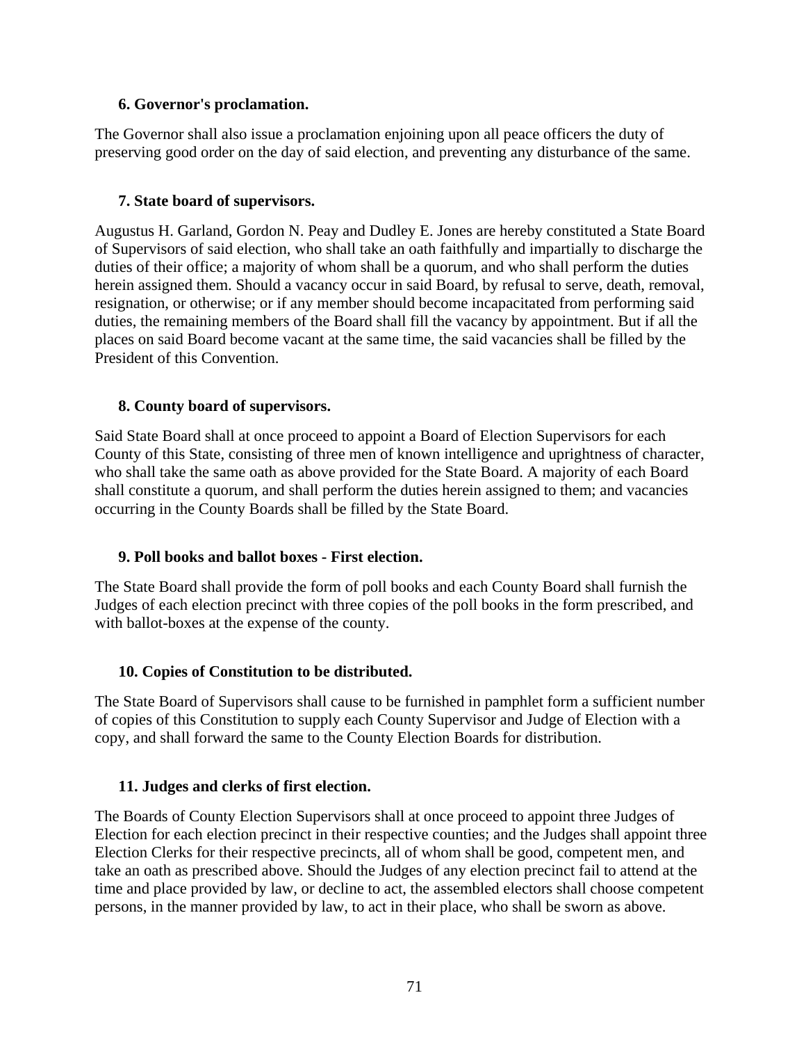### 6. Governor's proclamation.

The Governor shall also issue a proclamation enjoining upon all peace officers the duty of preserving good order on the day of said election, and preventing any disturbance of the same.

### 7. State board of supervisors.

Augustus H. Garland, Gordon N. Peay and Dudley E. Jones are hereby constituted a State Board of Supervisors of said election, who shall take an oath faithfully and impartially to discharge the duties of their office; a majority of whom shall be a quorum, and who shall perform the duties herein assigned them. Should a vacancy occur in said Board, by refusal to serve, death, removal, resignation, or otherwise; or if any member should become incapacitated from performing said duties, the remaining members of the Board shall fill the vacancy by appointment. But if all the places on said Board become vacant at the same time, the said vacancies shall be filled by the President of this Convention.

### 8. County board of supervisors.

Said State Board shall at once proceed to appoint a Board of Election Supervisors for each County of this State, consisting of three men of known intelligence and uprightness of character, who shall take the same oath as above provided for the State Board. A majority of each Board shall constitute a quorum, and shall perform the duties herein assigned to them; and vacancies occurring in the County Boards shall be filled by the State Board.

### 9. Poll books and ballot boxes - First election.

The State Board shall provide the form of poll books and each County Board shall furnish the Judges of each election precinct with three copies of the poll books in the form prescribed, and with ballot-boxes at the expense of the county.

### 10. Copies of Constitution to be distributed.

The State Board of Supervisors shall cause to be furnished in pamphlet form a sufficient number of copies of this Constitution to supply each County Supervisor and Judge of Election with a copy, and shall forward the same to the County Election Boards for distribution.

### 11. Judges and clerks of first election.

The Boards of County Election Supervisors shall at once proceed to appoint three Judges of Election for each election precinct in their respective counties; and the Judges shall appoint three Election Clerks for their respective precincts, all of whom shall be good, competent men, and take an oath as prescribed above. Should the Judges of any election precinct fail to attend at the time and place provided by law, or decline to act, the assembled electors shall choose competent persons, in the manner provided by law, to act in their place, who shall be sworn as above.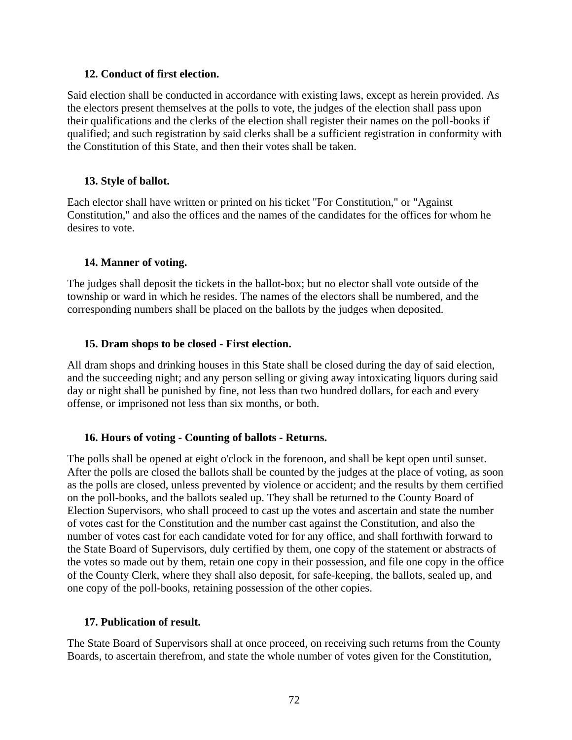### 12. Conduct of first election.

Said election shall be conducted in accordance with existing laws, except as herein provided. As the electors present themselves at the polls to vote, the judges of the election shall pass upon their qualifications and the clerks of the election shall register their names on the poll-books if qualified; and such registration by said clerks shall be a sufficient registration in conformity with the Constitution of this State, and then their votes shall be taken.

### 13. Style of ballot.

Each elector shall have written or printed on his ticket "For Constitution," or "Against Constitution," and also the offices and the names of the candidates for the offices for whom he desires to vote.

### 14. Manner of voting.

The judges shall deposit the tickets in the ballot-box; but no elector shall vote outside of the township or ward in which he resides. The names of the electors shall be numbered, and the corresponding numbers shall be placed on the ballots by the judges when deposited.

### 15. Dram shops to be closed - First election.

All dram shops and drinking houses in this State shall be closed during the day of said election, and the succeeding night; and any person selling or giving away intoxicating liquors during said day or night shall be punished by fine, not less than two hundred dollars, for each and every offense, or imprisoned not less than six months, or both.

### 16. Hours of voting - Counting of ballots - Returns.

The polls shall be opened at eight o'clock in the forenoon, and shall be kept open until sunset. After the polls are closed the ballots shall be counted by the judges at the place of voting, as soon as the polls are closed, unless prevented by violence or accident; and the results by them certified on the poll-books, and the ballots sealed up. They shall be returned to the County Board of Election Supervisors, who shall proceed to cast up the votes and ascertain and state the number of votes cast for the Constitution and the number cast against the Constitution, and also the number of votes cast for each candidate voted for for any office, and shall forthwith forward to the State Board of Supervisors, duly certified by them, one copy of the statement or abstracts of the votes so made out by them, retain one copy in their possession, and file one copy in the office of the County Clerk, where they shall also deposit, for safe-keeping, the ballots, sealed up, and one copy of the poll-books, retaining possession of the other copies.

### 17. Publication of result.

The State Board of Supervisors shall at once proceed, on receiving such returns from the County Boards, to ascertain therefrom, and state the whole number of votes given for the Constitution,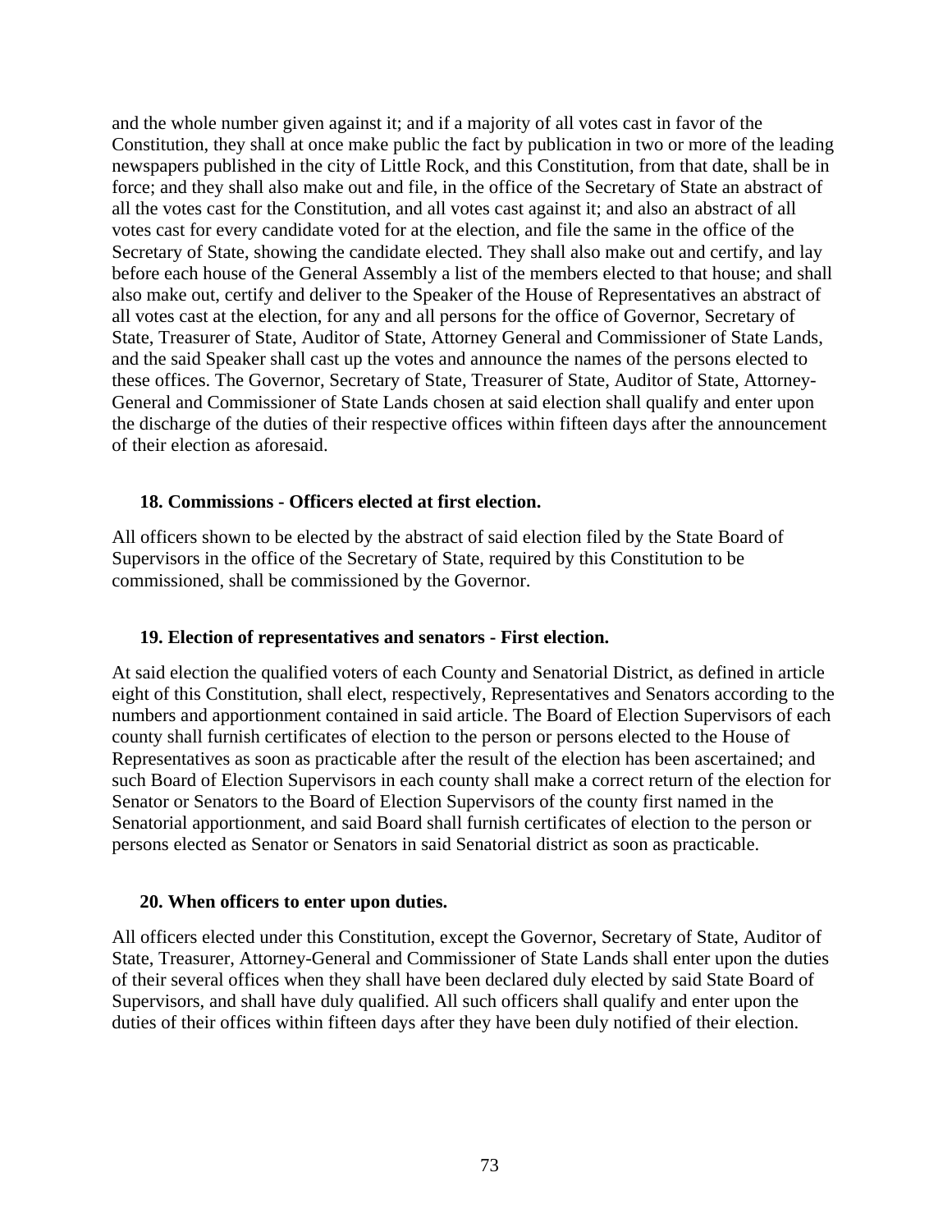and the whole number given against it; and if a majority of all votes cast in favor of the Constitution, they shall at once make public the fact by publication in two or more of the leading newspapers published in the city of Little Rock, and this Constitution, from that date, shall be in force; and they shall also make out and file, in the office of the Secretary of State an abstract of all the votes cast for the Constitution, and all votes cast against it; and also an abstract of all votes cast for every candidate voted for at the election, and file the same in the office of the Secretary of State, showing the candidate elected. They shall also make out and certify, and lay before each house of the General Assembly a list of the members elected to that house; and shall also make out, certify and deliver to the Speaker of the House of Representatives an abstract of all votes cast at the election, for any and all persons for the office of Governor, Secretary of State, Treasurer of State, Auditor of State, Attorney General and Commissioner of State Lands, and the said Speaker shall cast up the votes and announce the names of the persons elected to these offices. The Governor, Secretary of State, Treasurer of State, Auditor of State, Attorney-General and Commissioner of State Lands chosen at said election shall qualify and enter upon the discharge of the duties of their respective offices within fifteen days after the announcement of their election as aforesaid.

### 18. Commissions - Officers elected at first election.

All officers shown to be elected by the abstract of said election filed by the State Board of Supervisors in the office of the Secretary of State, required by this Constitution to be commissioned, shall be commissioned by the Governor.

### 19. Election of representatives and senators - First election.

At said election the qualified voters of each County and Senatorial District, as defined in article eight of this Constitution, shall elect, respectively, Representatives and Senators according to the numbers and apportionment contained in said article. The Board of Election Supervisors of each county shall furnish certificates of election to the person or persons elected to the House of Representatives as soon as practicable after the result of the election has been ascertained; and such Board of Election Supervisors in each county shall make a correct return of the election for Senator or Senators to the Board of Election Supervisors of the county first named in the Senatorial apportionment, and said Board shall furnish certificates of election to the person or persons elected as Senator or Senators in said Senatorial district as soon as practicable.

### 20. When officers to enter upon duties.

All officers elected under this Constitution, except the Governor, Secretary of State, Auditor of State, Treasurer, Attorney-General and Commissioner of State Lands shall enter upon the duties of their several offices when they shall have been declared duly elected by said State Board of Supervisors, and shall have duly qualified. All such officers shall qualify and enter upon the duties of their offices within fifteen days after they have been duly notified of their election.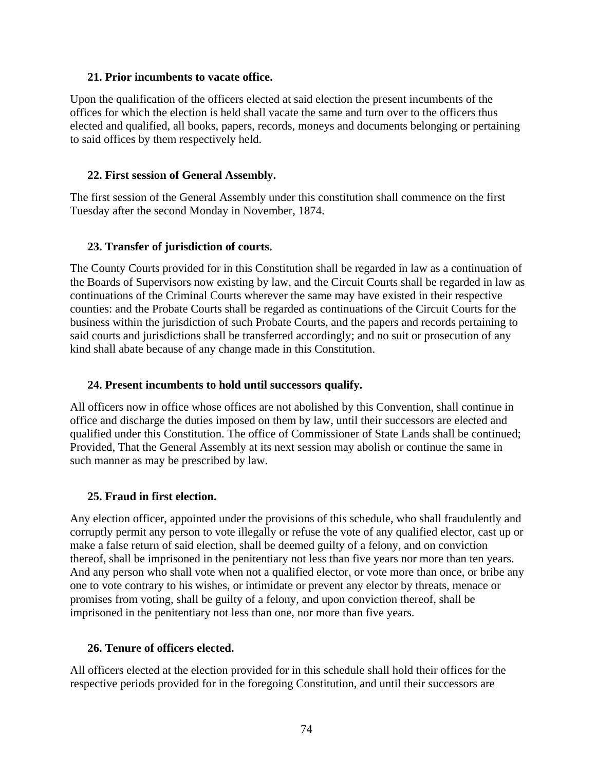### 21. Prior incumbents to vacate office.

Upon the qualification of the officers elected at said election the present incumbents of the offices for which the election is held shall vacate the same and turn over to the officers thus elected and qualified, all books, papers, records, moneys and documents belonging or pertaining to said offices by them respectively held.

### 22. First session of General Assembly.

The first session of the General Assembly under this constitution shall commence on the first Tuesday after the second Monday in November, 1874.

### 23. Transfer of jurisdiction of courts.

The County Courts provided for in this Constitution shall be regarded in law as a continuation of the Boards of Supervisors now existing by law, and the Circuit Courts shall be regarded in law as continuations of the Criminal Courts wherever the same may have existed in their respective counties: and the Probate Courts shall be regarded as continuations of the Circuit Courts for the business within the jurisdiction of such Probate Courts, and the papers and records pertaining to said courts and jurisdictions shall be transferred accordingly; and no suit or prosecution of any kind shall abate because of any change made in this Constitution.

### 24. Present incumbents to hold until successors qualify.

All officers now in office whose offices are not abolished by this Convention, shall continue in office and discharge the duties imposed on them by law, until their successors are elected and qualified under this Constitution. The office of Commissioner of State Lands shall be continued; Provided, That the General Assembly at its next session may abolish or continue the same in such manner as may be prescribed by law.

### 25. Fraud in first election.

Any election officer, appointed under the provisions of this schedule, who shall fraudulently and corruptly permit any person to vote illegally or refuse the vote of any qualified elector, cast up or make a false return of said election, shall be deemed guilty of a felony, and on conviction thereof, shall be imprisoned in the penitentiary not less than five years nor more than ten years. And any person who shall vote when not a qualified elector, or vote more than once, or bribe any one to vote contrary to his wishes, or intimidate or prevent any elector by threats, menace or promises from voting, shall be guilty of a felony, and upon conviction thereof, shall be imprisoned in the penitentiary not less than one, nor more than five years.

### 26. Tenure of officers elected.

All officers elected at the election provided for in this schedule shall hold their offices for the respective periods provided for in the foregoing Constitution, and until their successors are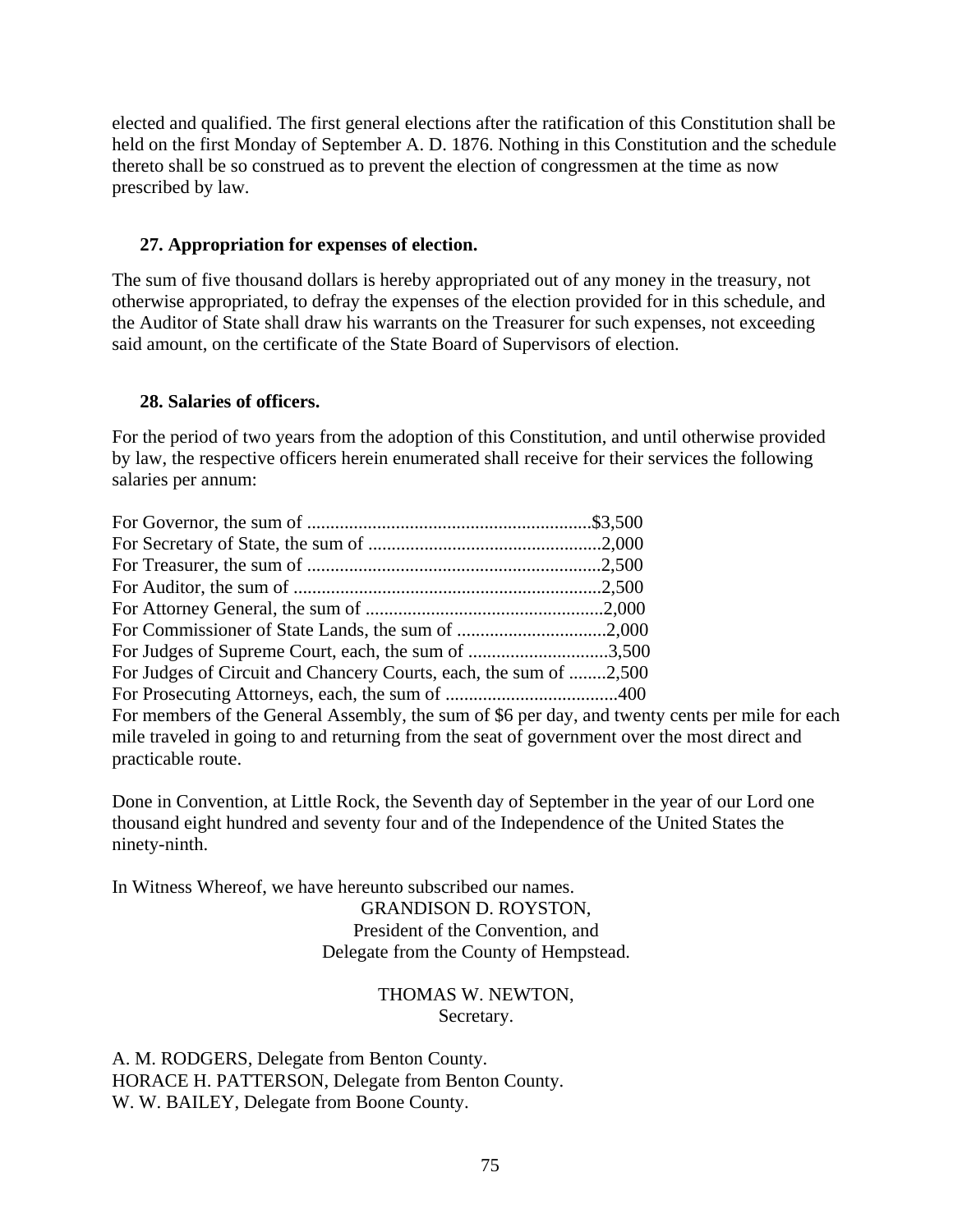elected and qualified. The first general elections after the ratification of this Constitution shall be held on the first Monday of September A. D. 1876. Nothing in this Constitution and the schedule thereto shall be so construed as to prevent the election of congressmen at the time as now prescribed by law.

### 27. Appropriation for expenses of election.

The sum of five thousand dollars is hereby appropriated out of any money in the treasury, not otherwise appropriated, to defray the expenses of the election provided for in this schedule, and the Auditor of State shall draw his warrants on the Treasurer for such expenses, not exceeding said amount, on the certificate of the State Board of Supervisors of election.

### 28. Salaries of officers.

For the period of two years from the adoption of this Constitution, and until otherwise provided by law, the respective officers herein enumerated shall receive for their services the following salaries per annum:

For Governor, the sum of .............................................................$3,500
For Secretary of State, the sum of ..................................................2,000
For Treasurer, the sum of ...............................................................2,500
For Auditor, the sum of ..................................................................2,500
For Attorney General, the sum of ...................................................2,000
For Commissioner of State Lands, the sum of ................................2,000
For Judges of Supreme Court, each, the sum of ..............................3,500
For Judges of Circuit and Chancery Courts, each, the sum of ........2,500
For Prosecuting Attorneys, each, the sum of .....................................400
For members of the General Assembly, the sum of $6 per day, and twenty cents per mile for each mile traveled in going to and returning from the seat of government over the most direct and practicable route.

Done in Convention, at Little Rock, the Seventh day of September in the year of our Lord one thousand eight hundred and seventy four and of the Independence of the United States the ninety-ninth.

In Witness Whereof, we have hereunto subscribed our names.

GRANDISON D. ROYSTON,
President of the Convention, and
Delegate from the County of Hempstead.

THOMAS W. NEWTON,
Secretary.

A. M. RODGERS, Delegate from Benton County.
HORACE H. PATTERSON, Delegate from Benton County.
W. W. BAILEY, Delegate from Boone County.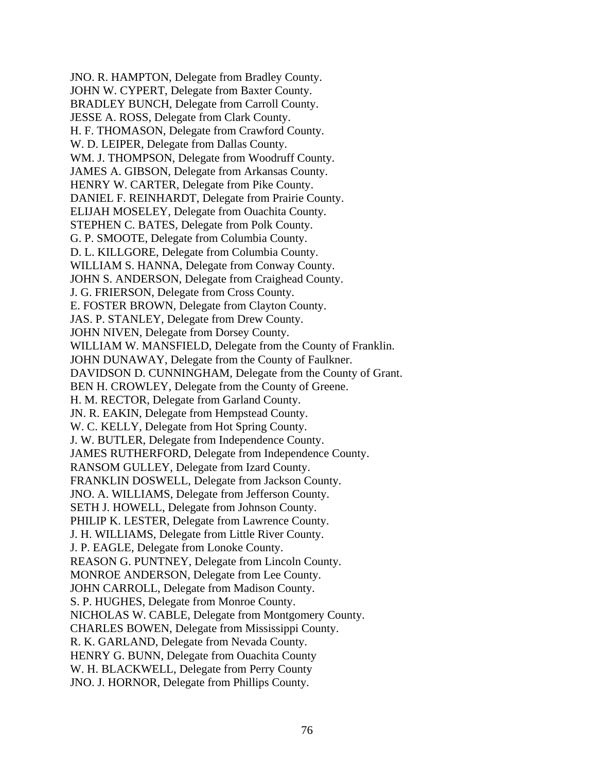JNO. R. HAMPTON, Delegate from Bradley County.
JOHN W. CYPERT, Delegate from Baxter County.
BRADLEY BUNCH, Delegate from Carroll County.
JESSE A. ROSS, Delegate from Clark County.
H. F. THOMASON, Delegate from Crawford County.
W. D. LEIPER, Delegate from Dallas County.
WM. J. THOMPSON, Delegate from Woodruff County.
JAMES A. GIBSON, Delegate from Arkansas County.
HENRY W. CARTER, Delegate from Pike County.
DANIEL F. REINHARDT, Delegate from Prairie County.
ELIJAH MOSELEY, Delegate from Ouachita County.
STEPHEN C. BATES, Delegate from Polk County.
G. P. SMOOTE, Delegate from Columbia County.
D. L. KILLGORE, Delegate from Columbia County.
WILLIAM S. HANNA, Delegate from Conway County.
JOHN S. ANDERSON, Delegate from Craighead County.
J. G. FRIERSON, Delegate from Cross County.
E. FOSTER BROWN, Delegate from Clayton County.
JAS. P. STANLEY, Delegate from Drew County.
JOHN NIVEN, Delegate from Dorsey County.
WILLIAM W. MANSFIELD, Delegate from the County of Franklin.
JOHN DUNAWAY, Delegate from the County of Faulkner.
DAVIDSON D. CUNNINGHAM, Delegate from the County of Grant.
BEN H. CROWLEY, Delegate from the County of Greene.
H. M. RECTOR, Delegate from Garland County.
JN. R. EAKIN, Delegate from Hempstead County.
W. C. KELLY, Delegate from Hot Spring County.
J. W. BUTLER, Delegate from Independence County.
JAMES RUTHERFORD, Delegate from Independence County.
RANSOM GULLEY, Delegate from Izard County.
FRANKLIN DOSWELL, Delegate from Jackson County.
JNO. A. WILLIAMS, Delegate from Jefferson County.
SETH J. HOWELL, Delegate from Johnson County.
PHILIP K. LESTER, Delegate from Lawrence County.
J. H. WILLIAMS, Delegate from Little River County.
J. P. EAGLE, Delegate from Lonoke County.
REASON G. PUNTNEY, Delegate from Lincoln County.
MONROE ANDERSON, Delegate from Lee County.
JOHN CARROLL, Delegate from Madison County.
S. P. HUGHES, Delegate from Monroe County.
NICHOLAS W. CABLE, Delegate from Montgomery County.
CHARLES BOWEN, Delegate from Mississippi County.
R. K. GARLAND, Delegate from Nevada County.
HENRY G. BUNN, Delegate from Ouachita County
W. H. BLACKWELL, Delegate from Perry County
JNO. J. HORNOR, Delegate from Phillips County.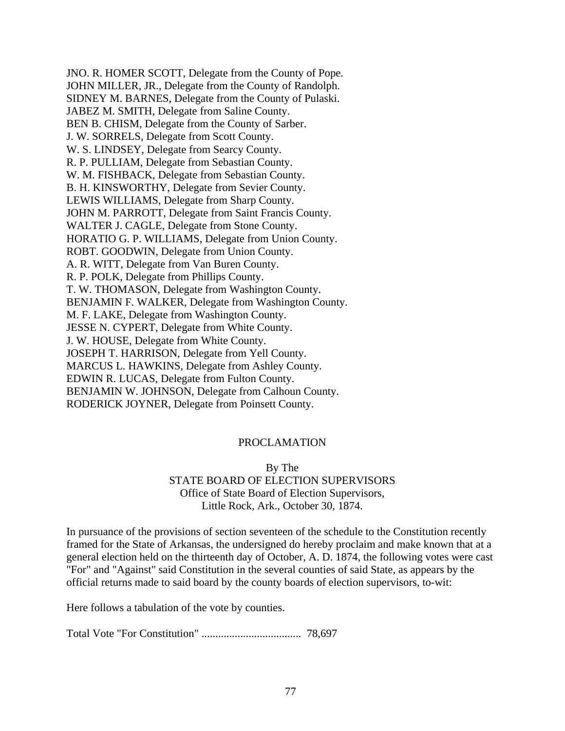JNO. R. HOMER SCOTT, Delegate from the County of Pope.
JOHN MILLER, JR., Delegate from the County of Randolph.
SIDNEY M. BARNES, Delegate from the County of Pulaski.
JABEZ M. SMITH, Delegate from Saline County.
BEN B. CHISM, Delegate from the County of Sarber.
J. W. SORRELS, Delegate from Scott County.
W. S. LINDSEY, Delegate from Searcy County.
R. P. PULLIAM, Delegate from Sebastian County.
W. M. FISHBACK, Delegate from Sebastian County.
B. H. KINSWORTHY, Delegate from Sevier County.
LEWIS WILLIAMS, Delegate from Sharp County.
JOHN M. PARROTT, Delegate from Saint Francis County.
WALTER J. CAGLE, Delegate from Stone County.
HORATIO G. P. WILLIAMS, Delegate from Union County.
ROBT. GOODWIN, Delegate from Union County.
A. R. WITT, Delegate from Van Buren County.
R. P. POLK, Delegate from Phillips County.
T. W. THOMASON, Delegate from Washington County.
BENJAMIN F. WALKER, Delegate from Washington County.
M. F. LAKE, Delegate from Washington County.
JESSE N. CYPERT, Delegate from White County.
J. W. HOUSE, Delegate from White County.
JOSEPH T. HARRISON, Delegate from Yell County.
MARCUS L. HAWKINS, Delegate from Ashley County.
EDWIN R. LUCAS, Delegate from Fulton County.
BENJAMIN W. JOHNSON, Delegate from Calhoun County.
RODERICK JOYNER, Delegate from Poinsett County.

## PROCLAMATION

By The
STATE BOARD OF ELECTION SUPERVISORS
Office of State Board of Election Supervisors,
Little Rock, Ark., October 30, 1874.

In pursuance of the provisions of section seventeen of the schedule to the Constitution recently framed for the State of Arkansas, the undersigned do hereby proclaim and make known that at a general election held on the thirteenth day of October, A. D. 1874, the following votes were cast "For" and "Against" said Constitution in the several counties of said State, as appears by the official returns made to said board by the county boards of election supervisors, to-wit:

Here follows a tabulation of the vote by counties.

Total Vote "For Constitution" .................................... 78,697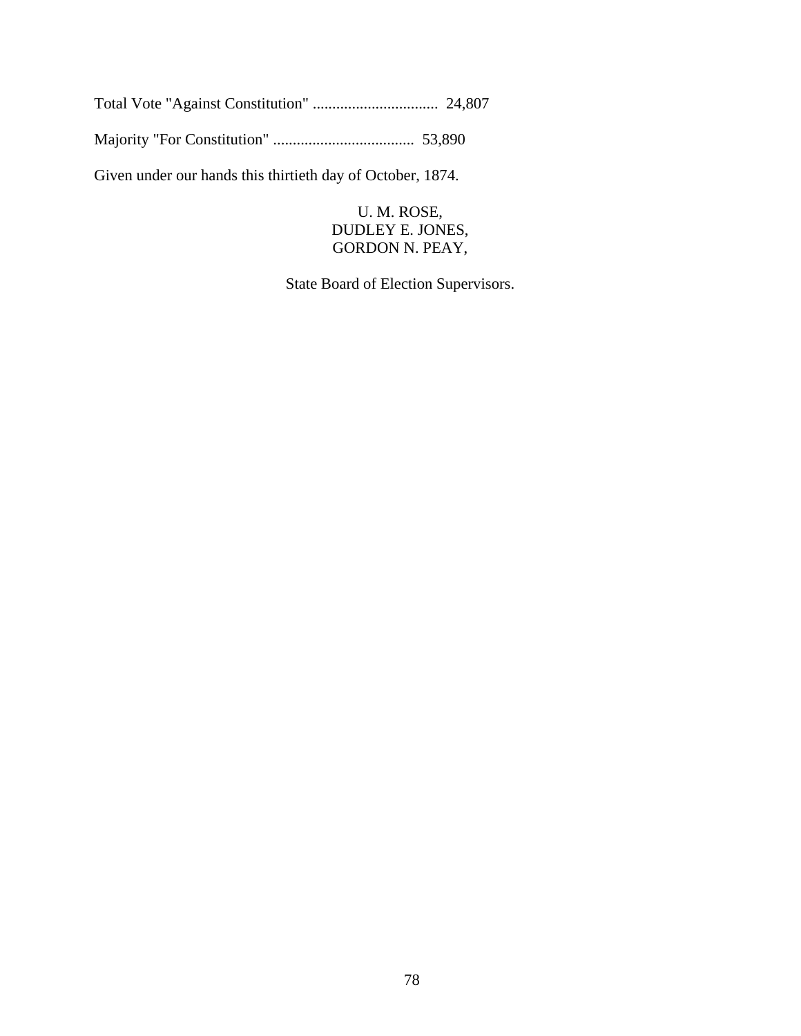Total Vote "Against Constitution" ................................ 24,807

Majority "For Constitution" .................................... 53,890

Given under our hands this thirtieth day of October, 1874.

U. M. ROSE,
DUDLEY E. JONES,
GORDON N. PEAY,

State Board of Election Supervisors.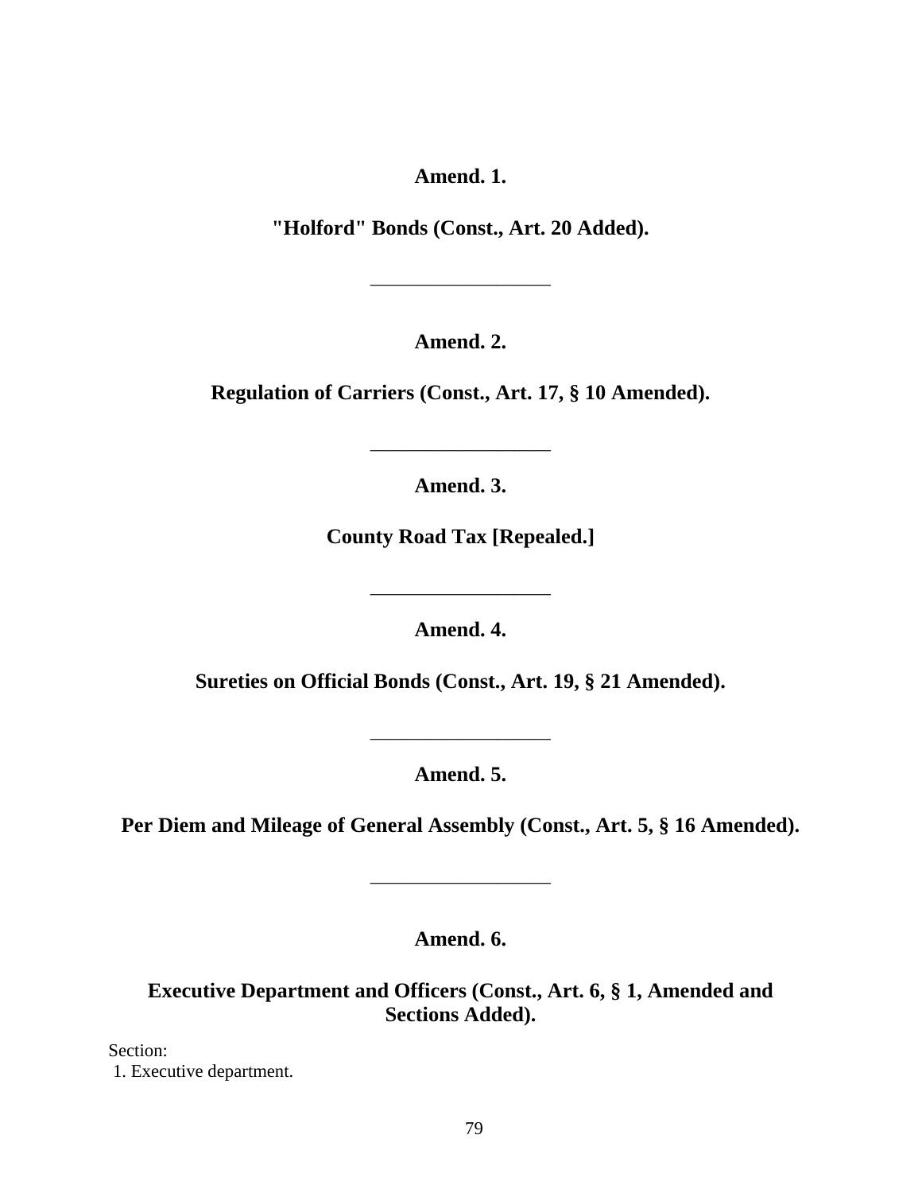**Amend. 1.**

**"Holford" Bonds (Const., Art. 20 Added).**

---

**Amend. 2.**

**Regulation of Carriers (Const., Art. 17, § 10 Amended).**

---

**Amend. 3.**

**County Road Tax [Repealed.]**

---

**Amend. 4.**

**Sureties on Official Bonds (Const., Art. 19, § 21 Amended).**

---

**Amend. 5.**

**Per Diem and Mileage of General Assembly (Const., Art. 5, § 16 Amended).**

---

**Amend. 6.**

**Executive Department and Officers (Const., Art. 6, § 1, Amended and Sections Added).**

Section:
1. Executive department.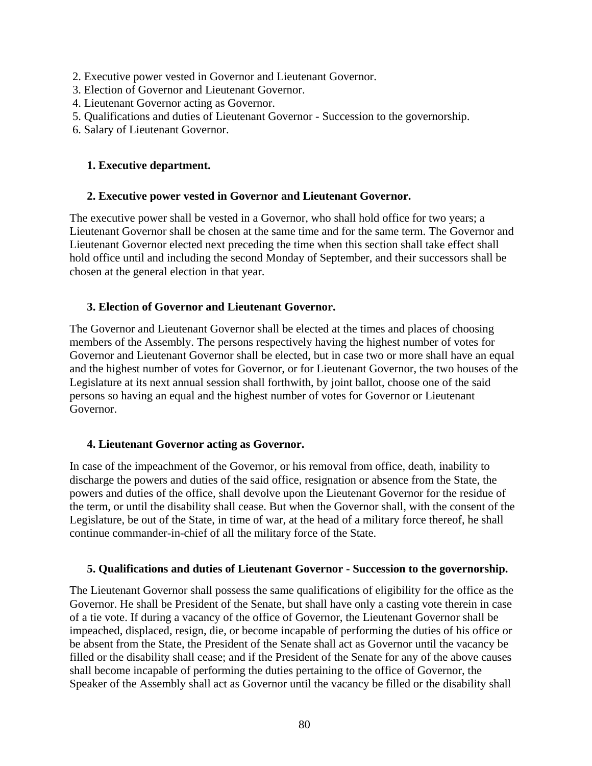2. Executive power vested in Governor and Lieutenant Governor.
3. Election of Governor and Lieutenant Governor.
4. Lieutenant Governor acting as Governor.
5. Qualifications and duties of Lieutenant Governor - Succession to the governorship.
6. Salary of Lieutenant Governor.

### 1. Executive department.

### 2. Executive power vested in Governor and Lieutenant Governor.

The executive power shall be vested in a Governor, who shall hold office for two years; a Lieutenant Governor shall be chosen at the same time and for the same term. The Governor and Lieutenant Governor elected next preceding the time when this section shall take effect shall hold office until and including the second Monday of September, and their successors shall be chosen at the general election in that year.

### 3. Election of Governor and Lieutenant Governor.

The Governor and Lieutenant Governor shall be elected at the times and places of choosing members of the Assembly. The persons respectively having the highest number of votes for Governor and Lieutenant Governor shall be elected, but in case two or more shall have an equal and the highest number of votes for Governor, or for Lieutenant Governor, the two houses of the Legislature at its next annual session shall forthwith, by joint ballot, choose one of the said persons so having an equal and the highest number of votes for Governor or Lieutenant Governor.

### 4. Lieutenant Governor acting as Governor.

In case of the impeachment of the Governor, or his removal from office, death, inability to discharge the powers and duties of the said office, resignation or absence from the State, the powers and duties of the office, shall devolve upon the Lieutenant Governor for the residue of the term, or until the disability shall cease. But when the Governor shall, with the consent of the Legislature, be out of the State, in time of war, at the head of a military force thereof, he shall continue commander-in-chief of all the military force of the State.

### 5. Qualifications and duties of Lieutenant Governor - Succession to the governorship.

The Lieutenant Governor shall possess the same qualifications of eligibility for the office as the Governor. He shall be President of the Senate, but shall have only a casting vote therein in case of a tie vote. If during a vacancy of the office of Governor, the Lieutenant Governor shall be impeached, displaced, resign, die, or become incapable of performing the duties of his office or be absent from the State, the President of the Senate shall act as Governor until the vacancy be filled or the disability shall cease; and if the President of the Senate for any of the above causes shall become incapable of performing the duties pertaining to the office of Governor, the Speaker of the Assembly shall act as Governor until the vacancy be filled or the disability shall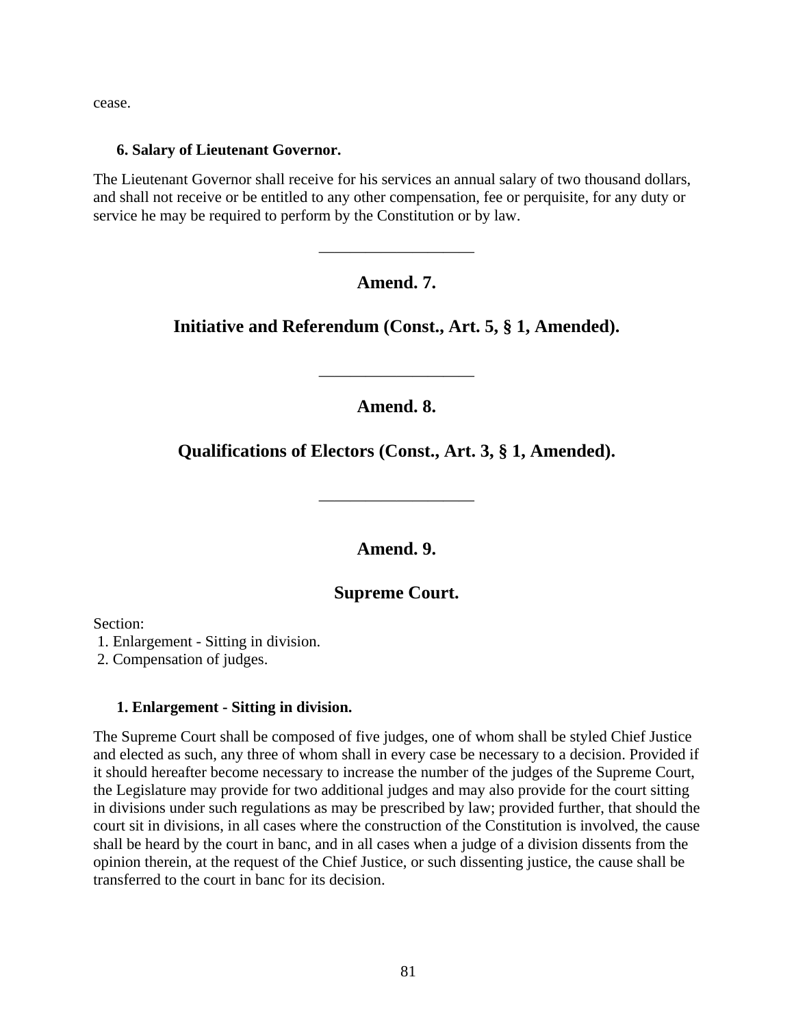cease.

**6. Salary of Lieutenant Governor.**

The Lieutenant Governor shall receive for his services an annual salary of two thousand dollars, and shall not receive or be entitled to any other compensation, fee or perquisite, for any duty or service he may be required to perform by the Constitution or by law.

---

## Amend. 7.

## Initiative and Referendum (Const., Art. 5, § 1, Amended).

---

## Amend. 8.

## Qualifications of Electors (Const., Art. 3, § 1, Amended).

---

## Amend. 9.

## Supreme Court.

Section:
1. Enlargement - Sitting in division.
2. Compensation of judges.

**1. Enlargement - Sitting in division.**

The Supreme Court shall be composed of five judges, one of whom shall be styled Chief Justice and elected as such, any three of whom shall in every case be necessary to a decision. Provided if it should hereafter become necessary to increase the number of the judges of the Supreme Court, the Legislature may provide for two additional judges and may also provide for the court sitting in divisions under such regulations as may be prescribed by law; provided further, that should the court sit in divisions, in all cases where the construction of the Constitution is involved, the cause shall be heard by the court in banc, and in all cases when a judge of a division dissents from the opinion therein, at the request of the Chief Justice, or such dissenting justice, the cause shall be transferred to the court in banc for its decision.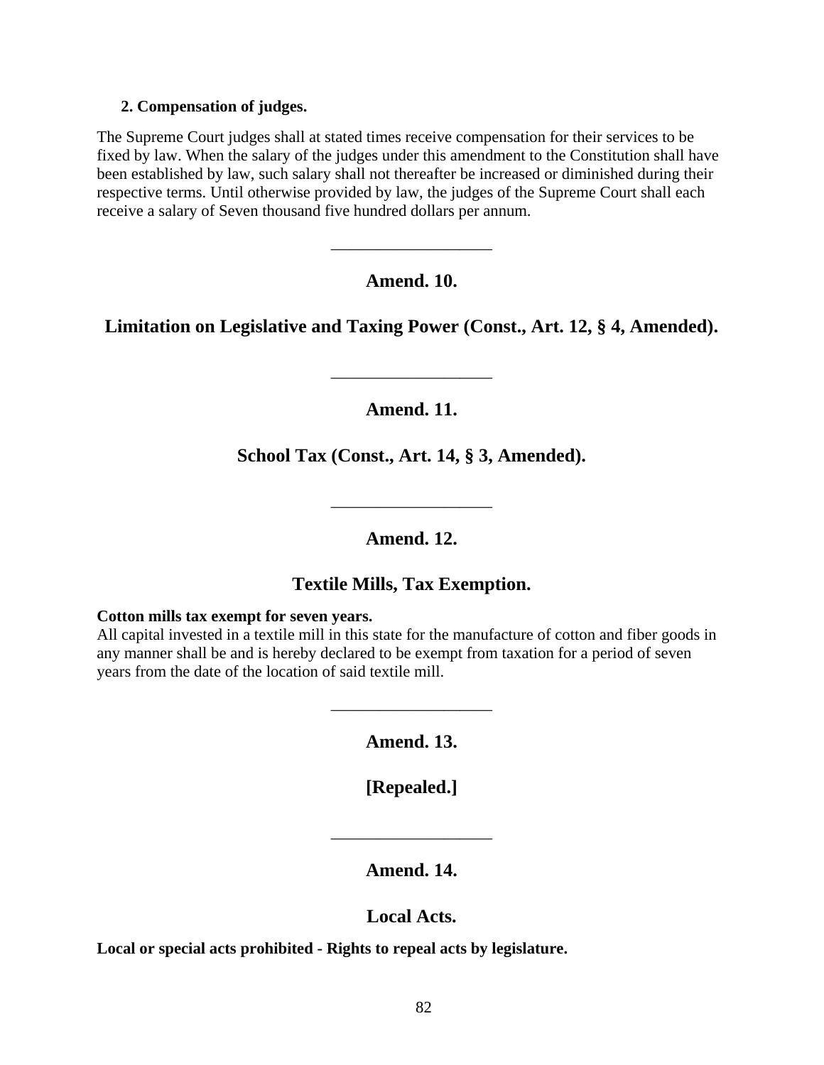**2. Compensation of judges.**

The Supreme Court judges shall at stated times receive compensation for their services to be fixed by law. When the salary of the judges under this amendment to the Constitution shall have been established by law, such salary shall not thereafter be increased or diminished during their respective terms. Until otherwise provided by law, the judges of the Supreme Court shall each receive a salary of Seven thousand five hundred dollars per annum.

---

## Amend. 10.

## Limitation on Legislative and Taxing Power (Const., Art. 12, § 4, Amended).

---

## Amend. 11.

## School Tax (Const., Art. 14, § 3, Amended).

---

## Amend. 12.

## Textile Mills, Tax Exemption.

**Cotton mills tax exempt for seven years.**

All capital invested in a textile mill in this state for the manufacture of cotton and fiber goods in any manner shall be and is hereby declared to be exempt from taxation for a period of seven years from the date of the location of said textile mill.

---

## Amend. 13.

## [Repealed.]

---

## Amend. 14.

## Local Acts.

**Local or special acts prohibited - Rights to repeal acts by legislature.**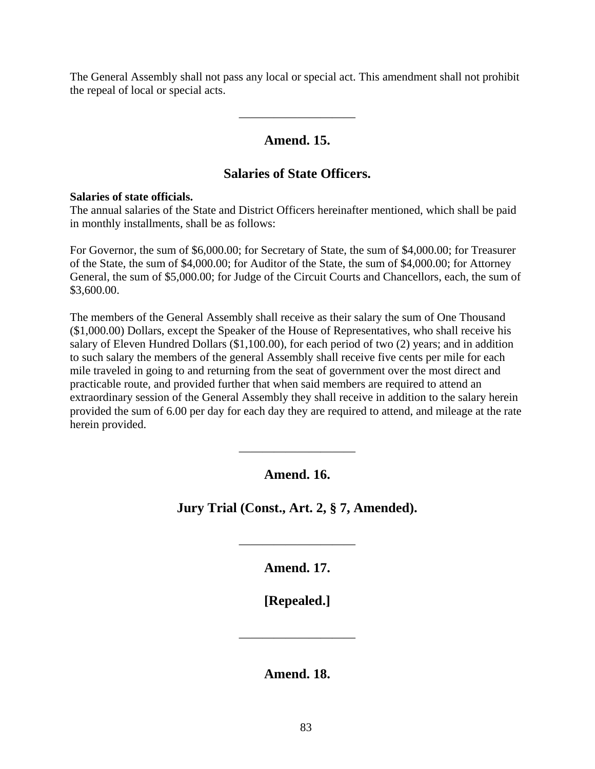The General Assembly shall not pass any local or special act. This amendment shall not prohibit the repeal of local or special acts.

---

## Amend. 15.

## Salaries of State Officers.

**Salaries of state officials.**
The annual salaries of the State and District Officers hereinafter mentioned, which shall be paid in monthly installments, shall be as follows:

For Governor, the sum of $6,000.00; for Secretary of State, the sum of $4,000.00; for Treasurer of the State, the sum of $4,000.00; for Auditor of the State, the sum of $4,000.00; for Attorney General, the sum of $5,000.00; for Judge of the Circuit Courts and Chancellors, each, the sum of $3,600.00.

The members of the General Assembly shall receive as their salary the sum of One Thousand ($1,000.00) Dollars, except the Speaker of the House of Representatives, who shall receive his salary of Eleven Hundred Dollars ($1,100.00), for each period of two (2) years; and in addition to such salary the members of the general Assembly shall receive five cents per mile for each mile traveled in going to and returning from the seat of government over the most direct and practicable route, and provided further that when said members are required to attend an extraordinary session of the General Assembly they shall receive in addition to the salary herein provided the sum of 6.00 per day for each day they are required to attend, and mileage at the rate herein provided.

---

## Amend. 16.

## Jury Trial (Const., Art. 2, § 7, Amended).

---

## Amend. 17.

## [Repealed.]

---

## Amend. 18.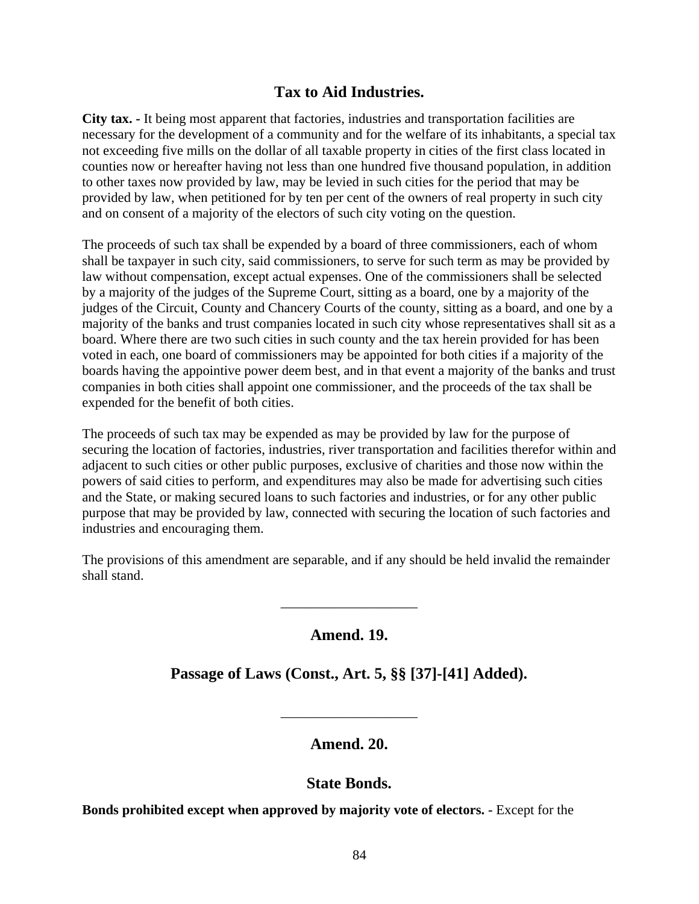## Tax to Aid Industries.

**City tax. -** It being most apparent that factories, industries and transportation facilities are necessary for the development of a community and for the welfare of its inhabitants, a special tax not exceeding five mills on the dollar of all taxable property in cities of the first class located in counties now or hereafter having not less than one hundred five thousand population, in addition to other taxes now provided by law, may be levied in such cities for the period that may be provided by law, when petitioned for by ten per cent of the owners of real property in such city and on consent of a majority of the electors of such city voting on the question.

The proceeds of such tax shall be expended by a board of three commissioners, each of whom shall be taxpayer in such city, said commissioners, to serve for such term as may be provided by law without compensation, except actual expenses. One of the commissioners shall be selected by a majority of the judges of the Supreme Court, sitting as a board, one by a majority of the judges of the Circuit, County and Chancery Courts of the county, sitting as a board, and one by a majority of the banks and trust companies located in such city whose representatives shall sit as a board. Where there are two such cities in such county and the tax herein provided for has been voted in each, one board of commissioners may be appointed for both cities if a majority of the boards having the appointive power deem best, and in that event a majority of the banks and trust companies in both cities shall appoint one commissioner, and the proceeds of the tax shall be expended for the benefit of both cities.

The proceeds of such tax may be expended as may be provided by law for the purpose of securing the location of factories, industries, river transportation and facilities therefor within and adjacent to such cities or other public purposes, exclusive of charities and those now within the powers of said cities to perform, and expenditures may also be made for advertising such cities and the State, or making secured loans to such factories and industries, or for any other public purpose that may be provided by law, connected with securing the location of such factories and industries and encouraging them.

The provisions of this amendment are separable, and if any should be held invalid the remainder shall stand.

---

## Amend. 19.

## Passage of Laws (Const., Art. 5, §§ [37]-[41] Added).

---

## Amend. 20.

## State Bonds.

**Bonds prohibited except when approved by majority vote of electors. -** Except for the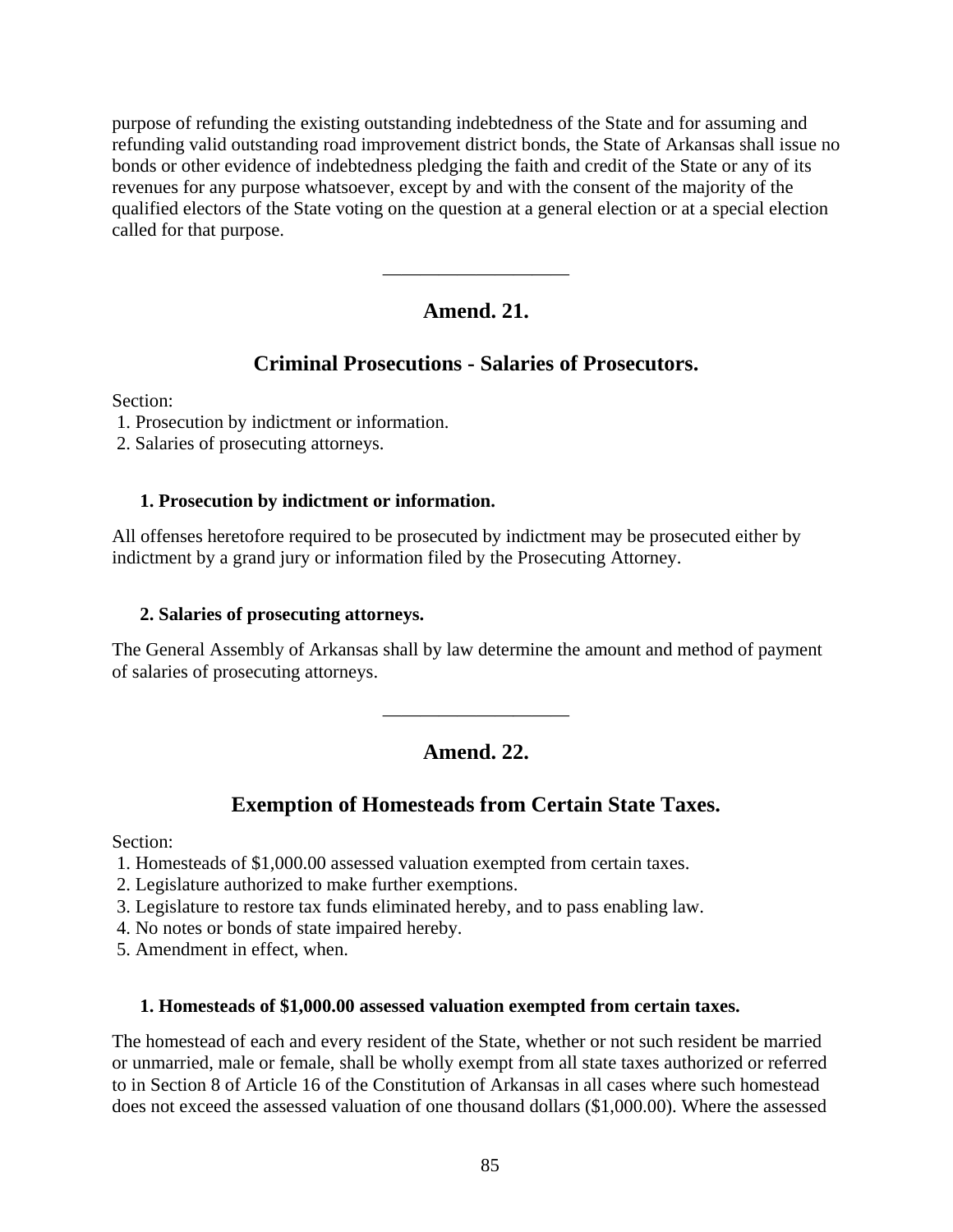purpose of refunding the existing outstanding indebtedness of the State and for assuming and refunding valid outstanding road improvement district bonds, the State of Arkansas shall issue no bonds or other evidence of indebtedness pledging the faith and credit of the State or any of its revenues for any purpose whatsoever, except by and with the consent of the majority of the qualified electors of the State voting on the question at a general election or at a special election called for that purpose.

---

## Amend. 21.

## Criminal Prosecutions - Salaries of Prosecutors.

Section:
1. Prosecution by indictment or information.
2. Salaries of prosecuting attorneys.

### 1. Prosecution by indictment or information.

All offenses heretofore required to be prosecuted by indictment may be prosecuted either by indictment by a grand jury or information filed by the Prosecuting Attorney.

### 2. Salaries of prosecuting attorneys.

The General Assembly of Arkansas shall by law determine the amount and method of payment of salaries of prosecuting attorneys.

---

## Amend. 22.

## Exemption of Homesteads from Certain State Taxes.

Section:
1. Homesteads of $1,000.00 assessed valuation exempted from certain taxes.
2. Legislature authorized to make further exemptions.
3. Legislature to restore tax funds eliminated hereby, and to pass enabling law.
4. No notes or bonds of state impaired hereby.
5. Amendment in effect, when.

### 1. Homesteads of $1,000.00 assessed valuation exempted from certain taxes.

The homestead of each and every resident of the State, whether or not such resident be married or unmarried, male or female, shall be wholly exempt from all state taxes authorized or referred to in Section 8 of Article 16 of the Constitution of Arkansas in all cases where such homestead does not exceed the assessed valuation of one thousand dollars ($1,000.00). Where the assessed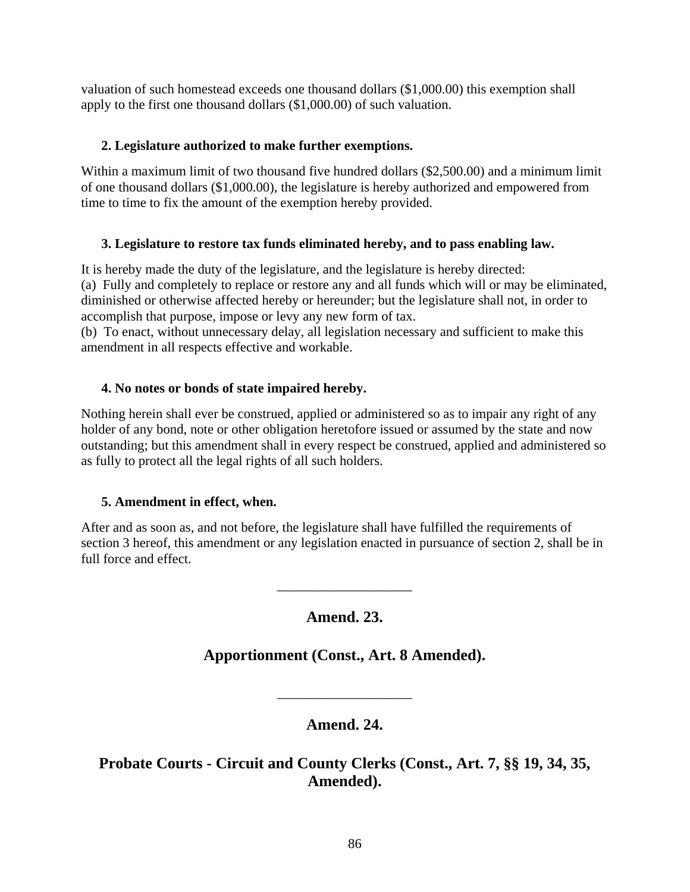valuation of such homestead exceeds one thousand dollars ($1,000.00) this exemption shall apply to the first one thousand dollars ($1,000.00) of such valuation.

**2. Legislature authorized to make further exemptions.**

Within a maximum limit of two thousand five hundred dollars ($2,500.00) and a minimum limit of one thousand dollars ($1,000.00), the legislature is hereby authorized and empowered from time to time to fix the amount of the exemption hereby provided.

**3. Legislature to restore tax funds eliminated hereby, and to pass enabling law.**

It is hereby made the duty of the legislature, and the legislature is hereby directed:
(a) Fully and completely to replace or restore any and all funds which will or may be eliminated, diminished or otherwise affected hereby or hereunder; but the legislature shall not, in order to accomplish that purpose, impose or levy any new form of tax.
(b) To enact, without unnecessary delay, all legislation necessary and sufficient to make this amendment in all respects effective and workable.

**4. No notes or bonds of state impaired hereby.**

Nothing herein shall ever be construed, applied or administered so as to impair any right of any holder of any bond, note or other obligation heretofore issued or assumed by the state and now outstanding; but this amendment shall in every respect be construed, applied and administered so as fully to protect all the legal rights of all such holders.

**5. Amendment in effect, when.**

After and as soon as, and not before, the legislature shall have fulfilled the requirements of section 3 hereof, this amendment or any legislation enacted in pursuance of section 2, shall be in full force and effect.

---

## Amend. 23.

## Apportionment (Const., Art. 8 Amended).

---

## Amend. 24.

## Probate Courts - Circuit and County Clerks (Const., Art. 7, §§ 19, 34, 35, Amended).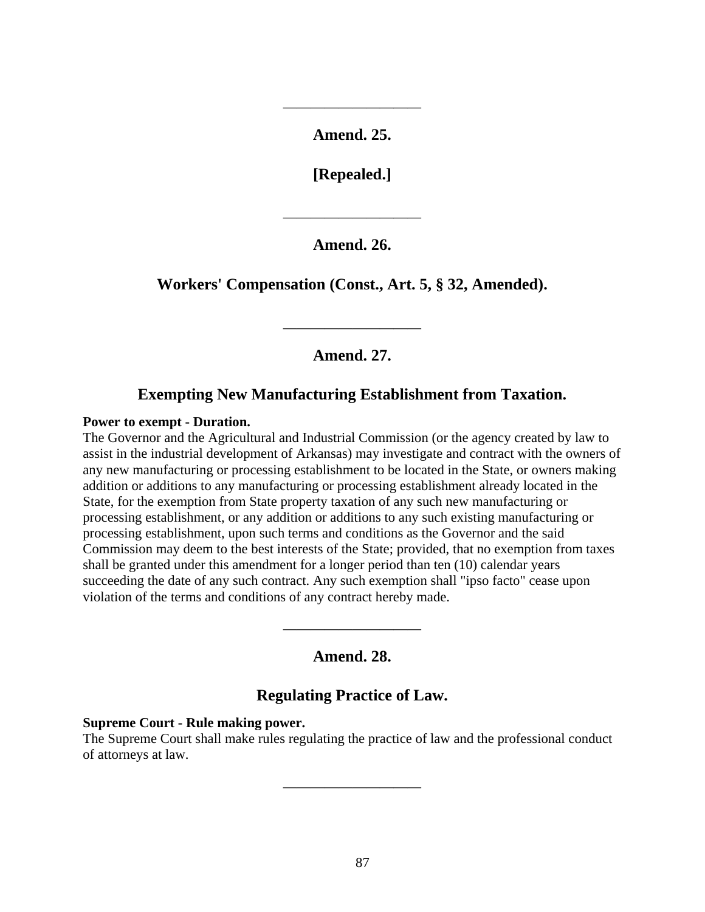---

## Amend. 25.

## [Repealed.]

---

## Amend. 26.

## Workers' Compensation (Const., Art. 5, § 32, Amended).

---

## Amend. 27.

## Exempting New Manufacturing Establishment from Taxation.

**Power to exempt - Duration.**
The Governor and the Agricultural and Industrial Commission (or the agency created by law to assist in the industrial development of Arkansas) may investigate and contract with the owners of any new manufacturing or processing establishment to be located in the State, or owners making addition or additions to any manufacturing or processing establishment already located in the State, for the exemption from State property taxation of any such new manufacturing or processing establishment, or any addition or additions to any such existing manufacturing or processing establishment, upon such terms and conditions as the Governor and the said Commission may deem to the best interests of the State; provided, that no exemption from taxes shall be granted under this amendment for a longer period than ten (10) calendar years succeeding the date of any such contract. Any such exemption shall "ipso facto" cease upon violation of the terms and conditions of any contract hereby made.

---

## Amend. 28.

## Regulating Practice of Law.

**Supreme Court - Rule making power.**
The Supreme Court shall make rules regulating the practice of law and the professional conduct of attorneys at law.

---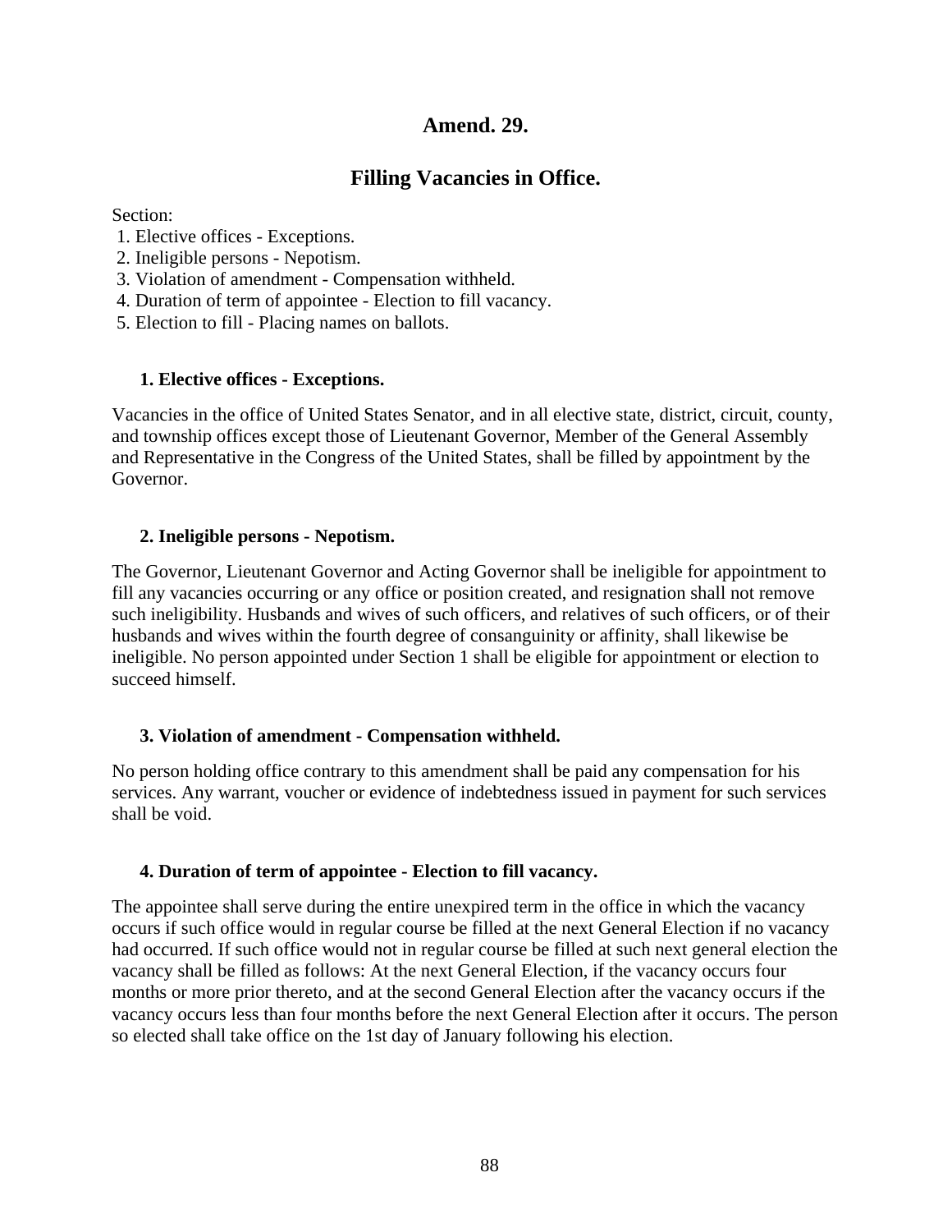## Amend. 29.

## Filling Vacancies in Office.

Section:
1. Elective offices - Exceptions.
2. Ineligible persons - Nepotism.
3. Violation of amendment - Compensation withheld.
4. Duration of term of appointee - Election to fill vacancy.
5. Election to fill - Placing names on ballots.

### 1. Elective offices - Exceptions.

Vacancies in the office of United States Senator, and in all elective state, district, circuit, county, and township offices except those of Lieutenant Governor, Member of the General Assembly and Representative in the Congress of the United States, shall be filled by appointment by the Governor.

### 2. Ineligible persons - Nepotism.

The Governor, Lieutenant Governor and Acting Governor shall be ineligible for appointment to fill any vacancies occurring or any office or position created, and resignation shall not remove such ineligibility. Husbands and wives of such officers, and relatives of such officers, or of their husbands and wives within the fourth degree of consanguinity or affinity, shall likewise be ineligible. No person appointed under Section 1 shall be eligible for appointment or election to succeed himself.

### 3. Violation of amendment - Compensation withheld.

No person holding office contrary to this amendment shall be paid any compensation for his services. Any warrant, voucher or evidence of indebtedness issued in payment for such services shall be void.

### 4. Duration of term of appointee - Election to fill vacancy.

The appointee shall serve during the entire unexpired term in the office in which the vacancy occurs if such office would in regular course be filled at the next General Election if no vacancy had occurred. If such office would not in regular course be filled at such next general election the vacancy shall be filled as follows: At the next General Election, if the vacancy occurs four months or more prior thereto, and at the second General Election after the vacancy occurs if the vacancy occurs less than four months before the next General Election after it occurs. The person so elected shall take office on the 1st day of January following his election.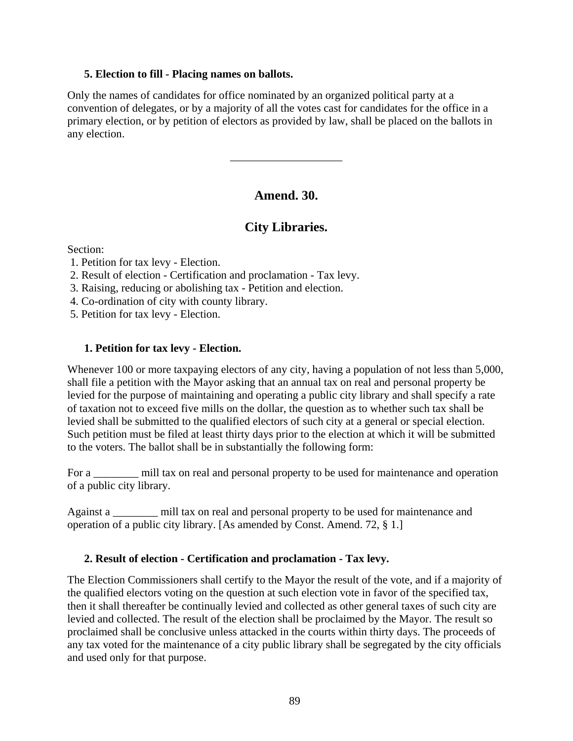### 5. Election to fill - Placing names on ballots.

Only the names of candidates for office nominated by an organized political party at a convention of delegates, or by a majority of all the votes cast for candidates for the office in a primary election, or by petition of electors as provided by law, shall be placed on the ballots in any election.

---

## Amend. 30.

## City Libraries.

Section:
1. Petition for tax levy - Election.
2. Result of election - Certification and proclamation - Tax levy.
3. Raising, reducing or abolishing tax - Petition and election.
4. Co-ordination of city with county library.
5. Petition for tax levy - Election.

### 1. Petition for tax levy - Election.

Whenever 100 or more taxpaying electors of any city, having a population of not less than 5,000, shall file a petition with the Mayor asking that an annual tax on real and personal property be levied for the purpose of maintaining and operating a public city library and shall specify a rate of taxation not to exceed five mills on the dollar, the question as to whether such tax shall be levied shall be submitted to the qualified electors of such city at a general or special election. Such petition must be filed at least thirty days prior to the election at which it will be submitted to the voters. The ballot shall be in substantially the following form:

For a ________ mill tax on real and personal property to be used for maintenance and operation of a public city library.

Against a ________ mill tax on real and personal property to be used for maintenance and operation of a public city library. [As amended by Const. Amend. 72, § 1.]

### 2. Result of election - Certification and proclamation - Tax levy.

The Election Commissioners shall certify to the Mayor the result of the vote, and if a majority of the qualified electors voting on the question at such election vote in favor of the specified tax, then it shall thereafter be continually levied and collected as other general taxes of such city are levied and collected. The result of the election shall be proclaimed by the Mayor. The result so proclaimed shall be conclusive unless attacked in the courts within thirty days. The proceeds of any tax voted for the maintenance of a city public library shall be segregated by the city officials and used only for that purpose.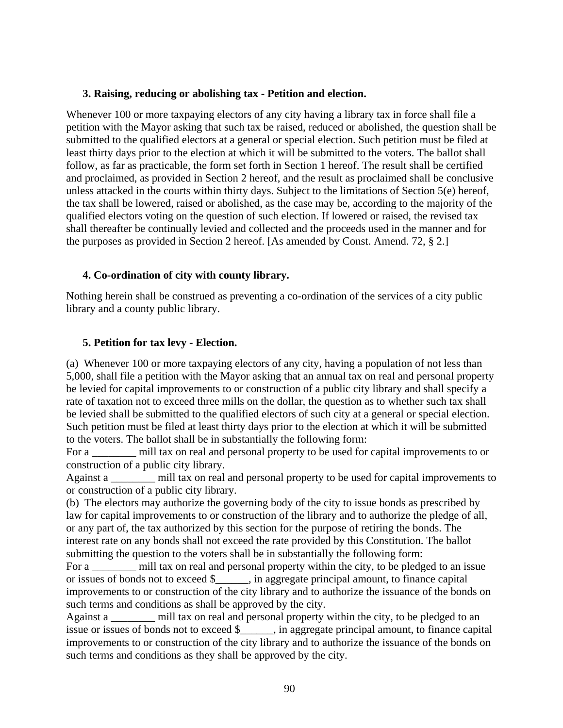### 3. Raising, reducing or abolishing tax - Petition and election.

Whenever 100 or more taxpaying electors of any city having a library tax in force shall file a petition with the Mayor asking that such tax be raised, reduced or abolished, the question shall be submitted to the qualified electors at a general or special election. Such petition must be filed at least thirty days prior to the election at which it will be submitted to the voters. The ballot shall follow, as far as practicable, the form set forth in Section 1 hereof. The result shall be certified and proclaimed, as provided in Section 2 hereof, and the result as proclaimed shall be conclusive unless attacked in the courts within thirty days. Subject to the limitations of Section 5(e) hereof, the tax shall be lowered, raised or abolished, as the case may be, according to the majority of the qualified electors voting on the question of such election. If lowered or raised, the revised tax shall thereafter be continually levied and collected and the proceeds used in the manner and for the purposes as provided in Section 2 hereof. [As amended by Const. Amend. 72, § 2.]

### 4. Co-ordination of city with county library.

Nothing herein shall be construed as preventing a co-ordination of the services of a city public library and a county public library.

### 5. Petition for tax levy - Election.

(a) Whenever 100 or more taxpaying electors of any city, having a population of not less than 5,000, shall file a petition with the Mayor asking that an annual tax on real and personal property be levied for capital improvements to or construction of a public city library and shall specify a rate of taxation not to exceed three mills on the dollar, the question as to whether such tax shall be levied shall be submitted to the qualified electors of such city at a general or special election. Such petition must be filed at least thirty days prior to the election at which it will be submitted to the voters. The ballot shall be in substantially the following form:

For a ________ mill tax on real and personal property to be used for capital improvements to or construction of a public city library.

Against a ________ mill tax on real and personal property to be used for capital improvements to or construction of a public city library.

(b) The electors may authorize the governing body of the city to issue bonds as prescribed by law for capital improvements to or construction of the library and to authorize the pledge of all, or any part of, the tax authorized by this section for the purpose of retiring the bonds. The interest rate on any bonds shall not exceed the rate provided by this Constitution. The ballot submitting the question to the voters shall be in substantially the following form:

For a ________ mill tax on real and personal property within the city, to be pledged to an issue or issues of bonds not to exceed $______, in aggregate principal amount, to finance capital improvements to or construction of the city library and to authorize the issuance of the bonds on such terms and conditions as shall be approved by the city.

Against a ________ mill tax on real and personal property within the city, to be pledged to an issue or issues of bonds not to exceed $______, in aggregate principal amount, to finance capital improvements to or construction of the city library and to authorize the issuance of the bonds on such terms and conditions as they shall be approved by the city.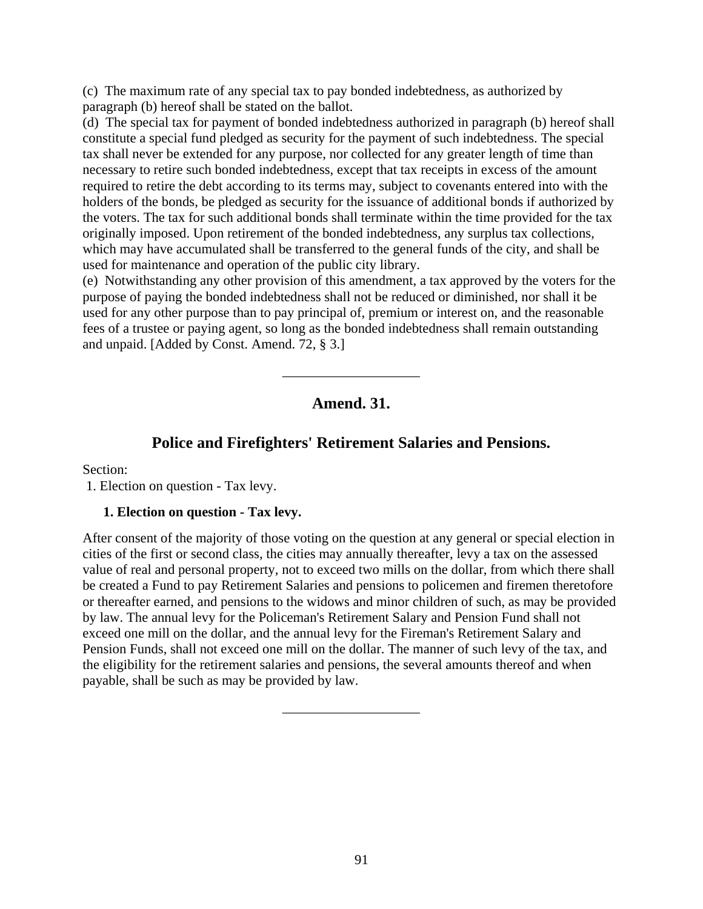(c) The maximum rate of any special tax to pay bonded indebtedness, as authorized by paragraph (b) hereof shall be stated on the ballot.
(d) The special tax for payment of bonded indebtedness authorized in paragraph (b) hereof shall constitute a special fund pledged as security for the payment of such indebtedness. The special tax shall never be extended for any purpose, nor collected for any greater length of time than necessary to retire such bonded indebtedness, except that tax receipts in excess of the amount required to retire the debt according to its terms may, subject to covenants entered into with the holders of the bonds, be pledged as security for the issuance of additional bonds if authorized by the voters. The tax for such additional bonds shall terminate within the time provided for the tax originally imposed. Upon retirement of the bonded indebtedness, any surplus tax collections, which may have accumulated shall be transferred to the general funds of the city, and shall be used for maintenance and operation of the public city library.
(e) Notwithstanding any other provision of this amendment, a tax approved by the voters for the purpose of paying the bonded indebtedness shall not be reduced or diminished, nor shall it be used for any other purpose than to pay principal of, premium or interest on, and the reasonable fees of a trustee or paying agent, so long as the bonded indebtedness shall remain outstanding and unpaid. [Added by Const. Amend. 72, § 3.]

---

## Amend. 31.

## Police and Firefighters' Retirement Salaries and Pensions.

Section:
1. Election on question - Tax levy.

### 1. Election on question - Tax levy.

After consent of the majority of those voting on the question at any general or special election in cities of the first or second class, the cities may annually thereafter, levy a tax on the assessed value of real and personal property, not to exceed two mills on the dollar, from which there shall be created a Fund to pay Retirement Salaries and pensions to policemen and firemen theretofore or thereafter earned, and pensions to the widows and minor children of such, as may be provided by law. The annual levy for the Policeman's Retirement Salary and Pension Fund shall not exceed one mill on the dollar, and the annual levy for the Fireman's Retirement Salary and Pension Funds, shall not exceed one mill on the dollar. The manner of such levy of the tax, and the eligibility for the retirement salaries and pensions, the several amounts thereof and when payable, shall be such as may be provided by law.

---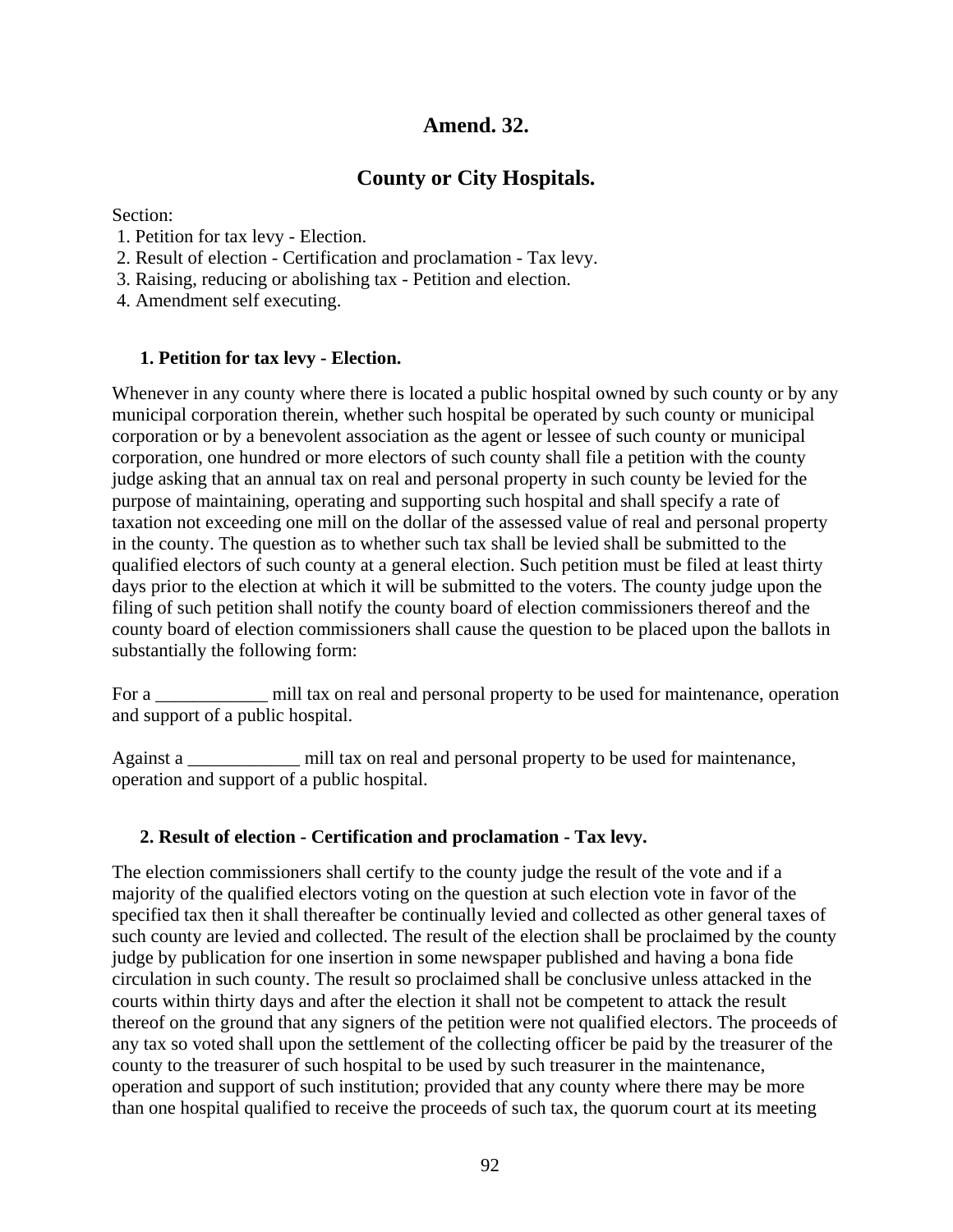## Amend. 32.

## County or City Hospitals.

Section:
1. Petition for tax levy - Election.
2. Result of election - Certification and proclamation - Tax levy.
3. Raising, reducing or abolishing tax - Petition and election.
4. Amendment self executing.

### 1. Petition for tax levy - Election.

Whenever in any county where there is located a public hospital owned by such county or by any municipal corporation therein, whether such hospital be operated by such county or municipal corporation or by a benevolent association as the agent or lessee of such county or municipal corporation, one hundred or more electors of such county shall file a petition with the county judge asking that an annual tax on real and personal property in such county be levied for the purpose of maintaining, operating and supporting such hospital and shall specify a rate of taxation not exceeding one mill on the dollar of the assessed value of real and personal property in the county. The question as to whether such tax shall be levied shall be submitted to the qualified electors of such county at a general election. Such petition must be filed at least thirty days prior to the election at which it will be submitted to the voters. The county judge upon the filing of such petition shall notify the county board of election commissioners thereof and the county board of election commissioners shall cause the question to be placed upon the ballots in substantially the following form:

For a ____________ mill tax on real and personal property to be used for maintenance, operation and support of a public hospital.

Against a ____________ mill tax on real and personal property to be used for maintenance, operation and support of a public hospital.

### 2. Result of election - Certification and proclamation - Tax levy.

The election commissioners shall certify to the county judge the result of the vote and if a majority of the qualified electors voting on the question at such election vote in favor of the specified tax then it shall thereafter be continually levied and collected as other general taxes of such county are levied and collected. The result of the election shall be proclaimed by the county judge by publication for one insertion in some newspaper published and having a bona fide circulation in such county. The result so proclaimed shall be conclusive unless attacked in the courts within thirty days and after the election it shall not be competent to attack the result thereof on the ground that any signers of the petition were not qualified electors. The proceeds of any tax so voted shall upon the settlement of the collecting officer be paid by the treasurer of the county to the treasurer of such hospital to be used by such treasurer in the maintenance, operation and support of such institution; provided that any county where there may be more than one hospital qualified to receive the proceeds of such tax, the quorum court at its meeting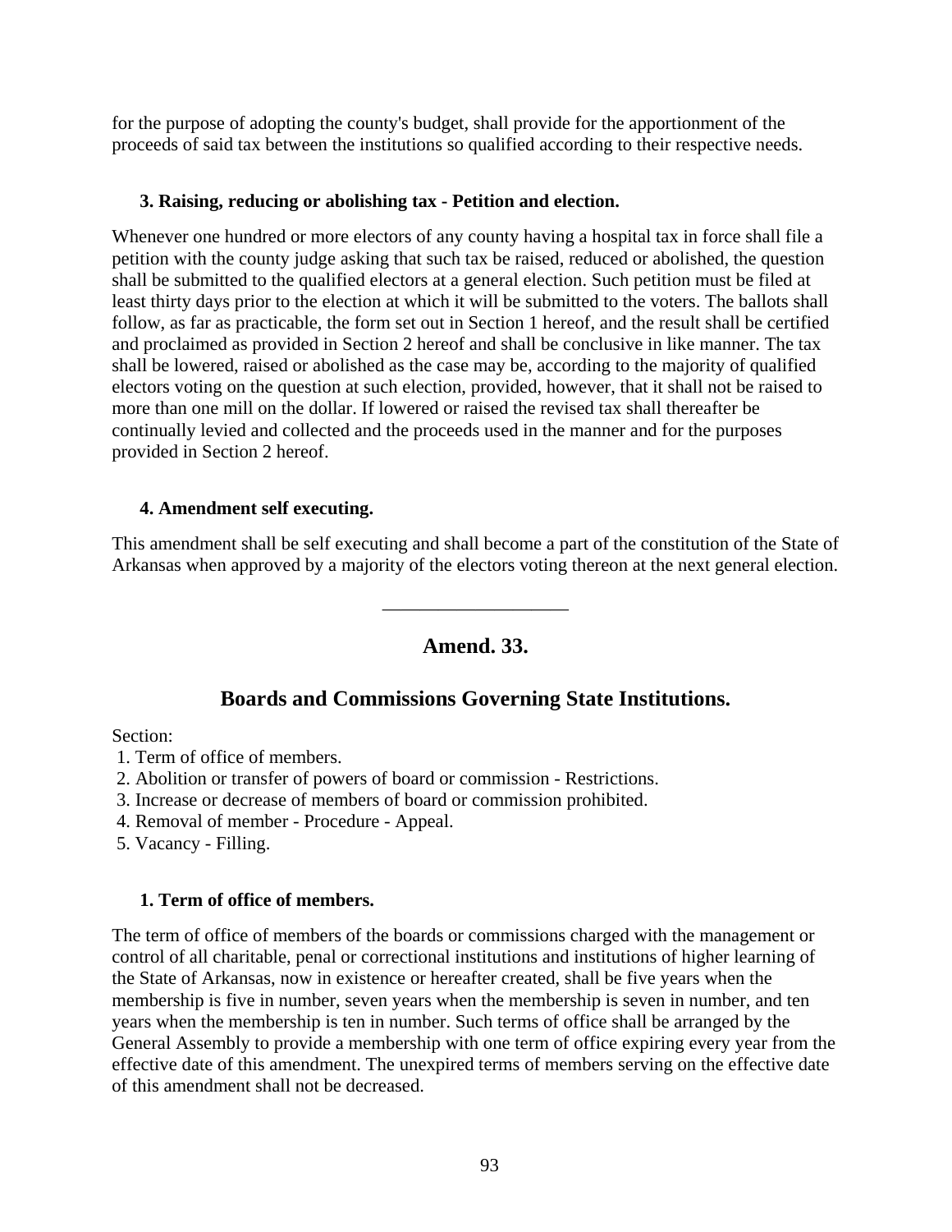for the purpose of adopting the county's budget, shall provide for the apportionment of the proceeds of said tax between the institutions so qualified according to their respective needs.

**3. Raising, reducing or abolishing tax - Petition and election.**

Whenever one hundred or more electors of any county having a hospital tax in force shall file a petition with the county judge asking that such tax be raised, reduced or abolished, the question shall be submitted to the qualified electors at a general election. Such petition must be filed at least thirty days prior to the election at which it will be submitted to the voters. The ballots shall follow, as far as practicable, the form set out in Section 1 hereof, and the result shall be certified and proclaimed as provided in Section 2 hereof and shall be conclusive in like manner. The tax shall be lowered, raised or abolished as the case may be, according to the majority of qualified electors voting on the question at such election, provided, however, that it shall not be raised to more than one mill on the dollar. If lowered or raised the revised tax shall thereafter be continually levied and collected and the proceeds used in the manner and for the purposes provided in Section 2 hereof.

**4. Amendment self executing.**

This amendment shall be self executing and shall become a part of the constitution of the State of Arkansas when approved by a majority of the electors voting thereon at the next general election.

---

## Amend. 33.

## Boards and Commissions Governing State Institutions.

Section:
1. Term of office of members.
2. Abolition or transfer of powers of board or commission - Restrictions.
3. Increase or decrease of members of board or commission prohibited.
4. Removal of member - Procedure - Appeal.
5. Vacancy - Filling.

**1. Term of office of members.**

The term of office of members of the boards or commissions charged with the management or control of all charitable, penal or correctional institutions and institutions of higher learning of the State of Arkansas, now in existence or hereafter created, shall be five years when the membership is five in number, seven years when the membership is seven in number, and ten years when the membership is ten in number. Such terms of office shall be arranged by the General Assembly to provide a membership with one term of office expiring every year from the effective date of this amendment. The unexpired terms of members serving on the effective date of this amendment shall not be decreased.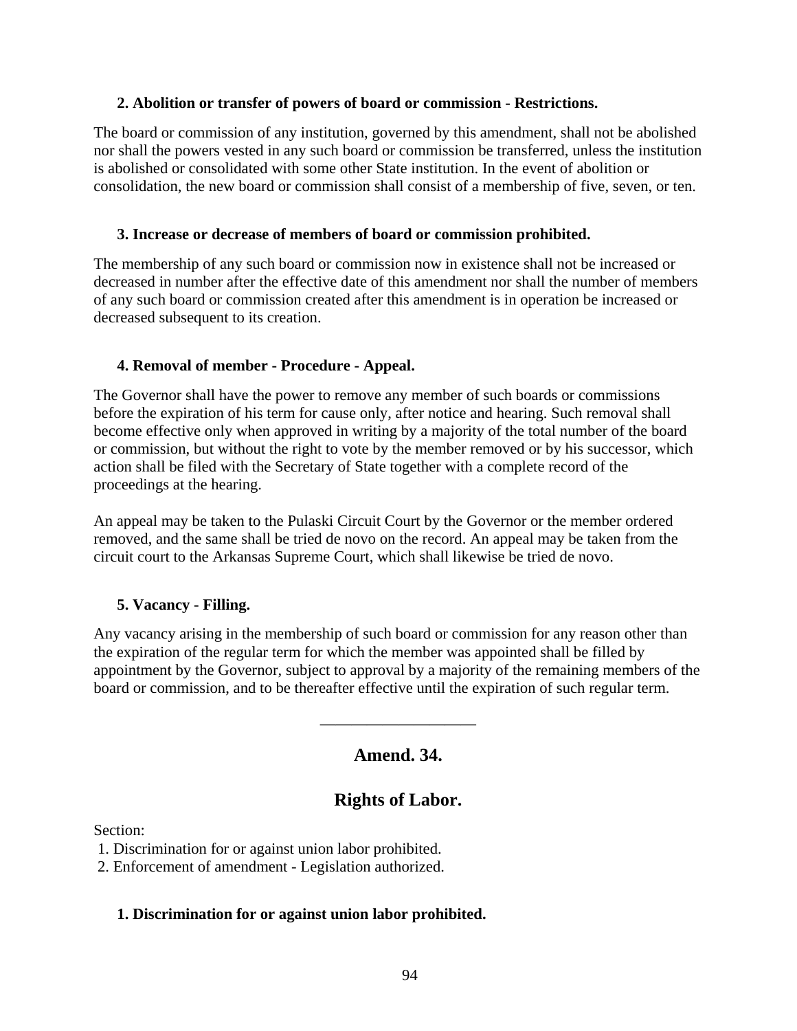#### 2. Abolition or transfer of powers of board or commission - Restrictions.

The board or commission of any institution, governed by this amendment, shall not be abolished nor shall the powers vested in any such board or commission be transferred, unless the institution is abolished or consolidated with some other State institution. In the event of abolition or consolidation, the new board or commission shall consist of a membership of five, seven, or ten.

#### 3. Increase or decrease of members of board or commission prohibited.

The membership of any such board or commission now in existence shall not be increased or decreased in number after the effective date of this amendment nor shall the number of members of any such board or commission created after this amendment is in operation be increased or decreased subsequent to its creation.

#### 4. Removal of member - Procedure - Appeal.

The Governor shall have the power to remove any member of such boards or commissions before the expiration of his term for cause only, after notice and hearing. Such removal shall become effective only when approved in writing by a majority of the total number of the board or commission, but without the right to vote by the member removed or by his successor, which action shall be filed with the Secretary of State together with a complete record of the proceedings at the hearing.

An appeal may be taken to the Pulaski Circuit Court by the Governor or the member ordered removed, and the same shall be tried de novo on the record. An appeal may be taken from the circuit court to the Arkansas Supreme Court, which shall likewise be tried de novo.

#### 5. Vacancy - Filling.

Any vacancy arising in the membership of such board or commission for any reason other than the expiration of the regular term for which the member was appointed shall be filled by appointment by the Governor, subject to approval by a majority of the remaining members of the board or commission, and to be thereafter effective until the expiration of such regular term.

___________________

## Amend. 34.

## Rights of Labor.

Section:
1. Discrimination for or against union labor prohibited.
2. Enforcement of amendment - Legislation authorized.

#### 1. Discrimination for or against union labor prohibited.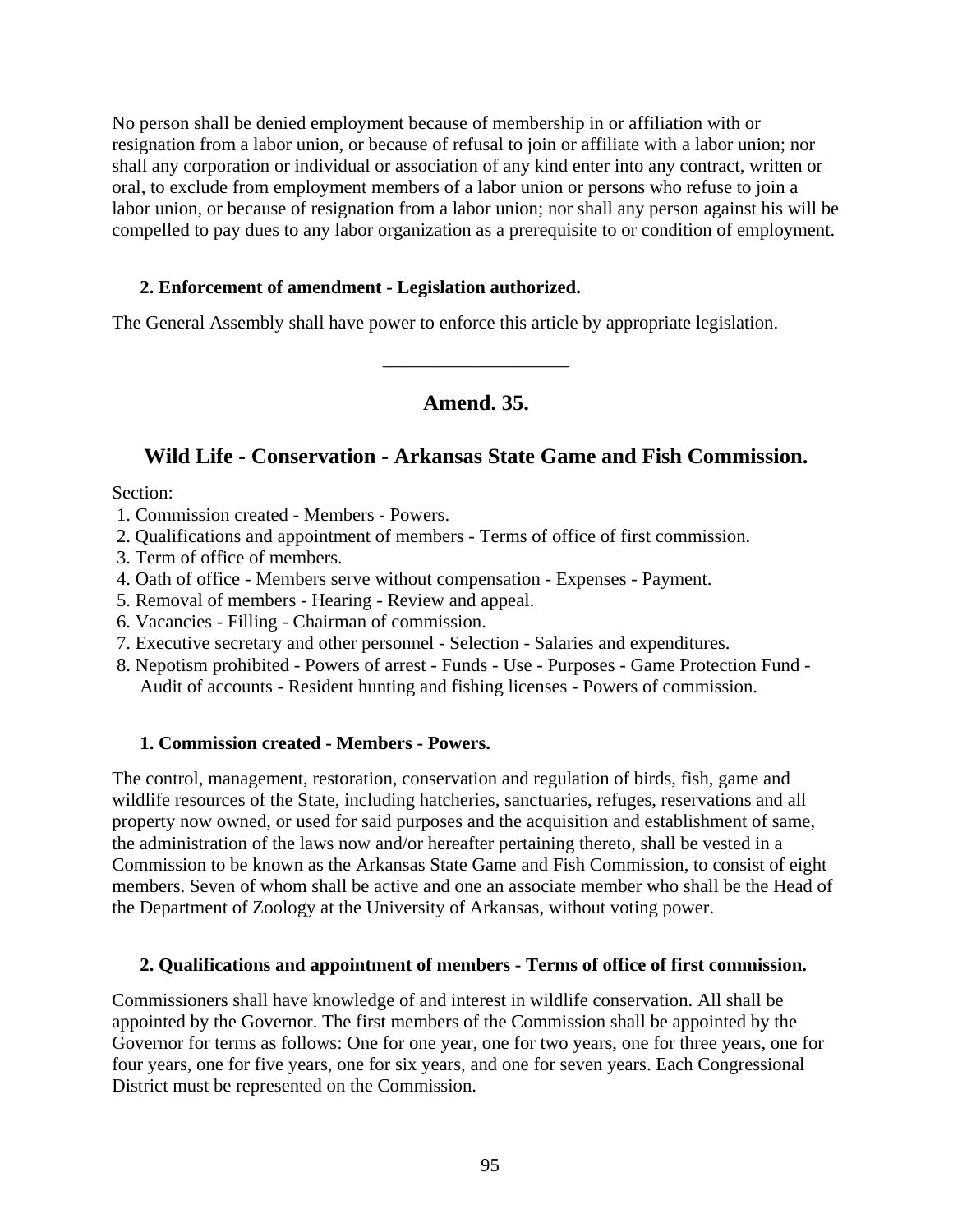No person shall be denied employment because of membership in or affiliation with or resignation from a labor union, or because of refusal to join or affiliate with a labor union; nor shall any corporation or individual or association of any kind enter into any contract, written or oral, to exclude from employment members of a labor union or persons who refuse to join a labor union, or because of resignation from a labor union; nor shall any person against his will be compelled to pay dues to any labor organization as a prerequisite to or condition of employment.

**2. Enforcement of amendment - Legislation authorized.**

The General Assembly shall have power to enforce this article by appropriate legislation.

---

## Amend. 35.

## Wild Life - Conservation - Arkansas State Game and Fish Commission.

Section:

1. Commission created - Members - Powers.
2. Qualifications and appointment of members - Terms of office of first commission.
3. Term of office of members.
4. Oath of office - Members serve without compensation - Expenses - Payment.
5. Removal of members - Hearing - Review and appeal.
6. Vacancies - Filling - Chairman of commission.
7. Executive secretary and other personnel - Selection - Salaries and expenditures.
8. Nepotism prohibited - Powers of arrest - Funds - Use - Purposes - Game Protection Fund - Audit of accounts - Resident hunting and fishing licenses - Powers of commission.

**1. Commission created - Members - Powers.**

The control, management, restoration, conservation and regulation of birds, fish, game and wildlife resources of the State, including hatcheries, sanctuaries, refuges, reservations and all property now owned, or used for said purposes and the acquisition and establishment of same, the administration of the laws now and/or hereafter pertaining thereto, shall be vested in a Commission to be known as the Arkansas State Game and Fish Commission, to consist of eight members. Seven of whom shall be active and one an associate member who shall be the Head of the Department of Zoology at the University of Arkansas, without voting power.

**2. Qualifications and appointment of members - Terms of office of first commission.**

Commissioners shall have knowledge of and interest in wildlife conservation. All shall be appointed by the Governor. The first members of the Commission shall be appointed by the Governor for terms as follows: One for one year, one for two years, one for three years, one for four years, one for five years, one for six years, and one for seven years. Each Congressional District must be represented on the Commission.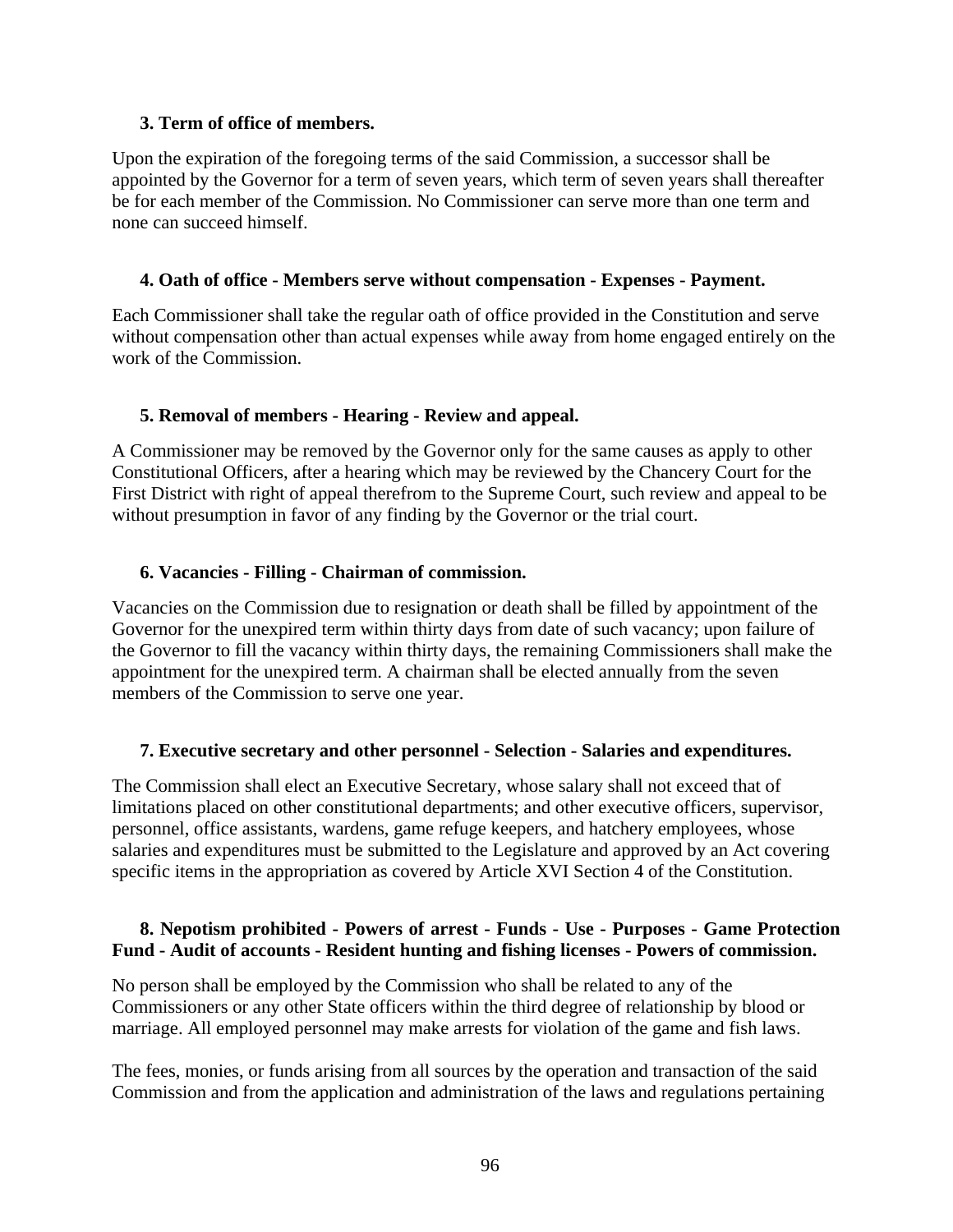### 3. Term of office of members.

Upon the expiration of the foregoing terms of the said Commission, a successor shall be appointed by the Governor for a term of seven years, which term of seven years shall thereafter be for each member of the Commission. No Commissioner can serve more than one term and none can succeed himself.

### 4. Oath of office - Members serve without compensation - Expenses - Payment.

Each Commissioner shall take the regular oath of office provided in the Constitution and serve without compensation other than actual expenses while away from home engaged entirely on the work of the Commission.

### 5. Removal of members - Hearing - Review and appeal.

A Commissioner may be removed by the Governor only for the same causes as apply to other Constitutional Officers, after a hearing which may be reviewed by the Chancery Court for the First District with right of appeal therefrom to the Supreme Court, such review and appeal to be without presumption in favor of any finding by the Governor or the trial court.

### 6. Vacancies - Filling - Chairman of commission.

Vacancies on the Commission due to resignation or death shall be filled by appointment of the Governor for the unexpired term within thirty days from date of such vacancy; upon failure of the Governor to fill the vacancy within thirty days, the remaining Commissioners shall make the appointment for the unexpired term. A chairman shall be elected annually from the seven members of the Commission to serve one year.

### 7. Executive secretary and other personnel - Selection - Salaries and expenditures.

The Commission shall elect an Executive Secretary, whose salary shall not exceed that of limitations placed on other constitutional departments; and other executive officers, supervisor, personnel, office assistants, wardens, game refuge keepers, and hatchery employees, whose salaries and expenditures must be submitted to the Legislature and approved by an Act covering specific items in the appropriation as covered by Article XVI Section 4 of the Constitution.

### 8. Nepotism prohibited - Powers of arrest - Funds - Use - Purposes - Game Protection Fund - Audit of accounts - Resident hunting and fishing licenses - Powers of commission.

No person shall be employed by the Commission who shall be related to any of the Commissioners or any other State officers within the third degree of relationship by blood or marriage. All employed personnel may make arrests for violation of the game and fish laws.

The fees, monies, or funds arising from all sources by the operation and transaction of the said Commission and from the application and administration of the laws and regulations pertaining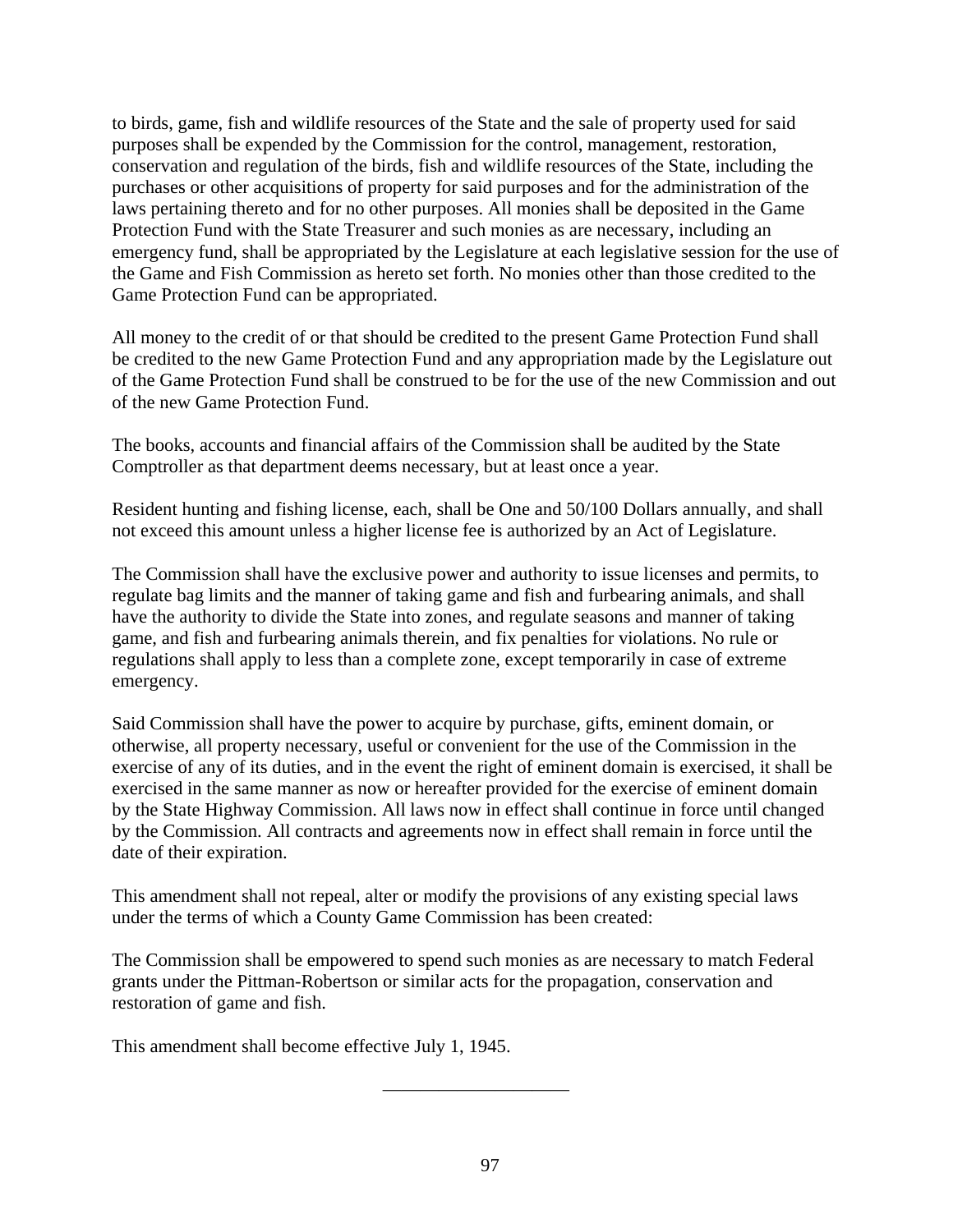to birds, game, fish and wildlife resources of the State and the sale of property used for said purposes shall be expended by the Commission for the control, management, restoration, conservation and regulation of the birds, fish and wildlife resources of the State, including the purchases or other acquisitions of property for said purposes and for the administration of the laws pertaining thereto and for no other purposes. All monies shall be deposited in the Game Protection Fund with the State Treasurer and such monies as are necessary, including an emergency fund, shall be appropriated by the Legislature at each legislative session for the use of the Game and Fish Commission as hereto set forth. No monies other than those credited to the Game Protection Fund can be appropriated.

All money to the credit of or that should be credited to the present Game Protection Fund shall be credited to the new Game Protection Fund and any appropriation made by the Legislature out of the Game Protection Fund shall be construed to be for the use of the new Commission and out of the new Game Protection Fund.

The books, accounts and financial affairs of the Commission shall be audited by the State Comptroller as that department deems necessary, but at least once a year.

Resident hunting and fishing license, each, shall be One and 50/100 Dollars annually, and shall not exceed this amount unless a higher license fee is authorized by an Act of Legislature.

The Commission shall have the exclusive power and authority to issue licenses and permits, to regulate bag limits and the manner of taking game and fish and furbearing animals, and shall have the authority to divide the State into zones, and regulate seasons and manner of taking game, and fish and furbearing animals therein, and fix penalties for violations. No rule or regulations shall apply to less than a complete zone, except temporarily in case of extreme emergency.

Said Commission shall have the power to acquire by purchase, gifts, eminent domain, or otherwise, all property necessary, useful or convenient for the use of the Commission in the exercise of any of its duties, and in the event the right of eminent domain is exercised, it shall be exercised in the same manner as now or hereafter provided for the exercise of eminent domain by the State Highway Commission. All laws now in effect shall continue in force until changed by the Commission. All contracts and agreements now in effect shall remain in force until the date of their expiration.

This amendment shall not repeal, alter or modify the provisions of any existing special laws under the terms of which a County Game Commission has been created:

The Commission shall be empowered to spend such monies as are necessary to match Federal grants under the Pittman-Robertson or similar acts for the propagation, conservation and restoration of game and fish.

This amendment shall become effective July 1, 1945.

---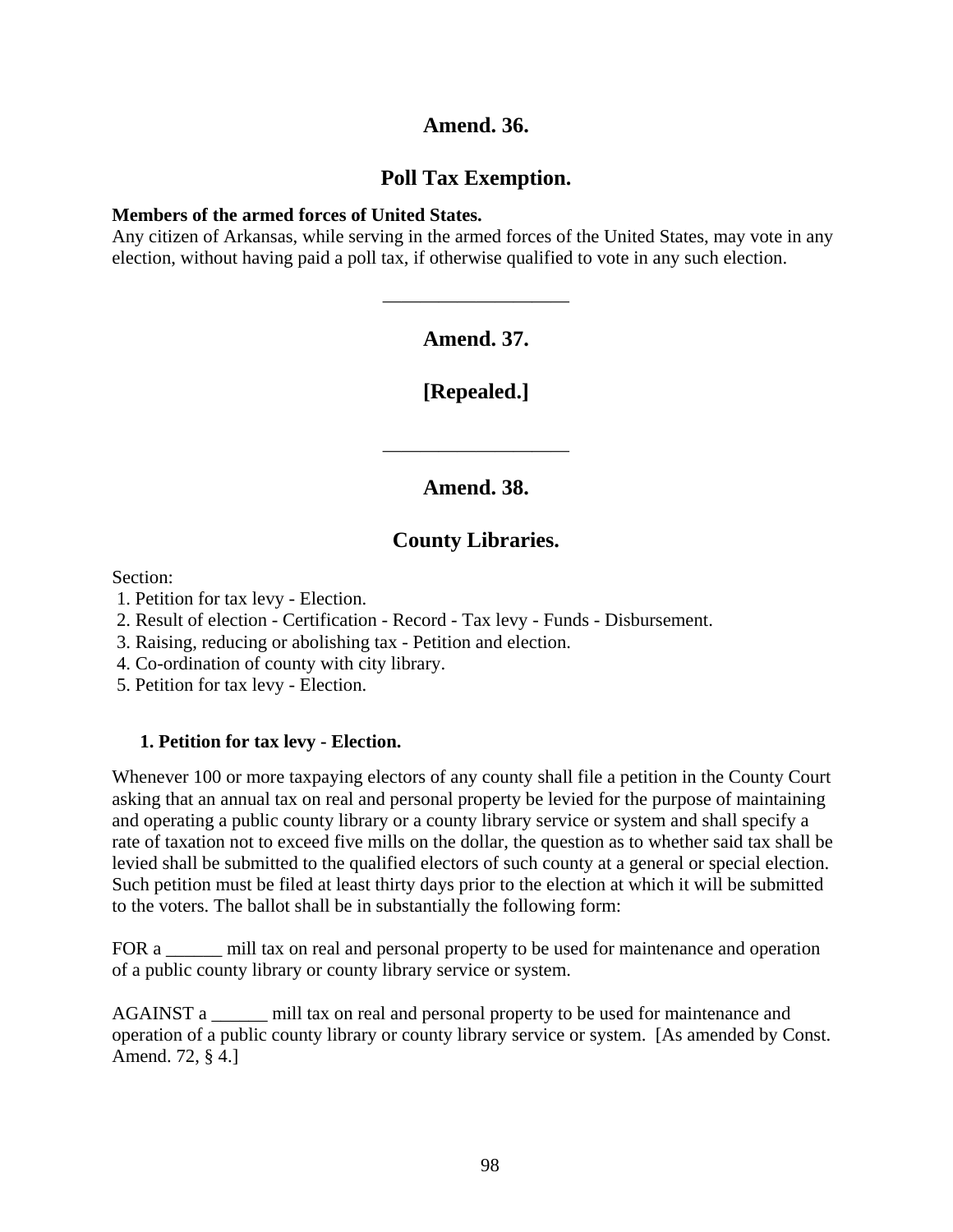## Amend. 36.

## Poll Tax Exemption.

**Members of the armed forces of United States.**
Any citizen of Arkansas, while serving in the armed forces of the United States, may vote in any election, without having paid a poll tax, if otherwise qualified to vote in any such election.

---

## Amend. 37.

## [Repealed.]

---

## Amend. 38.

## County Libraries.

Section:
1. Petition for tax levy - Election.
2. Result of election - Certification - Record - Tax levy - Funds - Disbursement.
3. Raising, reducing or abolishing tax - Petition and election.
4. Co-ordination of county with city library.
5. Petition for tax levy - Election.

### 1. Petition for tax levy - Election.

Whenever 100 or more taxpaying electors of any county shall file a petition in the County Court asking that an annual tax on real and personal property be levied for the purpose of maintaining and operating a public county library or a county library service or system and shall specify a rate of taxation not to exceed five mills on the dollar, the question as to whether said tax shall be levied shall be submitted to the qualified electors of such county at a general or special election. Such petition must be filed at least thirty days prior to the election at which it will be submitted to the voters. The ballot shall be in substantially the following form:

FOR a ______ mill tax on real and personal property to be used for maintenance and operation of a public county library or county library service or system.

AGAINST a ______ mill tax on real and personal property to be used for maintenance and operation of a public county library or county library service or system. [As amended by Const. Amend. 72, § 4.]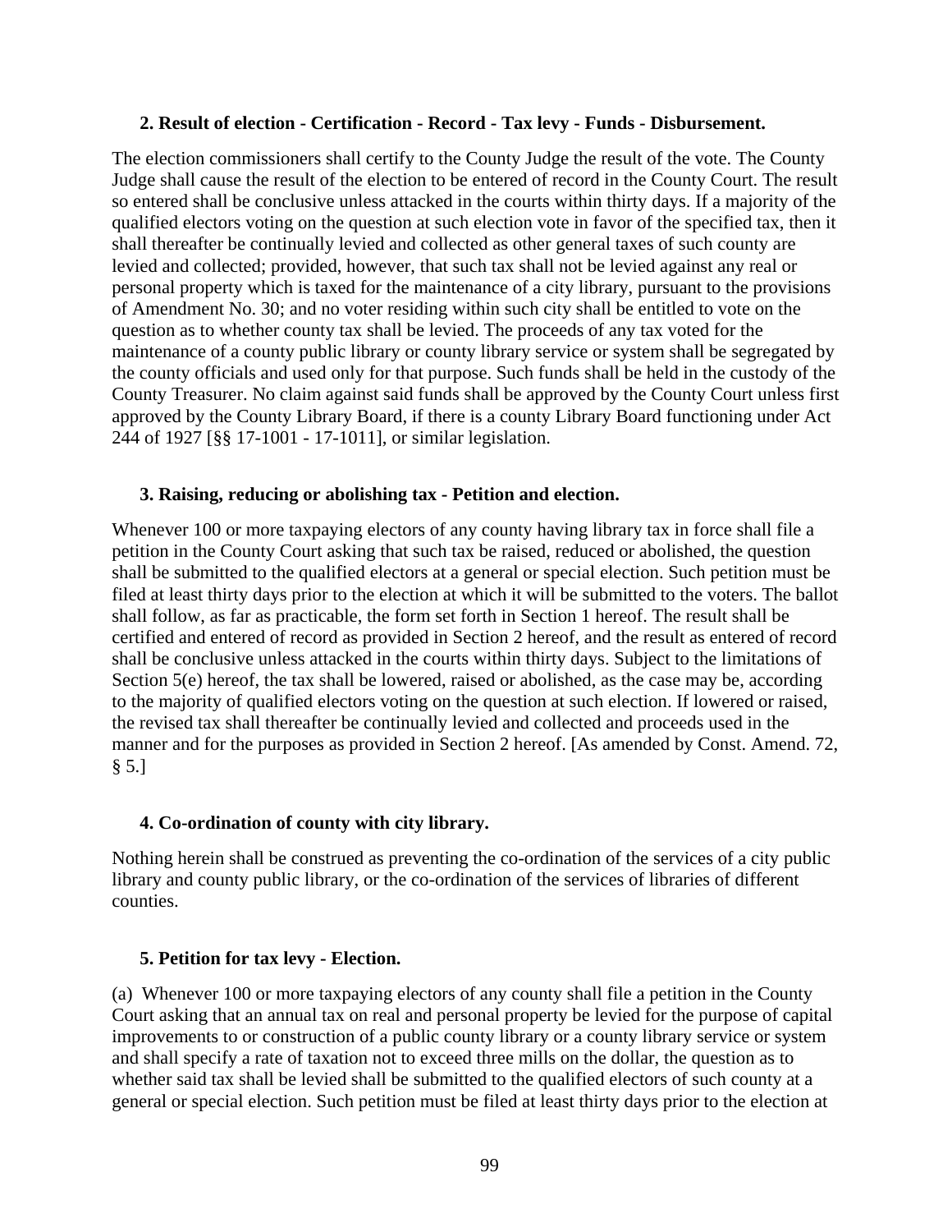**2. Result of election - Certification - Record - Tax levy - Funds - Disbursement.**

The election commissioners shall certify to the County Judge the result of the vote. The County Judge shall cause the result of the election to be entered of record in the County Court. The result so entered shall be conclusive unless attacked in the courts within thirty days. If a majority of the qualified electors voting on the question at such election vote in favor of the specified tax, then it shall thereafter be continually levied and collected as other general taxes of such county are levied and collected; provided, however, that such tax shall not be levied against any real or personal property which is taxed for the maintenance of a city library, pursuant to the provisions of Amendment No. 30; and no voter residing within such city shall be entitled to vote on the question as to whether county tax shall be levied. The proceeds of any tax voted for the maintenance of a county public library or county library service or system shall be segregated by the county officials and used only for that purpose. Such funds shall be held in the custody of the County Treasurer. No claim against said funds shall be approved by the County Court unless first approved by the County Library Board, if there is a county Library Board functioning under Act 244 of 1927 [§§ 17-1001 - 17-1011], or similar legislation.

**3. Raising, reducing or abolishing tax - Petition and election.**

Whenever 100 or more taxpaying electors of any county having library tax in force shall file a petition in the County Court asking that such tax be raised, reduced or abolished, the question shall be submitted to the qualified electors at a general or special election. Such petition must be filed at least thirty days prior to the election at which it will be submitted to the voters. The ballot shall follow, as far as practicable, the form set forth in Section 1 hereof. The result shall be certified and entered of record as provided in Section 2 hereof, and the result as entered of record shall be conclusive unless attacked in the courts within thirty days. Subject to the limitations of Section 5(e) hereof, the tax shall be lowered, raised or abolished, as the case may be, according to the majority of qualified electors voting on the question at such election. If lowered or raised, the revised tax shall thereafter be continually levied and collected and proceeds used in the manner and for the purposes as provided in Section 2 hereof. [As amended by Const. Amend. 72, § 5.]

**4. Co-ordination of county with city library.**

Nothing herein shall be construed as preventing the co-ordination of the services of a city public library and county public library, or the co-ordination of the services of libraries of different counties.

**5. Petition for tax levy - Election.**

(a) Whenever 100 or more taxpaying electors of any county shall file a petition in the County Court asking that an annual tax on real and personal property be levied for the purpose of capital improvements to or construction of a public county library or a county library service or system and shall specify a rate of taxation not to exceed three mills on the dollar, the question as to whether said tax shall be levied shall be submitted to the qualified electors of such county at a general or special election. Such petition must be filed at least thirty days prior to the election at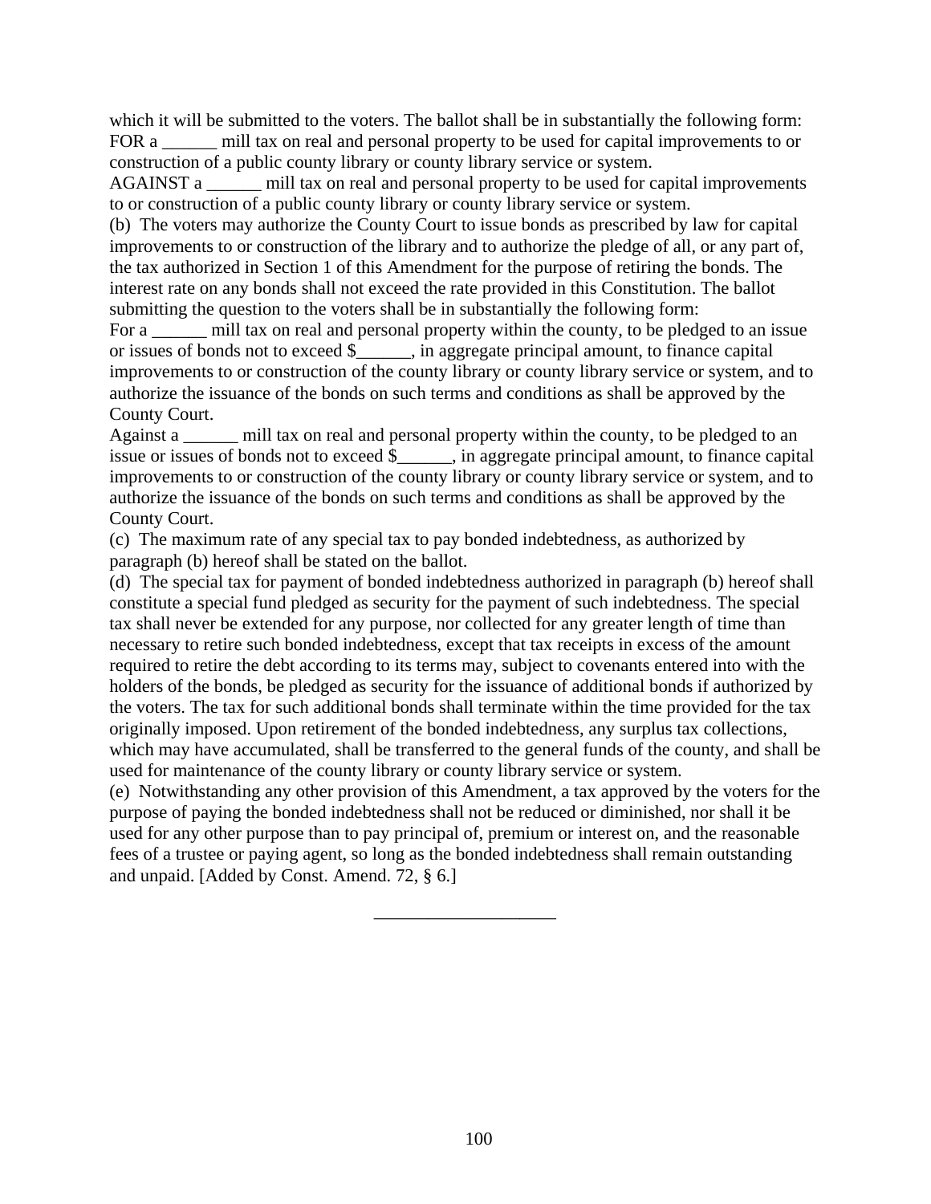which it will be submitted to the voters. The ballot shall be in substantially the following form:

FOR a ______ mill tax on real and personal property to be used for capital improvements to or construction of a public county library or county library service or system.

AGAINST a ______ mill tax on real and personal property to be used for capital improvements to or construction of a public county library or county library service or system.

(b) The voters may authorize the County Court to issue bonds as prescribed by law for capital improvements to or construction of the library and to authorize the pledge of all, or any part of, the tax authorized in Section 1 of this Amendment for the purpose of retiring the bonds. The interest rate on any bonds shall not exceed the rate provided in this Constitution. The ballot submitting the question to the voters shall be in substantially the following form:

For a ______ mill tax on real and personal property within the county, to be pledged to an issue or issues of bonds not to exceed $______, in aggregate principal amount, to finance capital improvements to or construction of the county library or county library service or system, and to authorize the issuance of the bonds on such terms and conditions as shall be approved by the County Court.

Against a ______ mill tax on real and personal property within the county, to be pledged to an issue or issues of bonds not to exceed $______, in aggregate principal amount, to finance capital improvements to or construction of the county library or county library service or system, and to authorize the issuance of the bonds on such terms and conditions as shall be approved by the County Court.

(c) The maximum rate of any special tax to pay bonded indebtedness, as authorized by paragraph (b) hereof shall be stated on the ballot.

(d) The special tax for payment of bonded indebtedness authorized in paragraph (b) hereof shall constitute a special fund pledged as security for the payment of such indebtedness. The special tax shall never be extended for any purpose, nor collected for any greater length of time than necessary to retire such bonded indebtedness, except that tax receipts in excess of the amount required to retire the debt according to its terms may, subject to covenants entered into with the holders of the bonds, be pledged as security for the issuance of additional bonds if authorized by the voters. The tax for such additional bonds shall terminate within the time provided for the tax originally imposed. Upon retirement of the bonded indebtedness, any surplus tax collections, which may have accumulated, shall be transferred to the general funds of the county, and shall be used for maintenance of the county library or county library service or system.

(e) Notwithstanding any other provision of this Amendment, a tax approved by the voters for the purpose of paying the bonded indebtedness shall not be reduced or diminished, nor shall it be used for any other purpose than to pay principal of, premium or interest on, and the reasonable fees of a trustee or paying agent, so long as the bonded indebtedness shall remain outstanding and unpaid. [Added by Const. Amend. 72, § 6.]

____________________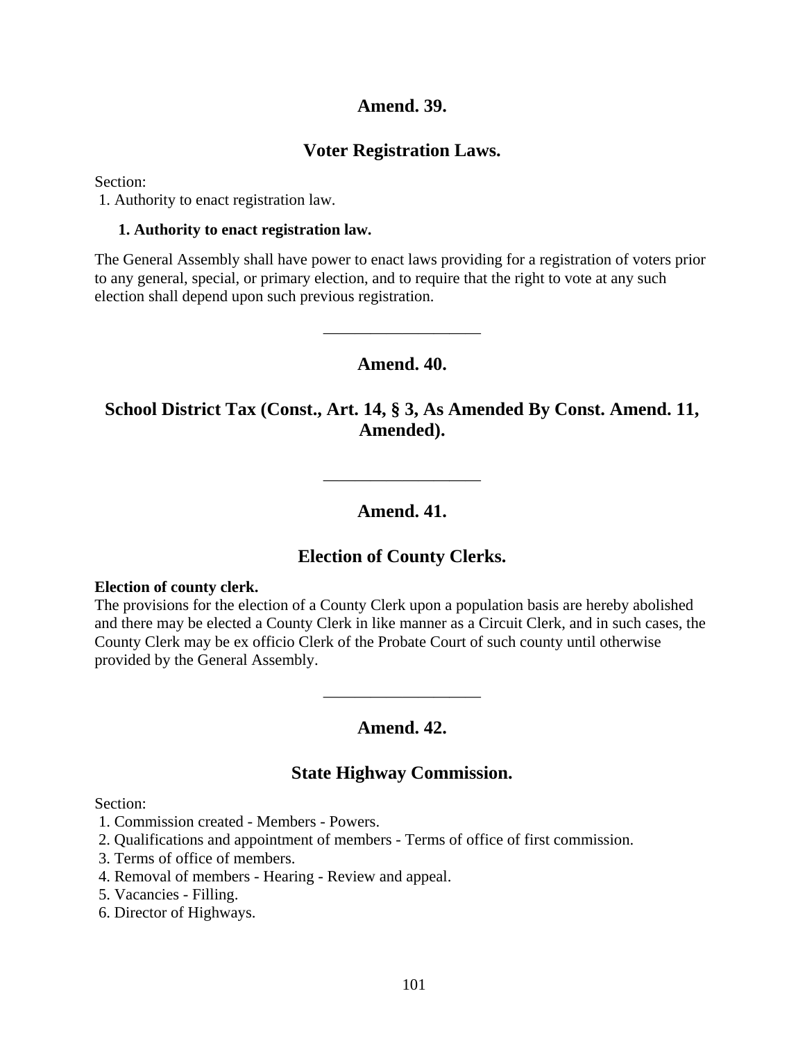## Amend. 39.

## Voter Registration Laws.

Section:
1. Authority to enact registration law.

**1. Authority to enact registration law.**

The General Assembly shall have power to enact laws providing for a registration of voters prior to any general, special, or primary election, and to require that the right to vote at any such election shall depend upon such previous registration.

---

## Amend. 40.

## School District Tax (Const., Art. 14, § 3, As Amended By Const. Amend. 11, Amended).

---

## Amend. 41.

## Election of County Clerks.

**Election of county clerk.**
The provisions for the election of a County Clerk upon a population basis are hereby abolished and there may be elected a County Clerk in like manner as a Circuit Clerk, and in such cases, the County Clerk may be ex officio Clerk of the Probate Court of such county until otherwise provided by the General Assembly.

---

## Amend. 42.

## State Highway Commission.

Section:
1. Commission created - Members - Powers.
2. Qualifications and appointment of members - Terms of office of first commission.
3. Terms of office of members.
4. Removal of members - Hearing - Review and appeal.
5. Vacancies - Filling.
6. Director of Highways.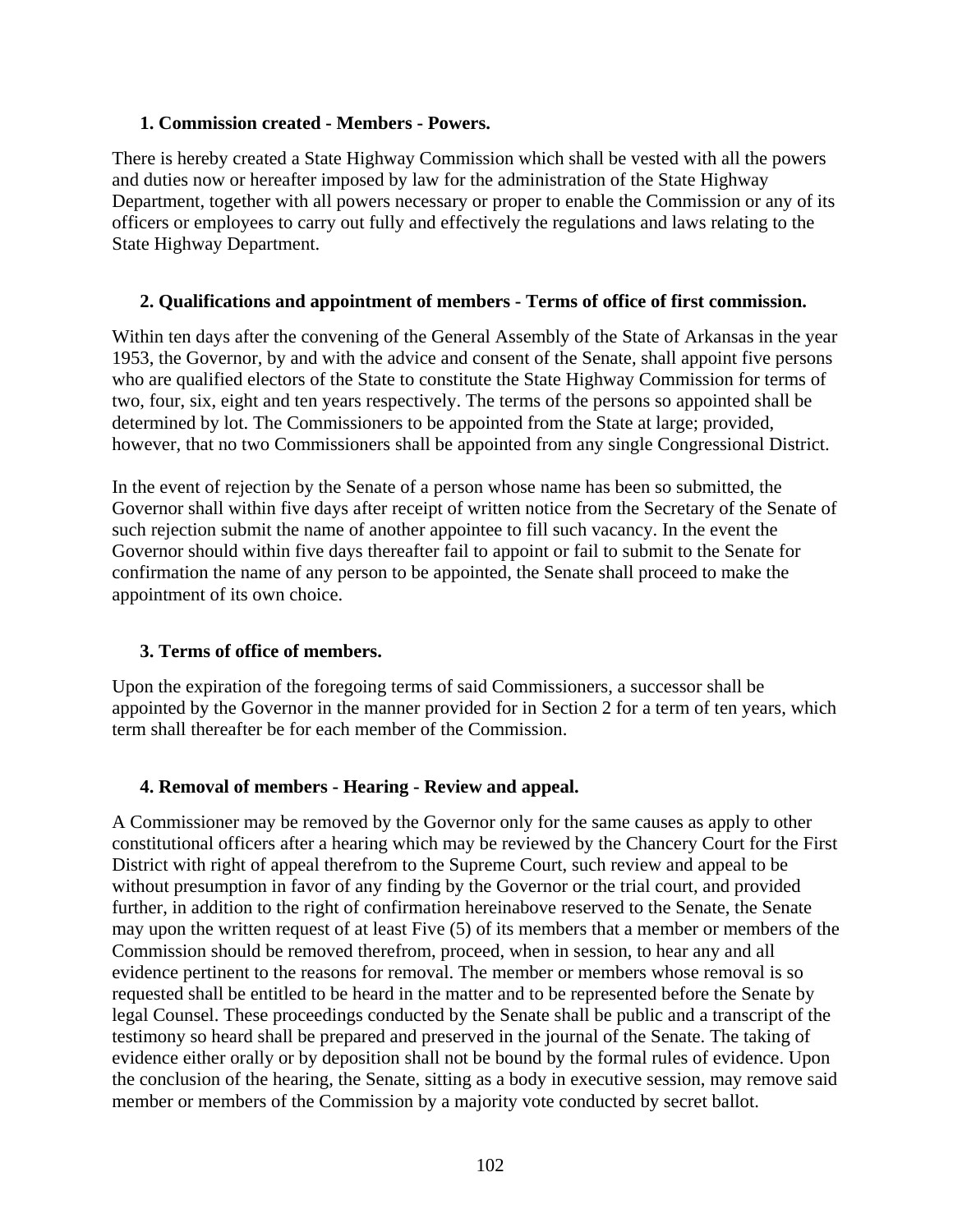### 1. Commission created - Members - Powers.

There is hereby created a State Highway Commission which shall be vested with all the powers and duties now or hereafter imposed by law for the administration of the State Highway Department, together with all powers necessary or proper to enable the Commission or any of its officers or employees to carry out fully and effectively the regulations and laws relating to the State Highway Department.

### 2. Qualifications and appointment of members - Terms of office of first commission.

Within ten days after the convening of the General Assembly of the State of Arkansas in the year 1953, the Governor, by and with the advice and consent of the Senate, shall appoint five persons who are qualified electors of the State to constitute the State Highway Commission for terms of two, four, six, eight and ten years respectively. The terms of the persons so appointed shall be determined by lot. The Commissioners to be appointed from the State at large; provided, however, that no two Commissioners shall be appointed from any single Congressional District.

In the event of rejection by the Senate of a person whose name has been so submitted, the Governor shall within five days after receipt of written notice from the Secretary of the Senate of such rejection submit the name of another appointee to fill such vacancy. In the event the Governor should within five days thereafter fail to appoint or fail to submit to the Senate for confirmation the name of any person to be appointed, the Senate shall proceed to make the appointment of its own choice.

### 3. Terms of office of members.

Upon the expiration of the foregoing terms of said Commissioners, a successor shall be appointed by the Governor in the manner provided for in Section 2 for a term of ten years, which term shall thereafter be for each member of the Commission.

### 4. Removal of members - Hearing - Review and appeal.

A Commissioner may be removed by the Governor only for the same causes as apply to other constitutional officers after a hearing which may be reviewed by the Chancery Court for the First District with right of appeal therefrom to the Supreme Court, such review and appeal to be without presumption in favor of any finding by the Governor or the trial court, and provided further, in addition to the right of confirmation hereinabove reserved to the Senate, the Senate may upon the written request of at least Five (5) of its members that a member or members of the Commission should be removed therefrom, proceed, when in session, to hear any and all evidence pertinent to the reasons for removal. The member or members whose removal is so requested shall be entitled to be heard in the matter and to be represented before the Senate by legal Counsel. These proceedings conducted by the Senate shall be public and a transcript of the testimony so heard shall be prepared and preserved in the journal of the Senate. The taking of evidence either orally or by deposition shall not be bound by the formal rules of evidence. Upon the conclusion of the hearing, the Senate, sitting as a body in executive session, may remove said member or members of the Commission by a majority vote conducted by secret ballot.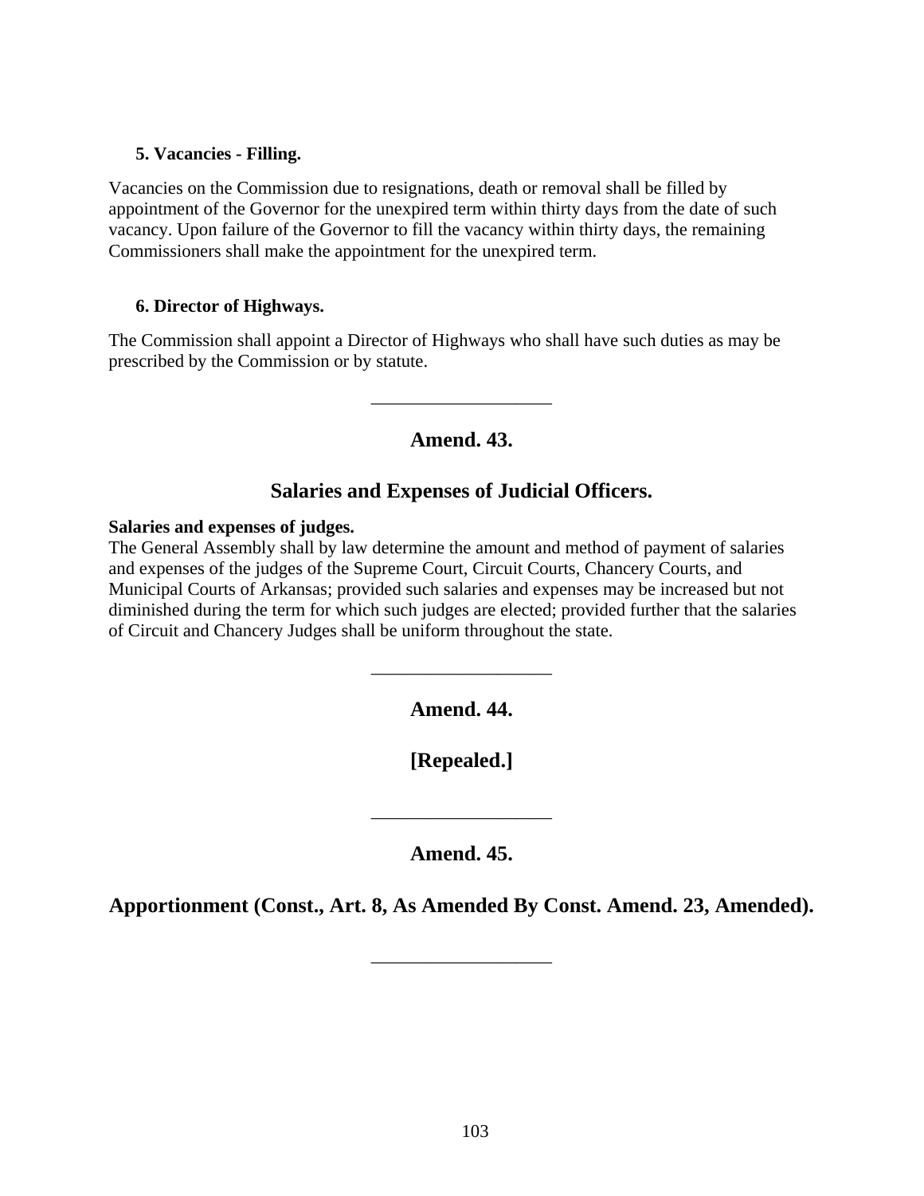**5. Vacancies - Filling.**

Vacancies on the Commission due to resignations, death or removal shall be filled by appointment of the Governor for the unexpired term within thirty days from the date of such vacancy. Upon failure of the Governor to fill the vacancy within thirty days, the remaining Commissioners shall make the appointment for the unexpired term.

**6. Director of Highways.**

The Commission shall appoint a Director of Highways who shall have such duties as may be prescribed by the Commission or by statute.

---

## Amend. 43.

## Salaries and Expenses of Judicial Officers.

**Salaries and expenses of judges.**
The General Assembly shall by law determine the amount and method of payment of salaries and expenses of the judges of the Supreme Court, Circuit Courts, Chancery Courts, and Municipal Courts of Arkansas; provided such salaries and expenses may be increased but not diminished during the term for which such judges are elected; provided further that the salaries of Circuit and Chancery Judges shall be uniform throughout the state.

---

## Amend. 44.

## [Repealed.]

---

## Amend. 45.

## Apportionment (Const., Art. 8, As Amended By Const. Amend. 23, Amended).

---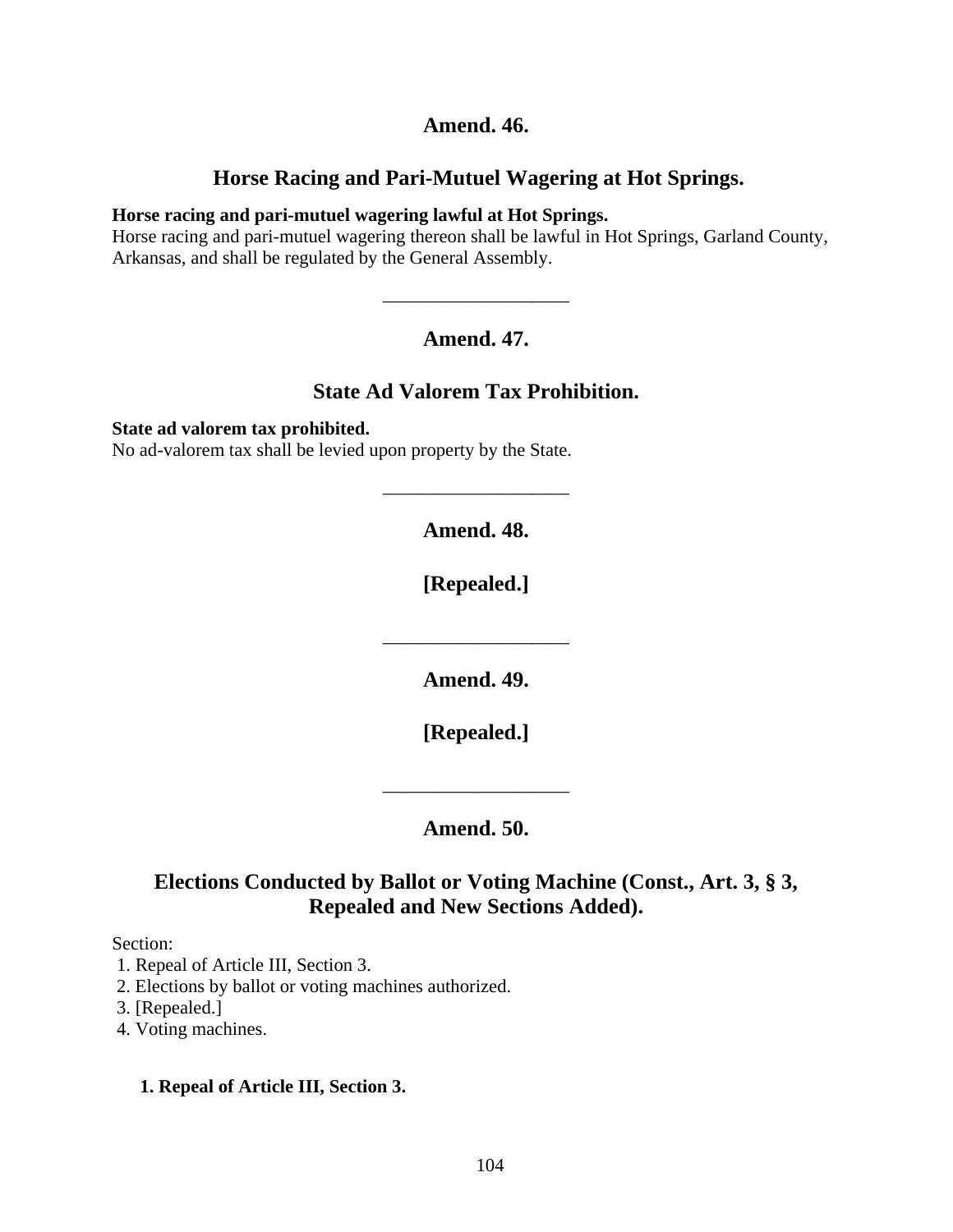## Amend. 46.

## Horse Racing and Pari-Mutuel Wagering at Hot Springs.

**Horse racing and pari-mutuel wagering lawful at Hot Springs.**
Horse racing and pari-mutuel wagering thereon shall be lawful in Hot Springs, Garland County, Arkansas, and shall be regulated by the General Assembly.

---

## Amend. 47.

## State Ad Valorem Tax Prohibition.

**State ad valorem tax prohibited.**
No ad-valorem tax shall be levied upon property by the State.

---

## Amend. 48.

## [Repealed.]

---

## Amend. 49.

## [Repealed.]

---

## Amend. 50.

## Elections Conducted by Ballot or Voting Machine (Const., Art. 3, § 3, Repealed and New Sections Added).

Section:
1. Repeal of Article III, Section 3.
2. Elections by ballot or voting machines authorized.
3. [Repealed.]
4. Voting machines.

**1. Repeal of Article III, Section 3.**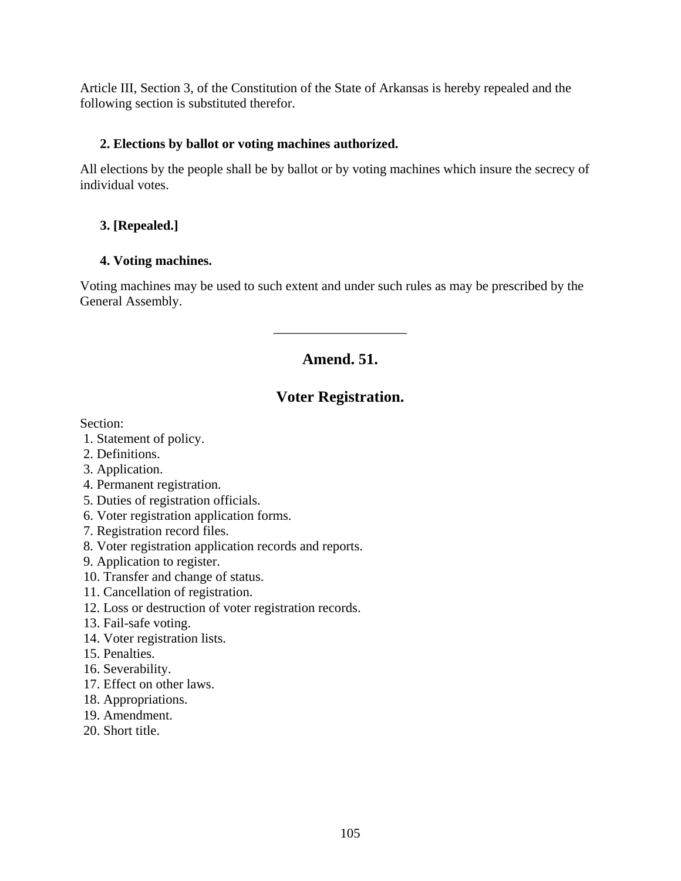Article III, Section 3, of the Constitution of the State of Arkansas is hereby repealed and the following section is substituted therefor.

### 2. Elections by ballot or voting machines authorized.

All elections by the people shall be by ballot or by voting machines which insure the secrecy of individual votes.

### 3. [Repealed.]

### 4. Voting machines.

Voting machines may be used to such extent and under such rules as may be prescribed by the General Assembly.

---

## Amend. 51.

## Voter Registration.

Section:
1. Statement of policy.
2. Definitions.
3. Application.
4. Permanent registration.
5. Duties of registration officials.
6. Voter registration application forms.
7. Registration record files.
8. Voter registration application records and reports.
9. Application to register.
10. Transfer and change of status.
11. Cancellation of registration.
12. Loss or destruction of voter registration records.
13. Fail-safe voting.
14. Voter registration lists.
15. Penalties.
16. Severability.
17. Effect on other laws.
18. Appropriations.
19. Amendment.
20. Short title.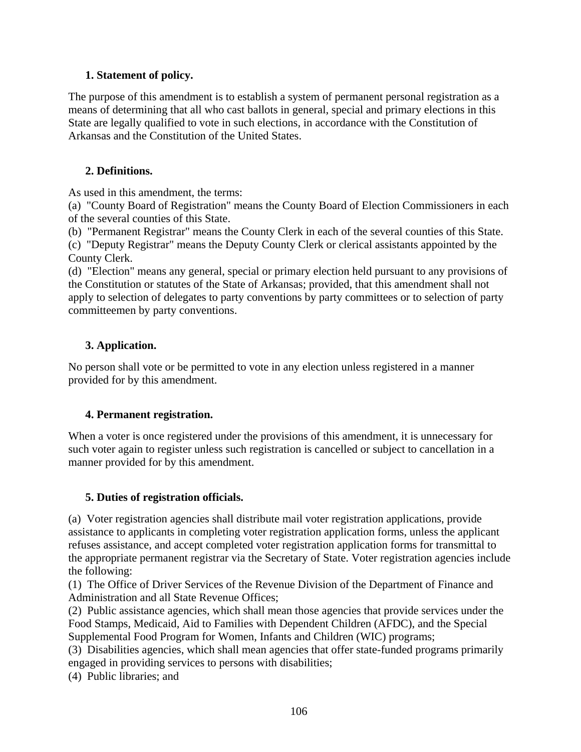**1. Statement of policy.**

The purpose of this amendment is to establish a system of permanent personal registration as a means of determining that all who cast ballots in general, special and primary elections in this State are legally qualified to vote in such elections, in accordance with the Constitution of Arkansas and the Constitution of the United States.

**2. Definitions.**

As used in this amendment, the terms:
(a) "County Board of Registration" means the County Board of Election Commissioners in each of the several counties of this State.
(b) "Permanent Registrar" means the County Clerk in each of the several counties of this State.
(c) "Deputy Registrar" means the Deputy County Clerk or clerical assistants appointed by the County Clerk.
(d) "Election" means any general, special or primary election held pursuant to any provisions of the Constitution or statutes of the State of Arkansas; provided, that this amendment shall not apply to selection of delegates to party conventions by party committees or to selection of party committeemen by party conventions.

**3. Application.**

No person shall vote or be permitted to vote in any election unless registered in a manner provided for by this amendment.

**4. Permanent registration.**

When a voter is once registered under the provisions of this amendment, it is unnecessary for such voter again to register unless such registration is cancelled or subject to cancellation in a manner provided for by this amendment.

**5. Duties of registration officials.**

(a) Voter registration agencies shall distribute mail voter registration applications, provide assistance to applicants in completing voter registration application forms, unless the applicant refuses assistance, and accept completed voter registration application forms for transmittal to the appropriate permanent registrar via the Secretary of State. Voter registration agencies include the following:
(1) The Office of Driver Services of the Revenue Division of the Department of Finance and Administration and all State Revenue Offices;
(2) Public assistance agencies, which shall mean those agencies that provide services under the Food Stamps, Medicaid, Aid to Families with Dependent Children (AFDC), and the Special Supplemental Food Program for Women, Infants and Children (WIC) programs;
(3) Disabilities agencies, which shall mean agencies that offer state-funded programs primarily engaged in providing services to persons with disabilities;
(4) Public libraries; and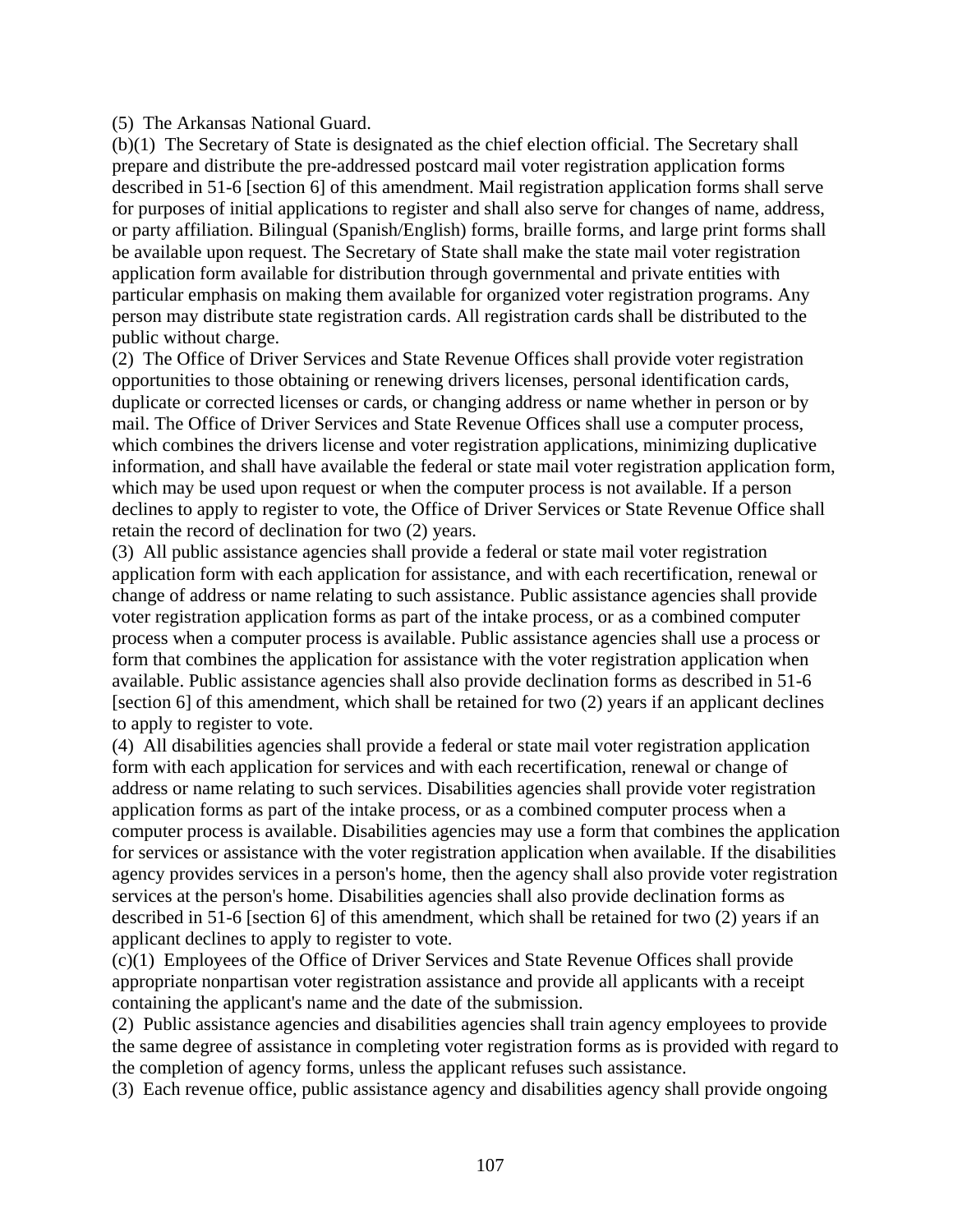(5) The Arkansas National Guard.

(b)(1) The Secretary of State is designated as the chief election official. The Secretary shall prepare and distribute the pre-addressed postcard mail voter registration application forms described in 51-6 [section 6] of this amendment. Mail registration application forms shall serve for purposes of initial applications to register and shall also serve for changes of name, address, or party affiliation. Bilingual (Spanish/English) forms, braille forms, and large print forms shall be available upon request. The Secretary of State shall make the state mail voter registration application form available for distribution through governmental and private entities with particular emphasis on making them available for organized voter registration programs. Any person may distribute state registration cards. All registration cards shall be distributed to the public without charge.

(2) The Office of Driver Services and State Revenue Offices shall provide voter registration opportunities to those obtaining or renewing drivers licenses, personal identification cards, duplicate or corrected licenses or cards, or changing address or name whether in person or by mail. The Office of Driver Services and State Revenue Offices shall use a computer process, which combines the drivers license and voter registration applications, minimizing duplicative information, and shall have available the federal or state mail voter registration application form, which may be used upon request or when the computer process is not available. If a person declines to apply to register to vote, the Office of Driver Services or State Revenue Office shall retain the record of declination for two (2) years.

(3) All public assistance agencies shall provide a federal or state mail voter registration application form with each application for assistance, and with each recertification, renewal or change of address or name relating to such assistance. Public assistance agencies shall provide voter registration application forms as part of the intake process, or as a combined computer process when a computer process is available. Public assistance agencies shall use a process or form that combines the application for assistance with the voter registration application when available. Public assistance agencies shall also provide declination forms as described in 51-6 [section 6] of this amendment, which shall be retained for two (2) years if an applicant declines to apply to register to vote.

(4) All disabilities agencies shall provide a federal or state mail voter registration application form with each application for services and with each recertification, renewal or change of address or name relating to such services. Disabilities agencies shall provide voter registration application forms as part of the intake process, or as a combined computer process when a computer process is available. Disabilities agencies may use a form that combines the application for services or assistance with the voter registration application when available. If the disabilities agency provides services in a person's home, then the agency shall also provide voter registration services at the person's home. Disabilities agencies shall also provide declination forms as described in 51-6 [section 6] of this amendment, which shall be retained for two (2) years if an applicant declines to apply to register to vote.

(c)(1) Employees of the Office of Driver Services and State Revenue Offices shall provide appropriate nonpartisan voter registration assistance and provide all applicants with a receipt containing the applicant's name and the date of the submission.

(2) Public assistance agencies and disabilities agencies shall train agency employees to provide the same degree of assistance in completing voter registration forms as is provided with regard to the completion of agency forms, unless the applicant refuses such assistance.

(3) Each revenue office, public assistance agency and disabilities agency shall provide ongoing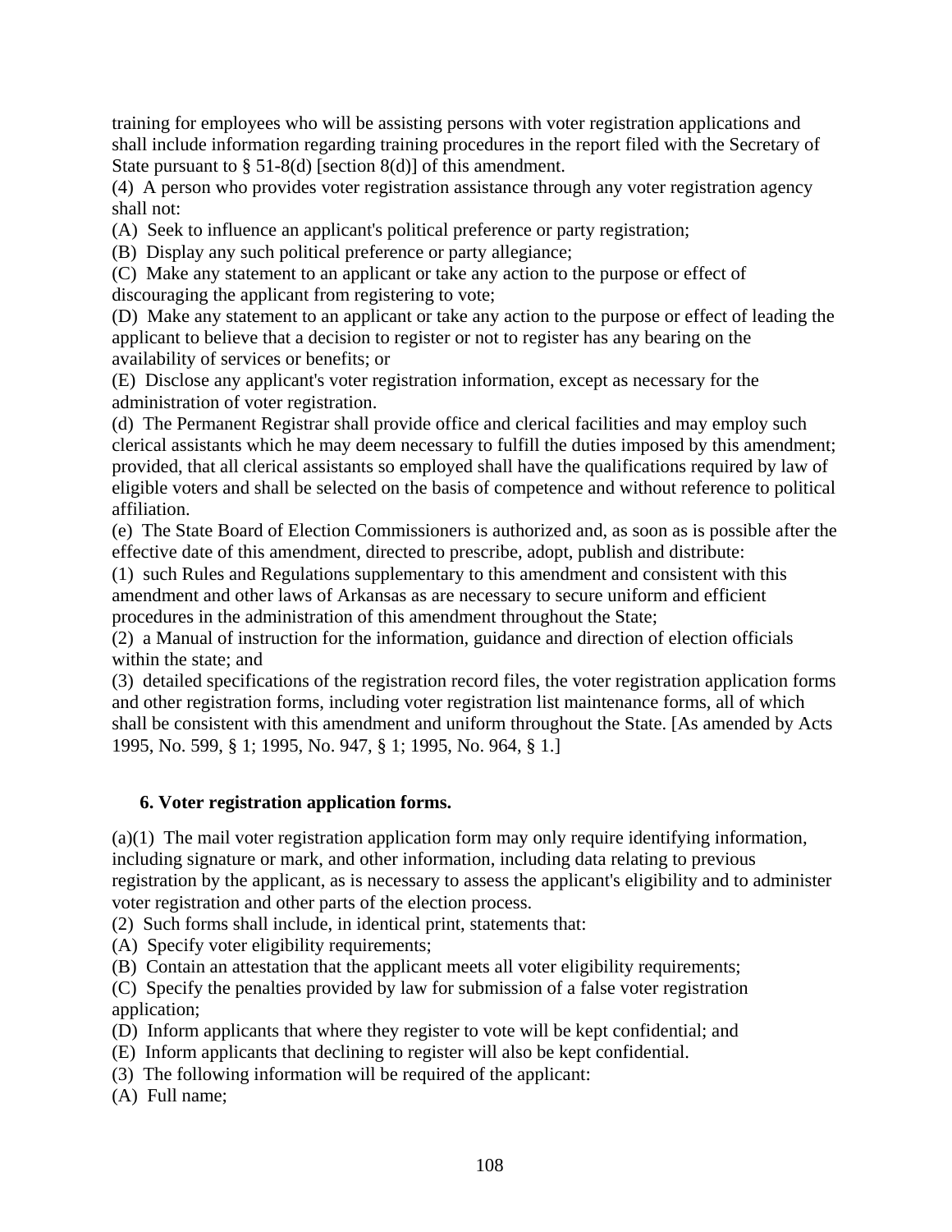training for employees who will be assisting persons with voter registration applications and shall include information regarding training procedures in the report filed with the Secretary of State pursuant to § 51-8(d) [section 8(d)] of this amendment.

(4) A person who provides voter registration assistance through any voter registration agency shall not:

(A) Seek to influence an applicant's political preference or party registration;

(B) Display any such political preference or party allegiance;

(C) Make any statement to an applicant or take any action to the purpose or effect of discouraging the applicant from registering to vote;

(D) Make any statement to an applicant or take any action to the purpose or effect of leading the applicant to believe that a decision to register or not to register has any bearing on the availability of services or benefits; or

(E) Disclose any applicant's voter registration information, except as necessary for the administration of voter registration.

(d) The Permanent Registrar shall provide office and clerical facilities and may employ such clerical assistants which he may deem necessary to fulfill the duties imposed by this amendment; provided, that all clerical assistants so employed shall have the qualifications required by law of eligible voters and shall be selected on the basis of competence and without reference to political affiliation.

(e) The State Board of Election Commissioners is authorized and, as soon as is possible after the effective date of this amendment, directed to prescribe, adopt, publish and distribute:

(1) such Rules and Regulations supplementary to this amendment and consistent with this amendment and other laws of Arkansas as are necessary to secure uniform and efficient procedures in the administration of this amendment throughout the State;

(2) a Manual of instruction for the information, guidance and direction of election officials within the state; and

(3) detailed specifications of the registration record files, the voter registration application forms and other registration forms, including voter registration list maintenance forms, all of which shall be consistent with this amendment and uniform throughout the State. [As amended by Acts 1995, No. 599, § 1; 1995, No. 947, § 1; 1995, No. 964, § 1.]

**6. Voter registration application forms.**

(a)(1) The mail voter registration application form may only require identifying information, including signature or mark, and other information, including data relating to previous registration by the applicant, as is necessary to assess the applicant's eligibility and to administer voter registration and other parts of the election process.

(2) Such forms shall include, in identical print, statements that:

(A) Specify voter eligibility requirements;

(B) Contain an attestation that the applicant meets all voter eligibility requirements;

(C) Specify the penalties provided by law for submission of a false voter registration application;

(D) Inform applicants that where they register to vote will be kept confidential; and

(E) Inform applicants that declining to register will also be kept confidential.

(3) The following information will be required of the applicant:

(A) Full name;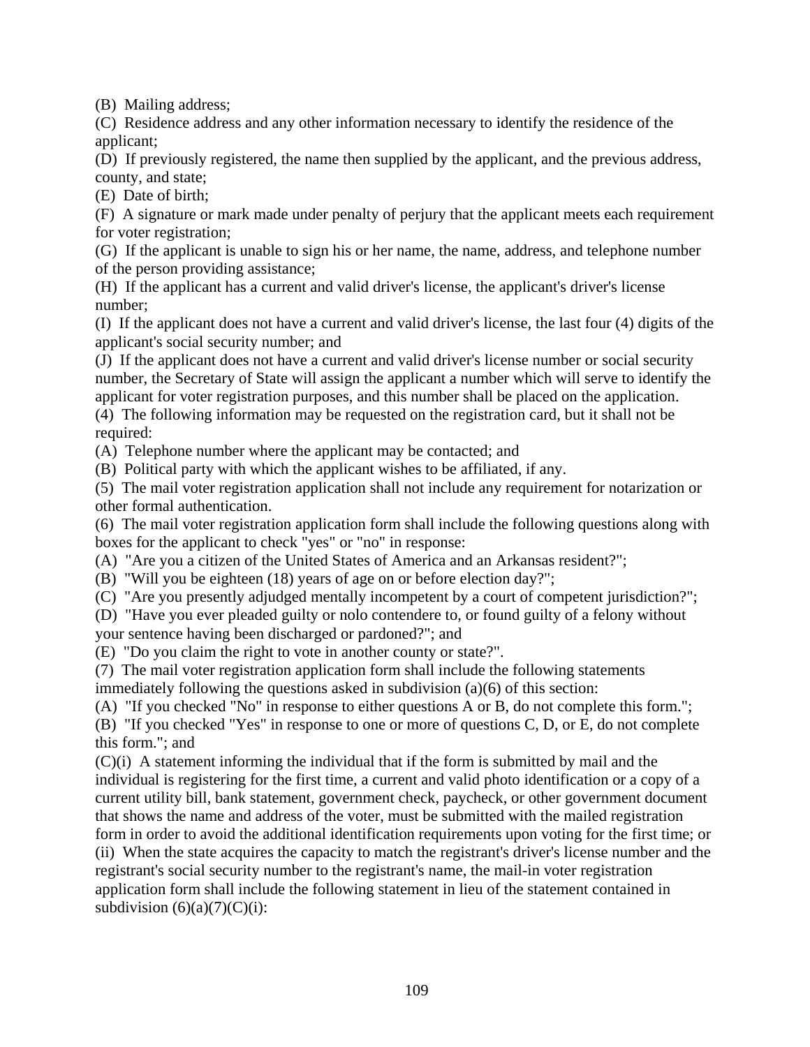(B) Mailing address;

(C) Residence address and any other information necessary to identify the residence of the applicant;

(D) If previously registered, the name then supplied by the applicant, and the previous address, county, and state;

(E) Date of birth;

(F) A signature or mark made under penalty of perjury that the applicant meets each requirement for voter registration;

(G) If the applicant is unable to sign his or her name, the name, address, and telephone number of the person providing assistance;

(H) If the applicant has a current and valid driver's license, the applicant's driver's license number;

(I) If the applicant does not have a current and valid driver's license, the last four (4) digits of the applicant's social security number; and

(J) If the applicant does not have a current and valid driver's license number or social security number, the Secretary of State will assign the applicant a number which will serve to identify the applicant for voter registration purposes, and this number shall be placed on the application.

(4) The following information may be requested on the registration card, but it shall not be required:

(A) Telephone number where the applicant may be contacted; and

(B) Political party with which the applicant wishes to be affiliated, if any.

(5) The mail voter registration application shall not include any requirement for notarization or other formal authentication.

(6) The mail voter registration application form shall include the following questions along with boxes for the applicant to check "yes" or "no" in response:

(A) "Are you a citizen of the United States of America and an Arkansas resident?";

(B) "Will you be eighteen (18) years of age on or before election day?";

(C) "Are you presently adjudged mentally incompetent by a court of competent jurisdiction?";

(D) "Have you ever pleaded guilty or nolo contendere to, or found guilty of a felony without your sentence having been discharged or pardoned?"; and

(E) "Do you claim the right to vote in another county or state?".

(7) The mail voter registration application form shall include the following statements immediately following the questions asked in subdivision (a)(6) of this section:

(A) "If you checked "No" in response to either questions A or B, do not complete this form.";

(B) "If you checked "Yes" in response to one or more of questions C, D, or E, do not complete this form."; and

(C)(i) A statement informing the individual that if the form is submitted by mail and the individual is registering for the first time, a current and valid photo identification or a copy of a current utility bill, bank statement, government check, paycheck, or other government document that shows the name and address of the voter, must be submitted with the mailed registration form in order to avoid the additional identification requirements upon voting for the first time; or

(ii) When the state acquires the capacity to match the registrant's driver's license number and the registrant's social security number to the registrant's name, the mail-in voter registration application form shall include the following statement in lieu of the statement contained in subdivision (6)(a)(7)(C)(i):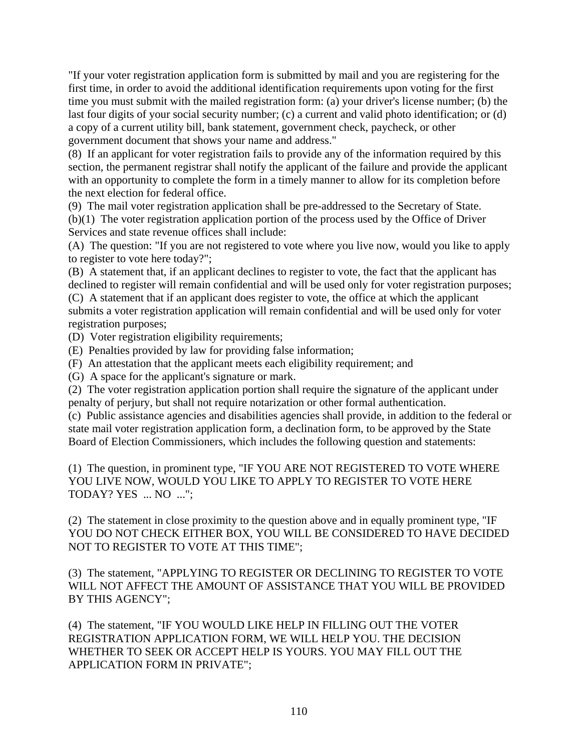"If your voter registration application form is submitted by mail and you are registering for the first time, in order to avoid the additional identification requirements upon voting for the first time you must submit with the mailed registration form: (a) your driver's license number; (b) the last four digits of your social security number; (c) a current and valid photo identification; or (d) a copy of a current utility bill, bank statement, government check, paycheck, or other government document that shows your name and address."

(8) If an applicant for voter registration fails to provide any of the information required by this section, the permanent registrar shall notify the applicant of the failure and provide the applicant with an opportunity to complete the form in a timely manner to allow for its completion before the next election for federal office.

(9) The mail voter registration application shall be pre-addressed to the Secretary of State.

(b)(1) The voter registration application portion of the process used by the Office of Driver Services and state revenue offices shall include:

(A) The question: "If you are not registered to vote where you live now, would you like to apply to register to vote here today?";

(B) A statement that, if an applicant declines to register to vote, the fact that the applicant has declined to register will remain confidential and will be used only for voter registration purposes;

(C) A statement that if an applicant does register to vote, the office at which the applicant submits a voter registration application will remain confidential and will be used only for voter registration purposes;

(D) Voter registration eligibility requirements;

(E) Penalties provided by law for providing false information;

(F) An attestation that the applicant meets each eligibility requirement; and

(G) A space for the applicant's signature or mark.

(2) The voter registration application portion shall require the signature of the applicant under penalty of perjury, but shall not require notarization or other formal authentication.

(c) Public assistance agencies and disabilities agencies shall provide, in addition to the federal or state mail voter registration application form, a declination form, to be approved by the State Board of Election Commissioners, which includes the following question and statements:

(1) The question, in prominent type, "IF YOU ARE NOT REGISTERED TO VOTE WHERE YOU LIVE NOW, WOULD YOU LIKE TO APPLY TO REGISTER TO VOTE HERE TODAY? YES ... NO ...";

(2) The statement in close proximity to the question above and in equally prominent type, "IF YOU DO NOT CHECK EITHER BOX, YOU WILL BE CONSIDERED TO HAVE DECIDED NOT TO REGISTER TO VOTE AT THIS TIME";

(3) The statement, "APPLYING TO REGISTER OR DECLINING TO REGISTER TO VOTE WILL NOT AFFECT THE AMOUNT OF ASSISTANCE THAT YOU WILL BE PROVIDED BY THIS AGENCY";

(4) The statement, "IF YOU WOULD LIKE HELP IN FILLING OUT THE VOTER REGISTRATION APPLICATION FORM, WE WILL HELP YOU. THE DECISION WHETHER TO SEEK OR ACCEPT HELP IS YOURS. YOU MAY FILL OUT THE APPLICATION FORM IN PRIVATE";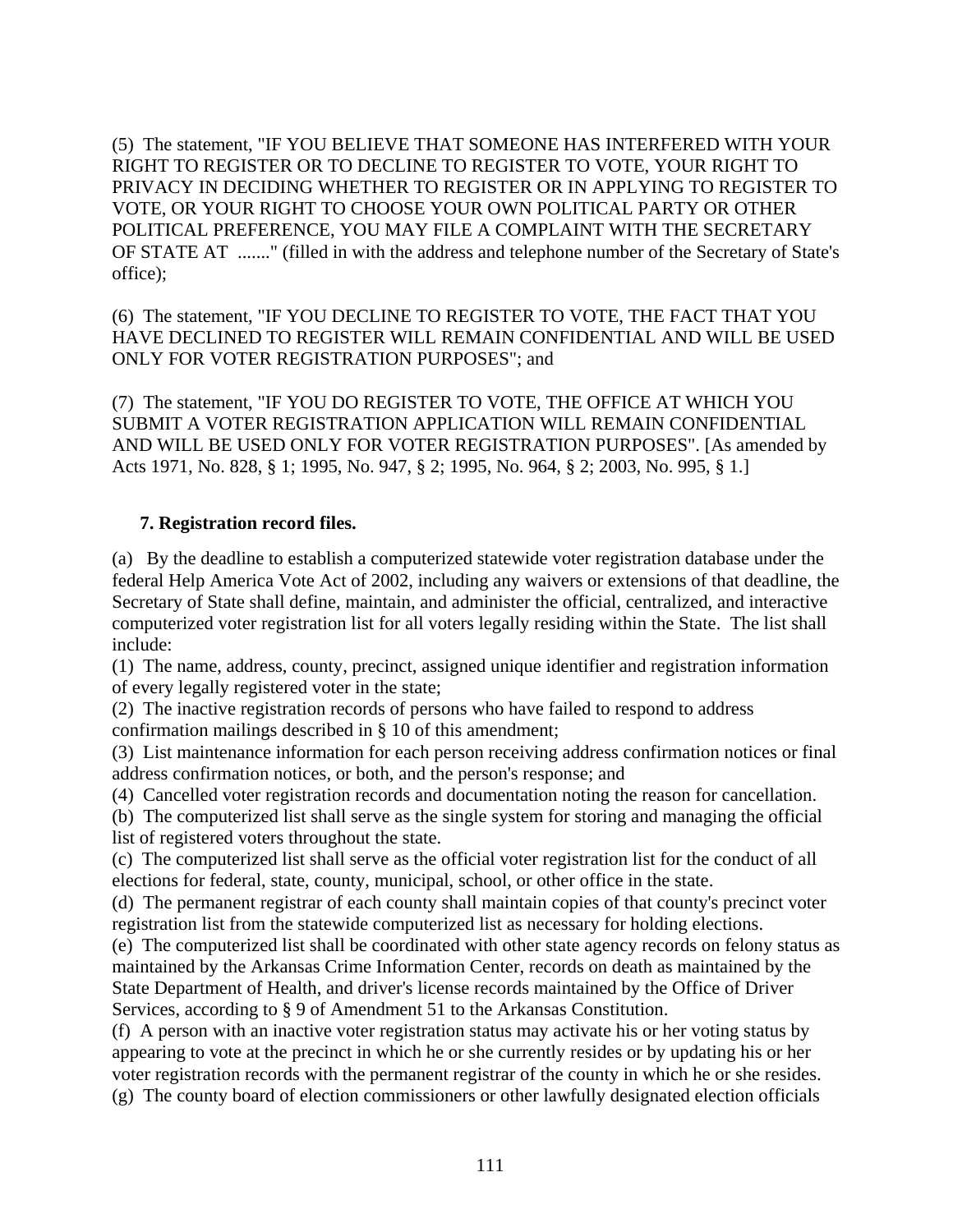(5) The statement, "IF YOU BELIEVE THAT SOMEONE HAS INTERFERED WITH YOUR RIGHT TO REGISTER OR TO DECLINE TO REGISTER TO VOTE, YOUR RIGHT TO PRIVACY IN DECIDING WHETHER TO REGISTER OR IN APPLYING TO REGISTER TO VOTE, OR YOUR RIGHT TO CHOOSE YOUR OWN POLITICAL PARTY OR OTHER POLITICAL PREFERENCE, YOU MAY FILE A COMPLAINT WITH THE SECRETARY OF STATE AT ......." (filled in with the address and telephone number of the Secretary of State's office);

(6) The statement, "IF YOU DECLINE TO REGISTER TO VOTE, THE FACT THAT YOU HAVE DECLINED TO REGISTER WILL REMAIN CONFIDENTIAL AND WILL BE USED ONLY FOR VOTER REGISTRATION PURPOSES"; and

(7) The statement, "IF YOU DO REGISTER TO VOTE, THE OFFICE AT WHICH YOU SUBMIT A VOTER REGISTRATION APPLICATION WILL REMAIN CONFIDENTIAL AND WILL BE USED ONLY FOR VOTER REGISTRATION PURPOSES". [As amended by Acts 1971, No. 828, § 1; 1995, No. 947, § 2; 1995, No. 964, § 2; 2003, No. 995, § 1.]

**7. Registration record files.**

(a) By the deadline to establish a computerized statewide voter registration database under the federal Help America Vote Act of 2002, including any waivers or extensions of that deadline, the Secretary of State shall define, maintain, and administer the official, centralized, and interactive computerized voter registration list for all voters legally residing within the State. The list shall include:
(1) The name, address, county, precinct, assigned unique identifier and registration information of every legally registered voter in the state;
(2) The inactive registration records of persons who have failed to respond to address confirmation mailings described in § 10 of this amendment;
(3) List maintenance information for each person receiving address confirmation notices or final address confirmation notices, or both, and the person's response; and
(4) Cancelled voter registration records and documentation noting the reason for cancellation.
(b) The computerized list shall serve as the single system for storing and managing the official list of registered voters throughout the state.
(c) The computerized list shall serve as the official voter registration list for the conduct of all elections for federal, state, county, municipal, school, or other office in the state.
(d) The permanent registrar of each county shall maintain copies of that county's precinct voter registration list from the statewide computerized list as necessary for holding elections.
(e) The computerized list shall be coordinated with other state agency records on felony status as maintained by the Arkansas Crime Information Center, records on death as maintained by the State Department of Health, and driver's license records maintained by the Office of Driver Services, according to § 9 of Amendment 51 to the Arkansas Constitution.
(f) A person with an inactive voter registration status may activate his or her voting status by appearing to vote at the precinct in which he or she currently resides or by updating his or her voter registration records with the permanent registrar of the county in which he or she resides.
(g) The county board of election commissioners or other lawfully designated election officials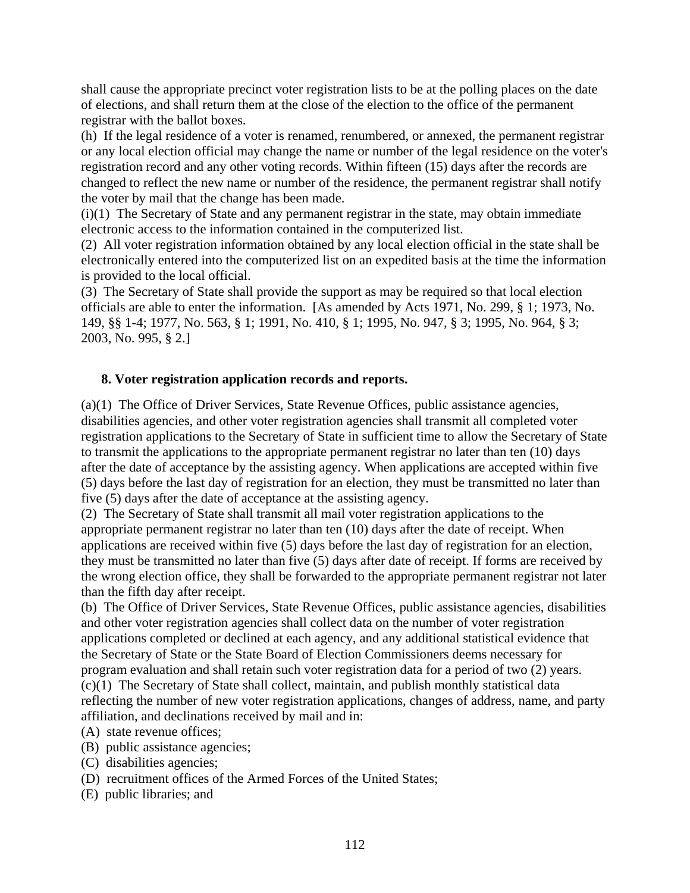shall cause the appropriate precinct voter registration lists to be at the polling places on the date of elections, and shall return them at the close of the election to the office of the permanent registrar with the ballot boxes.

(h) If the legal residence of a voter is renamed, renumbered, or annexed, the permanent registrar or any local election official may change the name or number of the legal residence on the voter's registration record and any other voting records. Within fifteen (15) days after the records are changed to reflect the new name or number of the residence, the permanent registrar shall notify the voter by mail that the change has been made.

(i)(1) The Secretary of State and any permanent registrar in the state, may obtain immediate electronic access to the information contained in the computerized list.

(2) All voter registration information obtained by any local election official in the state shall be electronically entered into the computerized list on an expedited basis at the time the information is provided to the local official.

(3) The Secretary of State shall provide the support as may be required so that local election officials are able to enter the information. [As amended by Acts 1971, No. 299, § 1; 1973, No. 149, §§ 1-4; 1977, No. 563, § 1; 1991, No. 410, § 1; 1995, No. 947, § 3; 1995, No. 964, § 3; 2003, No. 995, § 2.]

### 8. Voter registration application records and reports.

(a)(1) The Office of Driver Services, State Revenue Offices, public assistance agencies, disabilities agencies, and other voter registration agencies shall transmit all completed voter registration applications to the Secretary of State in sufficient time to allow the Secretary of State to transmit the applications to the appropriate permanent registrar no later than ten (10) days after the date of acceptance by the assisting agency. When applications are accepted within five (5) days before the last day of registration for an election, they must be transmitted no later than five (5) days after the date of acceptance at the assisting agency.

(2) The Secretary of State shall transmit all mail voter registration applications to the appropriate permanent registrar no later than ten (10) days after the date of receipt. When applications are received within five (5) days before the last day of registration for an election, they must be transmitted no later than five (5) days after date of receipt. If forms are received by the wrong election office, they shall be forwarded to the appropriate permanent registrar not later than the fifth day after receipt.

(b) The Office of Driver Services, State Revenue Offices, public assistance agencies, disabilities and other voter registration agencies shall collect data on the number of voter registration applications completed or declined at each agency, and any additional statistical evidence that the Secretary of State or the State Board of Election Commissioners deems necessary for program evaluation and shall retain such voter registration data for a period of two (2) years.

(c)(1) The Secretary of State shall collect, maintain, and publish monthly statistical data reflecting the number of new voter registration applications, changes of address, name, and party affiliation, and declinations received by mail and in:

(A) state revenue offices;

(B) public assistance agencies;

(C) disabilities agencies;

(D) recruitment offices of the Armed Forces of the United States;

(E) public libraries; and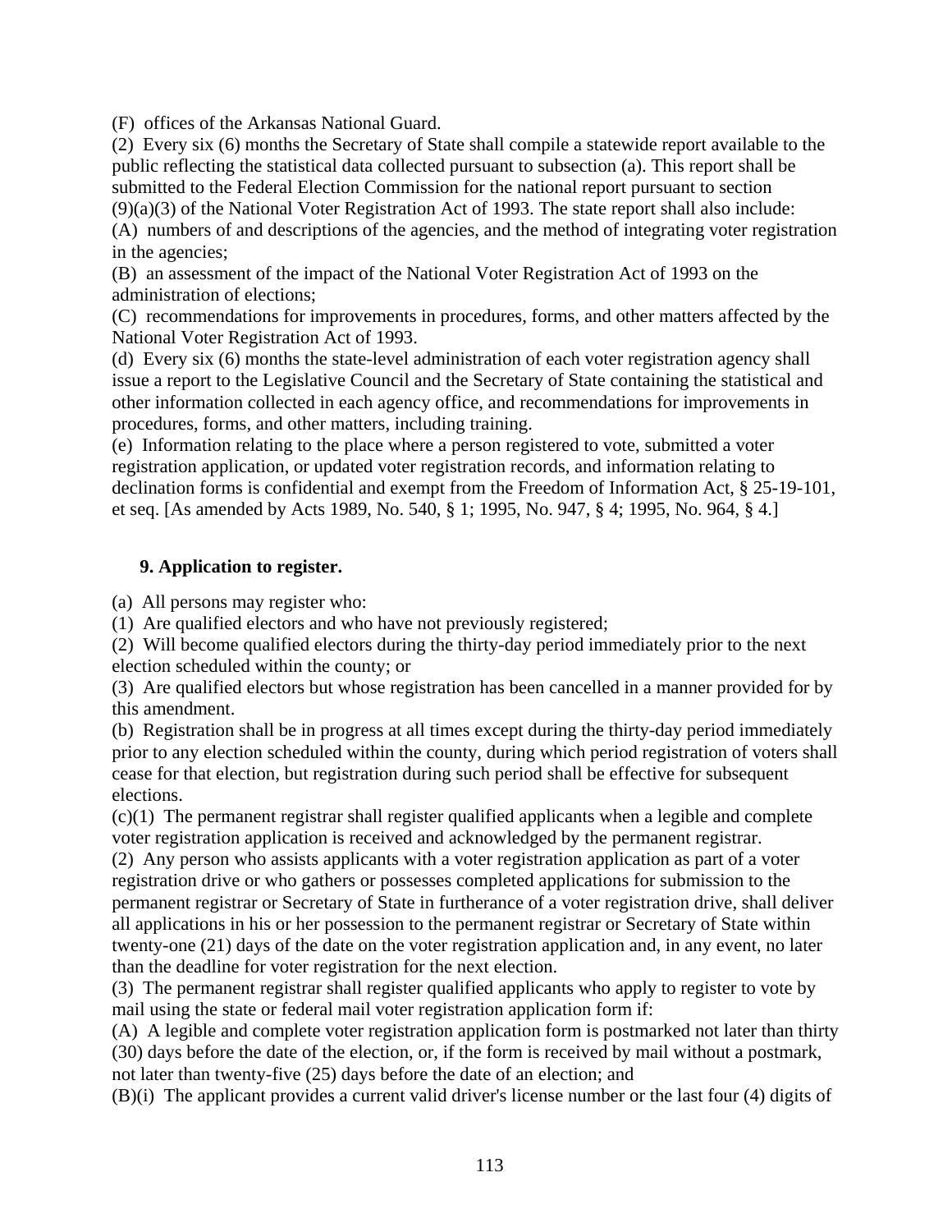(F) offices of the Arkansas National Guard.

(2) Every six (6) months the Secretary of State shall compile a statewide report available to the public reflecting the statistical data collected pursuant to subsection (a). This report shall be submitted to the Federal Election Commission for the national report pursuant to section (9)(a)(3) of the National Voter Registration Act of 1993. The state report shall also include:

(A) numbers of and descriptions of the agencies, and the method of integrating voter registration in the agencies;

(B) an assessment of the impact of the National Voter Registration Act of 1993 on the administration of elections;

(C) recommendations for improvements in procedures, forms, and other matters affected by the National Voter Registration Act of 1993.

(d) Every six (6) months the state-level administration of each voter registration agency shall issue a report to the Legislative Council and the Secretary of State containing the statistical and other information collected in each agency office, and recommendations for improvements in procedures, forms, and other matters, including training.

(e) Information relating to the place where a person registered to vote, submitted a voter registration application, or updated voter registration records, and information relating to declination forms is confidential and exempt from the Freedom of Information Act, § 25-19-101, et seq. [As amended by Acts 1989, No. 540, § 1; 1995, No. 947, § 4; 1995, No. 964, § 4.]

### 9. Application to register.

(a) All persons may register who:

(1) Are qualified electors and who have not previously registered;

(2) Will become qualified electors during the thirty-day period immediately prior to the next election scheduled within the county; or

(3) Are qualified electors but whose registration has been cancelled in a manner provided for by this amendment.

(b) Registration shall be in progress at all times except during the thirty-day period immediately prior to any election scheduled within the county, during which period registration of voters shall cease for that election, but registration during such period shall be effective for subsequent elections.

(c)(1) The permanent registrar shall register qualified applicants when a legible and complete voter registration application is received and acknowledged by the permanent registrar.

(2) Any person who assists applicants with a voter registration application as part of a voter registration drive or who gathers or possesses completed applications for submission to the permanent registrar or Secretary of State in furtherance of a voter registration drive, shall deliver all applications in his or her possession to the permanent registrar or Secretary of State within twenty-one (21) days of the date on the voter registration application and, in any event, no later than the deadline for voter registration for the next election.

(3) The permanent registrar shall register qualified applicants who apply to register to vote by mail using the state or federal mail voter registration application form if:

(A) A legible and complete voter registration application form is postmarked not later than thirty (30) days before the date of the election, or, if the form is received by mail without a postmark, not later than twenty-five (25) days before the date of an election; and

(B)(i) The applicant provides a current valid driver's license number or the last four (4) digits of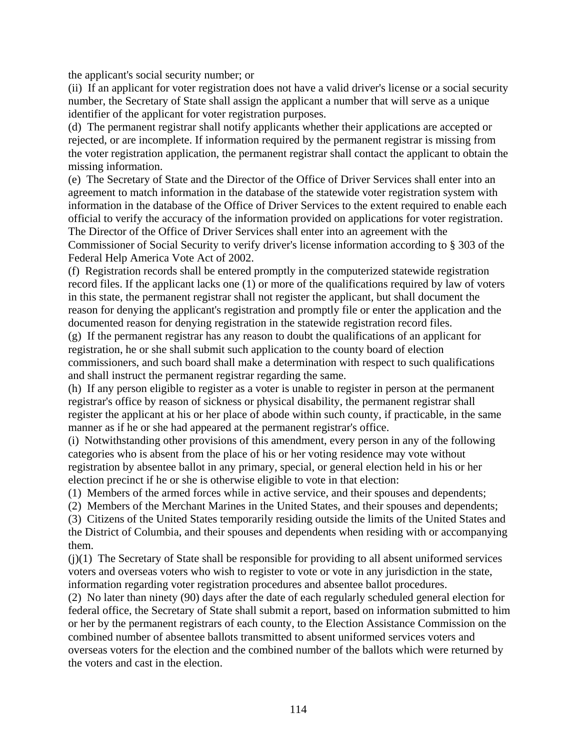the applicant's social security number; or

(ii) If an applicant for voter registration does not have a valid driver's license or a social security number, the Secretary of State shall assign the applicant a number that will serve as a unique identifier of the applicant for voter registration purposes.

(d) The permanent registrar shall notify applicants whether their applications are accepted or rejected, or are incomplete. If information required by the permanent registrar is missing from the voter registration application, the permanent registrar shall contact the applicant to obtain the missing information.

(e) The Secretary of State and the Director of the Office of Driver Services shall enter into an agreement to match information in the database of the statewide voter registration system with information in the database of the Office of Driver Services to the extent required to enable each official to verify the accuracy of the information provided on applications for voter registration. The Director of the Office of Driver Services shall enter into an agreement with the Commissioner of Social Security to verify driver's license information according to § 303 of the Federal Help America Vote Act of 2002.

(f) Registration records shall be entered promptly in the computerized statewide registration record files. If the applicant lacks one (1) or more of the qualifications required by law of voters in this state, the permanent registrar shall not register the applicant, but shall document the reason for denying the applicant's registration and promptly file or enter the application and the documented reason for denying registration in the statewide registration record files.

(g) If the permanent registrar has any reason to doubt the qualifications of an applicant for registration, he or she shall submit such application to the county board of election commissioners, and such board shall make a determination with respect to such qualifications and shall instruct the permanent registrar regarding the same.

(h) If any person eligible to register as a voter is unable to register in person at the permanent registrar's office by reason of sickness or physical disability, the permanent registrar shall register the applicant at his or her place of abode within such county, if practicable, in the same manner as if he or she had appeared at the permanent registrar's office.

(i) Notwithstanding other provisions of this amendment, every person in any of the following categories who is absent from the place of his or her voting residence may vote without registration by absentee ballot in any primary, special, or general election held in his or her election precinct if he or she is otherwise eligible to vote in that election:

(1) Members of the armed forces while in active service, and their spouses and dependents;

(2) Members of the Merchant Marines in the United States, and their spouses and dependents;

(3) Citizens of the United States temporarily residing outside the limits of the United States and the District of Columbia, and their spouses and dependents when residing with or accompanying them.

(j)(1) The Secretary of State shall be responsible for providing to all absent uniformed services voters and overseas voters who wish to register to vote or vote in any jurisdiction in the state, information regarding voter registration procedures and absentee ballot procedures.

(2) No later than ninety (90) days after the date of each regularly scheduled general election for federal office, the Secretary of State shall submit a report, based on information submitted to him or her by the permanent registrars of each county, to the Election Assistance Commission on the combined number of absentee ballots transmitted to absent uniformed services voters and overseas voters for the election and the combined number of the ballots which were returned by the voters and cast in the election.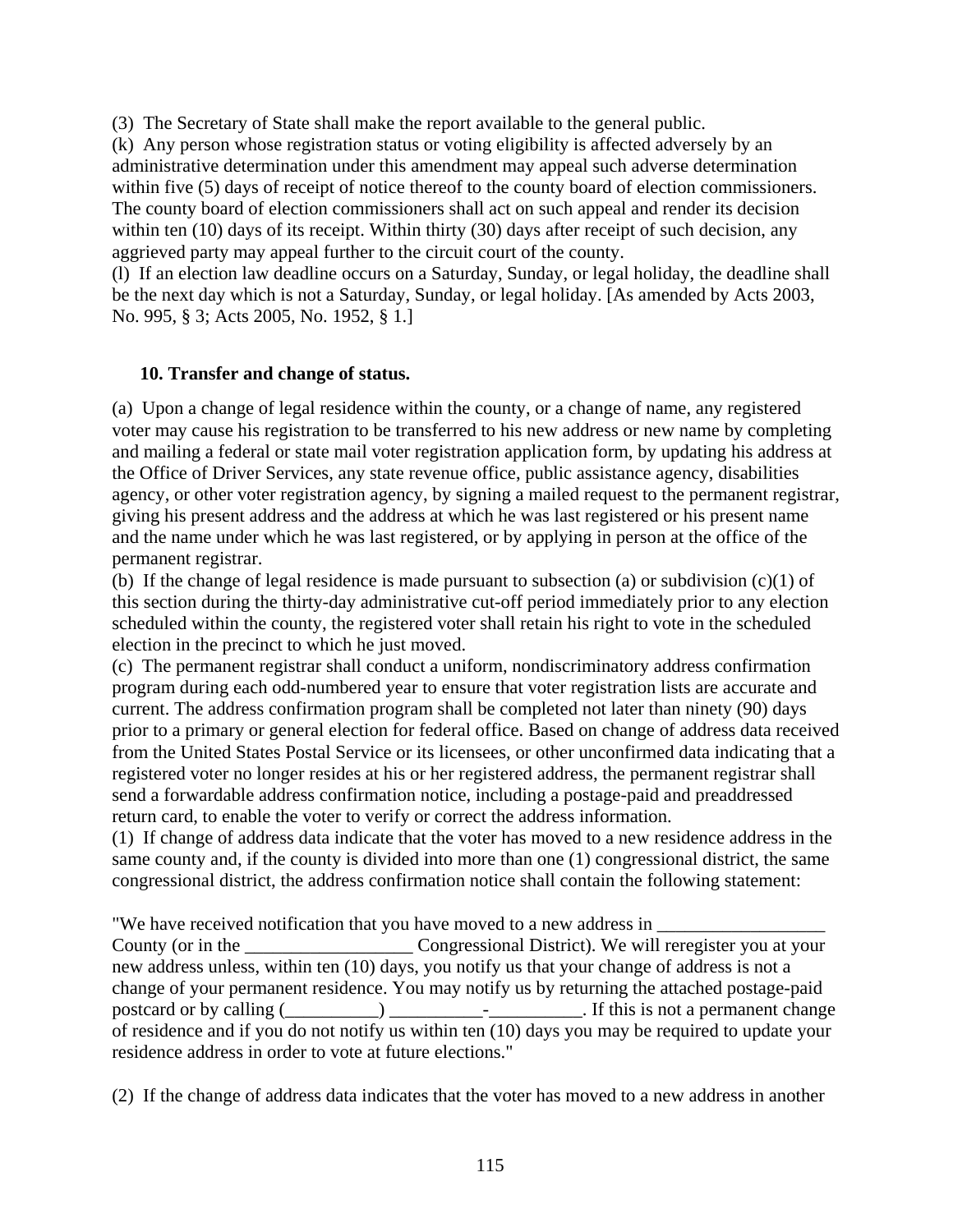(3) The Secretary of State shall make the report available to the general public.

(k) Any person whose registration status or voting eligibility is affected adversely by an administrative determination under this amendment may appeal such adverse determination within five (5) days of receipt of notice thereof to the county board of election commissioners. The county board of election commissioners shall act on such appeal and render its decision within ten (10) days of its receipt. Within thirty (30) days after receipt of such decision, any aggrieved party may appeal further to the circuit court of the county.

(l) If an election law deadline occurs on a Saturday, Sunday, or legal holiday, the deadline shall be the next day which is not a Saturday, Sunday, or legal holiday. [As amended by Acts 2003, No. 995, § 3; Acts 2005, No. 1952, § 1.]

**10. Transfer and change of status.**

(a) Upon a change of legal residence within the county, or a change of name, any registered voter may cause his registration to be transferred to his new address or new name by completing and mailing a federal or state mail voter registration application form, by updating his address at the Office of Driver Services, any state revenue office, public assistance agency, disabilities agency, or other voter registration agency, by signing a mailed request to the permanent registrar, giving his present address and the address at which he was last registered or his present name and the name under which he was last registered, or by applying in person at the office of the permanent registrar.

(b) If the change of legal residence is made pursuant to subsection (a) or subdivision (c)(1) of this section during the thirty-day administrative cut-off period immediately prior to any election scheduled within the county, the registered voter shall retain his right to vote in the scheduled election in the precinct to which he just moved.

(c) The permanent registrar shall conduct a uniform, nondiscriminatory address confirmation program during each odd-numbered year to ensure that voter registration lists are accurate and current. The address confirmation program shall be completed not later than ninety (90) days prior to a primary or general election for federal office. Based on change of address data received from the United States Postal Service or its licensees, or other unconfirmed data indicating that a registered voter no longer resides at his or her registered address, the permanent registrar shall send a forwardable address confirmation notice, including a postage-paid and preaddressed return card, to enable the voter to verify or correct the address information.

(1) If change of address data indicate that the voter has moved to a new residence address in the same county and, if the county is divided into more than one (1) congressional district, the same congressional district, the address confirmation notice shall contain the following statement:

"We have received notification that you have moved to a new address in __________________ County (or in the __________________ Congressional District). We will reregister you at your new address unless, within ten (10) days, you notify us that your change of address is not a change of your permanent residence. You may notify us by returning the attached postage-paid postcard or by calling (__________) __________-__________. If this is not a permanent change of residence and if you do not notify us within ten (10) days you may be required to update your residence address in order to vote at future elections."

(2) If the change of address data indicates that the voter has moved to a new address in another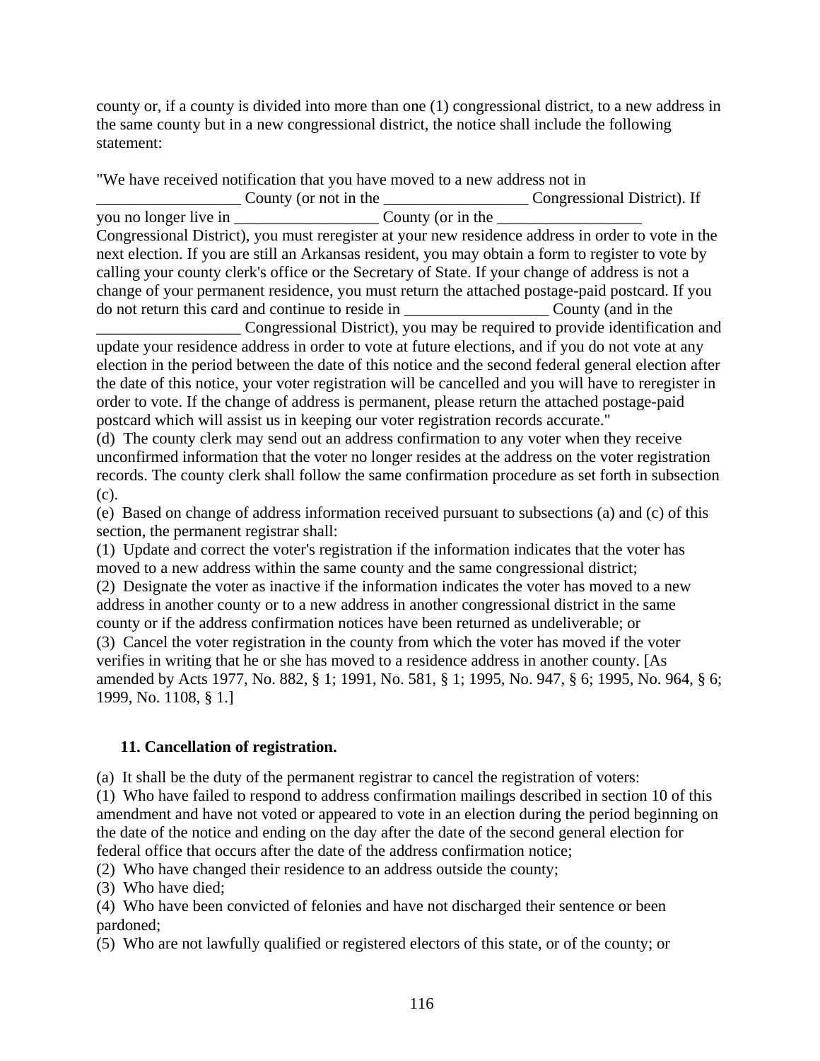county or, if a county is divided into more than one (1) congressional district, to a new address in the same county but in a new congressional district, the notice shall include the following statement:

"We have received notification that you have moved to a new address not in __________________ County (or not in the __________________ Congressional District). If you no longer live in __________________ County (or in the __________________ Congressional District), you must reregister at your new residence address in order to vote in the next election. If you are still an Arkansas resident, you may obtain a form to register to vote by calling your county clerk's office or the Secretary of State. If your change of address is not a change of your permanent residence, you must return the attached postage-paid postcard. If you do not return this card and continue to reside in __________________ County (and in the __________________ Congressional District), you may be required to provide identification and update your residence address in order to vote at future elections, and if you do not vote at any election in the period between the date of this notice and the second federal general election after the date of this notice, your voter registration will be cancelled and you will have to reregister in order to vote. If the change of address is permanent, please return the attached postage-paid postcard which will assist us in keeping our voter registration records accurate."

(d) The county clerk may send out an address confirmation to any voter when they receive unconfirmed information that the voter no longer resides at the address on the voter registration records. The county clerk shall follow the same confirmation procedure as set forth in subsection (c).

(e) Based on change of address information received pursuant to subsections (a) and (c) of this section, the permanent registrar shall:

(1) Update and correct the voter's registration if the information indicates that the voter has moved to a new address within the same county and the same congressional district;

(2) Designate the voter as inactive if the information indicates the voter has moved to a new address in another county or to a new address in another congressional district in the same county or if the address confirmation notices have been returned as undeliverable; or

(3) Cancel the voter registration in the county from which the voter has moved if the voter verifies in writing that he or she has moved to a residence address in another county. [As amended by Acts 1977, No. 882, § 1; 1991, No. 581, § 1; 1995, No. 947, § 6; 1995, No. 964, § 6; 1999, No. 1108, § 1.]

### 11. Cancellation of registration.

(a) It shall be the duty of the permanent registrar to cancel the registration of voters:

(1) Who have failed to respond to address confirmation mailings described in section 10 of this amendment and have not voted or appeared to vote in an election during the period beginning on the date of the notice and ending on the day after the date of the second general election for federal office that occurs after the date of the address confirmation notice;

(2) Who have changed their residence to an address outside the county;

(3) Who have died;

(4) Who have been convicted of felonies and have not discharged their sentence or been pardoned;

(5) Who are not lawfully qualified or registered electors of this state, or of the county; or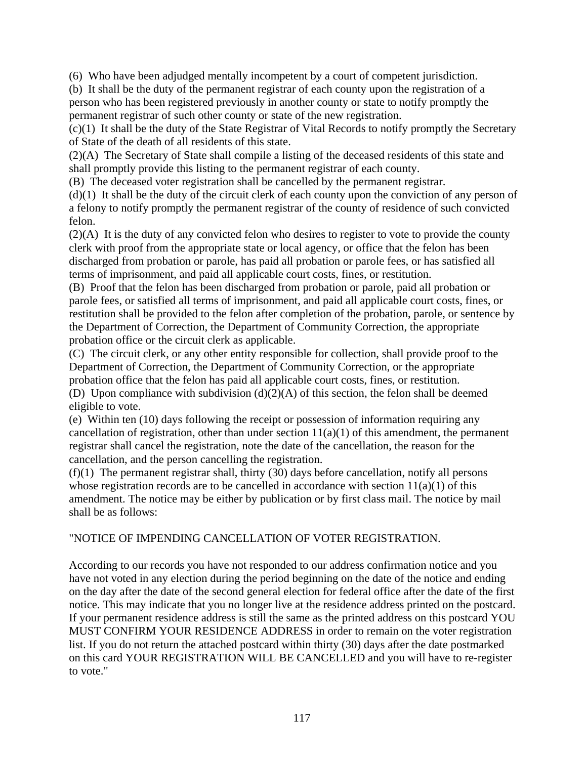(6) Who have been adjudged mentally incompetent by a court of competent jurisdiction.

(b) It shall be the duty of the permanent registrar of each county upon the registration of a person who has been registered previously in another county or state to notify promptly the permanent registrar of such other county or state of the new registration.

(c)(1) It shall be the duty of the State Registrar of Vital Records to notify promptly the Secretary of State of the death of all residents of this state.

(2)(A) The Secretary of State shall compile a listing of the deceased residents of this state and shall promptly provide this listing to the permanent registrar of each county.

(B) The deceased voter registration shall be cancelled by the permanent registrar.

(d)(1) It shall be the duty of the circuit clerk of each county upon the conviction of any person of a felony to notify promptly the permanent registrar of the county of residence of such convicted felon.

(2)(A) It is the duty of any convicted felon who desires to register to vote to provide the county clerk with proof from the appropriate state or local agency, or office that the felon has been discharged from probation or parole, has paid all probation or parole fees, or has satisfied all terms of imprisonment, and paid all applicable court costs, fines, or restitution.

(B) Proof that the felon has been discharged from probation or parole, paid all probation or parole fees, or satisfied all terms of imprisonment, and paid all applicable court costs, fines, or restitution shall be provided to the felon after completion of the probation, parole, or sentence by the Department of Correction, the Department of Community Correction, the appropriate probation office or the circuit clerk as applicable.

(C) The circuit clerk, or any other entity responsible for collection, shall provide proof to the Department of Correction, the Department of Community Correction, or the appropriate probation office that the felon has paid all applicable court costs, fines, or restitution.

(D) Upon compliance with subdivision (d)(2)(A) of this section, the felon shall be deemed eligible to vote.

(e) Within ten (10) days following the receipt or possession of information requiring any cancellation of registration, other than under section 11(a)(1) of this amendment, the permanent registrar shall cancel the registration, note the date of the cancellation, the reason for the cancellation, and the person cancelling the registration.

(f)(1) The permanent registrar shall, thirty (30) days before cancellation, notify all persons whose registration records are to be cancelled in accordance with section 11(a)(1) of this amendment. The notice may be either by publication or by first class mail. The notice by mail shall be as follows:

"NOTICE OF IMPENDING CANCELLATION OF VOTER REGISTRATION.

According to our records you have not responded to our address confirmation notice and you have not voted in any election during the period beginning on the date of the notice and ending on the day after the date of the second general election for federal office after the date of the first notice. This may indicate that you no longer live at the residence address printed on the postcard. If your permanent residence address is still the same as the printed address on this postcard YOU MUST CONFIRM YOUR RESIDENCE ADDRESS in order to remain on the voter registration list. If you do not return the attached postcard within thirty (30) days after the date postmarked on this card YOUR REGISTRATION WILL BE CANCELLED and you will have to re-register to vote."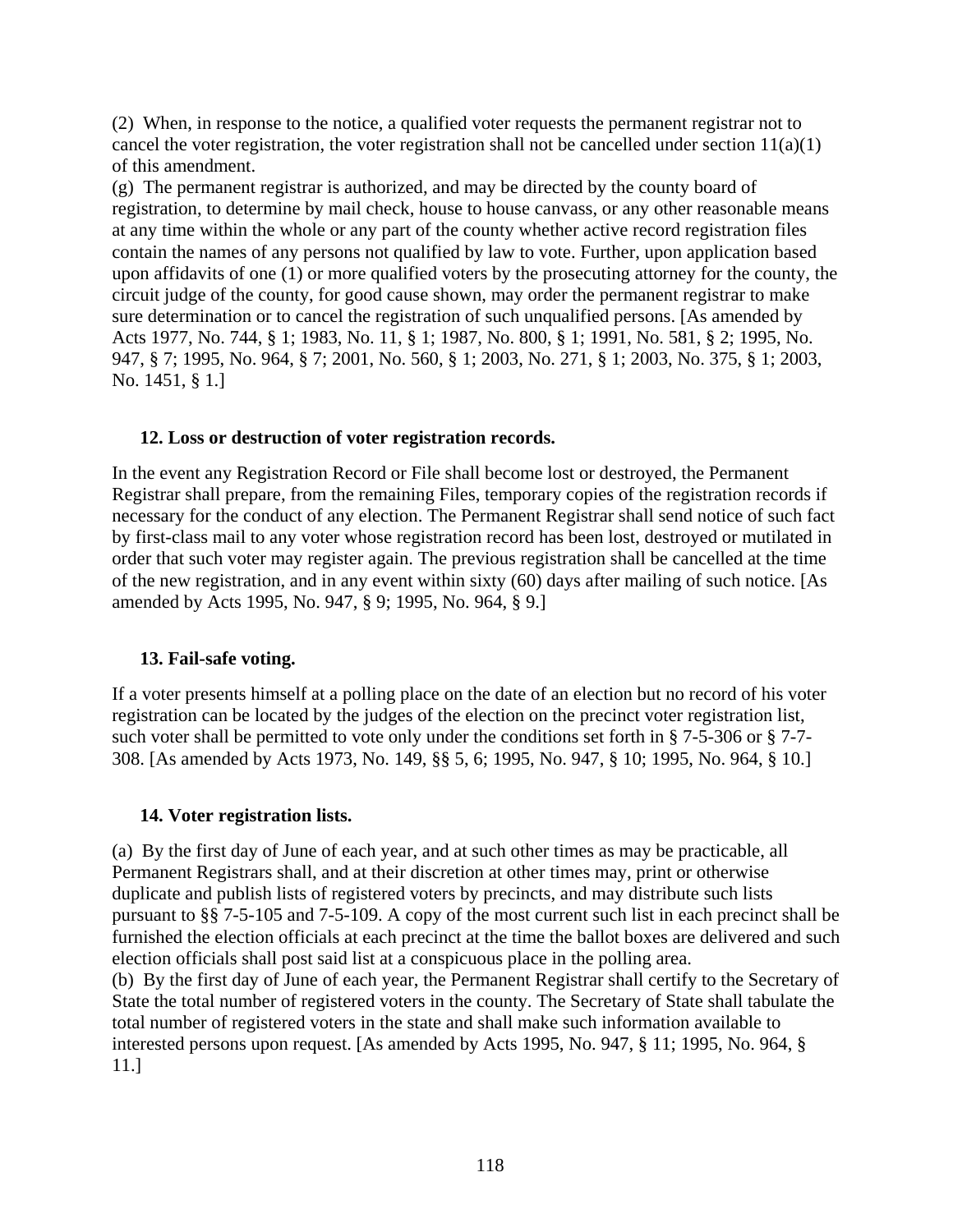(2) When, in response to the notice, a qualified voter requests the permanent registrar not to cancel the voter registration, the voter registration shall not be cancelled under section 11(a)(1) of this amendment.

(g) The permanent registrar is authorized, and may be directed by the county board of registration, to determine by mail check, house to house canvass, or any other reasonable means at any time within the whole or any part of the county whether active record registration files contain the names of any persons not qualified by law to vote. Further, upon application based upon affidavits of one (1) or more qualified voters by the prosecuting attorney for the county, the circuit judge of the county, for good cause shown, may order the permanent registrar to make sure determination or to cancel the registration of such unqualified persons. [As amended by Acts 1977, No. 744, § 1; 1983, No. 11, § 1; 1987, No. 800, § 1; 1991, No. 581, § 2; 1995, No. 947, § 7; 1995, No. 964, § 7; 2001, No. 560, § 1; 2003, No. 271, § 1; 2003, No. 375, § 1; 2003, No. 1451, § 1.]

**12. Loss or destruction of voter registration records.**

In the event any Registration Record or File shall become lost or destroyed, the Permanent Registrar shall prepare, from the remaining Files, temporary copies of the registration records if necessary for the conduct of any election. The Permanent Registrar shall send notice of such fact by first-class mail to any voter whose registration record has been lost, destroyed or mutilated in order that such voter may register again. The previous registration shall be cancelled at the time of the new registration, and in any event within sixty (60) days after mailing of such notice. [As amended by Acts 1995, No. 947, § 9; 1995, No. 964, § 9.]

**13. Fail-safe voting.**

If a voter presents himself at a polling place on the date of an election but no record of his voter registration can be located by the judges of the election on the precinct voter registration list, such voter shall be permitted to vote only under the conditions set forth in § 7-5-306 or § 7-7-308. [As amended by Acts 1973, No. 149, §§ 5, 6; 1995, No. 947, § 10; 1995, No. 964, § 10.]

**14. Voter registration lists.**

(a) By the first day of June of each year, and at such other times as may be practicable, all Permanent Registrars shall, and at their discretion at other times may, print or otherwise duplicate and publish lists of registered voters by precincts, and may distribute such lists pursuant to §§ 7-5-105 and 7-5-109. A copy of the most current such list in each precinct shall be furnished the election officials at each precinct at the time the ballot boxes are delivered and such election officials shall post said list at a conspicuous place in the polling area.

(b) By the first day of June of each year, the Permanent Registrar shall certify to the Secretary of State the total number of registered voters in the county. The Secretary of State shall tabulate the total number of registered voters in the state and shall make such information available to interested persons upon request. [As amended by Acts 1995, No. 947, § 11; 1995, No. 964, § 11.]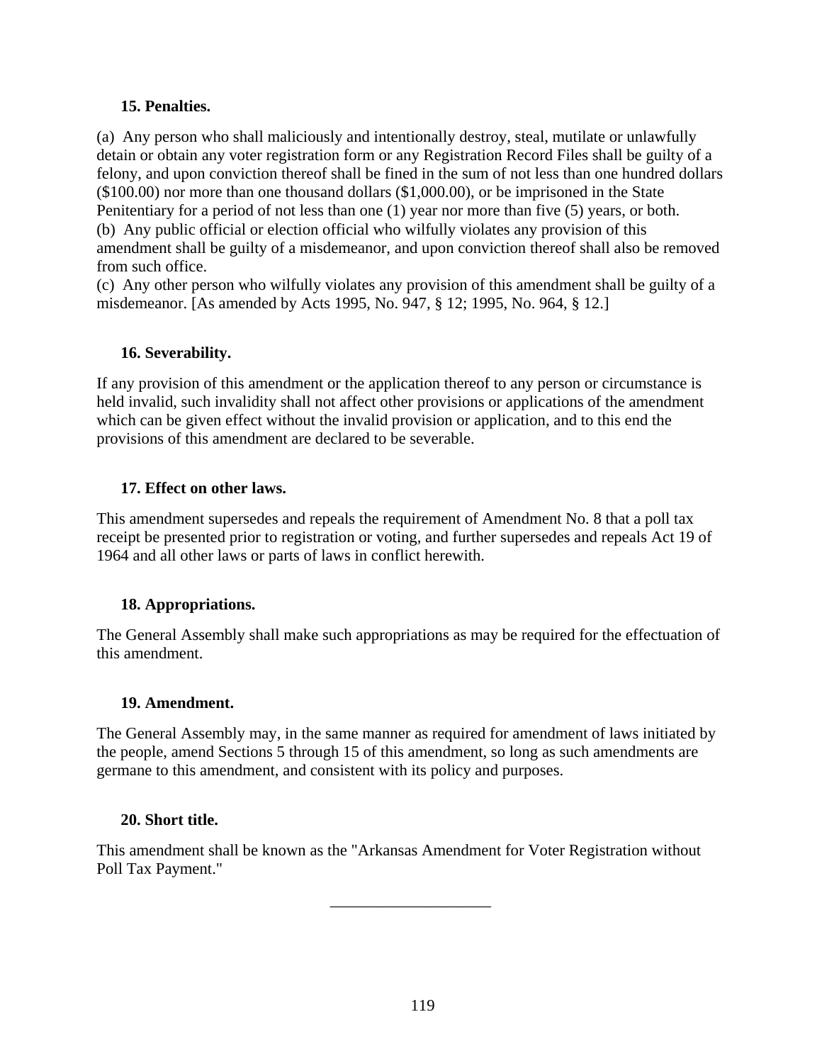### 15. Penalties.

(a) Any person who shall maliciously and intentionally destroy, steal, mutilate or unlawfully detain or obtain any voter registration form or any Registration Record Files shall be guilty of a felony, and upon conviction thereof shall be fined in the sum of not less than one hundred dollars ($100.00) nor more than one thousand dollars ($1,000.00), or be imprisoned in the State Penitentiary for a period of not less than one (1) year nor more than five (5) years, or both.
(b) Any public official or election official who wilfully violates any provision of this amendment shall be guilty of a misdemeanor, and upon conviction thereof shall also be removed from such office.
(c) Any other person who wilfully violates any provision of this amendment shall be guilty of a misdemeanor. [As amended by Acts 1995, No. 947, § 12; 1995, No. 964, § 12.]

### 16. Severability.

If any provision of this amendment or the application thereof to any person or circumstance is held invalid, such invalidity shall not affect other provisions or applications of the amendment which can be given effect without the invalid provision or application, and to this end the provisions of this amendment are declared to be severable.

### 17. Effect on other laws.

This amendment supersedes and repeals the requirement of Amendment No. 8 that a poll tax receipt be presented prior to registration or voting, and further supersedes and repeals Act 19 of 1964 and all other laws or parts of laws in conflict herewith.

### 18. Appropriations.

The General Assembly shall make such appropriations as may be required for the effectuation of this amendment.

### 19. Amendment.

The General Assembly may, in the same manner as required for amendment of laws initiated by the people, amend Sections 5 through 15 of this amendment, so long as such amendments are germane to this amendment, and consistent with its policy and purposes.

### 20. Short title.

This amendment shall be known as the "Arkansas Amendment for Voter Registration without Poll Tax Payment."

---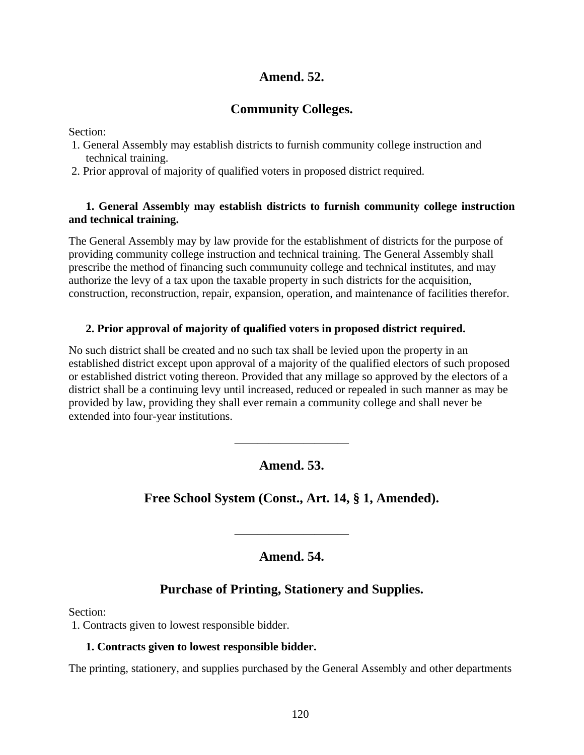## Amend. 52.

## Community Colleges.

Section:
1. General Assembly may establish districts to furnish community college instruction and technical training.
2. Prior approval of majority of qualified voters in proposed district required.

**1. General Assembly may establish districts to furnish community college instruction and technical training.**

The General Assembly may by law provide for the establishment of districts for the purpose of providing community college instruction and technical training. The General Assembly shall prescribe the method of financing such communuity college and technical institutes, and may authorize the levy of a tax upon the taxable property in such districts for the acquisition, construction, reconstruction, repair, expansion, operation, and maintenance of facilities therefor.

**2. Prior approval of majority of qualified voters in proposed district required.**

No such district shall be created and no such tax shall be levied upon the property in an established district except upon approval of a majority of the qualified electors of such proposed or established district voting thereon. Provided that any millage so approved by the electors of a district shall be a continuing levy until increased, reduced or repealed in such manner as may be provided by law, providing they shall ever remain a community college and shall never be extended into four-year institutions.

---

## Amend. 53.

## Free School System (Const., Art. 14, § 1, Amended).

---

## Amend. 54.

## Purchase of Printing, Stationery and Supplies.

Section:
1. Contracts given to lowest responsible bidder.

**1. Contracts given to lowest responsible bidder.**

The printing, stationery, and supplies purchased by the General Assembly and other departments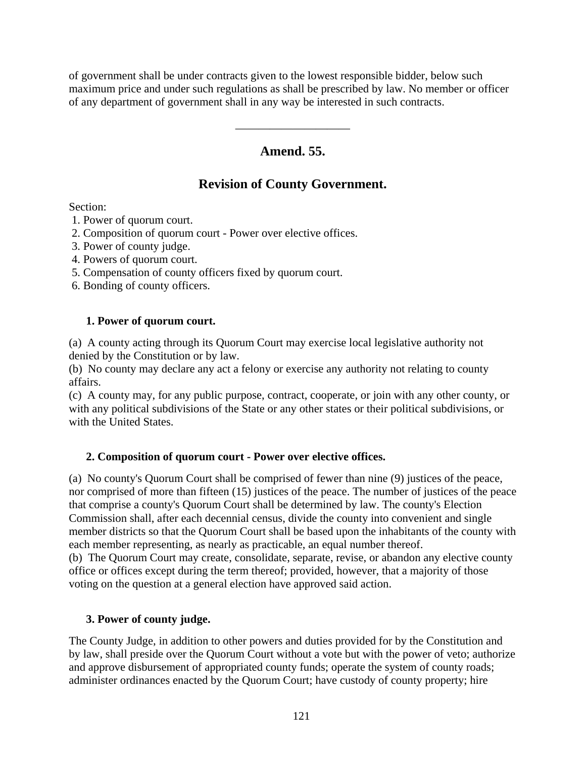of government shall be under contracts given to the lowest responsible bidder, below such maximum price and under such regulations as shall be prescribed by law. No member or officer of any department of government shall in any way be interested in such contracts.

---

## Amend. 55.

## Revision of County Government.

Section:
1. Power of quorum court.
2. Composition of quorum court - Power over elective offices.
3. Power of county judge.
4. Powers of quorum court.
5. Compensation of county officers fixed by quorum court.
6. Bonding of county officers.

### 1. Power of quorum court.

(a) A county acting through its Quorum Court may exercise local legislative authority not denied by the Constitution or by law.
(b) No county may declare any act a felony or exercise any authority not relating to county affairs.
(c) A county may, for any public purpose, contract, cooperate, or join with any other county, or with any political subdivisions of the State or any other states or their political subdivisions, or with the United States.

### 2. Composition of quorum court - Power over elective offices.

(a) No county's Quorum Court shall be comprised of fewer than nine (9) justices of the peace, nor comprised of more than fifteen (15) justices of the peace. The number of justices of the peace that comprise a county's Quorum Court shall be determined by law. The county's Election Commission shall, after each decennial census, divide the county into convenient and single member districts so that the Quorum Court shall be based upon the inhabitants of the county with each member representing, as nearly as practicable, an equal number thereof.
(b) The Quorum Court may create, consolidate, separate, revise, or abandon any elective county office or offices except during the term thereof; provided, however, that a majority of those voting on the question at a general election have approved said action.

### 3. Power of county judge.

The County Judge, in addition to other powers and duties provided for by the Constitution and by law, shall preside over the Quorum Court without a vote but with the power of veto; authorize and approve disbursement of appropriated county funds; operate the system of county roads; administer ordinances enacted by the Quorum Court; have custody of county property; hire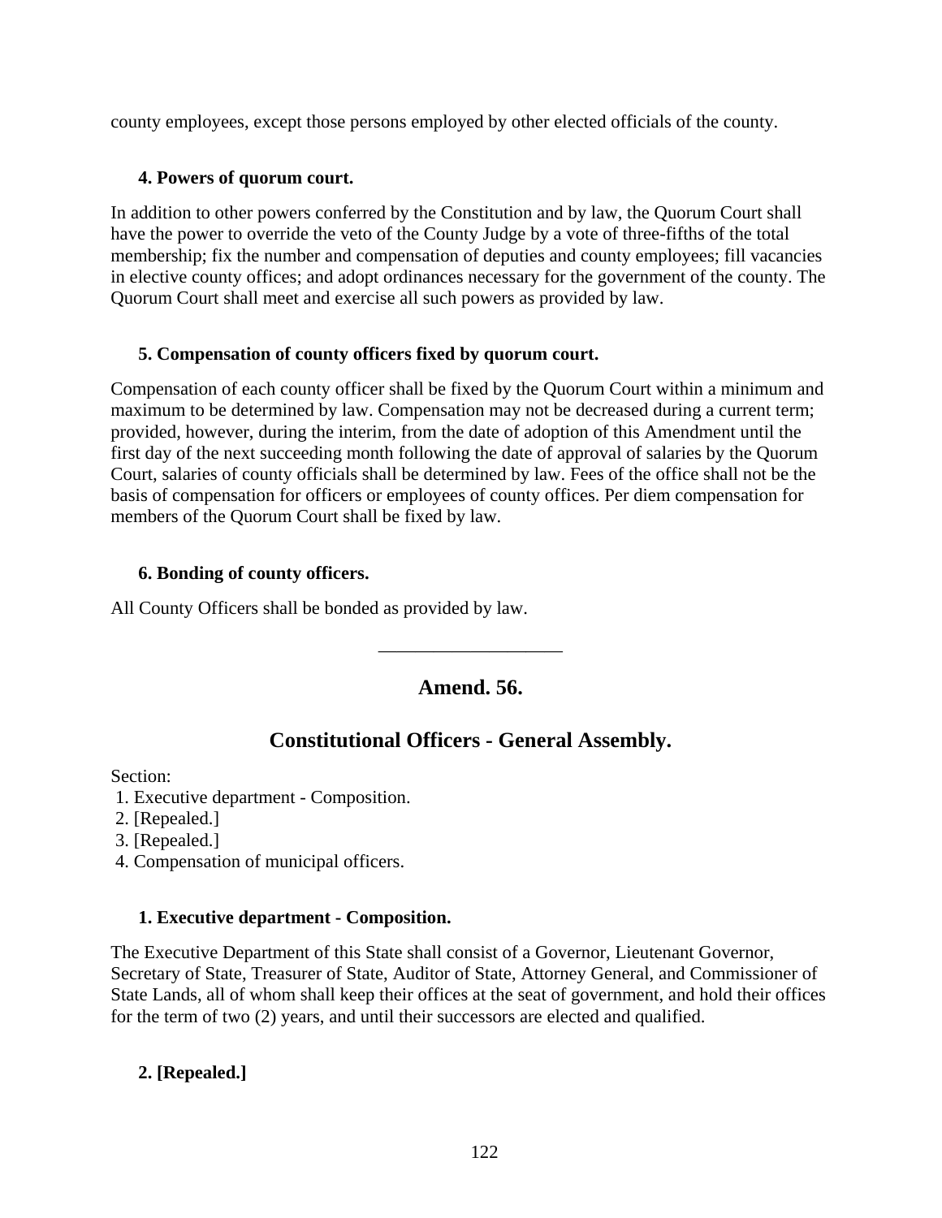county employees, except those persons employed by other elected officials of the county.

### 4. Powers of quorum court.

In addition to other powers conferred by the Constitution and by law, the Quorum Court shall have the power to override the veto of the County Judge by a vote of three-fifths of the total membership; fix the number and compensation of deputies and county employees; fill vacancies in elective county offices; and adopt ordinances necessary for the government of the county. The Quorum Court shall meet and exercise all such powers as provided by law.

### 5. Compensation of county officers fixed by quorum court.

Compensation of each county officer shall be fixed by the Quorum Court within a minimum and maximum to be determined by law. Compensation may not be decreased during a current term; provided, however, during the interim, from the date of adoption of this Amendment until the first day of the next succeeding month following the date of approval of salaries by the Quorum Court, salaries of county officials shall be determined by law. Fees of the office shall not be the basis of compensation for officers or employees of county offices. Per diem compensation for members of the Quorum Court shall be fixed by law.

### 6. Bonding of county officers.

All County Officers shall be bonded as provided by law.

---

## Amend. 56.

## Constitutional Officers - General Assembly.

Section:
1. Executive department - Composition.
2. [Repealed.]
3. [Repealed.]
4. Compensation of municipal officers.

### 1. Executive department - Composition.

The Executive Department of this State shall consist of a Governor, Lieutenant Governor, Secretary of State, Treasurer of State, Auditor of State, Attorney General, and Commissioner of State Lands, all of whom shall keep their offices at the seat of government, and hold their offices for the term of two (2) years, and until their successors are elected and qualified.

### 2. [Repealed.]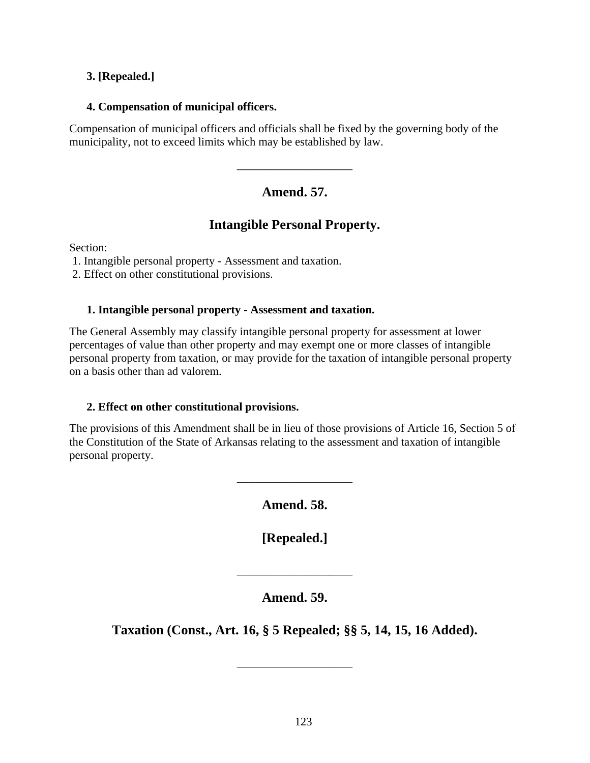**3. [Repealed.]**

**4. Compensation of municipal officers.**

Compensation of municipal officers and officials shall be fixed by the governing body of the municipality, not to exceed limits which may be established by law.

---

## Amend. 57.

## Intangible Personal Property.

Section:
1. Intangible personal property - Assessment and taxation.
2. Effect on other constitutional provisions.

**1. Intangible personal property - Assessment and taxation.**

The General Assembly may classify intangible personal property for assessment at lower percentages of value than other property and may exempt one or more classes of intangible personal property from taxation, or may provide for the taxation of intangible personal property on a basis other than ad valorem.

**2. Effect on other constitutional provisions.**

The provisions of this Amendment shall be in lieu of those provisions of Article 16, Section 5 of the Constitution of the State of Arkansas relating to the assessment and taxation of intangible personal property.

---

## Amend. 58.

## [Repealed.]

---

## Amend. 59.

## Taxation (Const., Art. 16, § 5 Repealed; §§ 5, 14, 15, 16 Added).

---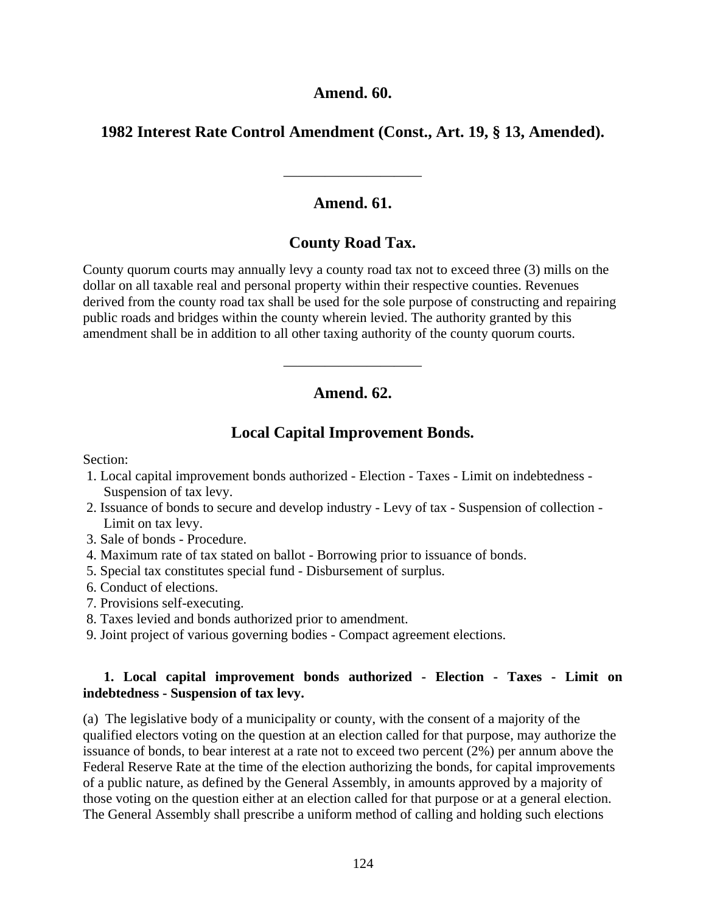## Amend. 60.

## 1982 Interest Rate Control Amendment (Const., Art. 19, § 13, Amended).

---

## Amend. 61.

## County Road Tax.

County quorum courts may annually levy a county road tax not to exceed three (3) mills on the dollar on all taxable real and personal property within their respective counties. Revenues derived from the county road tax shall be used for the sole purpose of constructing and repairing public roads and bridges within the county wherein levied. The authority granted by this amendment shall be in addition to all other taxing authority of the county quorum courts.

---

## Amend. 62.

## Local Capital Improvement Bonds.

Section:

1. Local capital improvement bonds authorized - Election - Taxes - Limit on indebtedness - Suspension of tax levy.
2. Issuance of bonds to secure and develop industry - Levy of tax - Suspension of collection - Limit on tax levy.
3. Sale of bonds - Procedure.
4. Maximum rate of tax stated on ballot - Borrowing prior to issuance of bonds.
5. Special tax constitutes special fund - Disbursement of surplus.
6. Conduct of elections.
7. Provisions self-executing.
8. Taxes levied and bonds authorized prior to amendment.
9. Joint project of various governing bodies - Compact agreement elections.

**1. Local capital improvement bonds authorized - Election - Taxes - Limit on indebtedness - Suspension of tax levy.**

(a) The legislative body of a municipality or county, with the consent of a majority of the qualified electors voting on the question at an election called for that purpose, may authorize the issuance of bonds, to bear interest at a rate not to exceed two percent (2%) per annum above the Federal Reserve Rate at the time of the election authorizing the bonds, for capital improvements of a public nature, as defined by the General Assembly, in amounts approved by a majority of those voting on the question either at an election called for that purpose or at a general election. The General Assembly shall prescribe a uniform method of calling and holding such elections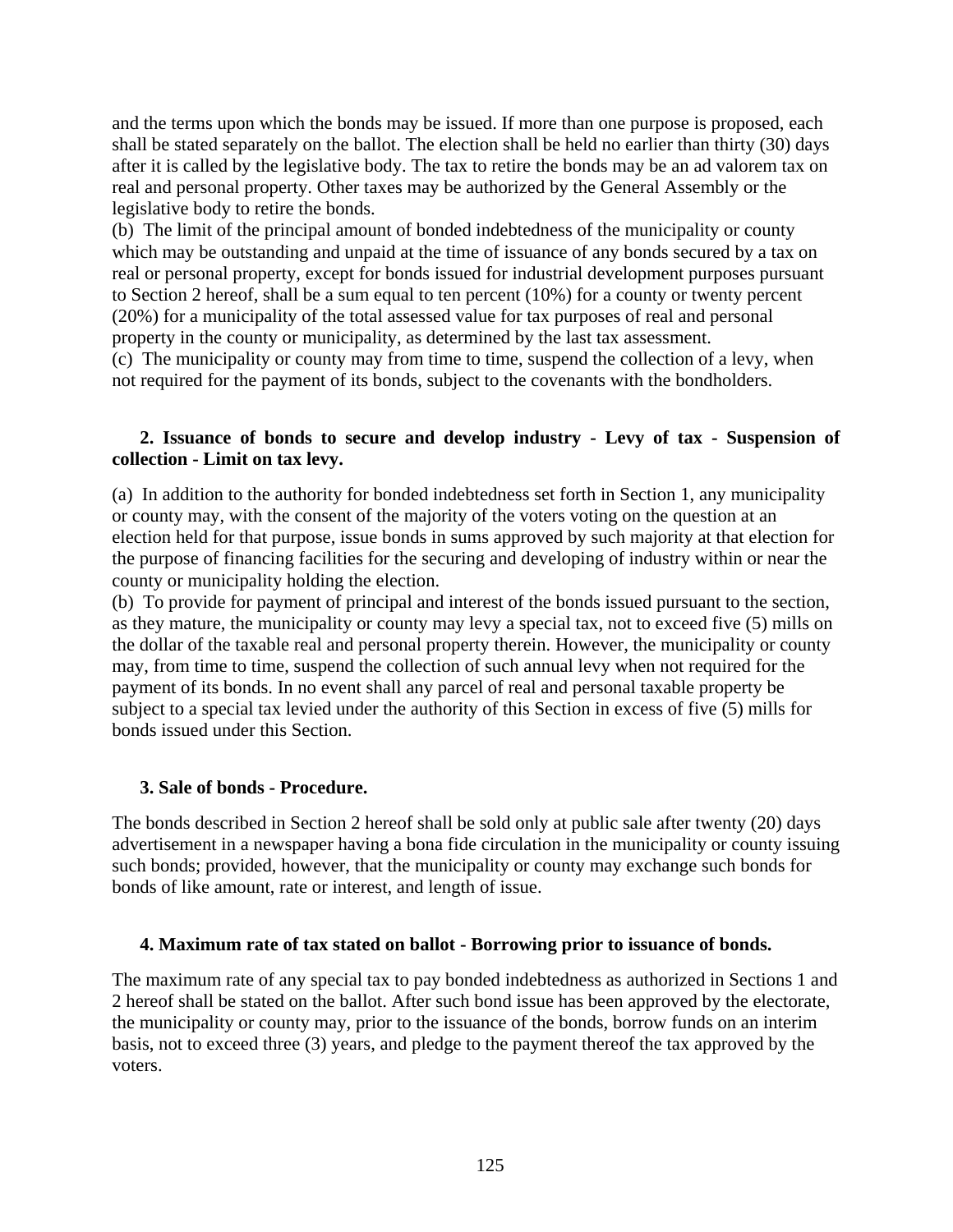and the terms upon which the bonds may be issued. If more than one purpose is proposed, each shall be stated separately on the ballot. The election shall be held no earlier than thirty (30) days after it is called by the legislative body. The tax to retire the bonds may be an ad valorem tax on real and personal property. Other taxes may be authorized by the General Assembly or the legislative body to retire the bonds.

(b) The limit of the principal amount of bonded indebtedness of the municipality or county which may be outstanding and unpaid at the time of issuance of any bonds secured by a tax on real or personal property, except for bonds issued for industrial development purposes pursuant to Section 2 hereof, shall be a sum equal to ten percent (10%) for a county or twenty percent (20%) for a municipality of the total assessed value for tax purposes of real and personal property in the county or municipality, as determined by the last tax assessment.

(c) The municipality or county may from time to time, suspend the collection of a levy, when not required for the payment of its bonds, subject to the covenants with the bondholders.

**2. Issuance of bonds to secure and develop industry - Levy of tax - Suspension of collection - Limit on tax levy.**

(a) In addition to the authority for bonded indebtedness set forth in Section 1, any municipality or county may, with the consent of the majority of the voters voting on the question at an election held for that purpose, issue bonds in sums approved by such majority at that election for the purpose of financing facilities for the securing and developing of industry within or near the county or municipality holding the election.

(b) To provide for payment of principal and interest of the bonds issued pursuant to the section, as they mature, the municipality or county may levy a special tax, not to exceed five (5) mills on the dollar of the taxable real and personal property therein. However, the municipality or county may, from time to time, suspend the collection of such annual levy when not required for the payment of its bonds. In no event shall any parcel of real and personal taxable property be subject to a special tax levied under the authority of this Section in excess of five (5) mills for bonds issued under this Section.

**3. Sale of bonds - Procedure.**

The bonds described in Section 2 hereof shall be sold only at public sale after twenty (20) days advertisement in a newspaper having a bona fide circulation in the municipality or county issuing such bonds; provided, however, that the municipality or county may exchange such bonds for bonds of like amount, rate or interest, and length of issue.

**4. Maximum rate of tax stated on ballot - Borrowing prior to issuance of bonds.**

The maximum rate of any special tax to pay bonded indebtedness as authorized in Sections 1 and 2 hereof shall be stated on the ballot. After such bond issue has been approved by the electorate, the municipality or county may, prior to the issuance of the bonds, borrow funds on an interim basis, not to exceed three (3) years, and pledge to the payment thereof the tax approved by the voters.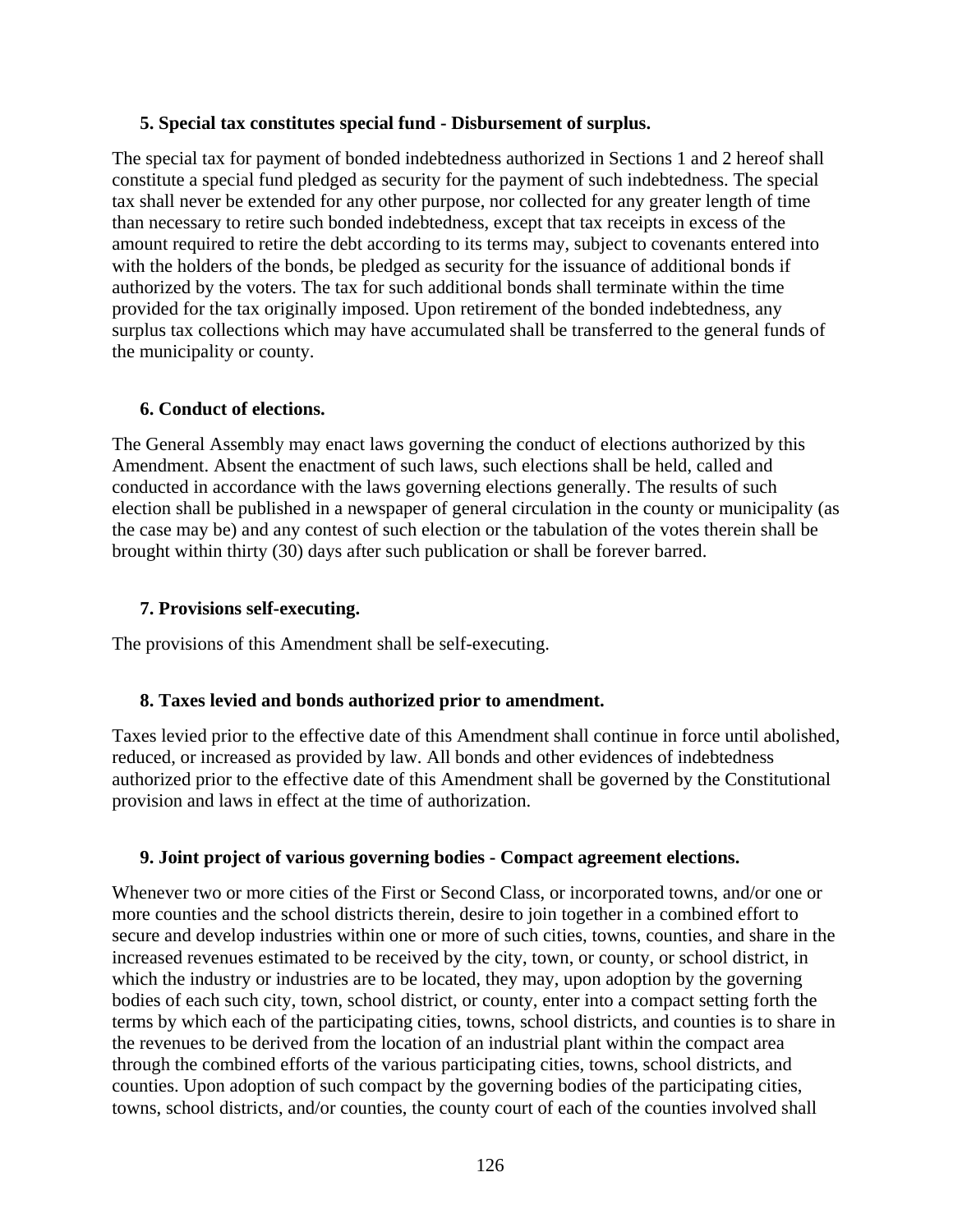### 5. Special tax constitutes special fund - Disbursement of surplus.

The special tax for payment of bonded indebtedness authorized in Sections 1 and 2 hereof shall constitute a special fund pledged as security for the payment of such indebtedness. The special tax shall never be extended for any other purpose, nor collected for any greater length of time than necessary to retire such bonded indebtedness, except that tax receipts in excess of the amount required to retire the debt according to its terms may, subject to covenants entered into with the holders of the bonds, be pledged as security for the issuance of additional bonds if authorized by the voters. The tax for such additional bonds shall terminate within the time provided for the tax originally imposed. Upon retirement of the bonded indebtedness, any surplus tax collections which may have accumulated shall be transferred to the general funds of the municipality or county.

### 6. Conduct of elections.

The General Assembly may enact laws governing the conduct of elections authorized by this Amendment. Absent the enactment of such laws, such elections shall be held, called and conducted in accordance with the laws governing elections generally. The results of such election shall be published in a newspaper of general circulation in the county or municipality (as the case may be) and any contest of such election or the tabulation of the votes therein shall be brought within thirty (30) days after such publication or shall be forever barred.

### 7. Provisions self-executing.

The provisions of this Amendment shall be self-executing.

### 8. Taxes levied and bonds authorized prior to amendment.

Taxes levied prior to the effective date of this Amendment shall continue in force until abolished, reduced, or increased as provided by law. All bonds and other evidences of indebtedness authorized prior to the effective date of this Amendment shall be governed by the Constitutional provision and laws in effect at the time of authorization.

### 9. Joint project of various governing bodies - Compact agreement elections.

Whenever two or more cities of the First or Second Class, or incorporated towns, and/or one or more counties and the school districts therein, desire to join together in a combined effort to secure and develop industries within one or more of such cities, towns, counties, and share in the increased revenues estimated to be received by the city, town, or county, or school district, in which the industry or industries are to be located, they may, upon adoption by the governing bodies of each such city, town, school district, or county, enter into a compact setting forth the terms by which each of the participating cities, towns, school districts, and counties is to share in the revenues to be derived from the location of an industrial plant within the compact area through the combined efforts of the various participating cities, towns, school districts, and counties. Upon adoption of such compact by the governing bodies of the participating cities, towns, school districts, and/or counties, the county court of each of the counties involved shall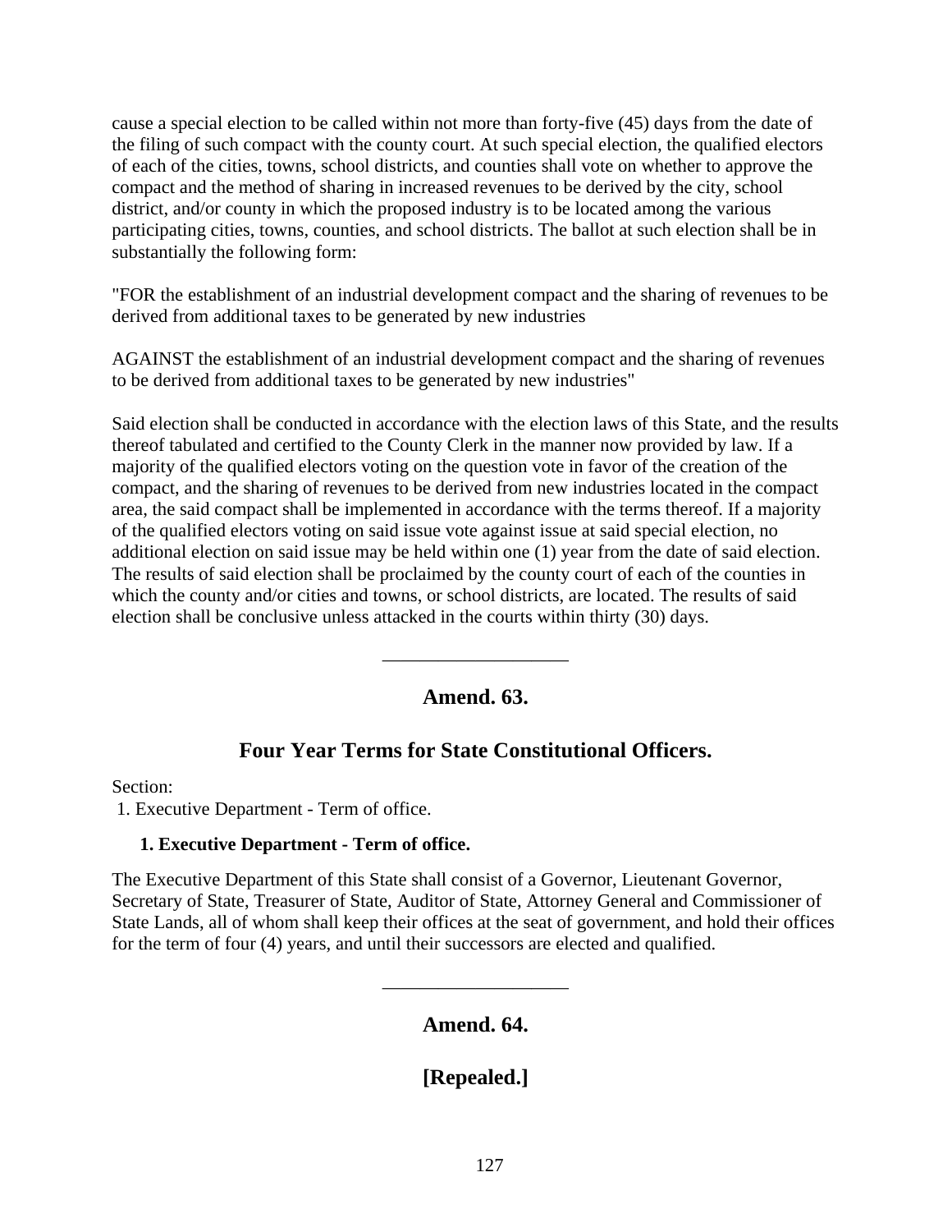cause a special election to be called within not more than forty-five (45) days from the date of the filing of such compact with the county court. At such special election, the qualified electors of each of the cities, towns, school districts, and counties shall vote on whether to approve the compact and the method of sharing in increased revenues to be derived by the city, school district, and/or county in which the proposed industry is to be located among the various participating cities, towns, counties, and school districts. The ballot at such election shall be in substantially the following form:

"FOR the establishment of an industrial development compact and the sharing of revenues to be derived from additional taxes to be generated by new industries

AGAINST the establishment of an industrial development compact and the sharing of revenues to be derived from additional taxes to be generated by new industries"

Said election shall be conducted in accordance with the election laws of this State, and the results thereof tabulated and certified to the County Clerk in the manner now provided by law. If a majority of the qualified electors voting on the question vote in favor of the creation of the compact, and the sharing of revenues to be derived from new industries located in the compact area, the said compact shall be implemented in accordance with the terms thereof. If a majority of the qualified electors voting on said issue vote against issue at said special election, no additional election on said issue may be held within one (1) year from the date of said election. The results of said election shall be proclaimed by the county court of each of the counties in which the county and/or cities and towns, or school districts, are located. The results of said election shall be conclusive unless attacked in the courts within thirty (30) days.

___________________

## Amend. 63.

## Four Year Terms for State Constitutional Officers.

Section:
1. Executive Department - Term of office.

**1. Executive Department - Term of office.**

The Executive Department of this State shall consist of a Governor, Lieutenant Governor, Secretary of State, Treasurer of State, Auditor of State, Attorney General and Commissioner of State Lands, all of whom shall keep their offices at the seat of government, and hold their offices for the term of four (4) years, and until their successors are elected and qualified.

___________________

## Amend. 64.

## [Repealed.]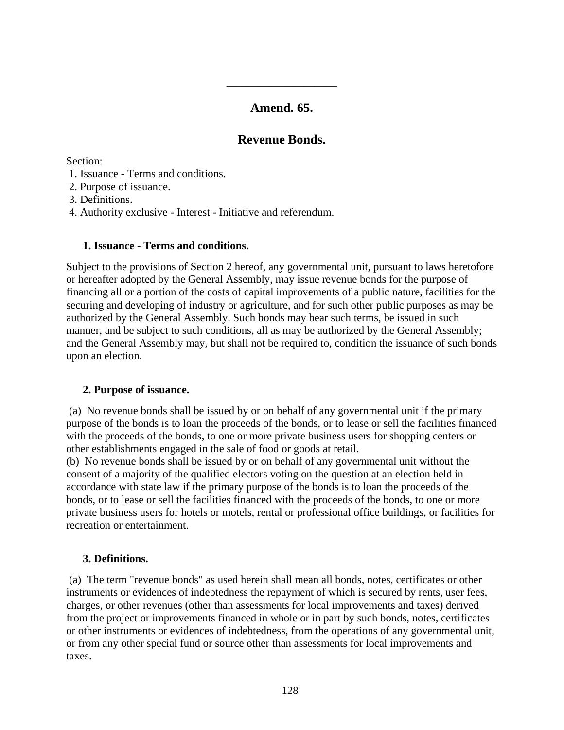---

## Amend. 65.

## Revenue Bonds.

Section:
1. Issuance - Terms and conditions.
2. Purpose of issuance.
3. Definitions.
4. Authority exclusive - Interest - Initiative and referendum.

### 1. Issuance - Terms and conditions.

Subject to the provisions of Section 2 hereof, any governmental unit, pursuant to laws heretofore or hereafter adopted by the General Assembly, may issue revenue bonds for the purpose of financing all or a portion of the costs of capital improvements of a public nature, facilities for the securing and developing of industry or agriculture, and for such other public purposes as may be authorized by the General Assembly. Such bonds may bear such terms, be issued in such manner, and be subject to such conditions, all as may be authorized by the General Assembly; and the General Assembly may, but shall not be required to, condition the issuance of such bonds upon an election.

### 2. Purpose of issuance.

(a) No revenue bonds shall be issued by or on behalf of any governmental unit if the primary purpose of the bonds is to loan the proceeds of the bonds, or to lease or sell the facilities financed with the proceeds of the bonds, to one or more private business users for shopping centers or other establishments engaged in the sale of food or goods at retail.
(b) No revenue bonds shall be issued by or on behalf of any governmental unit without the consent of a majority of the qualified electors voting on the question at an election held in accordance with state law if the primary purpose of the bonds is to loan the proceeds of the bonds, or to lease or sell the facilities financed with the proceeds of the bonds, to one or more private business users for hotels or motels, rental or professional office buildings, or facilities for recreation or entertainment.

### 3. Definitions.

(a) The term "revenue bonds" as used herein shall mean all bonds, notes, certificates or other instruments or evidences of indebtedness the repayment of which is secured by rents, user fees, charges, or other revenues (other than assessments for local improvements and taxes) derived from the project or improvements financed in whole or in part by such bonds, notes, certificates or other instruments or evidences of indebtedness, from the operations of any governmental unit, or from any other special fund or source other than assessments for local improvements and taxes.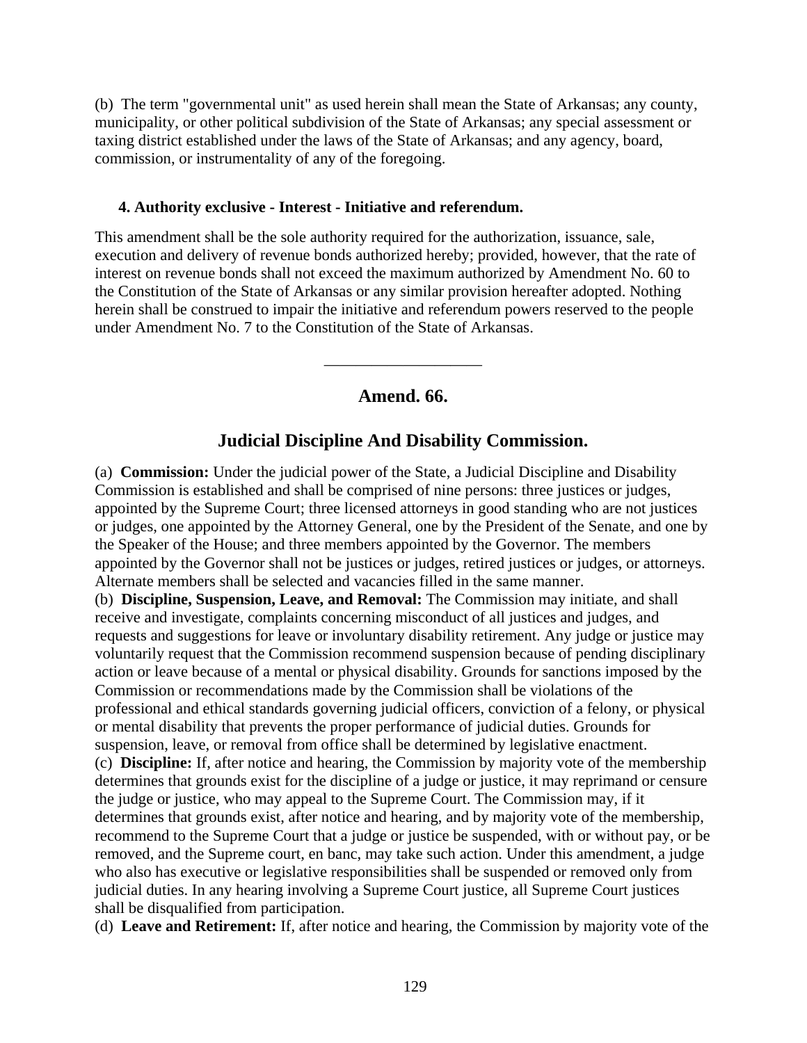(b) The term "governmental unit" as used herein shall mean the State of Arkansas; any county, municipality, or other political subdivision of the State of Arkansas; any special assessment or taxing district established under the laws of the State of Arkansas; and any agency, board, commission, or instrumentality of any of the foregoing.

**4. Authority exclusive - Interest - Initiative and referendum.**

This amendment shall be the sole authority required for the authorization, issuance, sale, execution and delivery of revenue bonds authorized hereby; provided, however, that the rate of interest on revenue bonds shall not exceed the maximum authorized by Amendment No. 60 to the Constitution of the State of Arkansas or any similar provision hereafter adopted. Nothing herein shall be construed to impair the initiative and referendum powers reserved to the people under Amendment No. 7 to the Constitution of the State of Arkansas.

___________________

## Amend. 66.

## Judicial Discipline And Disability Commission.

(a) **Commission:** Under the judicial power of the State, a Judicial Discipline and Disability Commission is established and shall be comprised of nine persons: three justices or judges, appointed by the Supreme Court; three licensed attorneys in good standing who are not justices or judges, one appointed by the Attorney General, one by the President of the Senate, and one by the Speaker of the House; and three members appointed by the Governor. The members appointed by the Governor shall not be justices or judges, retired justices or judges, or attorneys. Alternate members shall be selected and vacancies filled in the same manner.

(b) **Discipline, Suspension, Leave, and Removal:** The Commission may initiate, and shall receive and investigate, complaints concerning misconduct of all justices and judges, and requests and suggestions for leave or involuntary disability retirement. Any judge or justice may voluntarily request that the Commission recommend suspension because of pending disciplinary action or leave because of a mental or physical disability. Grounds for sanctions imposed by the Commission or recommendations made by the Commission shall be violations of the professional and ethical standards governing judicial officers, conviction of a felony, or physical or mental disability that prevents the proper performance of judicial duties. Grounds for suspension, leave, or removal from office shall be determined by legislative enactment.

(c) **Discipline:** If, after notice and hearing, the Commission by majority vote of the membership determines that grounds exist for the discipline of a judge or justice, it may reprimand or censure the judge or justice, who may appeal to the Supreme Court. The Commission may, if it determines that grounds exist, after notice and hearing, and by majority vote of the membership, recommend to the Supreme Court that a judge or justice be suspended, with or without pay, or be removed, and the Supreme court, en banc, may take such action. Under this amendment, a judge who also has executive or legislative responsibilities shall be suspended or removed only from judicial duties. In any hearing involving a Supreme Court justice, all Supreme Court justices shall be disqualified from participation.

(d) **Leave and Retirement:** If, after notice and hearing, the Commission by majority vote of the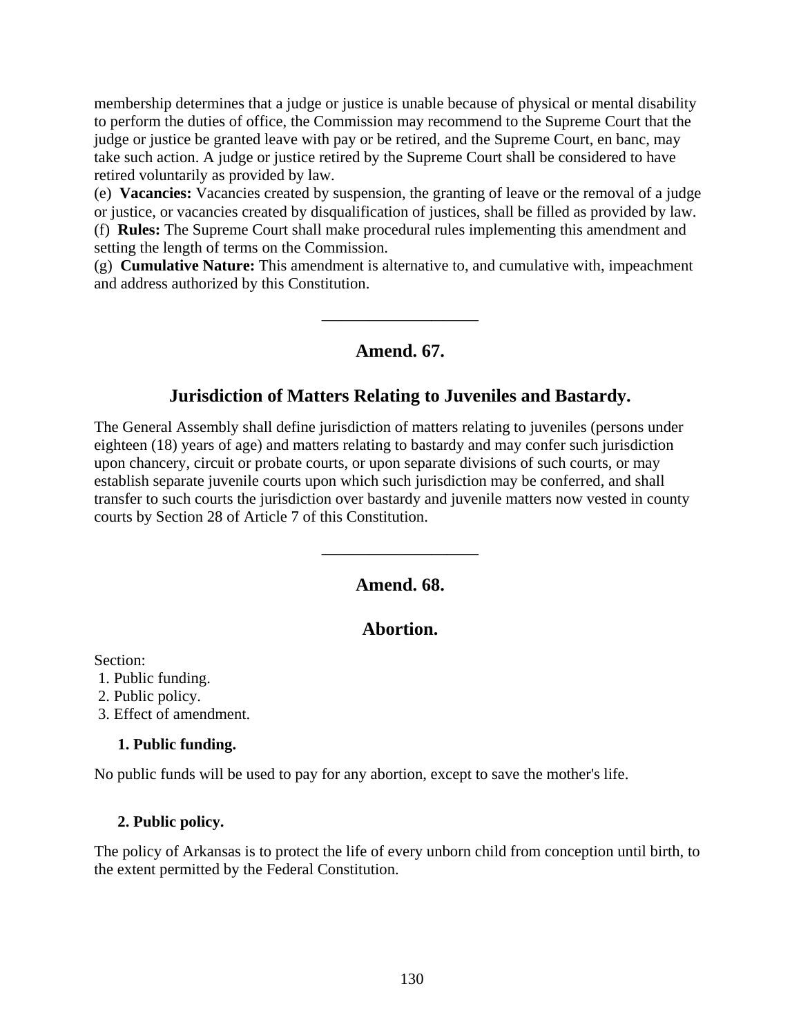membership determines that a judge or justice is unable because of physical or mental disability to perform the duties of office, the Commission may recommend to the Supreme Court that the judge or justice be granted leave with pay or be retired, and the Supreme Court, en banc, may take such action. A judge or justice retired by the Supreme Court shall be considered to have retired voluntarily as provided by law.
(e) **Vacancies:** Vacancies created by suspension, the granting of leave or the removal of a judge or justice, or vacancies created by disqualification of justices, shall be filled as provided by law.
(f) **Rules:** The Supreme Court shall make procedural rules implementing this amendment and setting the length of terms on the Commission.
(g) **Cumulative Nature:** This amendment is alternative to, and cumulative with, impeachment and address authorized by this Constitution.

---

## Amend. 67.

## Jurisdiction of Matters Relating to Juveniles and Bastardy.

The General Assembly shall define jurisdiction of matters relating to juveniles (persons under eighteen (18) years of age) and matters relating to bastardy and may confer such jurisdiction upon chancery, circuit or probate courts, or upon separate divisions of such courts, or may establish separate juvenile courts upon which such jurisdiction may be conferred, and shall transfer to such courts the jurisdiction over bastardy and juvenile matters now vested in county courts by Section 28 of Article 7 of this Constitution.

---

## Amend. 68.

## Abortion.

Section:
1. Public funding.
2. Public policy.
3. Effect of amendment.

### 1. Public funding.

No public funds will be used to pay for any abortion, except to save the mother's life.

### 2. Public policy.

The policy of Arkansas is to protect the life of every unborn child from conception until birth, to the extent permitted by the Federal Constitution.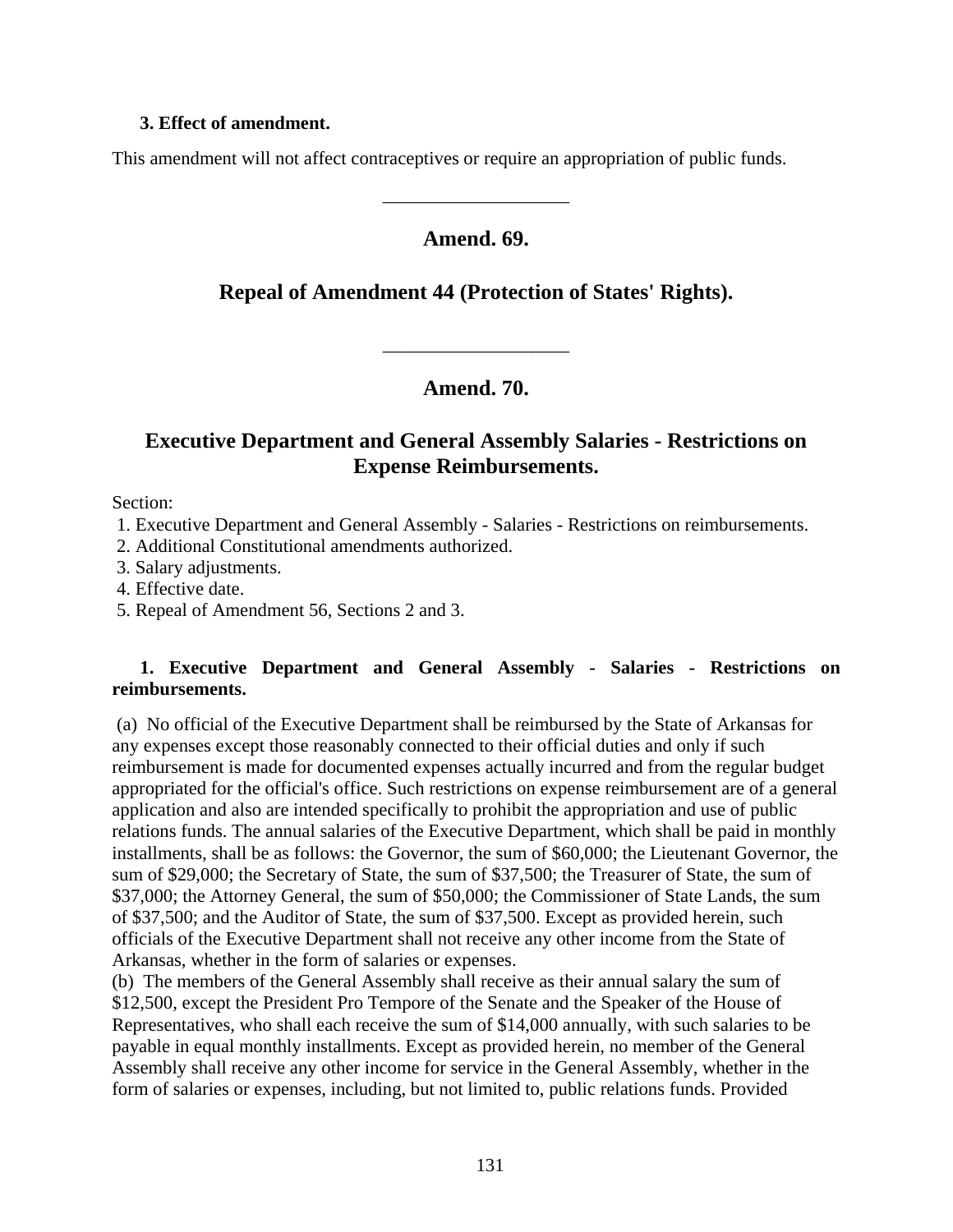**3. Effect of amendment.**

This amendment will not affect contraceptives or require an appropriation of public funds.

---

## Amend. 69.

## Repeal of Amendment 44 (Protection of States' Rights).

---

## Amend. 70.

## Executive Department and General Assembly Salaries - Restrictions on Expense Reimbursements.

Section:

1. Executive Department and General Assembly - Salaries - Restrictions on reimbursements.
2. Additional Constitutional amendments authorized.
3. Salary adjustments.
4. Effective date.
5. Repeal of Amendment 56, Sections 2 and 3.

**1. Executive Department and General Assembly - Salaries - Restrictions on reimbursements.**

(a) No official of the Executive Department shall be reimbursed by the State of Arkansas for any expenses except those reasonably connected to their official duties and only if such reimbursement is made for documented expenses actually incurred and from the regular budget appropriated for the official's office. Such restrictions on expense reimbursement are of a general application and also are intended specifically to prohibit the appropriation and use of public relations funds. The annual salaries of the Executive Department, which shall be paid in monthly installments, shall be as follows: the Governor, the sum of $60,000; the Lieutenant Governor, the sum of $29,000; the Secretary of State, the sum of $37,500; the Treasurer of State, the sum of $37,000; the Attorney General, the sum of $50,000; the Commissioner of State Lands, the sum of $37,500; and the Auditor of State, the sum of $37,500. Except as provided herein, such officials of the Executive Department shall not receive any other income from the State of Arkansas, whether in the form of salaries or expenses.

(b) The members of the General Assembly shall receive as their annual salary the sum of $12,500, except the President Pro Tempore of the Senate and the Speaker of the House of Representatives, who shall each receive the sum of $14,000 annually, with such salaries to be payable in equal monthly installments. Except as provided herein, no member of the General Assembly shall receive any other income for service in the General Assembly, whether in the form of salaries or expenses, including, but not limited to, public relations funds. Provided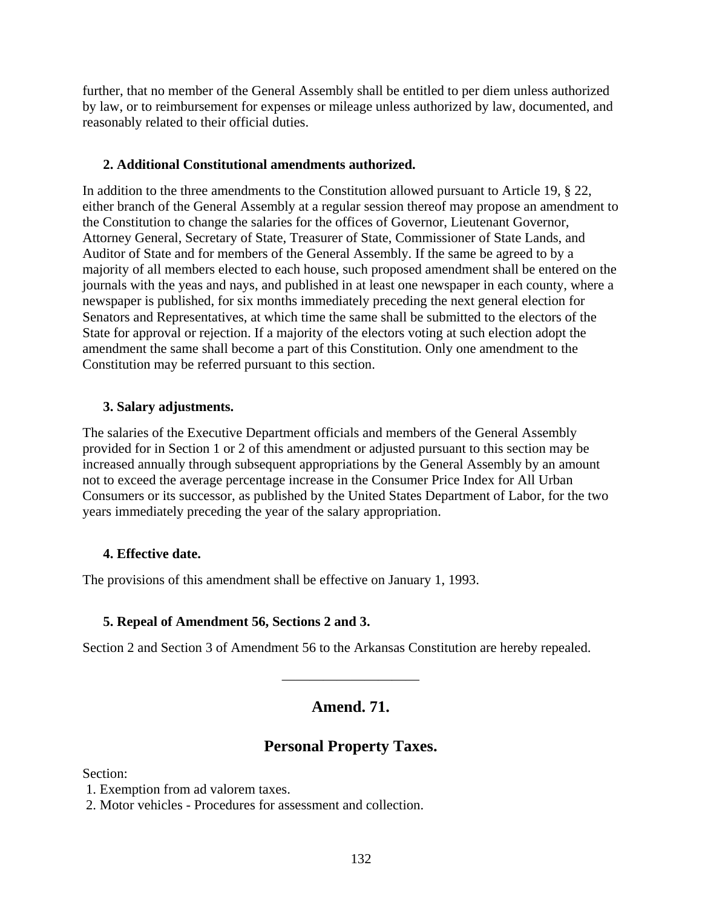further, that no member of the General Assembly shall be entitled to per diem unless authorized by law, or to reimbursement for expenses or mileage unless authorized by law, documented, and reasonably related to their official duties.

**2. Additional Constitutional amendments authorized.**

In addition to the three amendments to the Constitution allowed pursuant to Article 19, § 22, either branch of the General Assembly at a regular session thereof may propose an amendment to the Constitution to change the salaries for the offices of Governor, Lieutenant Governor, Attorney General, Secretary of State, Treasurer of State, Commissioner of State Lands, and Auditor of State and for members of the General Assembly. If the same be agreed to by a majority of all members elected to each house, such proposed amendment shall be entered on the journals with the yeas and nays, and published in at least one newspaper in each county, where a newspaper is published, for six months immediately preceding the next general election for Senators and Representatives, at which time the same shall be submitted to the electors of the State for approval or rejection. If a majority of the electors voting at such election adopt the amendment the same shall become a part of this Constitution. Only one amendment to the Constitution may be referred pursuant to this section.

**3. Salary adjustments.**

The salaries of the Executive Department officials and members of the General Assembly provided for in Section 1 or 2 of this amendment or adjusted pursuant to this section may be increased annually through subsequent appropriations by the General Assembly by an amount not to exceed the average percentage increase in the Consumer Price Index for All Urban Consumers or its successor, as published by the United States Department of Labor, for the two years immediately preceding the year of the salary appropriation.

**4. Effective date.**

The provisions of this amendment shall be effective on January 1, 1993.

**5. Repeal of Amendment 56, Sections 2 and 3.**

Section 2 and Section 3 of Amendment 56 to the Arkansas Constitution are hereby repealed.

---

## Amend. 71.

## Personal Property Taxes.

Section:
1. Exemption from ad valorem taxes.
2. Motor vehicles - Procedures for assessment and collection.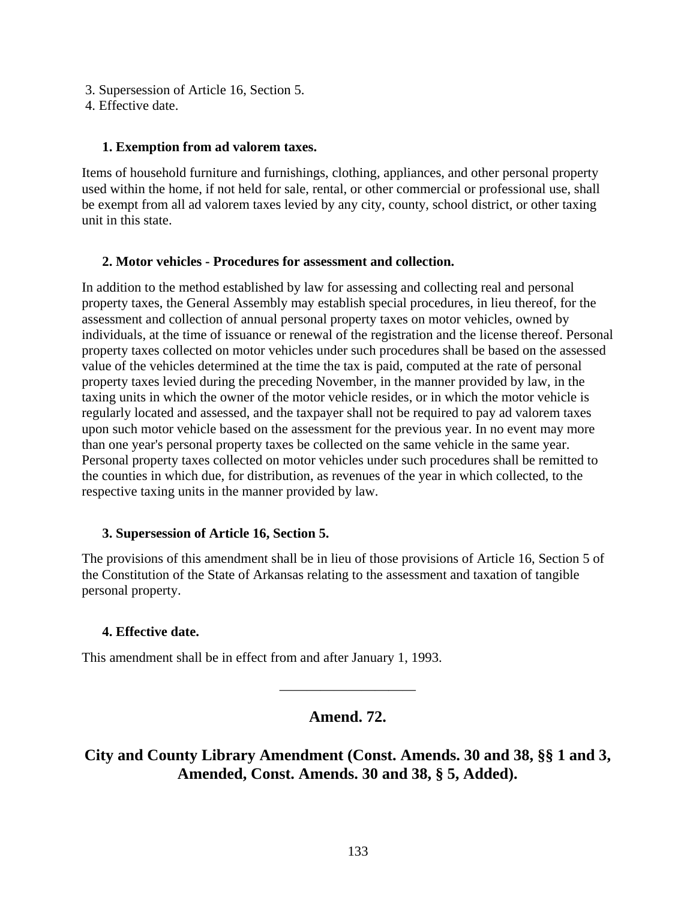3. Supersession of Article 16, Section 5.
4. Effective date.

### 1. Exemption from ad valorem taxes.

Items of household furniture and furnishings, clothing, appliances, and other personal property used within the home, if not held for sale, rental, or other commercial or professional use, shall be exempt from all ad valorem taxes levied by any city, county, school district, or other taxing unit in this state.

### 2. Motor vehicles - Procedures for assessment and collection.

In addition to the method established by law for assessing and collecting real and personal property taxes, the General Assembly may establish special procedures, in lieu thereof, for the assessment and collection of annual personal property taxes on motor vehicles, owned by individuals, at the time of issuance or renewal of the registration and the license thereof. Personal property taxes collected on motor vehicles under such procedures shall be based on the assessed value of the vehicles determined at the time the tax is paid, computed at the rate of personal property taxes levied during the preceding November, in the manner provided by law, in the taxing units in which the owner of the motor vehicle resides, or in which the motor vehicle is regularly located and assessed, and the taxpayer shall not be required to pay ad valorem taxes upon such motor vehicle based on the assessment for the previous year. In no event may more than one year's personal property taxes be collected on the same vehicle in the same year. Personal property taxes collected on motor vehicles under such procedures shall be remitted to the counties in which due, for distribution, as revenues of the year in which collected, to the respective taxing units in the manner provided by law.

### 3. Supersession of Article 16, Section 5.

The provisions of this amendment shall be in lieu of those provisions of Article 16, Section 5 of the Constitution of the State of Arkansas relating to the assessment and taxation of tangible personal property.

### 4. Effective date.

This amendment shall be in effect from and after January 1, 1993.

---

## Amend. 72.

## City and County Library Amendment (Const. Amends. 30 and 38, §§ 1 and 3, Amended, Const. Amends. 30 and 38, § 5, Added).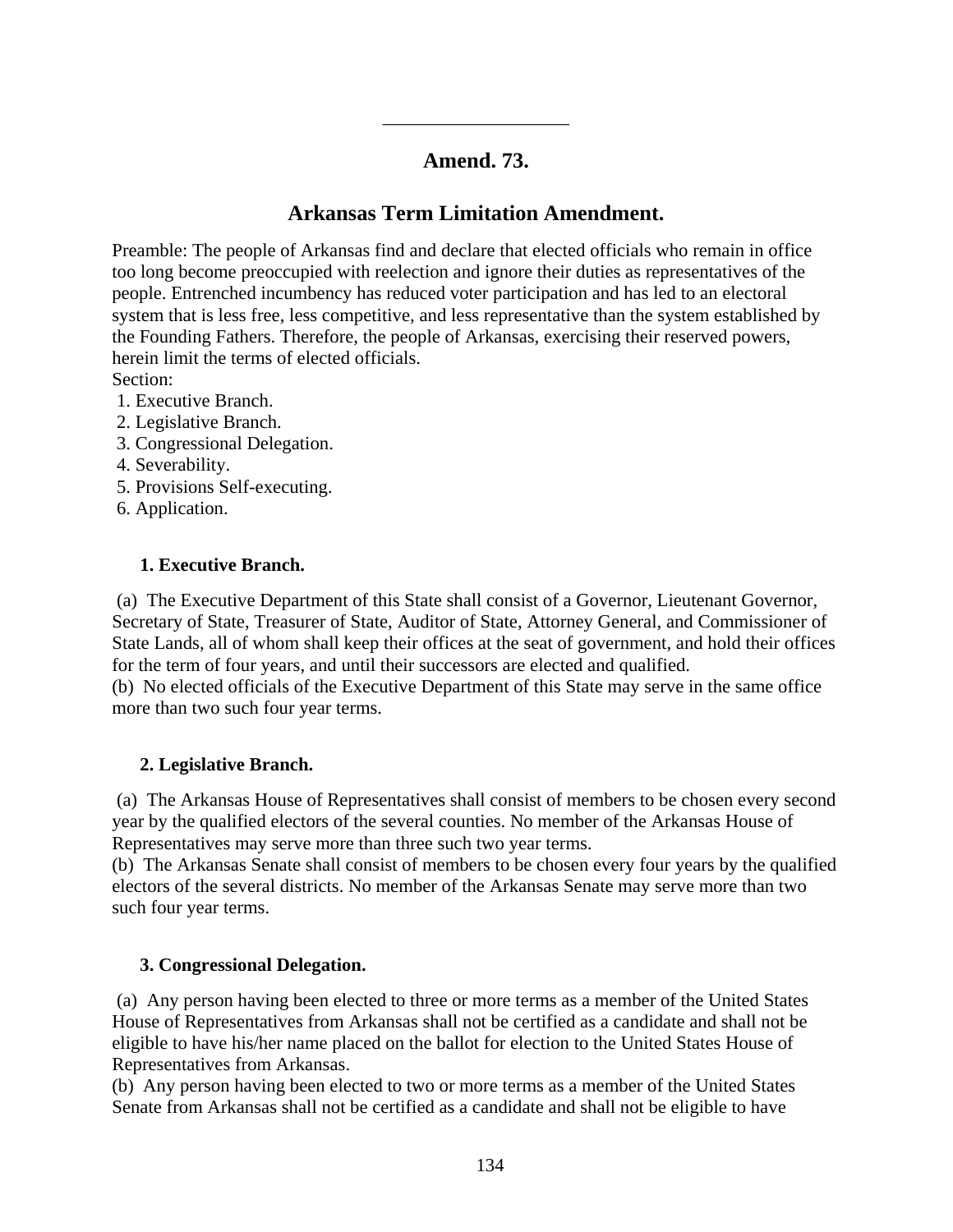---

# Amend. 73.

## Arkansas Term Limitation Amendment.

Preamble: The people of Arkansas find and declare that elected officials who remain in office too long become preoccupied with reelection and ignore their duties as representatives of the people. Entrenched incumbency has reduced voter participation and has led to an electoral system that is less free, less competitive, and less representative than the system established by the Founding Fathers. Therefore, the people of Arkansas, exercising their reserved powers, herein limit the terms of elected officials.

Section:
1. Executive Branch.
2. Legislative Branch.
3. Congressional Delegation.
4. Severability.
5. Provisions Self-executing.
6. Application.

### 1. Executive Branch.

(a) The Executive Department of this State shall consist of a Governor, Lieutenant Governor, Secretary of State, Treasurer of State, Auditor of State, Attorney General, and Commissioner of State Lands, all of whom shall keep their offices at the seat of government, and hold their offices for the term of four years, and until their successors are elected and qualified.
(b) No elected officials of the Executive Department of this State may serve in the same office more than two such four year terms.

### 2. Legislative Branch.

(a) The Arkansas House of Representatives shall consist of members to be chosen every second year by the qualified electors of the several counties. No member of the Arkansas House of Representatives may serve more than three such two year terms.
(b) The Arkansas Senate shall consist of members to be chosen every four years by the qualified electors of the several districts. No member of the Arkansas Senate may serve more than two such four year terms.

### 3. Congressional Delegation.

(a) Any person having been elected to three or more terms as a member of the United States House of Representatives from Arkansas shall not be certified as a candidate and shall not be eligible to have his/her name placed on the ballot for election to the United States House of Representatives from Arkansas.
(b) Any person having been elected to two or more terms as a member of the United States Senate from Arkansas shall not be certified as a candidate and shall not be eligible to have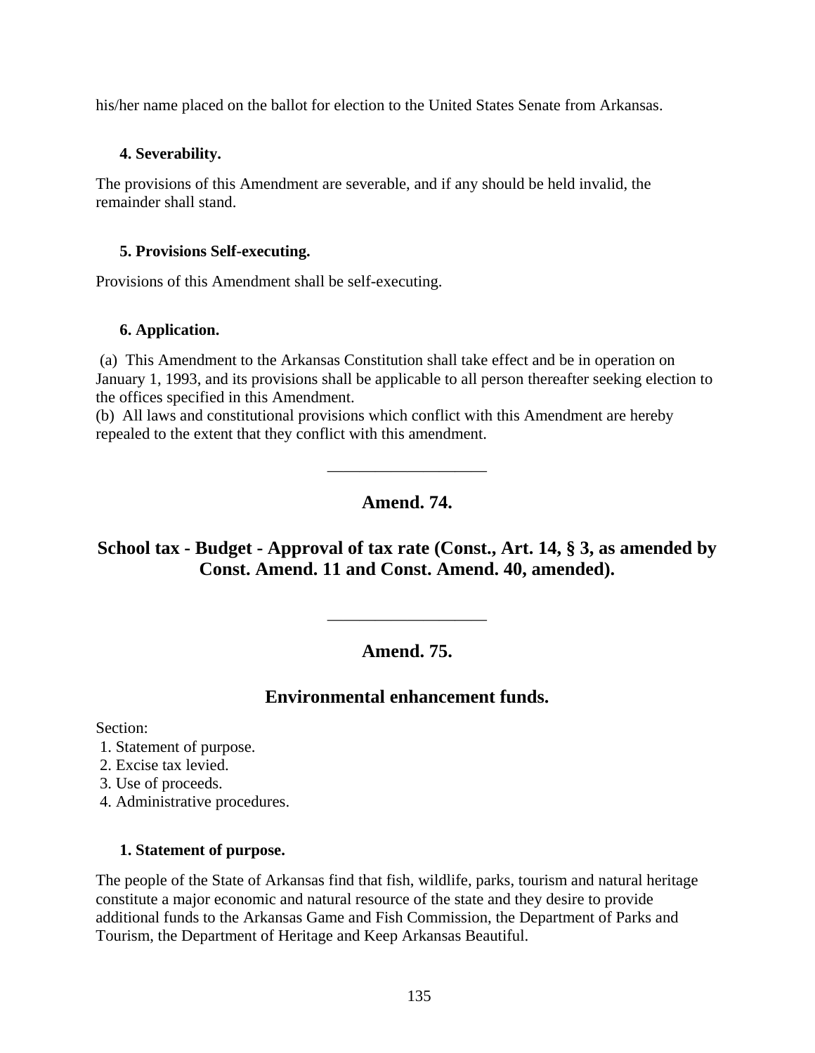his/her name placed on the ballot for election to the United States Senate from Arkansas.

**4. Severability.**

The provisions of this Amendment are severable, and if any should be held invalid, the remainder shall stand.

**5. Provisions Self-executing.**

Provisions of this Amendment shall be self-executing.

**6. Application.**

(a) This Amendment to the Arkansas Constitution shall take effect and be in operation on January 1, 1993, and its provisions shall be applicable to all person thereafter seeking election to the offices specified in this Amendment.
(b) All laws and constitutional provisions which conflict with this Amendment are hereby repealed to the extent that they conflict with this amendment.

___________________

## Amend. 74.

## School tax - Budget - Approval of tax rate (Const., Art. 14, § 3, as amended by Const. Amend. 11 and Const. Amend. 40, amended).

___________________

## Amend. 75.

## Environmental enhancement funds.

Section:
1. Statement of purpose.
2. Excise tax levied.
3. Use of proceeds.
4. Administrative procedures.

**1. Statement of purpose.**

The people of the State of Arkansas find that fish, wildlife, parks, tourism and natural heritage constitute a major economic and natural resource of the state and they desire to provide additional funds to the Arkansas Game and Fish Commission, the Department of Parks and Tourism, the Department of Heritage and Keep Arkansas Beautiful.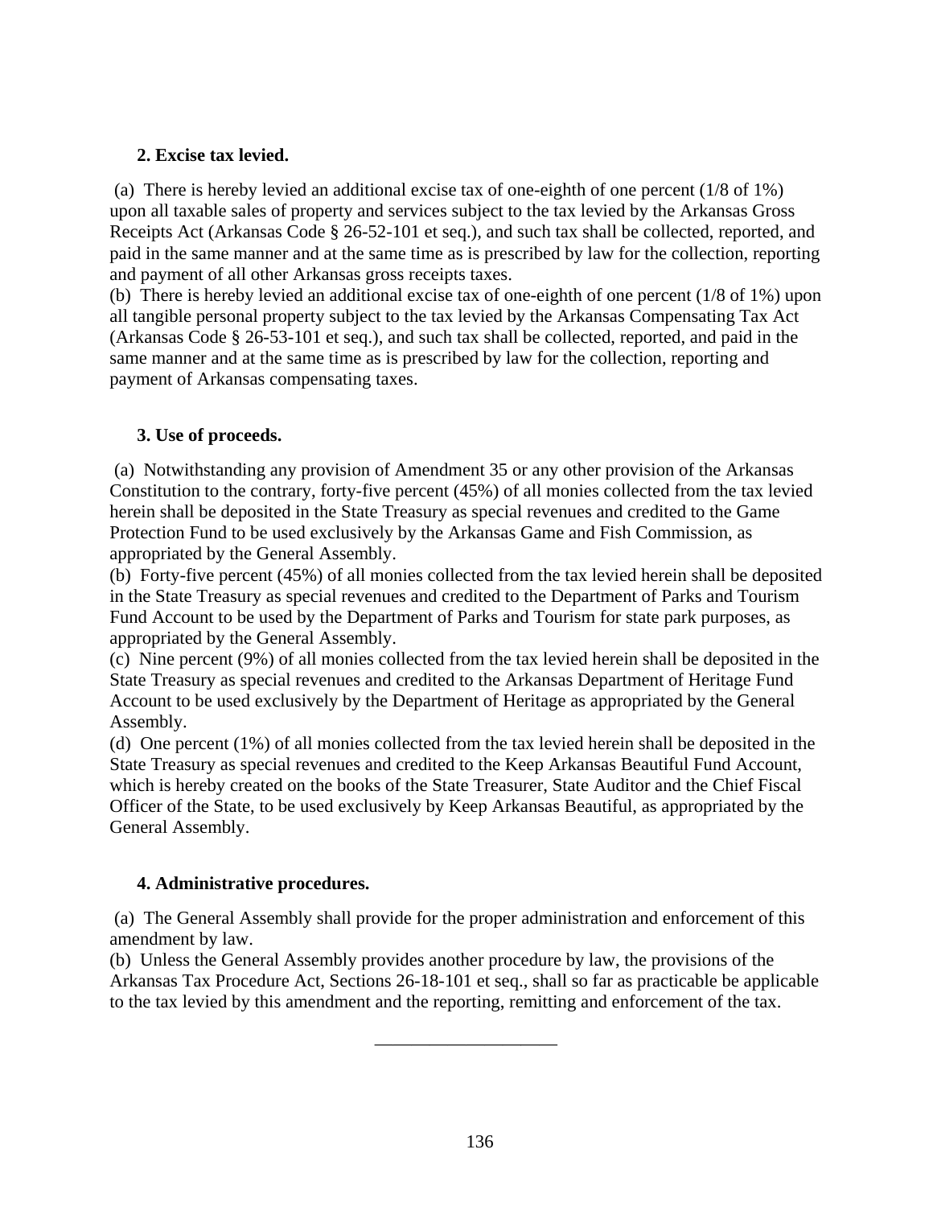**2. Excise tax levied.**

(a) There is hereby levied an additional excise tax of one-eighth of one percent (1/8 of 1%) upon all taxable sales of property and services subject to the tax levied by the Arkansas Gross Receipts Act (Arkansas Code § 26-52-101 et seq.), and such tax shall be collected, reported, and paid in the same manner and at the same time as is prescribed by law for the collection, reporting and payment of all other Arkansas gross receipts taxes.
(b) There is hereby levied an additional excise tax of one-eighth of one percent (1/8 of 1%) upon all tangible personal property subject to the tax levied by the Arkansas Compensating Tax Act (Arkansas Code § 26-53-101 et seq.), and such tax shall be collected, reported, and paid in the same manner and at the same time as is prescribed by law for the collection, reporting and payment of Arkansas compensating taxes.

**3. Use of proceeds.**

(a) Notwithstanding any provision of Amendment 35 or any other provision of the Arkansas Constitution to the contrary, forty-five percent (45%) of all monies collected from the tax levied herein shall be deposited in the State Treasury as special revenues and credited to the Game Protection Fund to be used exclusively by the Arkansas Game and Fish Commission, as appropriated by the General Assembly.
(b) Forty-five percent (45%) of all monies collected from the tax levied herein shall be deposited in the State Treasury as special revenues and credited to the Department of Parks and Tourism Fund Account to be used by the Department of Parks and Tourism for state park purposes, as appropriated by the General Assembly.
(c) Nine percent (9%) of all monies collected from the tax levied herein shall be deposited in the State Treasury as special revenues and credited to the Arkansas Department of Heritage Fund Account to be used exclusively by the Department of Heritage as appropriated by the General Assembly.
(d) One percent (1%) of all monies collected from the tax levied herein shall be deposited in the State Treasury as special revenues and credited to the Keep Arkansas Beautiful Fund Account, which is hereby created on the books of the State Treasurer, State Auditor and the Chief Fiscal Officer of the State, to be used exclusively by Keep Arkansas Beautiful, as appropriated by the General Assembly.

**4. Administrative procedures.**

(a) The General Assembly shall provide for the proper administration and enforcement of this amendment by law.
(b) Unless the General Assembly provides another procedure by law, the provisions of the Arkansas Tax Procedure Act, Sections 26-18-101 et seq., shall so far as practicable be applicable to the tax levied by this amendment and the reporting, remitting and enforcement of the tax.

____________________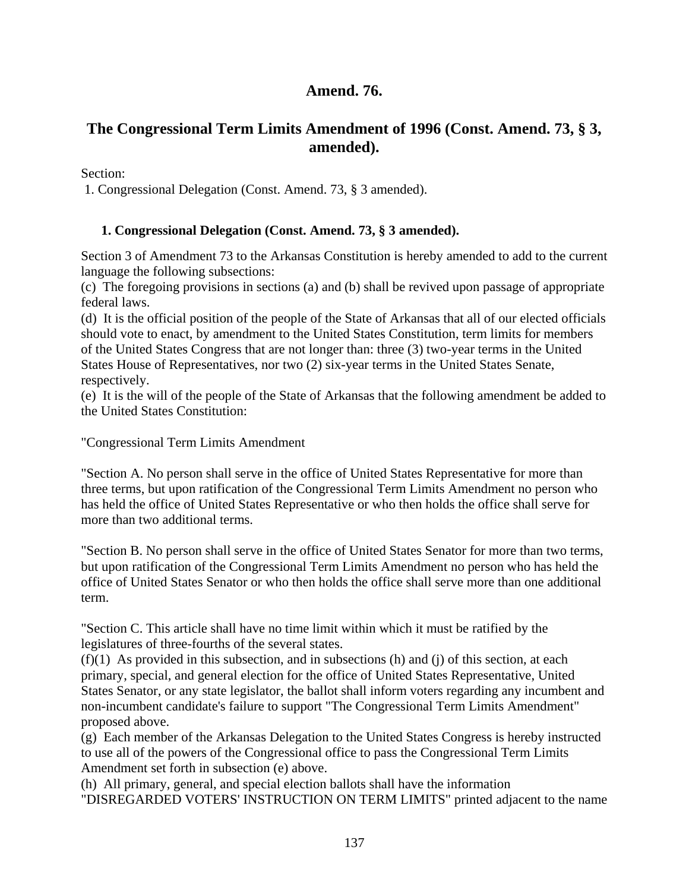## Amend. 76.

## The Congressional Term Limits Amendment of 1996 (Const. Amend. 73, § 3, amended).

Section:
1. Congressional Delegation (Const. Amend. 73, § 3 amended).

### 1. Congressional Delegation (Const. Amend. 73, § 3 amended).

Section 3 of Amendment 73 to the Arkansas Constitution is hereby amended to add to the current language the following subsections:
(c) The foregoing provisions in sections (a) and (b) shall be revived upon passage of appropriate federal laws.
(d) It is the official position of the people of the State of Arkansas that all of our elected officials should vote to enact, by amendment to the United States Constitution, term limits for members of the United States Congress that are not longer than: three (3) two-year terms in the United States House of Representatives, nor two (2) six-year terms in the United States Senate, respectively.
(e) It is the will of the people of the State of Arkansas that the following amendment be added to the United States Constitution:

"Congressional Term Limits Amendment

"Section A. No person shall serve in the office of United States Representative for more than three terms, but upon ratification of the Congressional Term Limits Amendment no person who has held the office of United States Representative or who then holds the office shall serve for more than two additional terms.

"Section B. No person shall serve in the office of United States Senator for more than two terms, but upon ratification of the Congressional Term Limits Amendment no person who has held the office of United States Senator or who then holds the office shall serve more than one additional term.

"Section C. This article shall have no time limit within which it must be ratified by the legislatures of three-fourths of the several states.
(f)(1) As provided in this subsection, and in subsections (h) and (j) of this section, at each primary, special, and general election for the office of United States Representative, United States Senator, or any state legislator, the ballot shall inform voters regarding any incumbent and non-incumbent candidate's failure to support "The Congressional Term Limits Amendment" proposed above.
(g) Each member of the Arkansas Delegation to the United States Congress is hereby instructed to use all of the powers of the Congressional office to pass the Congressional Term Limits Amendment set forth in subsection (e) above.
(h) All primary, general, and special election ballots shall have the information "DISREGARDED VOTERS' INSTRUCTION ON TERM LIMITS" printed adjacent to the name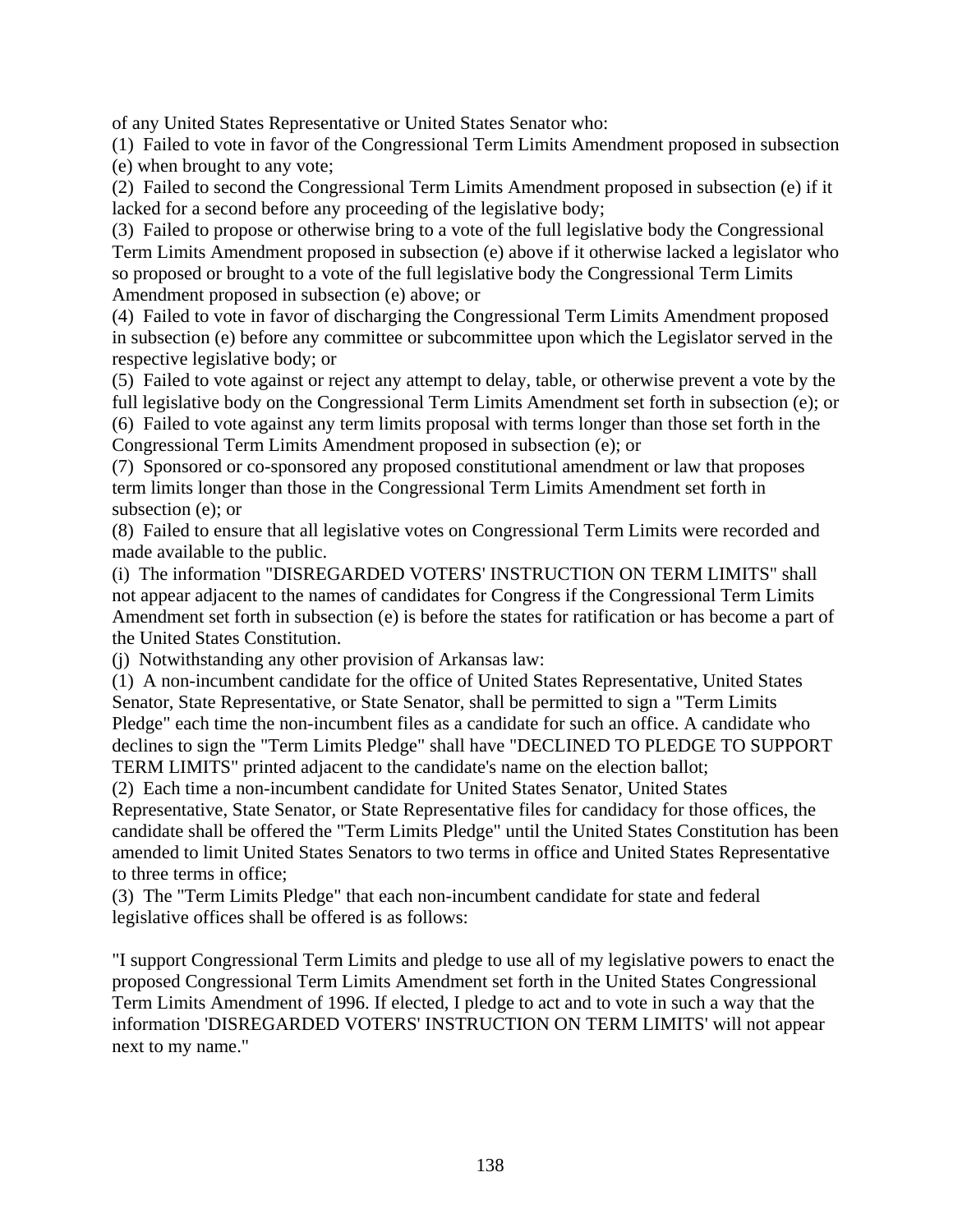of any United States Representative or United States Senator who:

(1) Failed to vote in favor of the Congressional Term Limits Amendment proposed in subsection (e) when brought to any vote;

(2) Failed to second the Congressional Term Limits Amendment proposed in subsection (e) if it lacked for a second before any proceeding of the legislative body;

(3) Failed to propose or otherwise bring to a vote of the full legislative body the Congressional Term Limits Amendment proposed in subsection (e) above if it otherwise lacked a legislator who so proposed or brought to a vote of the full legislative body the Congressional Term Limits Amendment proposed in subsection (e) above; or

(4) Failed to vote in favor of discharging the Congressional Term Limits Amendment proposed in subsection (e) before any committee or subcommittee upon which the Legislator served in the respective legislative body; or

(5) Failed to vote against or reject any attempt to delay, table, or otherwise prevent a vote by the full legislative body on the Congressional Term Limits Amendment set forth in subsection (e); or

(6) Failed to vote against any term limits proposal with terms longer than those set forth in the Congressional Term Limits Amendment proposed in subsection (e); or

(7) Sponsored or co-sponsored any proposed constitutional amendment or law that proposes term limits longer than those in the Congressional Term Limits Amendment set forth in subsection (e); or

(8) Failed to ensure that all legislative votes on Congressional Term Limits were recorded and made available to the public.

(i) The information "DISREGARDED VOTERS' INSTRUCTION ON TERM LIMITS" shall not appear adjacent to the names of candidates for Congress if the Congressional Term Limits Amendment set forth in subsection (e) is before the states for ratification or has become a part of the United States Constitution.

(j) Notwithstanding any other provision of Arkansas law:

(1) A non-incumbent candidate for the office of United States Representative, United States Senator, State Representative, or State Senator, shall be permitted to sign a "Term Limits Pledge" each time the non-incumbent files as a candidate for such an office. A candidate who declines to sign the "Term Limits Pledge" shall have "DECLINED TO PLEDGE TO SUPPORT TERM LIMITS" printed adjacent to the candidate's name on the election ballot;

(2) Each time a non-incumbent candidate for United States Senator, United States Representative, State Senator, or State Representative files for candidacy for those offices, the candidate shall be offered the "Term Limits Pledge" until the United States Constitution has been amended to limit United States Senators to two terms in office and United States Representative to three terms in office;

(3) The "Term Limits Pledge" that each non-incumbent candidate for state and federal legislative offices shall be offered is as follows:

"I support Congressional Term Limits and pledge to use all of my legislative powers to enact the proposed Congressional Term Limits Amendment set forth in the United States Congressional Term Limits Amendment of 1996. If elected, I pledge to act and to vote in such a way that the information 'DISREGARDED VOTERS' INSTRUCTION ON TERM LIMITS' will not appear next to my name."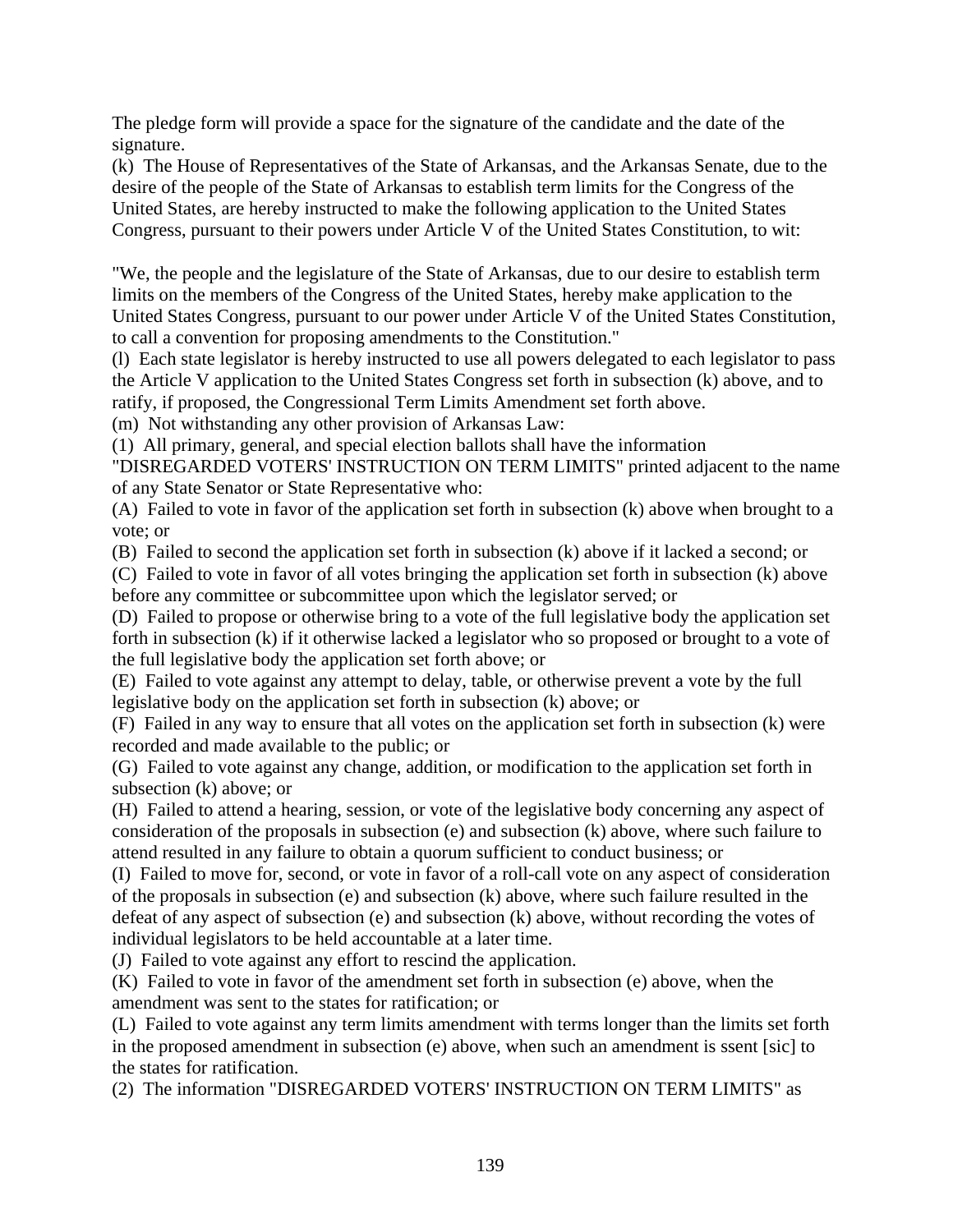The pledge form will provide a space for the signature of the candidate and the date of the signature.

(k) The House of Representatives of the State of Arkansas, and the Arkansas Senate, due to the desire of the people of the State of Arkansas to establish term limits for the Congress of the United States, are hereby instructed to make the following application to the United States Congress, pursuant to their powers under Article V of the United States Constitution, to wit:

"We, the people and the legislature of the State of Arkansas, due to our desire to establish term limits on the members of the Congress of the United States, hereby make application to the United States Congress, pursuant to our power under Article V of the United States Constitution, to call a convention for proposing amendments to the Constitution."

(l) Each state legislator is hereby instructed to use all powers delegated to each legislator to pass the Article V application to the United States Congress set forth in subsection (k) above, and to ratify, if proposed, the Congressional Term Limits Amendment set forth above.

(m) Not withstanding any other provision of Arkansas Law:

(1) All primary, general, and special election ballots shall have the information "DISREGARDED VOTERS' INSTRUCTION ON TERM LIMITS" printed adjacent to the name of any State Senator or State Representative who:

(A) Failed to vote in favor of the application set forth in subsection (k) above when brought to a vote; or

(B) Failed to second the application set forth in subsection (k) above if it lacked a second; or

(C) Failed to vote in favor of all votes bringing the application set forth in subsection (k) above before any committee or subcommittee upon which the legislator served; or

(D) Failed to propose or otherwise bring to a vote of the full legislative body the application set forth in subsection (k) if it otherwise lacked a legislator who so proposed or brought to a vote of the full legislative body the application set forth above; or

(E) Failed to vote against any attempt to delay, table, or otherwise prevent a vote by the full legislative body on the application set forth in subsection (k) above; or

(F) Failed in any way to ensure that all votes on the application set forth in subsection (k) were recorded and made available to the public; or

(G) Failed to vote against any change, addition, or modification to the application set forth in subsection (k) above; or

(H) Failed to attend a hearing, session, or vote of the legislative body concerning any aspect of consideration of the proposals in subsection (e) and subsection (k) above, where such failure to attend resulted in any failure to obtain a quorum sufficient to conduct business; or

(I) Failed to move for, second, or vote in favor of a roll-call vote on any aspect of consideration of the proposals in subsection (e) and subsection (k) above, where such failure resulted in the defeat of any aspect of subsection (e) and subsection (k) above, without recording the votes of individual legislators to be held accountable at a later time.

(J) Failed to vote against any effort to rescind the application.

(K) Failed to vote in favor of the amendment set forth in subsection (e) above, when the amendment was sent to the states for ratification; or

(L) Failed to vote against any term limits amendment with terms longer than the limits set forth in the proposed amendment in subsection (e) above, when such an amendment is ssent [sic] to the states for ratification.

(2) The information "DISREGARDED VOTERS' INSTRUCTION ON TERM LIMITS" as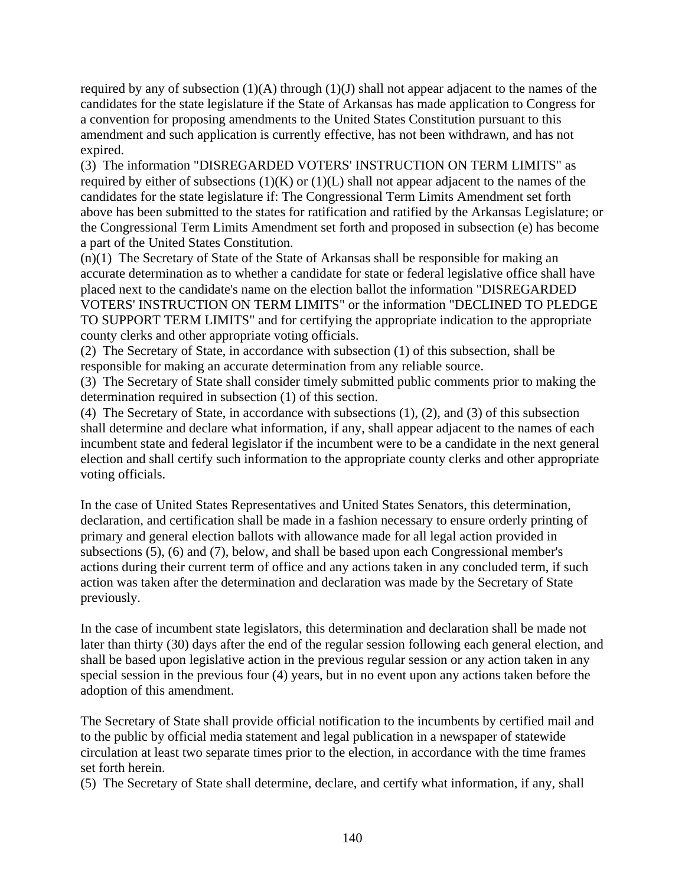required by any of subsection (1)(A) through (1)(J) shall not appear adjacent to the names of the candidates for the state legislature if the State of Arkansas has made application to Congress for a convention for proposing amendments to the United States Constitution pursuant to this amendment and such application is currently effective, has not been withdrawn, and has not expired.

(3) The information "DISREGARDED VOTERS' INSTRUCTION ON TERM LIMITS" as required by either of subsections (1)(K) or (1)(L) shall not appear adjacent to the names of the candidates for the state legislature if: The Congressional Term Limits Amendment set forth above has been submitted to the states for ratification and ratified by the Arkansas Legislature; or the Congressional Term Limits Amendment set forth and proposed in subsection (e) has become a part of the United States Constitution.

(n)(1) The Secretary of State of the State of Arkansas shall be responsible for making an accurate determination as to whether a candidate for state or federal legislative office shall have placed next to the candidate's name on the election ballot the information "DISREGARDED VOTERS' INSTRUCTION ON TERM LIMITS" or the information "DECLINED TO PLEDGE TO SUPPORT TERM LIMITS" and for certifying the appropriate indication to the appropriate county clerks and other appropriate voting officials.

(2) The Secretary of State, in accordance with subsection (1) of this subsection, shall be responsible for making an accurate determination from any reliable source.

(3) The Secretary of State shall consider timely submitted public comments prior to making the determination required in subsection (1) of this section.

(4) The Secretary of State, in accordance with subsections (1), (2), and (3) of this subsection shall determine and declare what information, if any, shall appear adjacent to the names of each incumbent state and federal legislator if the incumbent were to be a candidate in the next general election and shall certify such information to the appropriate county clerks and other appropriate voting officials.

In the case of United States Representatives and United States Senators, this determination, declaration, and certification shall be made in a fashion necessary to ensure orderly printing of primary and general election ballots with allowance made for all legal action provided in subsections (5), (6) and (7), below, and shall be based upon each Congressional member's actions during their current term of office and any actions taken in any concluded term, if such action was taken after the determination and declaration was made by the Secretary of State previously.

In the case of incumbent state legislators, this determination and declaration shall be made not later than thirty (30) days after the end of the regular session following each general election, and shall be based upon legislative action in the previous regular session or any action taken in any special session in the previous four (4) years, but in no event upon any actions taken before the adoption of this amendment.

The Secretary of State shall provide official notification to the incumbents by certified mail and to the public by official media statement and legal publication in a newspaper of statewide circulation at least two separate times prior to the election, in accordance with the time frames set forth herein.

(5) The Secretary of State shall determine, declare, and certify what information, if any, shall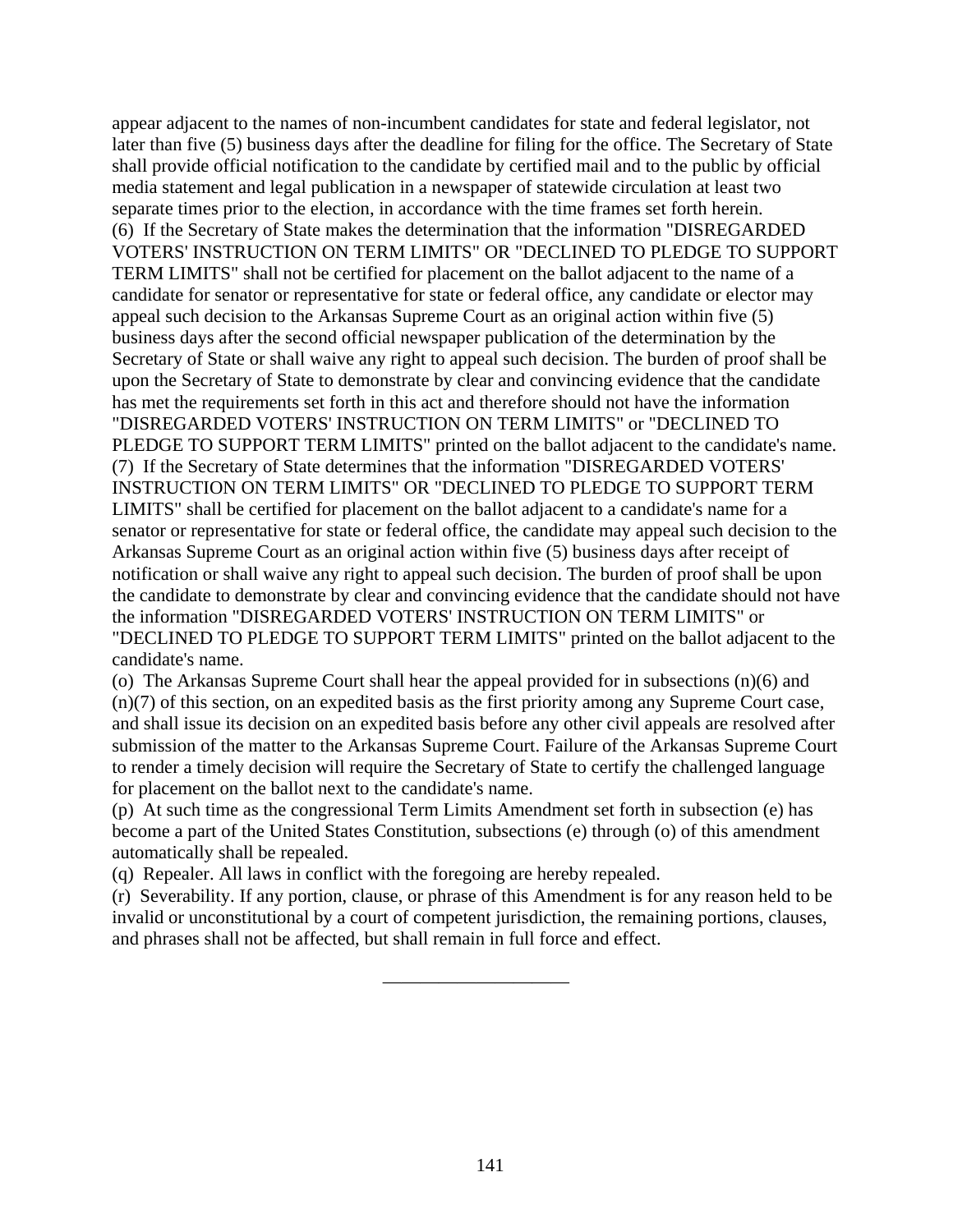appear adjacent to the names of non-incumbent candidates for state and federal legislator, not later than five (5) business days after the deadline for filing for the office. The Secretary of State shall provide official notification to the candidate by certified mail and to the public by official media statement and legal publication in a newspaper of statewide circulation at least two separate times prior to the election, in accordance with the time frames set forth herein.

(6) If the Secretary of State makes the determination that the information "DISREGARDED VOTERS' INSTRUCTION ON TERM LIMITS" OR "DECLINED TO PLEDGE TO SUPPORT TERM LIMITS" shall not be certified for placement on the ballot adjacent to the name of a candidate for senator or representative for state or federal office, any candidate or elector may appeal such decision to the Arkansas Supreme Court as an original action within five (5) business days after the second official newspaper publication of the determination by the Secretary of State or shall waive any right to appeal such decision. The burden of proof shall be upon the Secretary of State to demonstrate by clear and convincing evidence that the candidate has met the requirements set forth in this act and therefore should not have the information "DISREGARDED VOTERS' INSTRUCTION ON TERM LIMITS" or "DECLINED TO PLEDGE TO SUPPORT TERM LIMITS" printed on the ballot adjacent to the candidate's name.

(7) If the Secretary of State determines that the information "DISREGARDED VOTERS' INSTRUCTION ON TERM LIMITS" OR "DECLINED TO PLEDGE TO SUPPORT TERM LIMITS" shall be certified for placement on the ballot adjacent to a candidate's name for a senator or representative for state or federal office, the candidate may appeal such decision to the Arkansas Supreme Court as an original action within five (5) business days after receipt of notification or shall waive any right to appeal such decision. The burden of proof shall be upon the candidate to demonstrate by clear and convincing evidence that the candidate should not have the information "DISREGARDED VOTERS' INSTRUCTION ON TERM LIMITS" or "DECLINED TO PLEDGE TO SUPPORT TERM LIMITS" printed on the ballot adjacent to the candidate's name.

(o) The Arkansas Supreme Court shall hear the appeal provided for in subsections (n)(6) and (n)(7) of this section, on an expedited basis as the first priority among any Supreme Court case, and shall issue its decision on an expedited basis before any other civil appeals are resolved after submission of the matter to the Arkansas Supreme Court. Failure of the Arkansas Supreme Court to render a timely decision will require the Secretary of State to certify the challenged language for placement on the ballot next to the candidate's name.

(p) At such time as the congressional Term Limits Amendment set forth in subsection (e) has become a part of the United States Constitution, subsections (e) through (o) of this amendment automatically shall be repealed.

(q) Repealer. All laws in conflict with the foregoing are hereby repealed.

(r) Severability. If any portion, clause, or phrase of this Amendment is for any reason held to be invalid or unconstitutional by a court of competent jurisdiction, the remaining portions, clauses, and phrases shall not be affected, but shall remain in full force and effect.

\_\_\_\_\_\_\_\_\_\_\_\_\_\_\_\_\_\_\_\_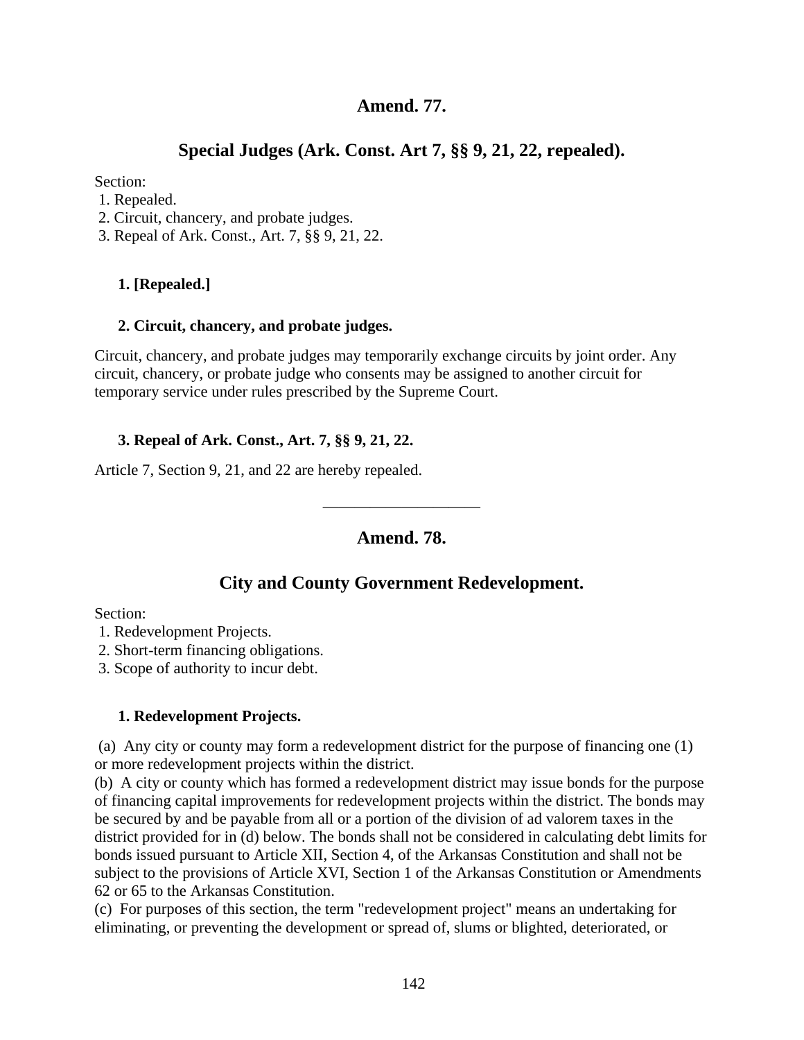## Amend. 77.

## Special Judges (Ark. Const. Art 7, §§ 9, 21, 22, repealed).

Section:
1. Repealed.
2. Circuit, chancery, and probate judges.
3. Repeal of Ark. Const., Art. 7, §§ 9, 21, 22.

### 1. [Repealed.]

### 2. Circuit, chancery, and probate judges.

Circuit, chancery, and probate judges may temporarily exchange circuits by joint order. Any circuit, chancery, or probate judge who consents may be assigned to another circuit for temporary service under rules prescribed by the Supreme Court.

### 3. Repeal of Ark. Const., Art. 7, §§ 9, 21, 22.

Article 7, Section 9, 21, and 22 are hereby repealed.

---

## Amend. 78.

## City and County Government Redevelopment.

Section:
1. Redevelopment Projects.
2. Short-term financing obligations.
3. Scope of authority to incur debt.

### 1. Redevelopment Projects.

(a) Any city or county may form a redevelopment district for the purpose of financing one (1) or more redevelopment projects within the district.
(b) A city or county which has formed a redevelopment district may issue bonds for the purpose of financing capital improvements for redevelopment projects within the district. The bonds may be secured by and be payable from all or a portion of the division of ad valorem taxes in the district provided for in (d) below. The bonds shall not be considered in calculating debt limits for bonds issued pursuant to Article XII, Section 4, of the Arkansas Constitution and shall not be subject to the provisions of Article XVI, Section 1 of the Arkansas Constitution or Amendments 62 or 65 to the Arkansas Constitution.
(c) For purposes of this section, the term "redevelopment project" means an undertaking for eliminating, or preventing the development or spread of, slums or blighted, deteriorated, or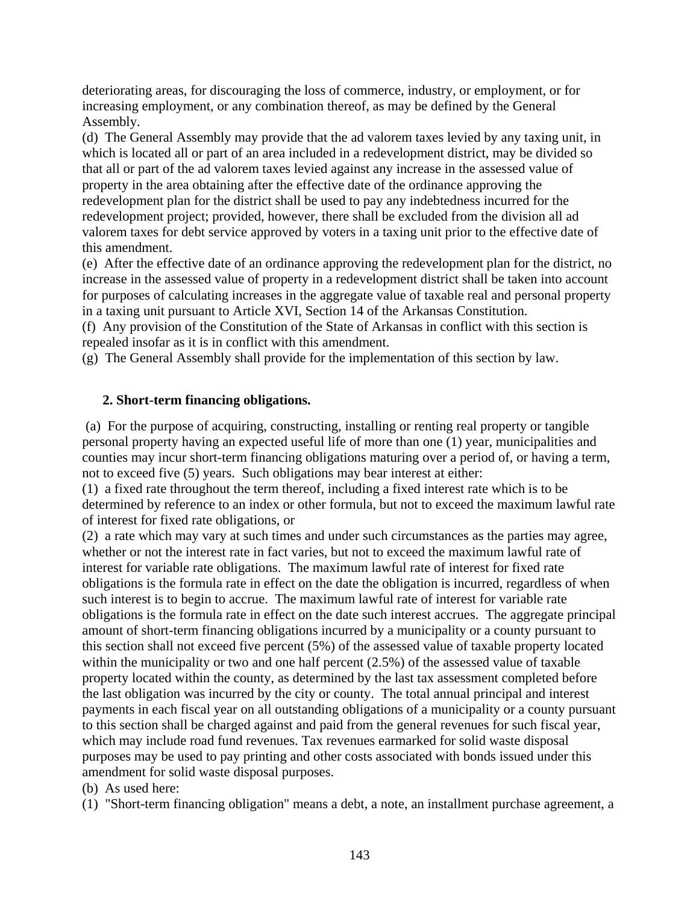deteriorating areas, for discouraging the loss of commerce, industry, or employment, or for increasing employment, or any combination thereof, as may be defined by the General Assembly.

(d) The General Assembly may provide that the ad valorem taxes levied by any taxing unit, in which is located all or part of an area included in a redevelopment district, may be divided so that all or part of the ad valorem taxes levied against any increase in the assessed value of property in the area obtaining after the effective date of the ordinance approving the redevelopment plan for the district shall be used to pay any indebtedness incurred for the redevelopment project; provided, however, there shall be excluded from the division all ad valorem taxes for debt service approved by voters in a taxing unit prior to the effective date of this amendment.

(e) After the effective date of an ordinance approving the redevelopment plan for the district, no increase in the assessed value of property in a redevelopment district shall be taken into account for purposes of calculating increases in the aggregate value of taxable real and personal property in a taxing unit pursuant to Article XVI, Section 14 of the Arkansas Constitution.

(f) Any provision of the Constitution of the State of Arkansas in conflict with this section is repealed insofar as it is in conflict with this amendment.

(g) The General Assembly shall provide for the implementation of this section by law.

**2. Short-term financing obligations.**

(a) For the purpose of acquiring, constructing, installing or renting real property or tangible personal property having an expected useful life of more than one (1) year, municipalities and counties may incur short-term financing obligations maturing over a period of, or having a term, not to exceed five (5) years. Such obligations may bear interest at either:

(1) a fixed rate throughout the term thereof, including a fixed interest rate which is to be determined by reference to an index or other formula, but not to exceed the maximum lawful rate of interest for fixed rate obligations, or

(2) a rate which may vary at such times and under such circumstances as the parties may agree, whether or not the interest rate in fact varies, but not to exceed the maximum lawful rate of interest for variable rate obligations. The maximum lawful rate of interest for fixed rate obligations is the formula rate in effect on the date the obligation is incurred, regardless of when such interest is to begin to accrue. The maximum lawful rate of interest for variable rate obligations is the formula rate in effect on the date such interest accrues. The aggregate principal amount of short-term financing obligations incurred by a municipality or a county pursuant to this section shall not exceed five percent (5%) of the assessed value of taxable property located within the municipality or two and one half percent (2.5%) of the assessed value of taxable property located within the county, as determined by the last tax assessment completed before the last obligation was incurred by the city or county. The total annual principal and interest payments in each fiscal year on all outstanding obligations of a municipality or a county pursuant to this section shall be charged against and paid from the general revenues for such fiscal year, which may include road fund revenues. Tax revenues earmarked for solid waste disposal purposes may be used to pay printing and other costs associated with bonds issued under this amendment for solid waste disposal purposes.

(b) As used here:

(1) "Short-term financing obligation" means a debt, a note, an installment purchase agreement, a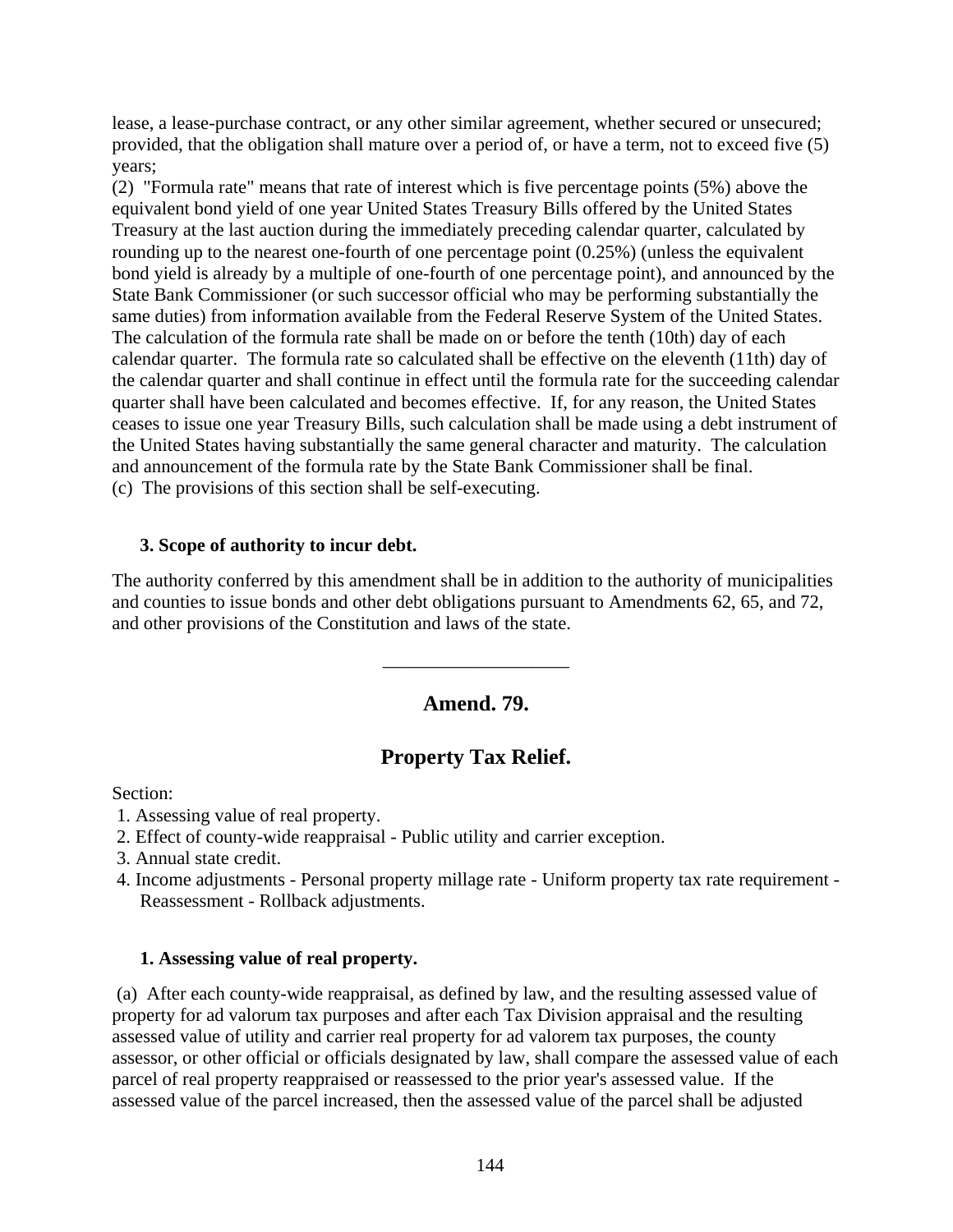lease, a lease-purchase contract, or any other similar agreement, whether secured or unsecured; provided, that the obligation shall mature over a period of, or have a term, not to exceed five (5) years;

(2) "Formula rate" means that rate of interest which is five percentage points (5%) above the equivalent bond yield of one year United States Treasury Bills offered by the United States Treasury at the last auction during the immediately preceding calendar quarter, calculated by rounding up to the nearest one-fourth of one percentage point (0.25%) (unless the equivalent bond yield is already by a multiple of one-fourth of one percentage point), and announced by the State Bank Commissioner (or such successor official who may be performing substantially the same duties) from information available from the Federal Reserve System of the United States. The calculation of the formula rate shall be made on or before the tenth (10th) day of each calendar quarter. The formula rate so calculated shall be effective on the eleventh (11th) day of the calendar quarter and shall continue in effect until the formula rate for the succeeding calendar quarter shall have been calculated and becomes effective. If, for any reason, the United States ceases to issue one year Treasury Bills, such calculation shall be made using a debt instrument of the United States having substantially the same general character and maturity. The calculation and announcement of the formula rate by the State Bank Commissioner shall be final.

(c) The provisions of this section shall be self-executing.

**3. Scope of authority to incur debt.**

The authority conferred by this amendment shall be in addition to the authority of municipalities and counties to issue bonds and other debt obligations pursuant to Amendments 62, 65, and 72, and other provisions of the Constitution and laws of the state.

---

## Amend. 79.

## Property Tax Relief.

Section:

1. Assessing value of real property.
2. Effect of county-wide reappraisal - Public utility and carrier exception.
3. Annual state credit.
4. Income adjustments - Personal property millage rate - Uniform property tax rate requirement - Reassessment - Rollback adjustments.

**1. Assessing value of real property.**

(a) After each county-wide reappraisal, as defined by law, and the resulting assessed value of property for ad valorum tax purposes and after each Tax Division appraisal and the resulting assessed value of utility and carrier real property for ad valorem tax purposes, the county assessor, or other official or officials designated by law, shall compare the assessed value of each parcel of real property reappraised or reassessed to the prior year's assessed value. If the assessed value of the parcel increased, then the assessed value of the parcel shall be adjusted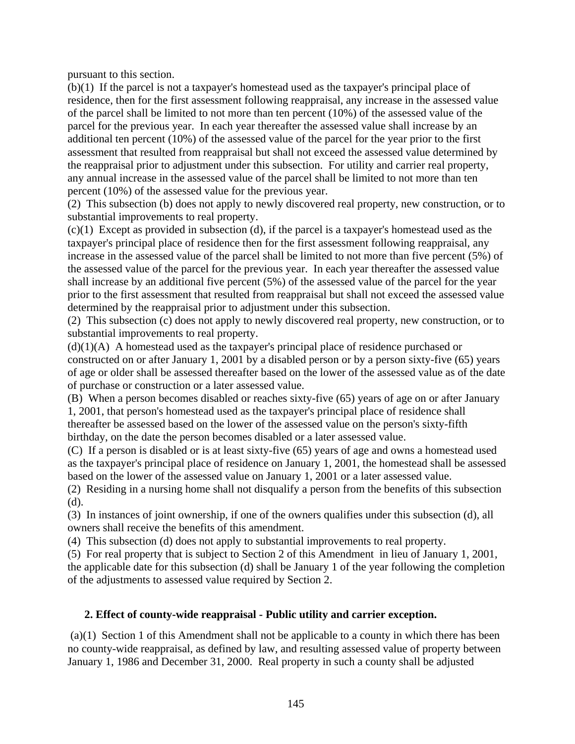pursuant to this section.

(b)(1) If the parcel is not a taxpayer's homestead used as the taxpayer's principal place of residence, then for the first assessment following reappraisal, any increase in the assessed value of the parcel shall be limited to not more than ten percent (10%) of the assessed value of the parcel for the previous year. In each year thereafter the assessed value shall increase by an additional ten percent (10%) of the assessed value of the parcel for the year prior to the first assessment that resulted from reappraisal but shall not exceed the assessed value determined by the reappraisal prior to adjustment under this subsection. For utility and carrier real property, any annual increase in the assessed value of the parcel shall be limited to not more than ten percent (10%) of the assessed value for the previous year.

(2) This subsection (b) does not apply to newly discovered real property, new construction, or to substantial improvements to real property.

(c)(1) Except as provided in subsection (d), if the parcel is a taxpayer's homestead used as the taxpayer's principal place of residence then for the first assessment following reappraisal, any increase in the assessed value of the parcel shall be limited to not more than five percent (5%) of the assessed value of the parcel for the previous year. In each year thereafter the assessed value shall increase by an additional five percent (5%) of the assessed value of the parcel for the year prior to the first assessment that resulted from reappraisal but shall not exceed the assessed value determined by the reappraisal prior to adjustment under this subsection.

(2) This subsection (c) does not apply to newly discovered real property, new construction, or to substantial improvements to real property.

(d)(1)(A) A homestead used as the taxpayer's principal place of residence purchased or constructed on or after January 1, 2001 by a disabled person or by a person sixty-five (65) years of age or older shall be assessed thereafter based on the lower of the assessed value as of the date of purchase or construction or a later assessed value.

(B) When a person becomes disabled or reaches sixty-five (65) years of age on or after January 1, 2001, that person's homestead used as the taxpayer's principal place of residence shall thereafter be assessed based on the lower of the assessed value on the person's sixty-fifth birthday, on the date the person becomes disabled or a later assessed value.

(C) If a person is disabled or is at least sixty-five (65) years of age and owns a homestead used as the taxpayer's principal place of residence on January 1, 2001, the homestead shall be assessed based on the lower of the assessed value on January 1, 2001 or a later assessed value.

(2) Residing in a nursing home shall not disqualify a person from the benefits of this subsection (d).

(3) In instances of joint ownership, if one of the owners qualifies under this subsection (d), all owners shall receive the benefits of this amendment.

(4) This subsection (d) does not apply to substantial improvements to real property.

(5) For real property that is subject to Section 2 of this Amendment in lieu of January 1, 2001, the applicable date for this subsection (d) shall be January 1 of the year following the completion of the adjustments to assessed value required by Section 2.

**2. Effect of county-wide reappraisal - Public utility and carrier exception.**

(a)(1) Section 1 of this Amendment shall not be applicable to a county in which there has been no county-wide reappraisal, as defined by law, and resulting assessed value of property between January 1, 1986 and December 31, 2000. Real property in such a county shall be adjusted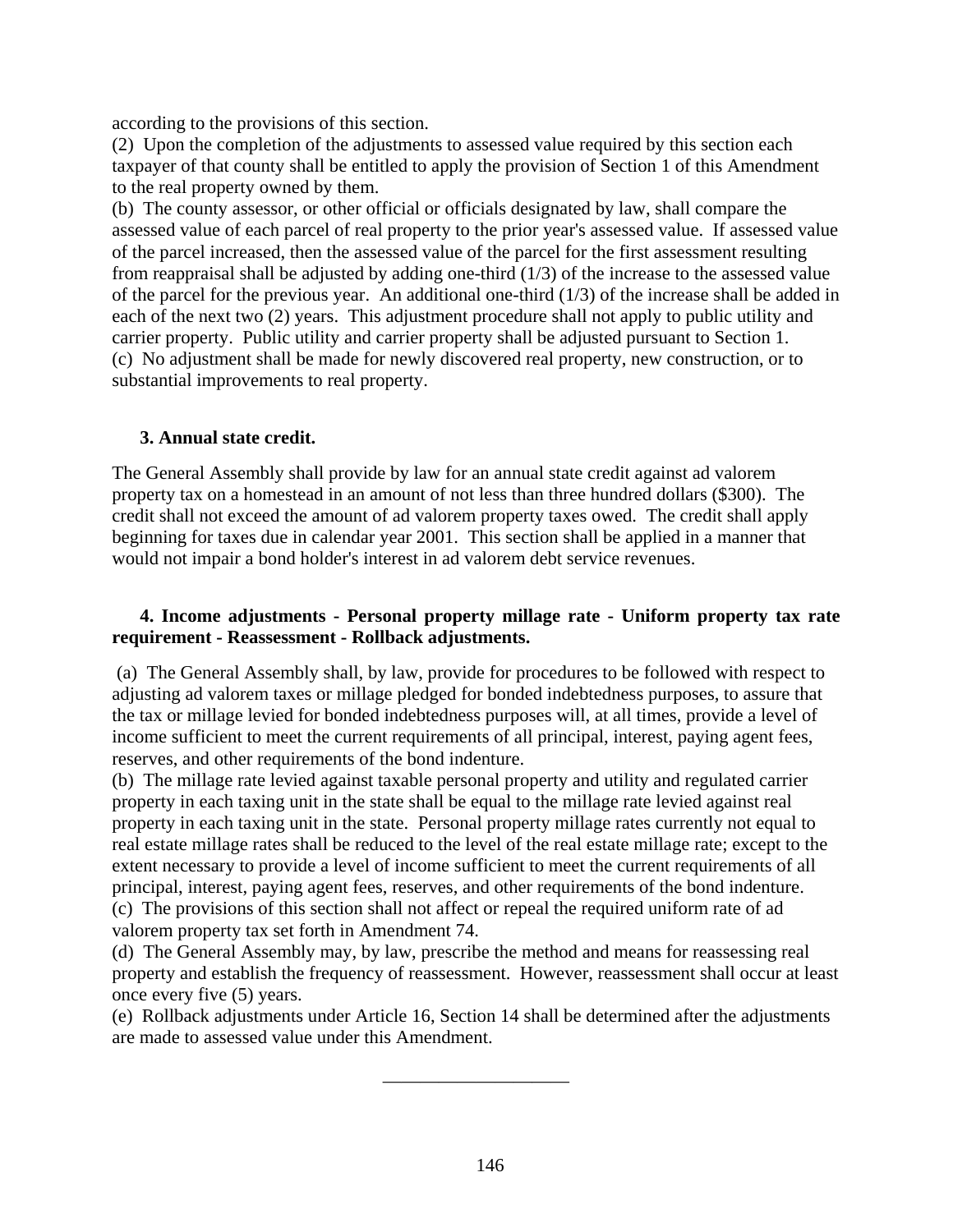according to the provisions of this section.
(2) Upon the completion of the adjustments to assessed value required by this section each taxpayer of that county shall be entitled to apply the provision of Section 1 of this Amendment to the real property owned by them.
(b) The county assessor, or other official or officials designated by law, shall compare the assessed value of each parcel of real property to the prior year's assessed value. If assessed value of the parcel increased, then the assessed value of the parcel for the first assessment resulting from reappraisal shall be adjusted by adding one-third (1/3) of the increase to the assessed value of the parcel for the previous year. An additional one-third (1/3) of the increase shall be added in each of the next two (2) years. This adjustment procedure shall not apply to public utility and carrier property. Public utility and carrier property shall be adjusted pursuant to Section 1.
(c) No adjustment shall be made for newly discovered real property, new construction, or to substantial improvements to real property.

### 3. Annual state credit.

The General Assembly shall provide by law for an annual state credit against ad valorem property tax on a homestead in an amount of not less than three hundred dollars ($300). The credit shall not exceed the amount of ad valorem property taxes owed. The credit shall apply beginning for taxes due in calendar year 2001. This section shall be applied in a manner that would not impair a bond holder's interest in ad valorem debt service revenues.

### 4. Income adjustments - Personal property millage rate - Uniform property tax rate requirement - Reassessment - Rollback adjustments.

(a) The General Assembly shall, by law, provide for procedures to be followed with respect to adjusting ad valorem taxes or millage pledged for bonded indebtedness purposes, to assure that the tax or millage levied for bonded indebtedness purposes will, at all times, provide a level of income sufficient to meet the current requirements of all principal, interest, paying agent fees, reserves, and other requirements of the bond indenture.
(b) The millage rate levied against taxable personal property and utility and regulated carrier property in each taxing unit in the state shall be equal to the millage rate levied against real property in each taxing unit in the state. Personal property millage rates currently not equal to real estate millage rates shall be reduced to the level of the real estate millage rate; except to the extent necessary to provide a level of income sufficient to meet the current requirements of all principal, interest, paying agent fees, reserves, and other requirements of the bond indenture.
(c) The provisions of this section shall not affect or repeal the required uniform rate of ad valorem property tax set forth in Amendment 74.
(d) The General Assembly may, by law, prescribe the method and means for reassessing real property and establish the frequency of reassessment. However, reassessment shall occur at least once every five (5) years.
(e) Rollback adjustments under Article 16, Section 14 shall be determined after the adjustments are made to assessed value under this Amendment.

____________________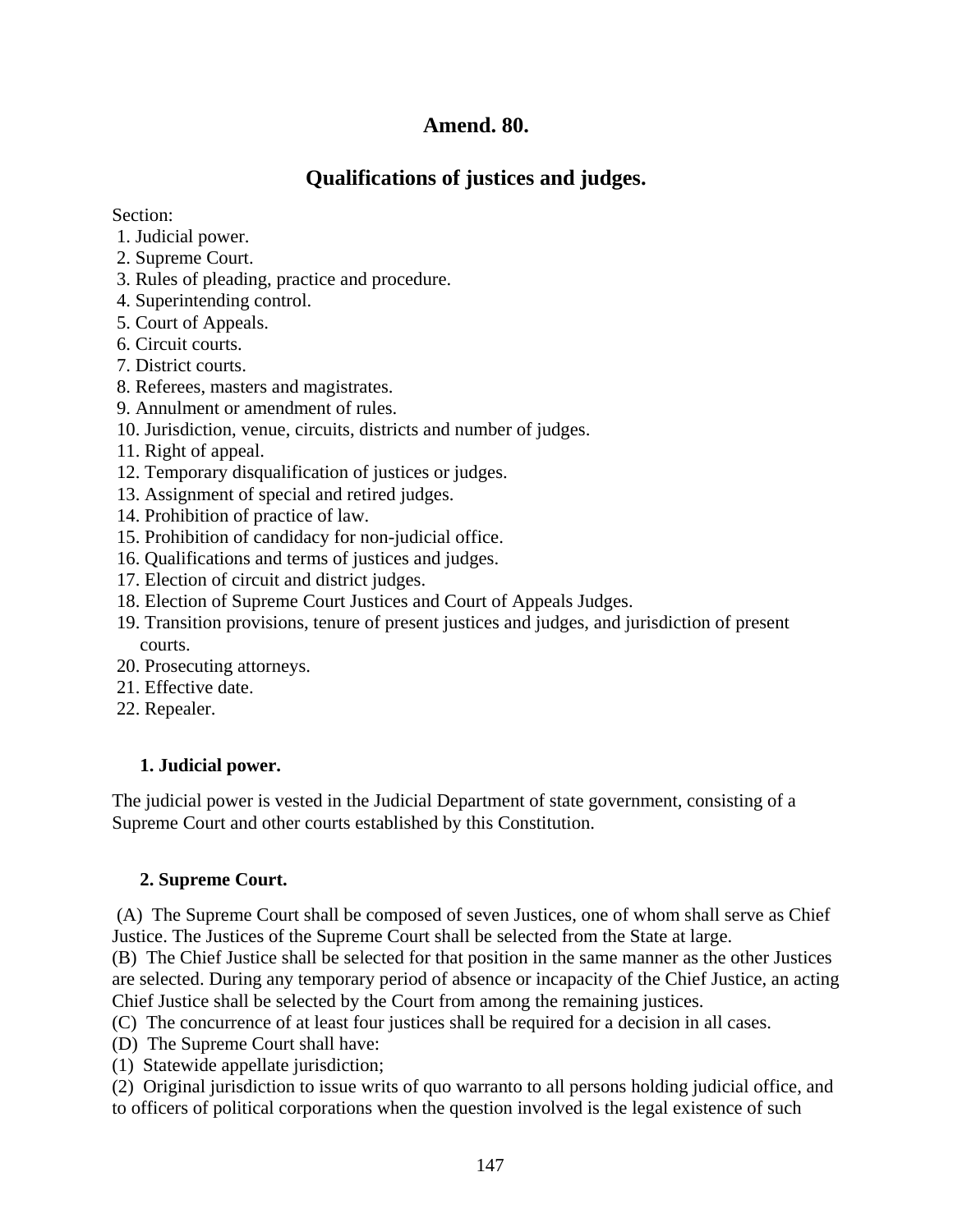## Amend. 80.

## Qualifications of justices and judges.

Section:

1. Judicial power.
2. Supreme Court.
3. Rules of pleading, practice and procedure.
4. Superintending control.
5. Court of Appeals.
6. Circuit courts.
7. District courts.
8. Referees, masters and magistrates.
9. Annulment or amendment of rules.
10. Jurisdiction, venue, circuits, districts and number of judges.
11. Right of appeal.
12. Temporary disqualification of justices or judges.
13. Assignment of special and retired judges.
14. Prohibition of practice of law.
15. Prohibition of candidacy for non-judicial office.
16. Qualifications and terms of justices and judges.
17. Election of circuit and district judges.
18. Election of Supreme Court Justices and Court of Appeals Judges.
19. Transition provisions, tenure of present justices and judges, and jurisdiction of present courts.
20. Prosecuting attorneys.
21. Effective date.
22. Repealer.

### 1. Judicial power.

The judicial power is vested in the Judicial Department of state government, consisting of a Supreme Court and other courts established by this Constitution.

### 2. Supreme Court.

(A) The Supreme Court shall be composed of seven Justices, one of whom shall serve as Chief Justice. The Justices of the Supreme Court shall be selected from the State at large.
(B) The Chief Justice shall be selected for that position in the same manner as the other Justices are selected. During any temporary period of absence or incapacity of the Chief Justice, an acting Chief Justice shall be selected by the Court from among the remaining justices.
(C) The concurrence of at least four justices shall be required for a decision in all cases.
(D) The Supreme Court shall have:
(1) Statewide appellate jurisdiction;
(2) Original jurisdiction to issue writs of quo warranto to all persons holding judicial office, and to officers of political corporations when the question involved is the legal existence of such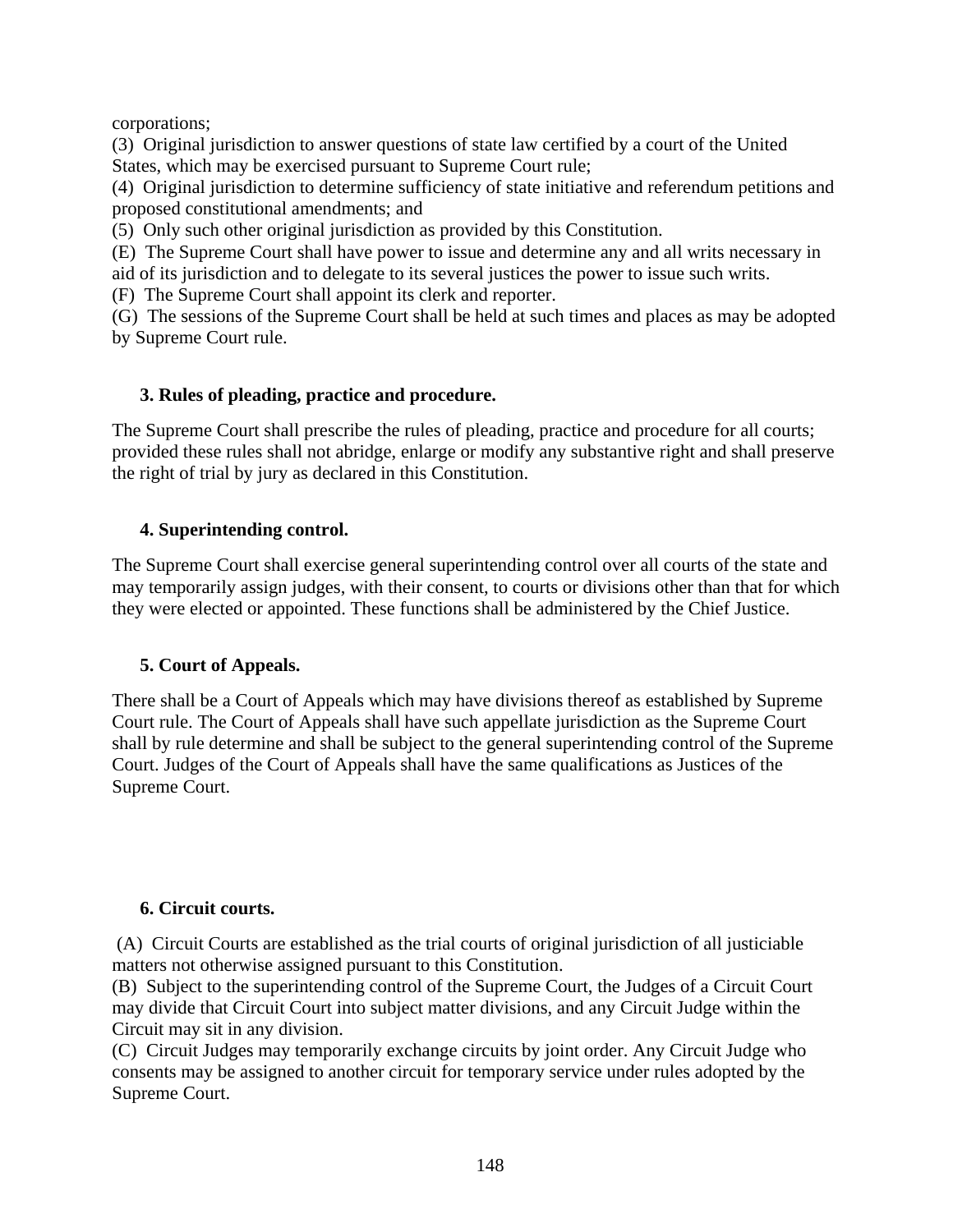corporations;
(3) Original jurisdiction to answer questions of state law certified by a court of the United States, which may be exercised pursuant to Supreme Court rule;
(4) Original jurisdiction to determine sufficiency of state initiative and referendum petitions and proposed constitutional amendments; and
(5) Only such other original jurisdiction as provided by this Constitution.
(E) The Supreme Court shall have power to issue and determine any and all writs necessary in aid of its jurisdiction and to delegate to its several justices the power to issue such writs.
(F) The Supreme Court shall appoint its clerk and reporter.
(G) The sessions of the Supreme Court shall be held at such times and places as may be adopted by Supreme Court rule.

### 3. Rules of pleading, practice and procedure.

The Supreme Court shall prescribe the rules of pleading, practice and procedure for all courts; provided these rules shall not abridge, enlarge or modify any substantive right and shall preserve the right of trial by jury as declared in this Constitution.

### 4. Superintending control.

The Supreme Court shall exercise general superintending control over all courts of the state and may temporarily assign judges, with their consent, to courts or divisions other than that for which they were elected or appointed. These functions shall be administered by the Chief Justice.

### 5. Court of Appeals.

There shall be a Court of Appeals which may have divisions thereof as established by Supreme Court rule. The Court of Appeals shall have such appellate jurisdiction as the Supreme Court shall by rule determine and shall be subject to the general superintending control of the Supreme Court. Judges of the Court of Appeals shall have the same qualifications as Justices of the Supreme Court.

### 6. Circuit courts.

(A) Circuit Courts are established as the trial courts of original jurisdiction of all justiciable matters not otherwise assigned pursuant to this Constitution.
(B) Subject to the superintending control of the Supreme Court, the Judges of a Circuit Court may divide that Circuit Court into subject matter divisions, and any Circuit Judge within the Circuit may sit in any division.
(C) Circuit Judges may temporarily exchange circuits by joint order. Any Circuit Judge who consents may be assigned to another circuit for temporary service under rules adopted by the Supreme Court.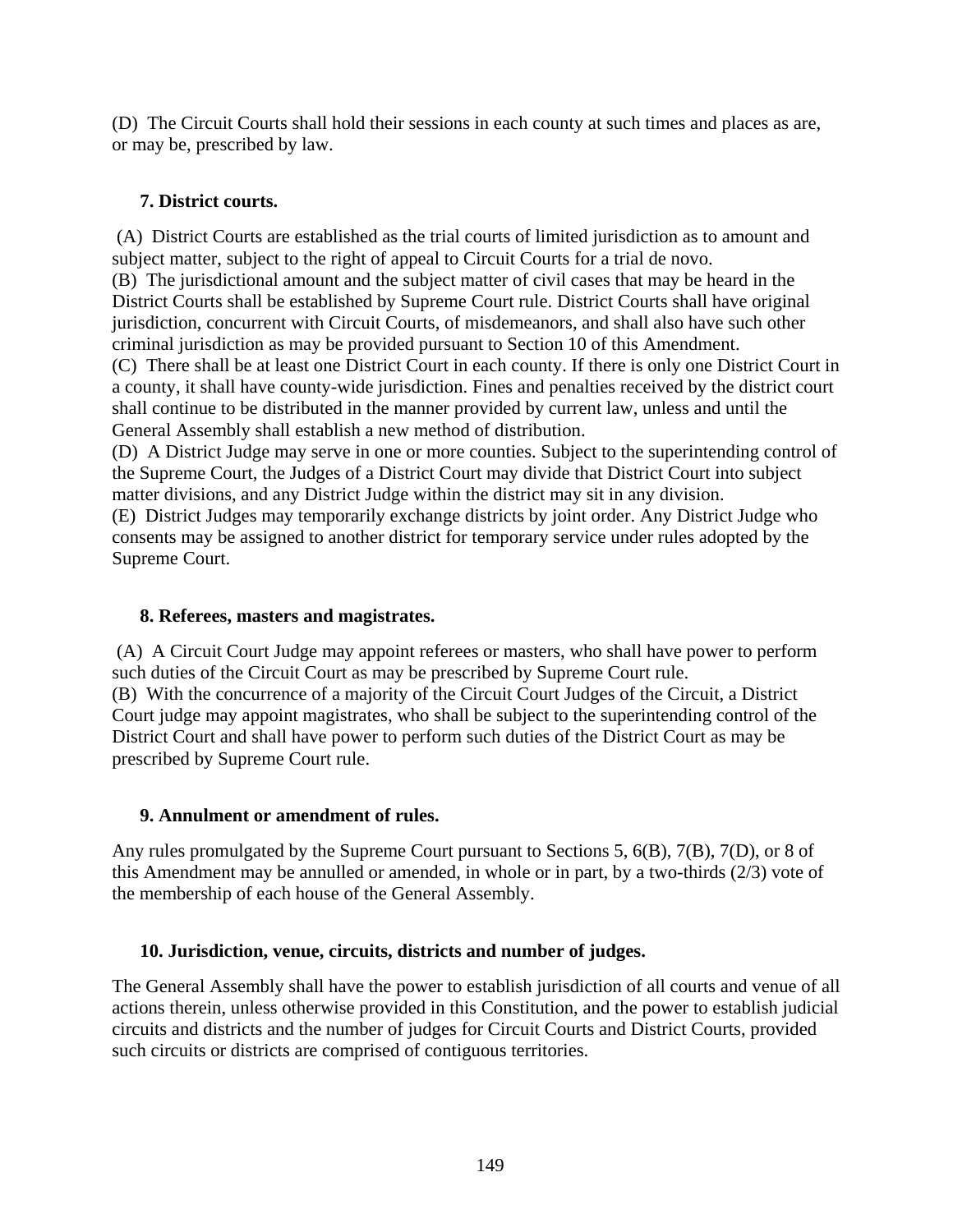(D) The Circuit Courts shall hold their sessions in each county at such times and places as are, or may be, prescribed by law.

### 7. District courts.

(A) District Courts are established as the trial courts of limited jurisdiction as to amount and subject matter, subject to the right of appeal to Circuit Courts for a trial de novo.
(B) The jurisdictional amount and the subject matter of civil cases that may be heard in the District Courts shall be established by Supreme Court rule. District Courts shall have original jurisdiction, concurrent with Circuit Courts, of misdemeanors, and shall also have such other criminal jurisdiction as may be provided pursuant to Section 10 of this Amendment.
(C) There shall be at least one District Court in each county. If there is only one District Court in a county, it shall have county-wide jurisdiction. Fines and penalties received by the district court shall continue to be distributed in the manner provided by current law, unless and until the General Assembly shall establish a new method of distribution.
(D) A District Judge may serve in one or more counties. Subject to the superintending control of the Supreme Court, the Judges of a District Court may divide that District Court into subject matter divisions, and any District Judge within the district may sit in any division.
(E) District Judges may temporarily exchange districts by joint order. Any District Judge who consents may be assigned to another district for temporary service under rules adopted by the Supreme Court.

### 8. Referees, masters and magistrates.

(A) A Circuit Court Judge may appoint referees or masters, who shall have power to perform such duties of the Circuit Court as may be prescribed by Supreme Court rule.
(B) With the concurrence of a majority of the Circuit Court Judges of the Circuit, a District Court judge may appoint magistrates, who shall be subject to the superintending control of the District Court and shall have power to perform such duties of the District Court as may be prescribed by Supreme Court rule.

### 9. Annulment or amendment of rules.

Any rules promulgated by the Supreme Court pursuant to Sections 5, 6(B), 7(B), 7(D), or 8 of this Amendment may be annulled or amended, in whole or in part, by a two-thirds (2/3) vote of the membership of each house of the General Assembly.

### 10. Jurisdiction, venue, circuits, districts and number of judges.

The General Assembly shall have the power to establish jurisdiction of all courts and venue of all actions therein, unless otherwise provided in this Constitution, and the power to establish judicial circuits and districts and the number of judges for Circuit Courts and District Courts, provided such circuits or districts are comprised of contiguous territories.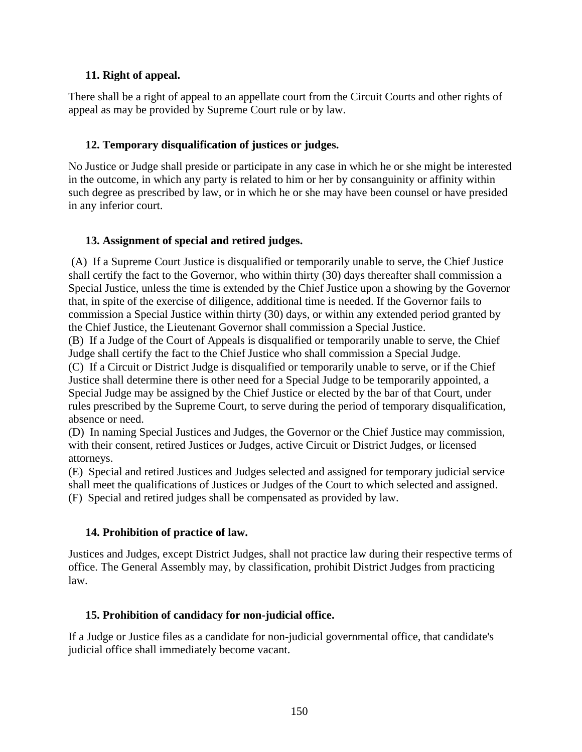### 11. Right of appeal.

There shall be a right of appeal to an appellate court from the Circuit Courts and other rights of appeal as may be provided by Supreme Court rule or by law.

### 12. Temporary disqualification of justices or judges.

No Justice or Judge shall preside or participate in any case in which he or she might be interested in the outcome, in which any party is related to him or her by consanguinity or affinity within such degree as prescribed by law, or in which he or she may have been counsel or have presided in any inferior court.

### 13. Assignment of special and retired judges.

(A) If a Supreme Court Justice is disqualified or temporarily unable to serve, the Chief Justice shall certify the fact to the Governor, who within thirty (30) days thereafter shall commission a Special Justice, unless the time is extended by the Chief Justice upon a showing by the Governor that, in spite of the exercise of diligence, additional time is needed. If the Governor fails to commission a Special Justice within thirty (30) days, or within any extended period granted by the Chief Justice, the Lieutenant Governor shall commission a Special Justice.
(B) If a Judge of the Court of Appeals is disqualified or temporarily unable to serve, the Chief Judge shall certify the fact to the Chief Justice who shall commission a Special Judge.
(C) If a Circuit or District Judge is disqualified or temporarily unable to serve, or if the Chief Justice shall determine there is other need for a Special Judge to be temporarily appointed, a Special Judge may be assigned by the Chief Justice or elected by the bar of that Court, under rules prescribed by the Supreme Court, to serve during the period of temporary disqualification, absence or need.
(D) In naming Special Justices and Judges, the Governor or the Chief Justice may commission, with their consent, retired Justices or Judges, active Circuit or District Judges, or licensed attorneys.
(E) Special and retired Justices and Judges selected and assigned for temporary judicial service shall meet the qualifications of Justices or Judges of the Court to which selected and assigned.
(F) Special and retired judges shall be compensated as provided by law.

### 14. Prohibition of practice of law.

Justices and Judges, except District Judges, shall not practice law during their respective terms of office. The General Assembly may, by classification, prohibit District Judges from practicing law.

### 15. Prohibition of candidacy for non-judicial office.

If a Judge or Justice files as a candidate for non-judicial governmental office, that candidate's judicial office shall immediately become vacant.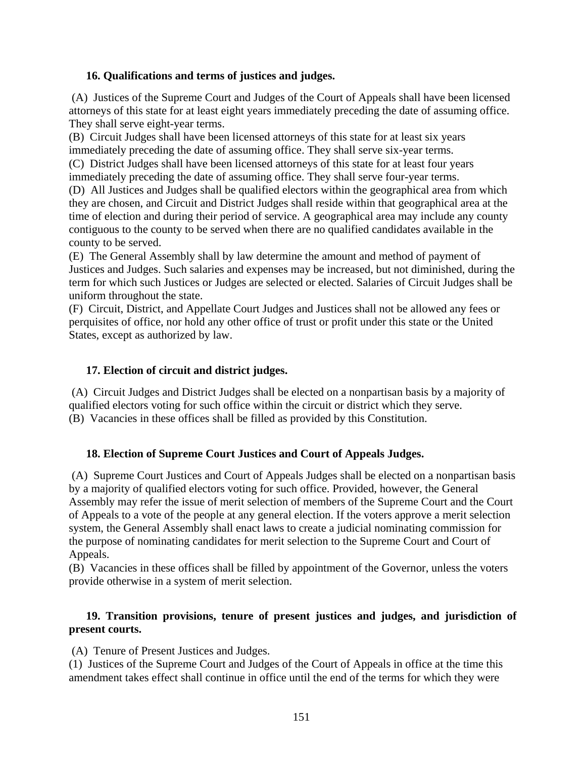**16. Qualifications and terms of justices and judges.**

(A) Justices of the Supreme Court and Judges of the Court of Appeals shall have been licensed attorneys of this state for at least eight years immediately preceding the date of assuming office. They shall serve eight-year terms.
(B) Circuit Judges shall have been licensed attorneys of this state for at least six years immediately preceding the date of assuming office. They shall serve six-year terms.
(C) District Judges shall have been licensed attorneys of this state for at least four years immediately preceding the date of assuming office. They shall serve four-year terms.
(D) All Justices and Judges shall be qualified electors within the geographical area from which they are chosen, and Circuit and District Judges shall reside within that geographical area at the time of election and during their period of service. A geographical area may include any county contiguous to the county to be served when there are no qualified candidates available in the county to be served.
(E) The General Assembly shall by law determine the amount and method of payment of Justices and Judges. Such salaries and expenses may be increased, but not diminished, during the term for which such Justices or Judges are selected or elected. Salaries of Circuit Judges shall be uniform throughout the state.
(F) Circuit, District, and Appellate Court Judges and Justices shall not be allowed any fees or perquisites of office, nor hold any other office of trust or profit under this state or the United States, except as authorized by law.

**17. Election of circuit and district judges.**

(A) Circuit Judges and District Judges shall be elected on a nonpartisan basis by a majority of qualified electors voting for such office within the circuit or district which they serve.
(B) Vacancies in these offices shall be filled as provided by this Constitution.

**18. Election of Supreme Court Justices and Court of Appeals Judges.**

(A) Supreme Court Justices and Court of Appeals Judges shall be elected on a nonpartisan basis by a majority of qualified electors voting for such office. Provided, however, the General Assembly may refer the issue of merit selection of members of the Supreme Court and the Court of Appeals to a vote of the people at any general election. If the voters approve a merit selection system, the General Assembly shall enact laws to create a judicial nominating commission for the purpose of nominating candidates for merit selection to the Supreme Court and Court of Appeals.
(B) Vacancies in these offices shall be filled by appointment of the Governor, unless the voters provide otherwise in a system of merit selection.

**19. Transition provisions, tenure of present justices and judges, and jurisdiction of present courts.**

(A) Tenure of Present Justices and Judges.
(1) Justices of the Supreme Court and Judges of the Court of Appeals in office at the time this amendment takes effect shall continue in office until the end of the terms for which they were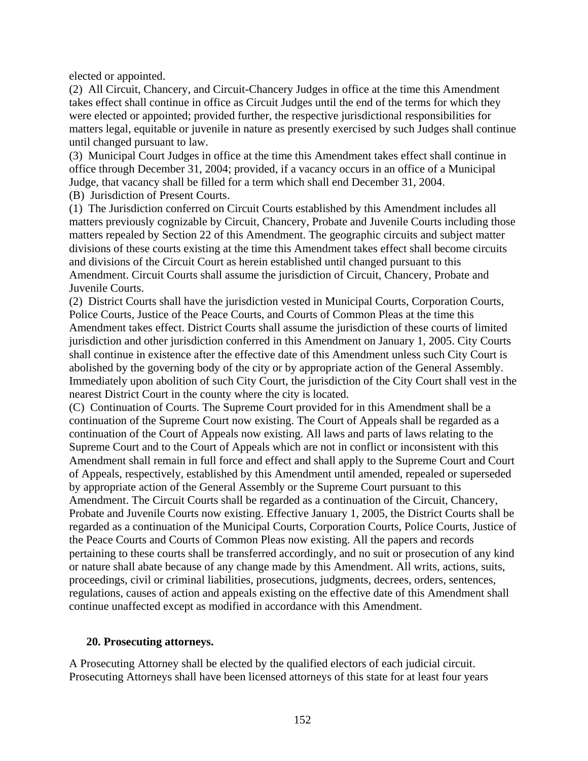elected or appointed.

(2) All Circuit, Chancery, and Circuit-Chancery Judges in office at the time this Amendment takes effect shall continue in office as Circuit Judges until the end of the terms for which they were elected or appointed; provided further, the respective jurisdictional responsibilities for matters legal, equitable or juvenile in nature as presently exercised by such Judges shall continue until changed pursuant to law.

(3) Municipal Court Judges in office at the time this Amendment takes effect shall continue in office through December 31, 2004; provided, if a vacancy occurs in an office of a Municipal Judge, that vacancy shall be filled for a term which shall end December 31, 2004.

(B) Jurisdiction of Present Courts.

(1) The Jurisdiction conferred on Circuit Courts established by this Amendment includes all matters previously cognizable by Circuit, Chancery, Probate and Juvenile Courts including those matters repealed by Section 22 of this Amendment. The geographic circuits and subject matter divisions of these courts existing at the time this Amendment takes effect shall become circuits and divisions of the Circuit Court as herein established until changed pursuant to this Amendment. Circuit Courts shall assume the jurisdiction of Circuit, Chancery, Probate and Juvenile Courts.

(2) District Courts shall have the jurisdiction vested in Municipal Courts, Corporation Courts, Police Courts, Justice of the Peace Courts, and Courts of Common Pleas at the time this Amendment takes effect. District Courts shall assume the jurisdiction of these courts of limited jurisdiction and other jurisdiction conferred in this Amendment on January 1, 2005. City Courts shall continue in existence after the effective date of this Amendment unless such City Court is abolished by the governing body of the city or by appropriate action of the General Assembly. Immediately upon abolition of such City Court, the jurisdiction of the City Court shall vest in the nearest District Court in the county where the city is located.

(C) Continuation of Courts. The Supreme Court provided for in this Amendment shall be a continuation of the Supreme Court now existing. The Court of Appeals shall be regarded as a continuation of the Court of Appeals now existing. All laws and parts of laws relating to the Supreme Court and to the Court of Appeals which are not in conflict or inconsistent with this Amendment shall remain in full force and effect and shall apply to the Supreme Court and Court of Appeals, respectively, established by this Amendment until amended, repealed or superseded by appropriate action of the General Assembly or the Supreme Court pursuant to this Amendment. The Circuit Courts shall be regarded as a continuation of the Circuit, Chancery, Probate and Juvenile Courts now existing. Effective January 1, 2005, the District Courts shall be regarded as a continuation of the Municipal Courts, Corporation Courts, Police Courts, Justice of the Peace Courts and Courts of Common Pleas now existing. All the papers and records pertaining to these courts shall be transferred accordingly, and no suit or prosecution of any kind or nature shall abate because of any change made by this Amendment. All writs, actions, suits, proceedings, civil or criminal liabilities, prosecutions, judgments, decrees, orders, sentences, regulations, causes of action and appeals existing on the effective date of this Amendment shall continue unaffected except as modified in accordance with this Amendment.

**20. Prosecuting attorneys.**

A Prosecuting Attorney shall be elected by the qualified electors of each judicial circuit. Prosecuting Attorneys shall have been licensed attorneys of this state for at least four years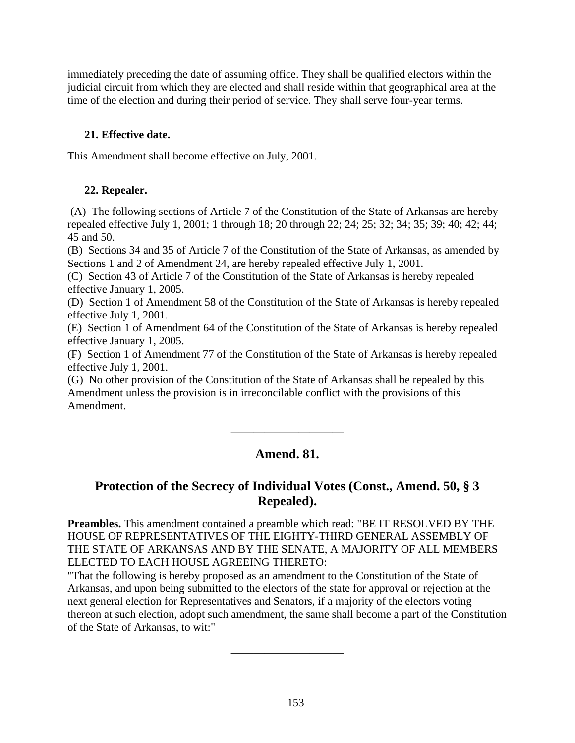immediately preceding the date of assuming office. They shall be qualified electors within the judicial circuit from which they are elected and shall reside within that geographical area at the time of the election and during their period of service. They shall serve four-year terms.

**21. Effective date.**

This Amendment shall become effective on July, 2001.

**22. Repealer.**

(A) The following sections of Article 7 of the Constitution of the State of Arkansas are hereby repealed effective July 1, 2001; 1 through 18; 20 through 22; 24; 25; 32; 34; 35; 39; 40; 42; 44; 45 and 50.
(B) Sections 34 and 35 of Article 7 of the Constitution of the State of Arkansas, as amended by Sections 1 and 2 of Amendment 24, are hereby repealed effective July 1, 2001.
(C) Section 43 of Article 7 of the Constitution of the State of Arkansas is hereby repealed effective January 1, 2005.
(D) Section 1 of Amendment 58 of the Constitution of the State of Arkansas is hereby repealed effective July 1, 2001.
(E) Section 1 of Amendment 64 of the Constitution of the State of Arkansas is hereby repealed effective January 1, 2005.
(F) Section 1 of Amendment 77 of the Constitution of the State of Arkansas is hereby repealed effective July 1, 2001.
(G) No other provision of the Constitution of the State of Arkansas shall be repealed by this Amendment unless the provision is in irreconcilable conflict with the provisions of this Amendment.

---

## Amend. 81.

## Protection of the Secrecy of Individual Votes (Const., Amend. 50, § 3 Repealed).

**Preambles.** This amendment contained a preamble which read: "BE IT RESOLVED BY THE HOUSE OF REPRESENTATIVES OF THE EIGHTY-THIRD GENERAL ASSEMBLY OF THE STATE OF ARKANSAS AND BY THE SENATE, A MAJORITY OF ALL MEMBERS ELECTED TO EACH HOUSE AGREEING THERETO:
"That the following is hereby proposed as an amendment to the Constitution of the State of Arkansas, and upon being submitted to the electors of the state for approval or rejection at the next general election for Representatives and Senators, if a majority of the electors voting thereon at such election, adopt such amendment, the same shall become a part of the Constitution of the State of Arkansas, to wit:"

---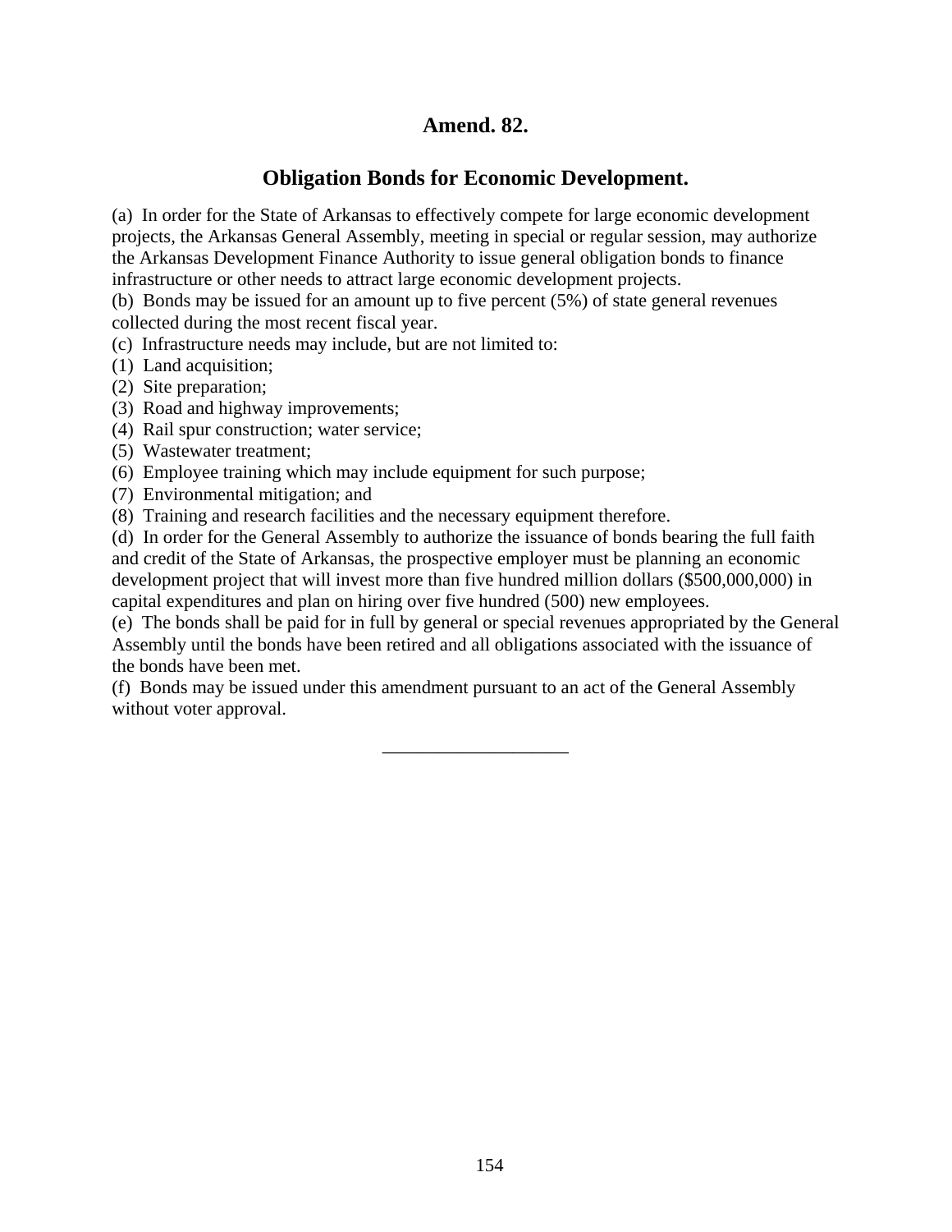## Amend. 82.

## Obligation Bonds for Economic Development.

(a) In order for the State of Arkansas to effectively compete for large economic development projects, the Arkansas General Assembly, meeting in special or regular session, may authorize the Arkansas Development Finance Authority to issue general obligation bonds to finance infrastructure or other needs to attract large economic development projects.
(b) Bonds may be issued for an amount up to five percent (5%) of state general revenues collected during the most recent fiscal year.
(c) Infrastructure needs may include, but are not limited to:
(1) Land acquisition;
(2) Site preparation;
(3) Road and highway improvements;
(4) Rail spur construction; water service;
(5) Wastewater treatment;
(6) Employee training which may include equipment for such purpose;
(7) Environmental mitigation; and
(8) Training and research facilities and the necessary equipment therefore.
(d) In order for the General Assembly to authorize the issuance of bonds bearing the full faith and credit of the State of Arkansas, the prospective employer must be planning an economic development project that will invest more than five hundred million dollars ($500,000,000) in capital expenditures and plan on hiring over five hundred (500) new employees.
(e) The bonds shall be paid for in full by general or special revenues appropriated by the General Assembly until the bonds have been retired and all obligations associated with the issuance of the bonds have been met.
(f) Bonds may be issued under this amendment pursuant to an act of the General Assembly without voter approval.

___________________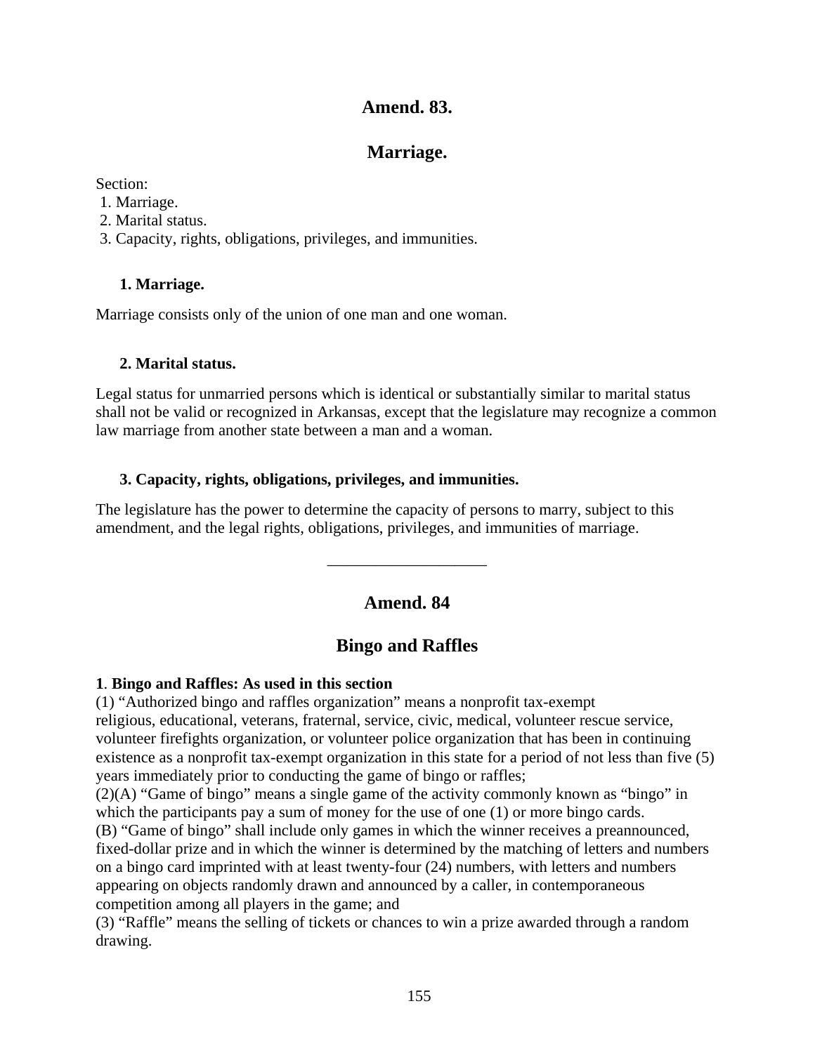## Amend. 83.

## Marriage.

Section:
1. Marriage.
2. Marital status.
3. Capacity, rights, obligations, privileges, and immunities.

### 1. Marriage.

Marriage consists only of the union of one man and one woman.

### 2. Marital status.

Legal status for unmarried persons which is identical or substantially similar to marital status shall not be valid or recognized in Arkansas, except that the legislature may recognize a common law marriage from another state between a man and a woman.

### 3. Capacity, rights, obligations, privileges, and immunities.

The legislature has the power to determine the capacity of persons to marry, subject to this amendment, and the legal rights, obligations, privileges, and immunities of marriage.

---

## Amend. 84

## Bingo and Raffles

**1**. **Bingo and Raffles: As used in this section**
(1) "Authorized bingo and raffles organization" means a nonprofit tax-exempt religious, educational, veterans, fraternal, service, civic, medical, volunteer rescue service, volunteer firefights organization, or volunteer police organization that has been in continuing existence as a nonprofit tax-exempt organization in this state for a period of not less than five (5) years immediately prior to conducting the game of bingo or raffles;
(2)(A) "Game of bingo" means a single game of the activity commonly known as "bingo" in which the participants pay a sum of money for the use of one (1) or more bingo cards.
(B) "Game of bingo" shall include only games in which the winner receives a preannounced, fixed-dollar prize and in which the winner is determined by the matching of letters and numbers on a bingo card imprinted with at least twenty-four (24) numbers, with letters and numbers appearing on objects randomly drawn and announced by a caller, in contemporaneous competition among all players in the game; and
(3) "Raffle" means the selling of tickets or chances to win a prize awarded through a random drawing.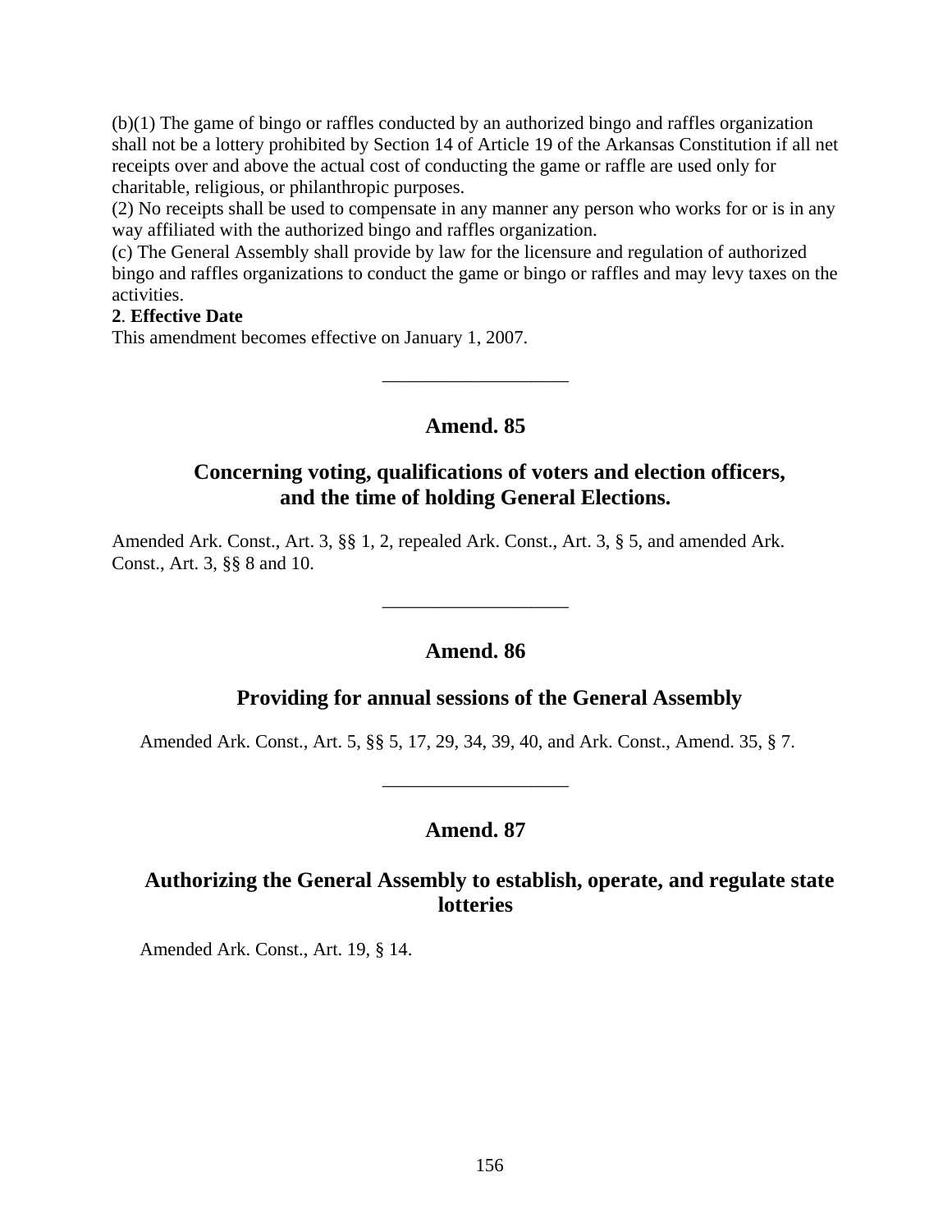(b)(1) The game of bingo or raffles conducted by an authorized bingo and raffles organization shall not be a lottery prohibited by Section 14 of Article 19 of the Arkansas Constitution if all net receipts over and above the actual cost of conducting the game or raffle are used only for charitable, religious, or philanthropic purposes.
(2) No receipts shall be used to compensate in any manner any person who works for or is in any way affiliated with the authorized bingo and raffles organization.
(c) The General Assembly shall provide by law for the licensure and regulation of authorized bingo and raffles organizations to conduct the game or bingo or raffles and may levy taxes on the activities.

**2**. **Effective Date**

This amendment becomes effective on January 1, 2007.

___________________

## Amend. 85

### Concerning voting, qualifications of voters and election officers, and the time of holding General Elections.

Amended Ark. Const., Art. 3, §§ 1, 2, repealed Ark. Const., Art. 3, § 5, and amended Ark. Const., Art. 3, §§ 8 and 10.

___________________

## Amend. 86

### Providing for annual sessions of the General Assembly

Amended Ark. Const., Art. 5, §§ 5, 17, 29, 34, 39, 40, and Ark. Const., Amend. 35, § 7.

___________________

## Amend. 87

### Authorizing the General Assembly to establish, operate, and regulate state lotteries

Amended Ark. Const., Art. 19, § 14.